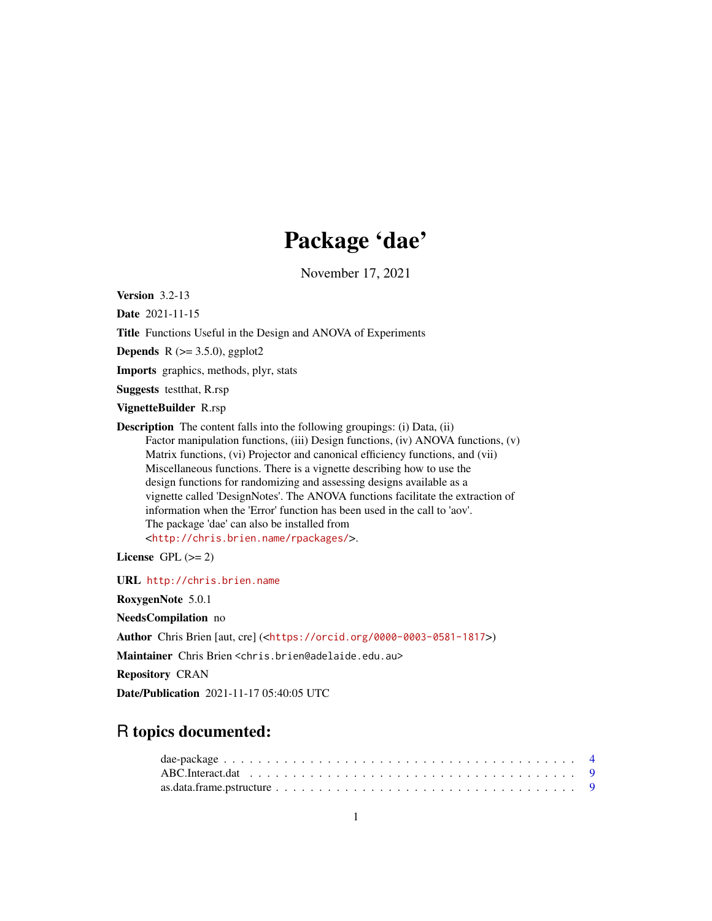# Package 'dae'

November 17, 2021

**Version** 3.2-13

**Date** 2021-11-15

**Title** Functions Useful in the Design and ANOVA of Experiments

**Depends** R (>= 3.5.0), ggplot2

**Imports** graphics, methods, plyr, stats

**Suggests** testthat, R.rsp

**VignetteBuilder** R.rsp

**Description** The content falls into the following groupings: (i) Data, (ii) Factor manipulation functions, (iii) Design functions, (iv) ANOVA functions, (v) Matrix functions, (vi) Projector and canonical efficiency functions, and (vii) Miscellaneous functions. There is a vignette describing how to use the design functions for randomizing and assessing designs available as a vignette called 'DesignNotes'. The ANOVA functions facilitate the extraction of information when the 'Error' function has been used in the call to 'aov'. The package 'dae' can also be installed from <http://chris.brien.name/rpackages/>.

**License** GPL (>= 2)

**URL** http://chris.brien.name

**RoxygenNote** 5.0.1

**NeedsCompilation** no

**Author** Chris Brien [aut, cre] (<https://orcid.org/0000-0003-0581-1817>)

**Maintainer** Chris Brien <chris.brien@adelaide.edu.au>

**Repository** CRAN

**Date/Publication** 2021-11-17 05:40:05 UTC

## R topics documented:

dae-package . . . . . . . . . . . . . . . . . . . . . . . . . . . . . . . . . . . . . . . . . . . 4
ABC.Interact.dat . . . . . . . . . . . . . . . . . . . . . . . . . . . . . . . . . . . . . . . . 9
as.data.frame.pstructure . . . . . . . . . . . . . . . . . . . . . . . . . . . . . . . . . . . . 9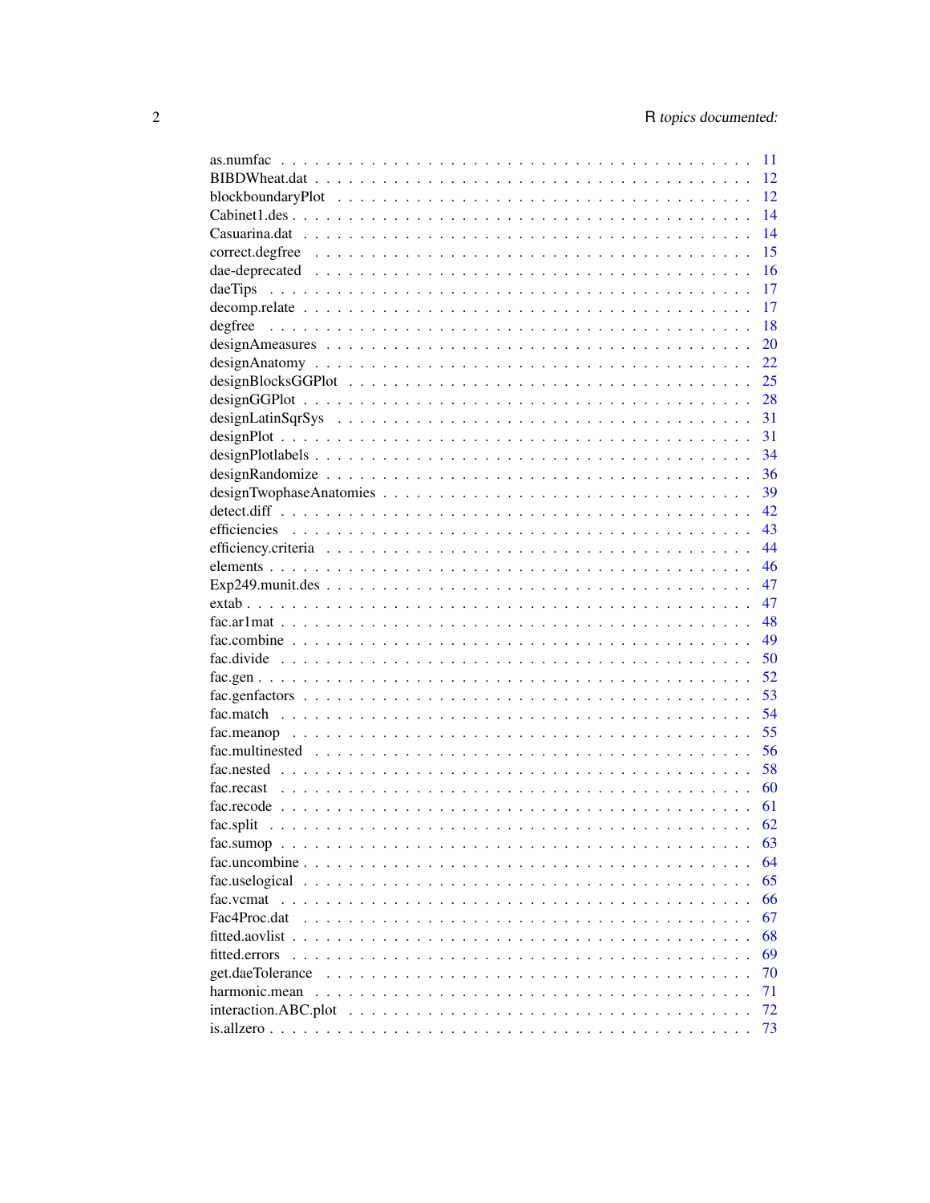as.numfac . . . . . . . . . . . . . . . . . . . . . . . . . . . . . . . . . . . . . . . . . 11
BIBDWheat.dat . . . . . . . . . . . . . . . . . . . . . . . . . . . . . . . . . . . . . . . 12
blockboundaryPlot . . . . . . . . . . . . . . . . . . . . . . . . . . . . . . . . . . . . . 12
Cabinet1.des . . . . . . . . . . . . . . . . . . . . . . . . . . . . . . . . . . . . . . . . 14
Casuarina.dat . . . . . . . . . . . . . . . . . . . . . . . . . . . . . . . . . . . . . . . 14
correct.degfree . . . . . . . . . . . . . . . . . . . . . . . . . . . . . . . . . . . . . . 15
dae-deprecated . . . . . . . . . . . . . . . . . . . . . . . . . . . . . . . . . . . . . . 16
daeTips . . . . . . . . . . . . . . . . . . . . . . . . . . . . . . . . . . . . . . . . . . 17
decomp.relate . . . . . . . . . . . . . . . . . . . . . . . . . . . . . . . . . . . . . . . 17
degfree . . . . . . . . . . . . . . . . . . . . . . . . . . . . . . . . . . . . . . . . . . 18
designAmeasures . . . . . . . . . . . . . . . . . . . . . . . . . . . . . . . . . . . . . 20
designAnatomy . . . . . . . . . . . . . . . . . . . . . . . . . . . . . . . . . . . . . . 22
designBlocksGGPlot . . . . . . . . . . . . . . . . . . . . . . . . . . . . . . . . . . . 25
designGGPlot . . . . . . . . . . . . . . . . . . . . . . . . . . . . . . . . . . . . . . . 28
designLatinSqrSys . . . . . . . . . . . . . . . . . . . . . . . . . . . . . . . . . . . . 31
designPlot . . . . . . . . . . . . . . . . . . . . . . . . . . . . . . . . . . . . . . . . . 31
designPlotlabels . . . . . . . . . . . . . . . . . . . . . . . . . . . . . . . . . . . . . . 34
designRandomize . . . . . . . . . . . . . . . . . . . . . . . . . . . . . . . . . . . . . 36
designTwophaseAnatomies . . . . . . . . . . . . . . . . . . . . . . . . . . . . . . . . 39
detect.diff . . . . . . . . . . . . . . . . . . . . . . . . . . . . . . . . . . . . . . . . . 42
efficiencies . . . . . . . . . . . . . . . . . . . . . . . . . . . . . . . . . . . . . . . . 43
efficiency.criteria . . . . . . . . . . . . . . . . . . . . . . . . . . . . . . . . . . . . . 44
elements . . . . . . . . . . . . . . . . . . . . . . . . . . . . . . . . . . . . . . . . . . 46
Exp249.munit.des . . . . . . . . . . . . . . . . . . . . . . . . . . . . . . . . . . . . . 47
extab . . . . . . . . . . . . . . . . . . . . . . . . . . . . . . . . . . . . . . . . . . . . 47
fac.ar1mat . . . . . . . . . . . . . . . . . . . . . . . . . . . . . . . . . . . . . . . . . 48
fac.combine . . . . . . . . . . . . . . . . . . . . . . . . . . . . . . . . . . . . . . . . 49
fac.divide . . . . . . . . . . . . . . . . . . . . . . . . . . . . . . . . . . . . . . . . . 50
fac.gen . . . . . . . . . . . . . . . . . . . . . . . . . . . . . . . . . . . . . . . . . . . 52
fac.genfactors . . . . . . . . . . . . . . . . . . . . . . . . . . . . . . . . . . . . . . . 53
fac.match . . . . . . . . . . . . . . . . . . . . . . . . . . . . . . . . . . . . . . . . . 54
fac.meanop . . . . . . . . . . . . . . . . . . . . . . . . . . . . . . . . . . . . . . . . 55
fac.multinested . . . . . . . . . . . . . . . . . . . . . . . . . . . . . . . . . . . . . . 56
fac.nested . . . . . . . . . . . . . . . . . . . . . . . . . . . . . . . . . . . . . . . . . 58
fac.recast . . . . . . . . . . . . . . . . . . . . . . . . . . . . . . . . . . . . . . . . . 60
fac.recode . . . . . . . . . . . . . . . . . . . . . . . . . . . . . . . . . . . . . . . . . 61
fac.split . . . . . . . . . . . . . . . . . . . . . . . . . . . . . . . . . . . . . . . . . . 62
fac.sumop . . . . . . . . . . . . . . . . . . . . . . . . . . . . . . . . . . . . . . . . . 63
fac.uncombine . . . . . . . . . . . . . . . . . . . . . . . . . . . . . . . . . . . . . . . 64
fac.uselogical . . . . . . . . . . . . . . . . . . . . . . . . . . . . . . . . . . . . . . . 65
fac.vcmat . . . . . . . . . . . . . . . . . . . . . . . . . . . . . . . . . . . . . . . . . 66
Fac4Proc.dat . . . . . . . . . . . . . . . . . . . . . . . . . . . . . . . . . . . . . . . 67
fitted.aovlist . . . . . . . . . . . . . . . . . . . . . . . . . . . . . . . . . . . . . . . 68
fitted.errors . . . . . . . . . . . . . . . . . . . . . . . . . . . . . . . . . . . . . . . . 69
get.daeTolerance . . . . . . . . . . . . . . . . . . . . . . . . . . . . . . . . . . . . . 70
harmonic.mean . . . . . . . . . . . . . . . . . . . . . . . . . . . . . . . . . . . . . . 71
interaction.ABC.plot . . . . . . . . . . . . . . . . . . . . . . . . . . . . . . . . . . . 72
is.allzero . . . . . . . . . . . . . . . . . . . . . . . . . . . . . . . . . . . . . . . . . . 73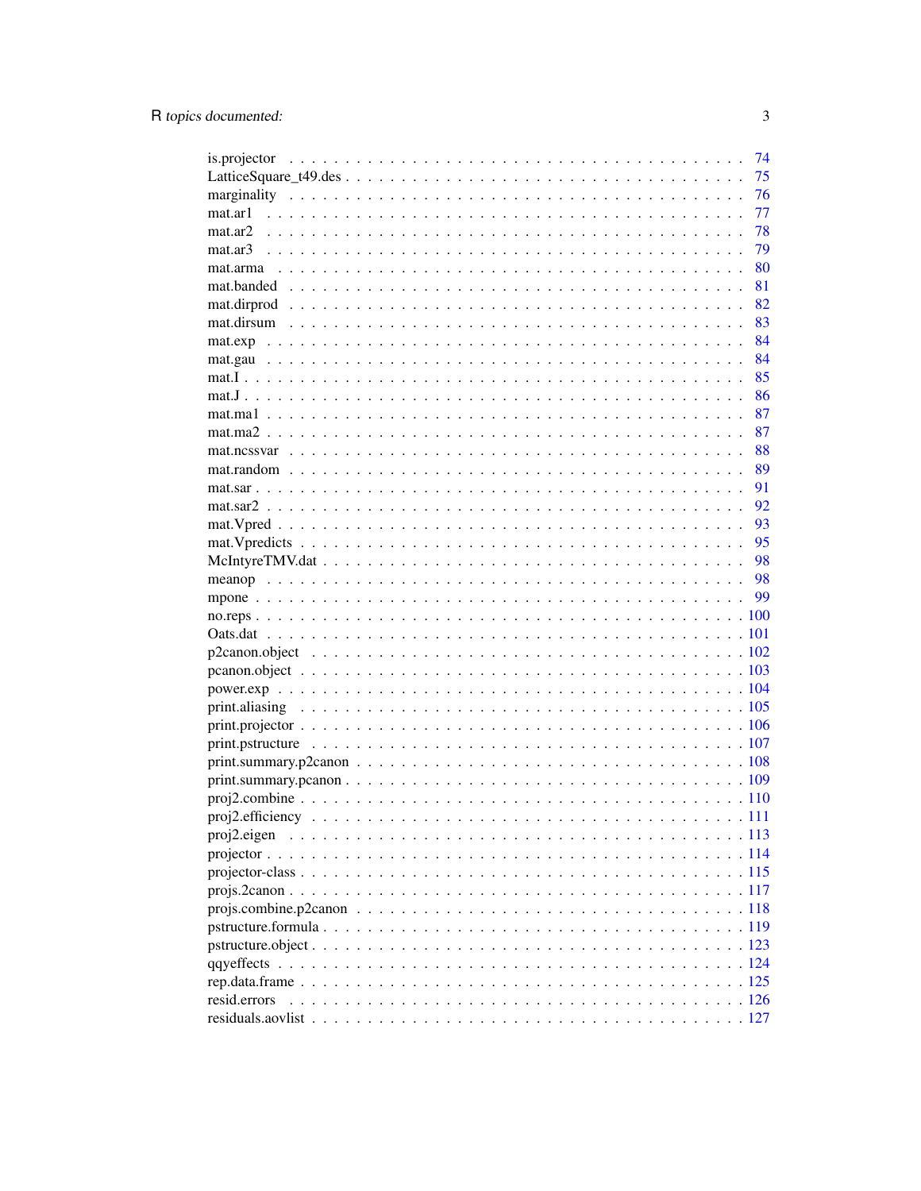| | |
|---|---|
| is.projector | 74 |
| LatticeSquare_t49.des | 75 |
| marginality | 76 |
| mat.ar1 | 77 |
| mat.ar2 | 78 |
| mat.ar3 | 79 |
| mat.arma | 80 |
| mat.banded | 81 |
| mat.dirprod | 82 |
| mat.dirsum | 83 |
| mat.exp | 84 |
| mat.gau | 84 |
| mat.I | 85 |
| mat.J | 86 |
| mat.ma1 | 87 |
| mat.ma2 | 87 |
| mat.ncssvar | 88 |
| mat.random | 89 |
| mat.sar | 91 |
| mat.sar2 | 92 |
| mat.Vpred | 93 |
| mat.Vpredicts | 95 |
| McIntyreTMV.dat | 98 |
| meanop | 98 |
| mpone | 99 |
| no.reps | 100 |
| Oats.dat | 101 |
| p2canon.object | 102 |
| pcanon.object | 103 |
| power.exp | 104 |
| print.aliasing | 105 |
| print.projector | 106 |
| print.pstructure | 107 |
| print.summary.p2canon | 108 |
| print.summary.pcanon | 109 |
| proj2.combine | 110 |
| proj2.efficiency | 111 |
| proj2.eigen | 113 |
| projector | 114 |
| projector-class | 115 |
| projs.2canon | 117 |
| projs.combine.p2canon | 118 |
| pstructure.formula | 119 |
| pstructure.object | 123 |
| qqyeffects | 124 |
| rep.data.frame | 125 |
| resid.errors | 126 |
| residuals.aovlist | 127 |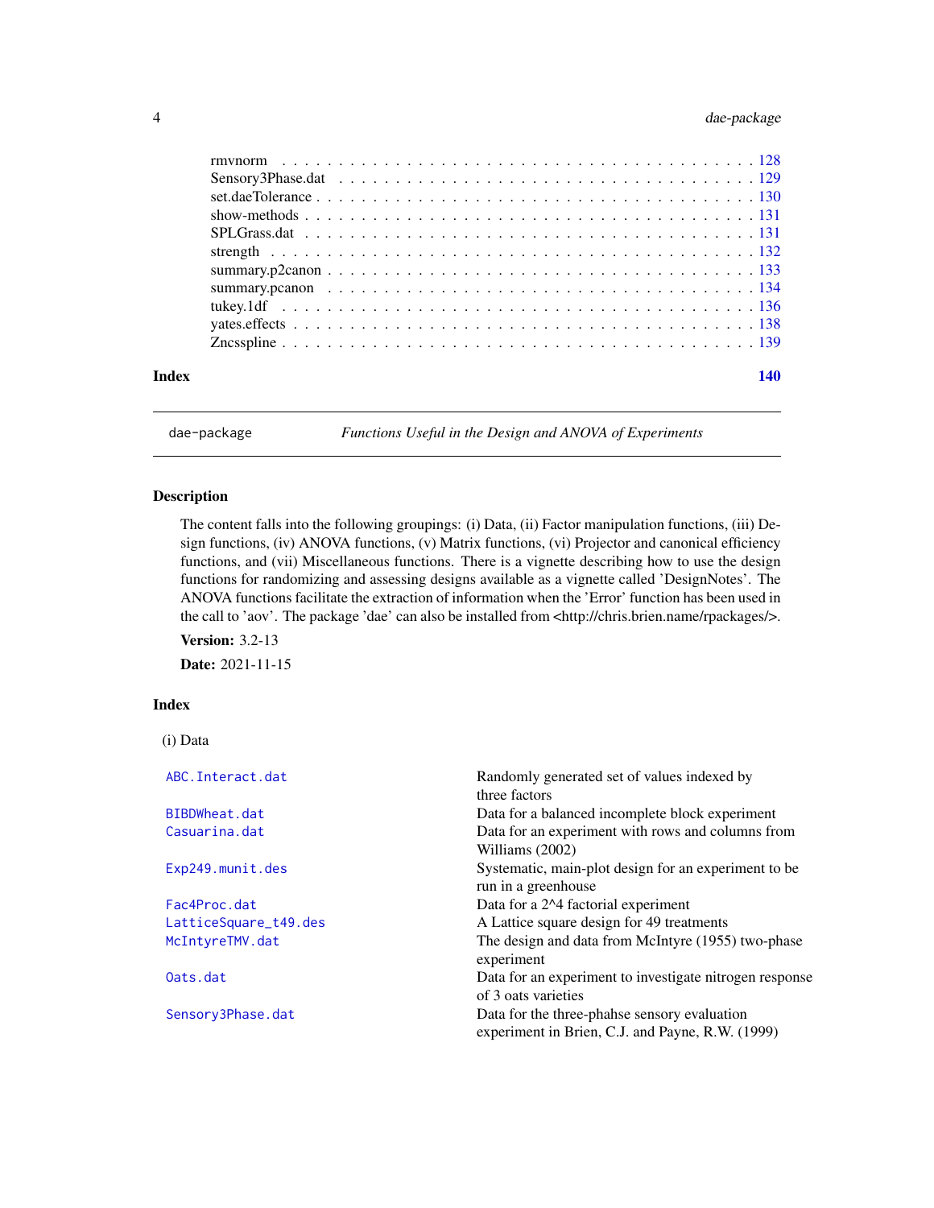| | |
|---|---|
| rmvnorm | 128 |
| Sensory3Phase.dat | 129 |
| set.daeTolerance | 130 |
| show-methods | 131 |
| SPLGrass.dat | 131 |
| strength | 132 |
| summary.p2canon | 133 |
| summary.pcanon | 134 |
| tukey.1df | 136 |
| yates.effects | 138 |
| Zncsspline | 139 |

**Index** 140

---

`dae-package` *Functions Useful in the Design and ANOVA of Experiments*

---

## Description

The content falls into the following groupings: (i) Data, (ii) Factor manipulation functions, (iii) Design functions, (iv) ANOVA functions, (v) Matrix functions, (vi) Projector and canonical efficiency functions, and (vii) Miscellaneous functions. There is a vignette describing how to use the design functions for randomizing and assessing designs available as a vignette called 'DesignNotes'. The ANOVA functions facilitate the extraction of information when the 'Error' function has been used in the call to 'aov'. The package 'dae' can also be installed from <http://chris.brien.name/rpackages/>.

**Version:** 3.2-13

**Date:** 2021-11-15

## Index

(i) Data

| | |
|---|---|
| `ABC.Interact.dat` | Randomly generated set of values indexed by three factors |
| `BIBDWheat.dat` | Data for a balanced incomplete block experiment |
| `Casuarina.dat` | Data for an experiment with rows and columns from Williams (2002) |
| `Exp249.munit.des` | Systematic, main-plot design for an experiment to be run in a greenhouse |
| `Fac4Proc.dat` | Data for a 2^4 factorial experiment |
| `LatticeSquare_t49.des` | A Lattice square design for 49 treatments |
| `McIntyreTMV.dat` | The design and data from McIntyre (1955) two-phase experiment |
| `Oats.dat` | Data for an experiment to investigate nitrogen response of 3 oats varieties |
| `Sensory3Phase.dat` | Data for the three-phahse sensory evaluation experiment in Brien, C.J. and Payne, R.W. (1999) |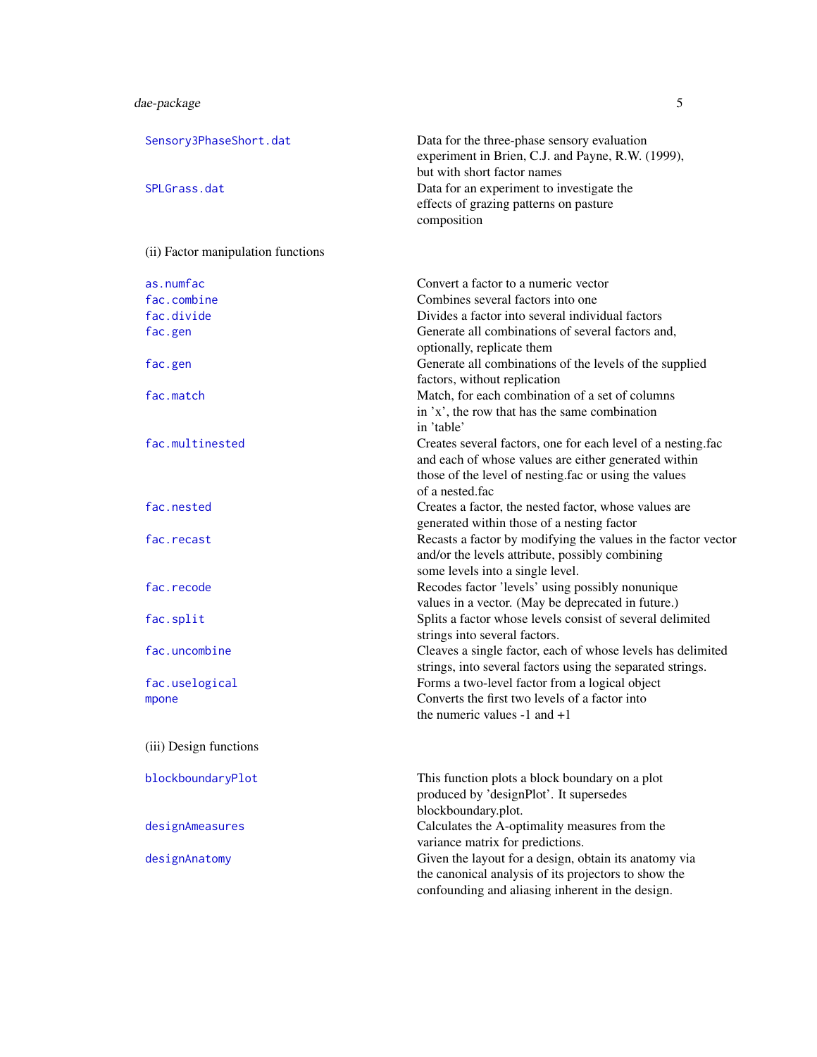| | |
|---|---|
| Sensory3PhaseShort.dat | Data for the three-phase sensory evaluation experiment in Brien, C.J. and Payne, R.W. (1999), but with short factor names |
| SPLGrass.dat | Data for an experiment to investigate the effects of grazing patterns on pasture composition |

(ii) Factor manipulation functions

| | |
|---|---|
| as.numfac | Convert a factor to a numeric vector |
| fac.combine | Combines several factors into one |
| fac.divide | Divides a factor into several individual factors |
| fac.gen | Generate all combinations of several factors and, optionally, replicate them |
| fac.gen | Generate all combinations of the levels of the supplied factors, without replication |
| fac.match | Match, for each combination of a set of columns in 'x', the row that has the same combination in 'table' |
| fac.multinested | Creates several factors, one for each level of a nesting.fac and each of whose values are either generated within those of the level of nesting.fac or using the values of a nested.fac |
| fac.nested | Creates a factor, the nested factor, whose values are generated within those of a nesting factor |
| fac.recast | Recasts a factor by modifying the values in the factor vector and/or the levels attribute, possibly combining some levels into a single level. |
| fac.recode | Recodes factor 'levels' using possibly nonunique values in a vector. (May be deprecated in future.) |
| fac.split | Splits a factor whose levels consist of several delimited strings into several factors. |
| fac.uncombine | Cleaves a single factor, each of whose levels has delimited strings, into several factors using the separated strings. |
| fac.uselogical | Forms a two-level factor from a logical object |
| mpone | Converts the first two levels of a factor into the numeric values -1 and +1 |

(iii) Design functions

| | |
|---|---|
| blockboundaryPlot | This function plots a block boundary on a plot produced by 'designPlot'. It supersedes blockboundary.plot. |
| designAmeasures | Calculates the A-optimality measures from the variance matrix for predictions. |
| designAnatomy | Given the layout for a design, obtain its anatomy via the canonical analysis of its projectors to show the confounding and aliasing inherent in the design. |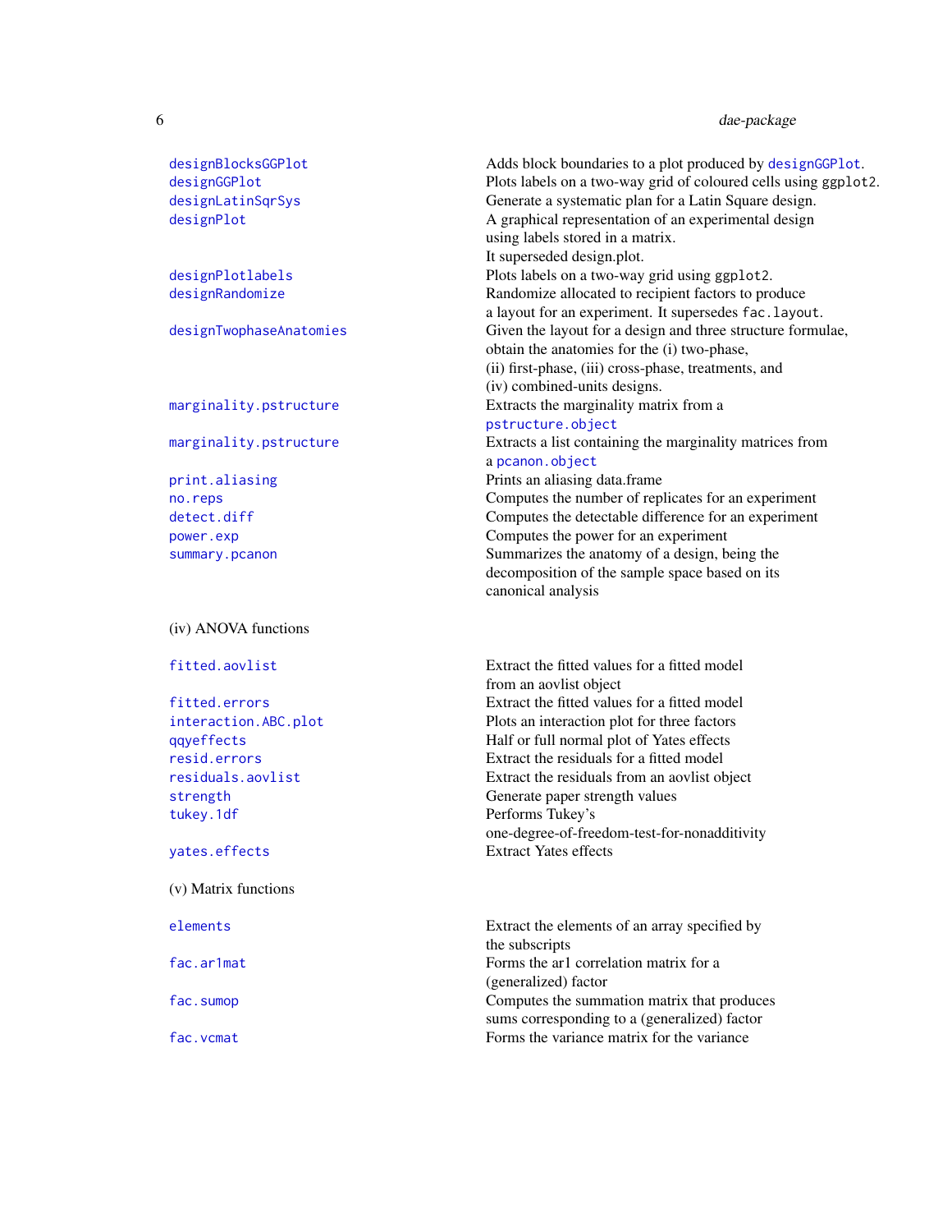| | |
|---|---|
| `designBlocksGGPlot` | Adds block boundaries to a plot produced by `designGGPlot`. |
| `designGGPlot` | Plots labels on a two-way grid of coloured cells using `ggplot2`. |
| `designLatinSqrSys` | Generate a systematic plan for a Latin Square design. |
| `designPlot` | A graphical representation of an experimental design using labels stored in a matrix. It superseded design.plot. |
| `designPlotlabels` | Plots labels on a two-way grid using `ggplot2`. |
| `designRandomize` | Randomize allocated to recipient factors to produce a layout for an experiment. It supersedes `fac.layout`. |
| `designTwophaseAnatomies` | Given the layout for a design and three structure formulae, obtain the anatomies for the (i) two-phase, (ii) first-phase, (iii) cross-phase, treatments, and (iv) combined-units designs. |
| `marginality.pstructure` | Extracts the marginality matrix from a `pstructure.object` |
| `marginality.pstructure` | Extracts a list containing the marginality matrices from a `pcanon.object` |
| `print.aliasing` | Prints an aliasing data.frame |
| `no.reps` | Computes the number of replicates for an experiment |
| `detect.diff` | Computes the detectable difference for an experiment |
| `power.exp` | Computes the power for an experiment |
| `summary.pcanon` | Summarizes the anatomy of a design, being the decomposition of the sample space based on its canonical analysis |

(iv) ANOVA functions

| | |
|---|---|
| `fitted.aovlist` | Extract the fitted values for a fitted model from an aovlist object |
| `fitted.errors` | Extract the fitted values for a fitted model |
| `interaction.ABC.plot` | Plots an interaction plot for three factors |
| `qqyeffects` | Half or full normal plot of Yates effects |
| `resid.errors` | Extract the residuals for a fitted model |
| `residuals.aovlist` | Extract the residuals from an aovlist object |
| `strength` | Generate paper strength values |
| `tukey.1df` | Performs Tukey's one-degree-of-freedom-test-for-nonadditivity |
| `yates.effects` | Extract Yates effects |

(v) Matrix functions

| | |
|---|---|
| `elements` | Extract the elements of an array specified by the subscripts |
| `fac.ar1mat` | Forms the ar1 correlation matrix for a (generalized) factor |
| `fac.sumop` | Computes the summation matrix that produces sums corresponding to a (generalized) factor |
| `fac.vcmat` | Forms the variance matrix for the variance |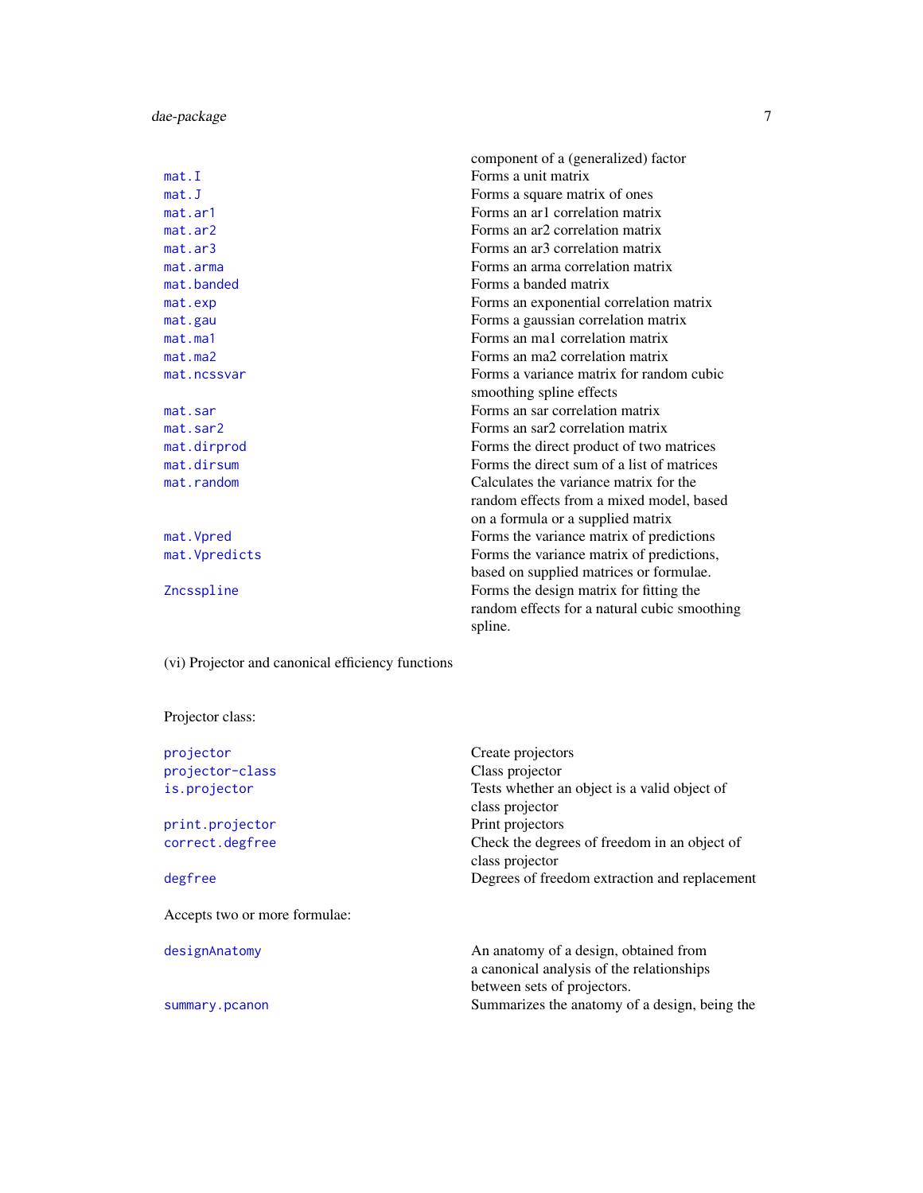| | |
|---|---|
| | component of a (generalized) factor |
| `mat.I` | Forms a unit matrix |
| `mat.J` | Forms a square matrix of ones |
| `mat.ar1` | Forms an ar1 correlation matrix |
| `mat.ar2` | Forms an ar2 correlation matrix |
| `mat.ar3` | Forms an ar3 correlation matrix |
| `mat.arma` | Forms an arma correlation matrix |
| `mat.banded` | Forms a banded matrix |
| `mat.exp` | Forms an exponential correlation matrix |
| `mat.gau` | Forms a gaussian correlation matrix |
| `mat.ma1` | Forms an ma1 correlation matrix |
| `mat.ma2` | Forms an ma2 correlation matrix |
| `mat.ncssvar` | Forms a variance matrix for random cubic smoothing spline effects |
| `mat.sar` | Forms an sar correlation matrix |
| `mat.sar2` | Forms an sar2 correlation matrix |
| `mat.dirprod` | Forms the direct product of two matrices |
| `mat.dirsum` | Forms the direct sum of a list of matrices |
| `mat.random` | Calculates the variance matrix for the random effects from a mixed model, based on a formula or a supplied matrix |
| `mat.Vpred` | Forms the variance matrix of predictions |
| `mat.Vpredicts` | Forms the variance matrix of predictions, based on supplied matrices or formulae. |
| `Zncsspline` | Forms the design matrix for fitting the random effects for a natural cubic smoothing spline. |

(vi) Projector and canonical efficiency functions

Projector class:

| | |
|---|---|
| `projector` | Create projectors |
| `projector-class` | Class projector |
| `is.projector` | Tests whether an object is a valid object of class projector |
| `print.projector` | Print projectors |
| `correct.degfree` | Check the degrees of freedom in an object of class projector |
| `degfree` | Degrees of freedom extraction and replacement |

Accepts two or more formulae:

| | |
|---|---|
| `designAnatomy` | An anatomy of a design, obtained from a canonical analysis of the relationships between sets of projectors. |
| `summary.pcanon` | Summarizes the anatomy of a design, being the |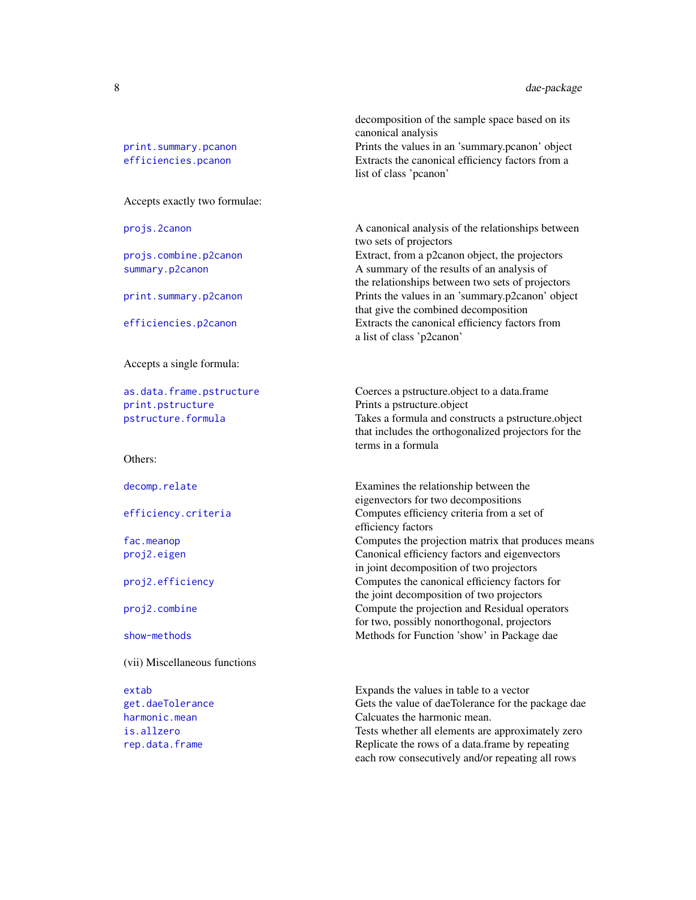| | |
|---|---|
| | decomposition of the sample space based on its canonical analysis |
| `print.summary.pcanon` | Prints the values in an 'summary.pcanon' object |
| `efficiencies.pcanon` | Extracts the canonical efficiency factors from a list of class 'pcanon' |

Accepts exactly two formulae:

| | |
|---|---|
| `projs.2canon` | A canonical analysis of the relationships between two sets of projectors |
| `projs.combine.p2canon` | Extract, from a p2canon object, the projectors |
| `summary.p2canon` | A summary of the results of an analysis of the relationships between two sets of projectors |
| `print.summary.p2canon` | Prints the values in an 'summary.p2canon' object that give the combined decomposition |
| `efficiencies.p2canon` | Extracts the canonical efficiency factors from a list of class 'p2canon' |

Accepts a single formula:

| | |
|---|---|
| `as.data.frame.pstructure` | Coerces a pstructure.object to a data.frame |
| `print.pstructure` | Prints a pstructure.object |
| `pstructure.formula` | Takes a formula and constructs a pstructure.object that includes the orthogonalized projectors for the terms in a formula |

Others:

| | |
|---|---|
| `decomp.relate` | Examines the relationship between the eigenvectors for two decompositions |
| `efficiency.criteria` | Computes efficiency criteria from a set of efficiency factors |
| `fac.meanop` | Computes the projection matrix that produces means |
| `proj2.eigen` | Canonical efficiency factors and eigenvectors in joint decomposition of two projectors |
| `proj2.efficiency` | Computes the canonical efficiency factors for the joint decomposition of two projectors |
| `proj2.combine` | Compute the projection and Residual operators for two, possibly nonorthogonal, projectors |
| `show-methods` | Methods for Function 'show' in Package dae |

(vii) Miscellaneous functions

| | |
|---|---|
| `extab` | Expands the values in table to a vector |
| `get.daeTolerance` | Gets the value of daeTolerance for the package dae |
| `harmonic.mean` | Calcuates the harmonic mean. |
| `is.allzero` | Tests whether all elements are approximately zero |
| `rep.data.frame` | Replicate the rows of a data.frame by repeating each row consecutively and/or repeating all rows |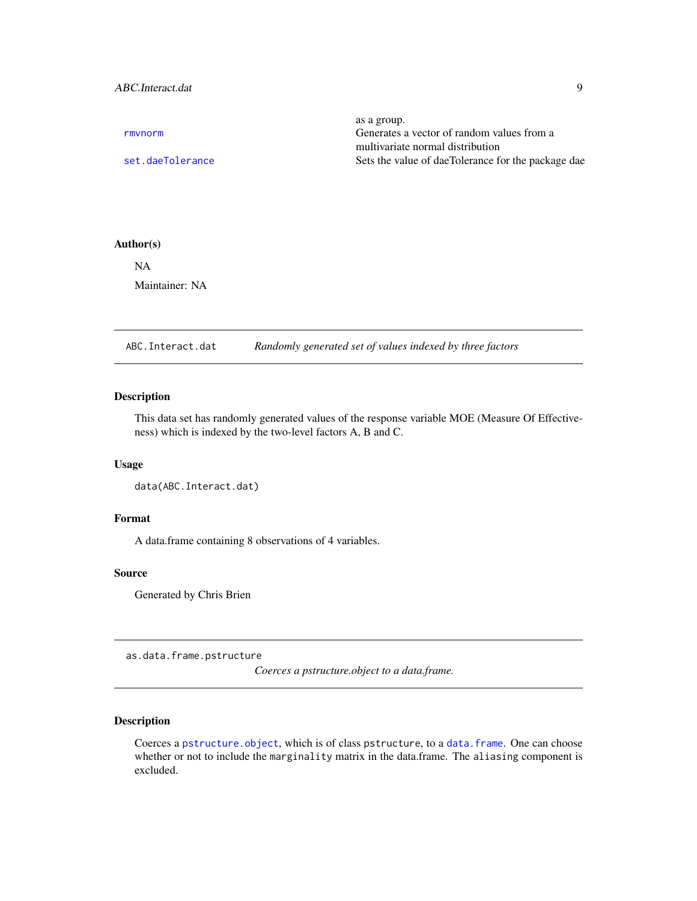|  |  |
|---|---|
|  | as a group. |
| rmvnorm | Generates a vector of random values from a multivariate normal distribution |
| set.daeTolerance | Sets the value of daeTolerance for the package dae |

### Author(s)

NA

Maintainer: NA

---

## ABC.Interact.dat — *Randomly generated set of values indexed by three factors*

---

### Description

This data set has randomly generated values of the response variable MOE (Measure Of Effectiveness) which is indexed by the two-level factors A, B and C.

### Usage

```
data(ABC.Interact.dat)
```

### Format

A data.frame containing 8 observations of 4 variables.

### Source

Generated by Chris Brien

---

## as.data.frame.pstructure — *Coerces a pstructure.object to a data.frame.*

---

### Description

Coerces a `pstructure.object`, which is of class `pstructure`, to a `data.frame`. One can choose whether or not to include the `marginality` matrix in the data.frame. The `aliasing` component is excluded.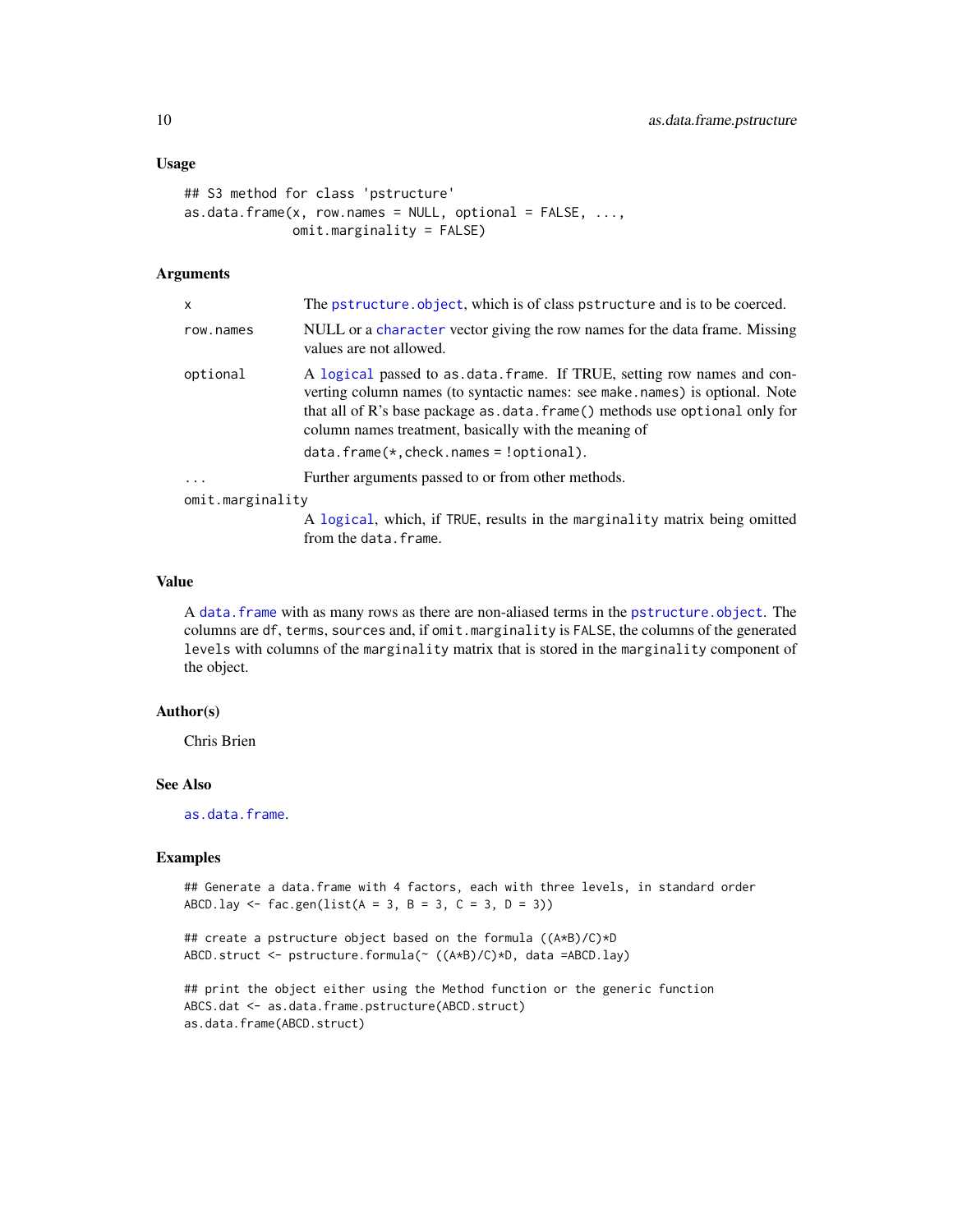### Usage

```
## S3 method for class 'pstructure'
as.data.frame(x, row.names = NULL, optional = FALSE, ...,
              omit.marginality = FALSE)
```

### Arguments

| | |
|---|---|
| `x` | The `pstructure.object`, which is of class `pstructure` and is to be coerced. |
| `row.names` | NULL or a `character` vector giving the row names for the data frame. Missing values are not allowed. |
| `optional` | A `logical` passed to `as.data.frame`. If TRUE, setting row names and converting column names (to syntactic names: see `make.names`) is optional. Note that all of R's base package `as.data.frame()` methods use `optional` only for column names treatment, basically with the meaning of `data.frame(*,check.names = !optional)`. |
| `...` | Further arguments passed to or from other methods. |
| `omit.marginality` | A `logical`, which, if `TRUE`, results in the `marginality` matrix being omitted from the `data.frame`. |

### Value

A `data.frame` with as many rows as there are non-aliased terms in the `pstructure.object`. The columns are `df`, `terms`, `sources` and, if `omit.marginality` is `FALSE`, the columns of the generated `levels` with columns of the `marginality` matrix that is stored in the `marginality` component of the object.

### Author(s)

Chris Brien

### See Also

`as.data.frame`.

### Examples

```
## Generate a data.frame with 4 factors, each with three levels, in standard order
ABCD.lay <- fac.gen(list(A = 3, B = 3, C = 3, D = 3))

## create a pstructure object based on the formula ((A*B)/C)*D
ABCD.struct <- pstructure.formula(~ ((A*B)/C)*D, data =ABCD.lay)

## print the object either using the Method function or the generic function
ABCS.dat <- as.data.frame.pstructure(ABCD.struct)
as.data.frame(ABCD.struct)
```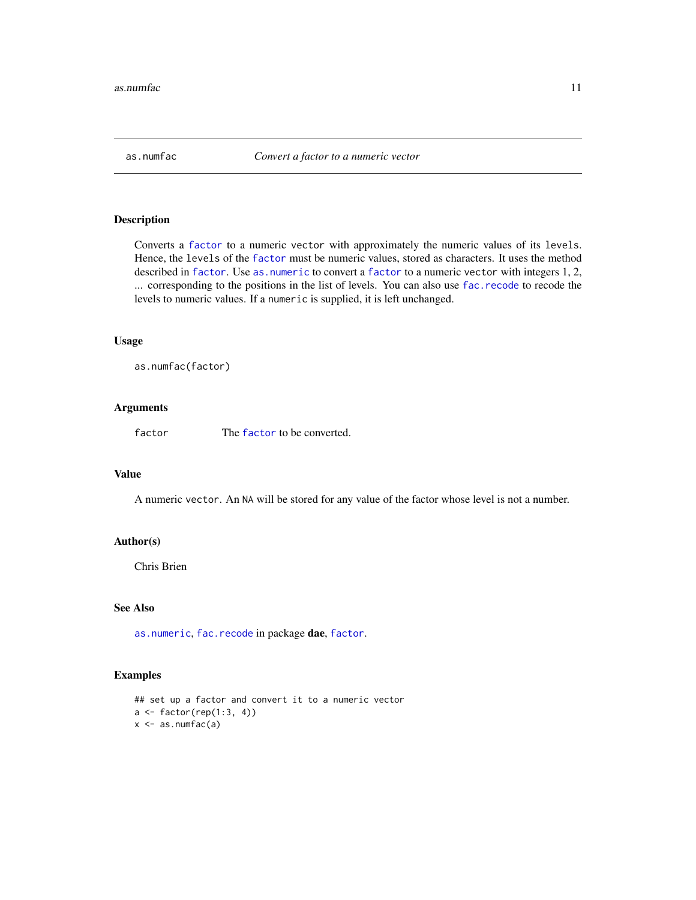# as.numfac — *Convert a factor to a numeric vector*

## Description

Converts a `factor` to a numeric `vector` with approximately the numeric values of its `levels`. Hence, the `levels` of the `factor` must be numeric values, stored as characters. It uses the method described in `factor`. Use `as.numeric` to convert a `factor` to a numeric `vector` with integers 1, 2, ... corresponding to the positions in the list of levels. You can also use `fac.recode` to recode the levels to numeric values. If a `numeric` is supplied, it is left unchanged.

## Usage

```
as.numfac(factor)
```

## Arguments

| | |
|---|---|
| `factor` | The `factor` to be converted. |

## Value

A numeric `vector`. An `NA` will be stored for any value of the factor whose level is not a number.

## Author(s)

Chris Brien

## See Also

`as.numeric`, `fac.recode` in package **dae**, `factor`.

## Examples

```
## set up a factor and convert it to a numeric vector
a <- factor(rep(1:3, 4))
x <- as.numfac(a)
```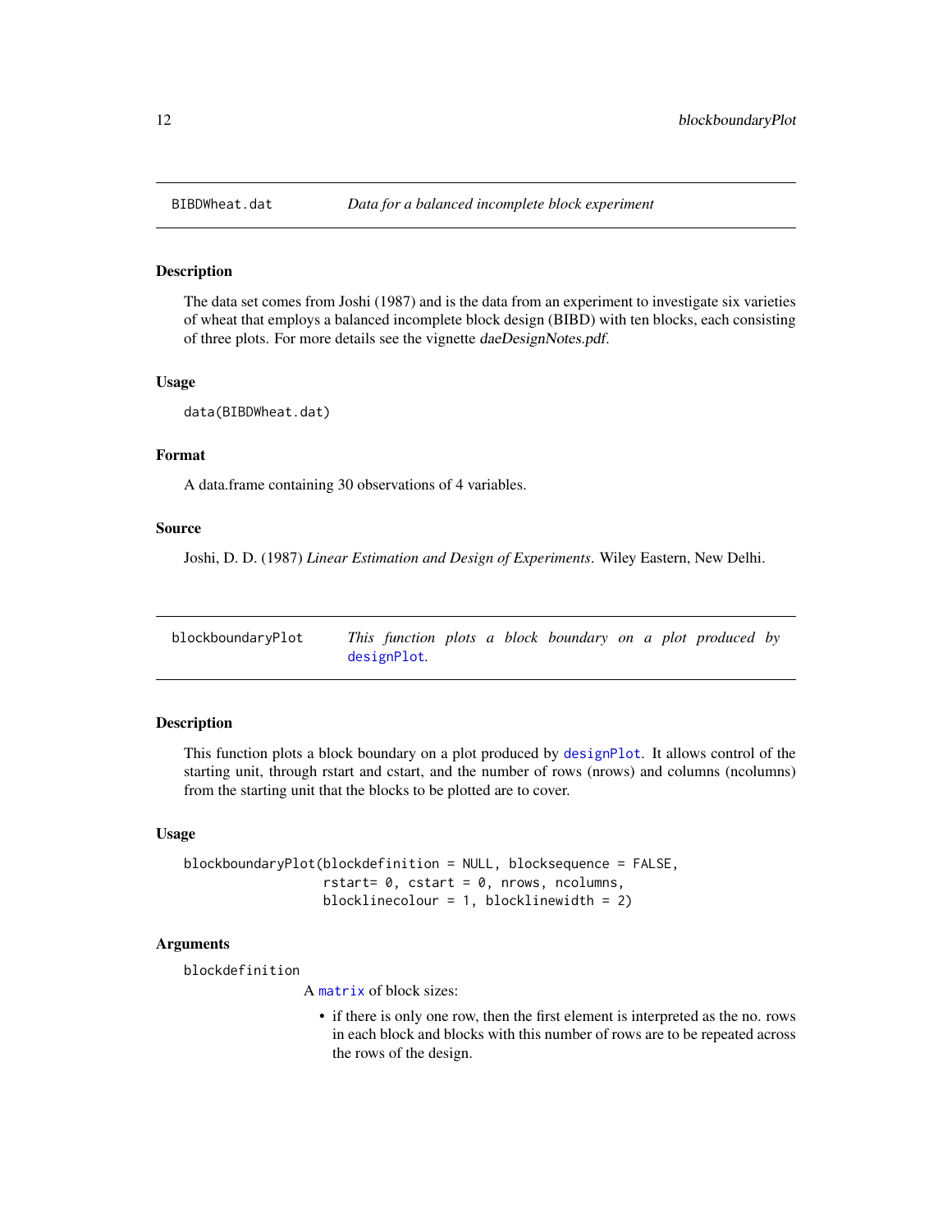## BIBDWheat.dat — *Data for a balanced incomplete block experiment*

### Description

The data set comes from Joshi (1987) and is the data from an experiment to investigate six varieties of wheat that employs a balanced incomplete block design (BIBD) with ten blocks, each consisting of three plots. For more details see the vignette *daeDesignNotes.pdf*.

### Usage

```
data(BIBDWheat.dat)
```

### Format

A data.frame containing 30 observations of 4 variables.

### Source

Joshi, D. D. (1987) *Linear Estimation and Design of Experiments*. Wiley Eastern, New Delhi.

## blockboundaryPlot — *This function plots a block boundary on a plot produced by designPlot.*

### Description

This function plots a block boundary on a plot produced by designPlot. It allows control of the starting unit, through rstart and cstart, and the number of rows (nrows) and columns (ncolumns) from the starting unit that the blocks to be plotted are to cover.

### Usage

```
blockboundaryPlot(blockdefinition = NULL, blocksequence = FALSE,
                  rstart= 0, cstart = 0, nrows, ncolumns,
                  blocklinecolour = 1, blocklinewidth = 2)
```

### Arguments

`blockdefinition`

A matrix of block sizes:

- if there is only one row, then the first element is interpreted as the no. rows in each block and blocks with this number of rows are to be repeated across the rows of the design.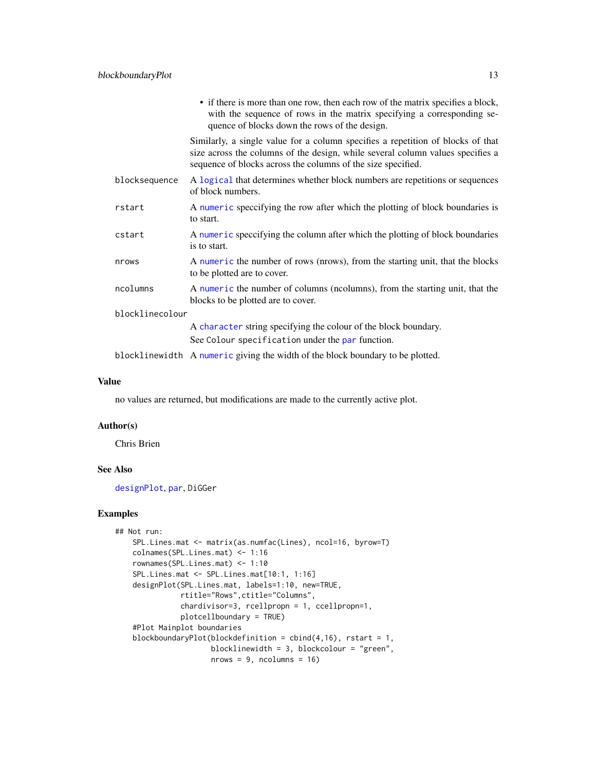- if there is more than one row, then each row of the matrix specifies a block, with the sequence of rows in the matrix specifying a corresponding sequence of blocks down the rows of the design.

Similarly, a single value for a column specifies a repetition of blocks of that size across the columns of the design, while several column values specifies a sequence of blocks across the columns of the size specified.

| | |
|---|---|
| blocksequence | A logical that determines whether block numbers are repetitions or sequences of block numbers. |
| rstart | A numeric speccifying the row after which the plotting of block boundaries is to start. |
| cstart | A numeric speccifying the column after which the plotting of block boundaries is to start. |
| nrows | A numeric the number of rows (nrows), from the starting unit, that the blocks to be plotted are to cover. |
| ncolumns | A numeric the number of columns (ncolumns), from the starting unit, that the blocks to be plotted are to cover. |
| blocklinecolour | A character string specifying the colour of the block boundary. See Colour specification under the par function. |
| blocklinewidth | A numeric giving the width of the block boundary to be plotted. |

## Value

no values are returned, but modifications are made to the currently active plot.

## Author(s)

Chris Brien

## See Also

designPlot, par, DiGGer

## Examples

```
## Not run:
    SPL.Lines.mat <- matrix(as.numfac(Lines), ncol=16, byrow=T)
    colnames(SPL.Lines.mat) <- 1:16
    rownames(SPL.Lines.mat) <- 1:10
    SPL.Lines.mat <- SPL.Lines.mat[10:1, 1:16]
    designPlot(SPL.Lines.mat, labels=1:10, new=TRUE,
               rtitle="Rows",ctitle="Columns",
               chardivisor=3, rcellpropn = 1, ccellpropn=1,
               plotcellboundary = TRUE)
    #Plot Mainplot boundaries
    blockboundaryPlot(blockdefinition = cbind(4,16), rstart = 1,
                      blocklinewidth = 3, blockcolour = "green",
                      nrows = 9, ncolumns = 16)
```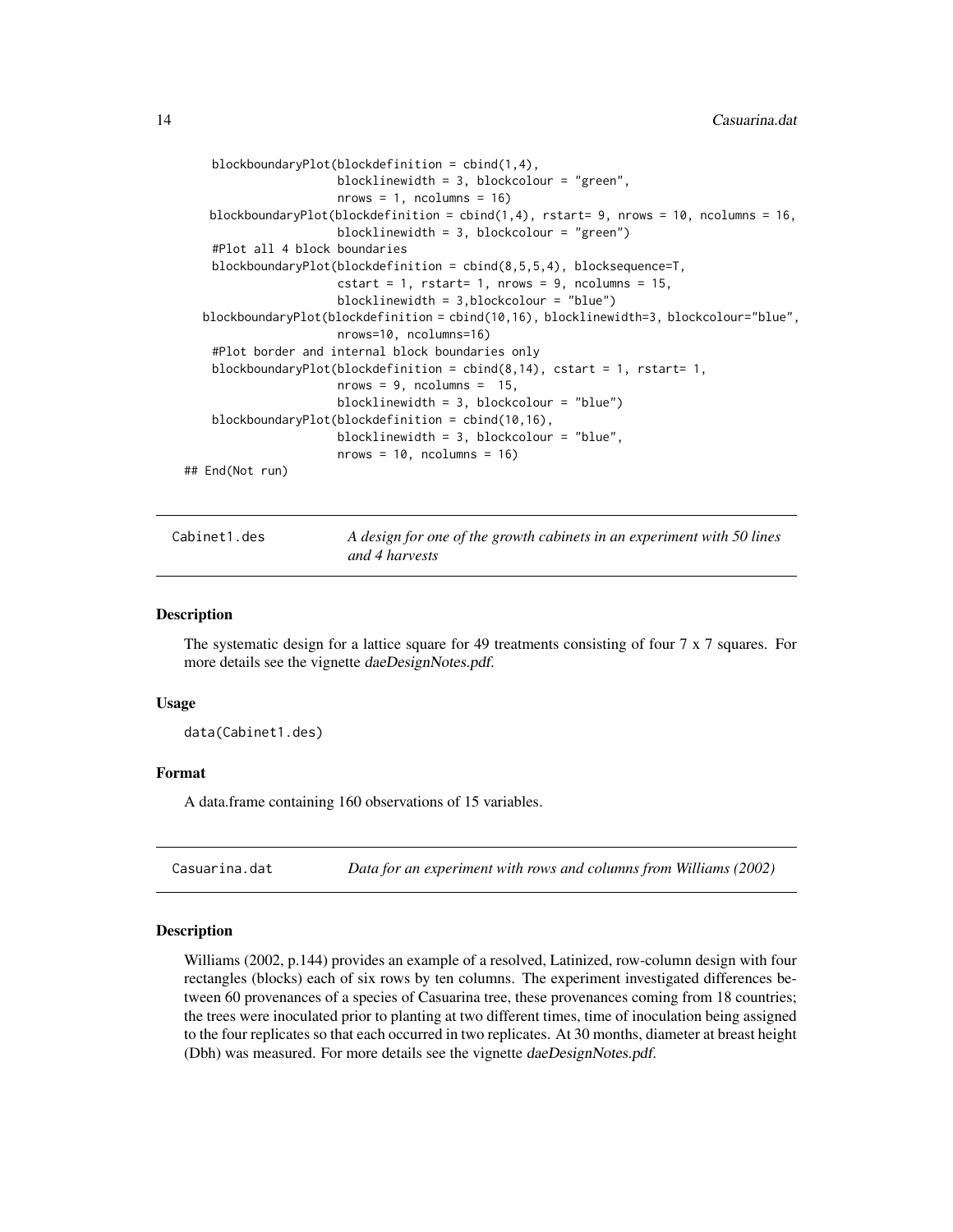```
    blockboundaryPlot(blockdefinition = cbind(1,4),
                      blocklinewidth = 3, blockcolour = "green",
                      nrows = 1, ncolumns = 16)
    blockboundaryPlot(blockdefinition = cbind(1,4), rstart= 9, nrows = 10, ncolumns = 16,
                      blocklinewidth = 3, blockcolour = "green")
    #Plot all 4 block boundaries
    blockboundaryPlot(blockdefinition = cbind(8,5,5,4), blocksequence=T,
                      cstart = 1, rstart= 1, nrows = 9, ncolumns = 15,
                      blocklinewidth = 3,blockcolour = "blue")
  blockboundaryPlot(blockdefinition = cbind(10,16), blocklinewidth=3, blockcolour="blue",
                      nrows=10, ncolumns=16)
    #Plot border and internal block boundaries only
    blockboundaryPlot(blockdefinition = cbind(8,14), cstart = 1, rstart= 1,
                      nrows = 9, ncolumns =  15,
                      blocklinewidth = 3, blockcolour = "blue")
    blockboundaryPlot(blockdefinition = cbind(10,16),
                      blocklinewidth = 3, blockcolour = "blue",
                      nrows = 10, ncolumns = 16)
## End(Not run)
```

## Cabinet1.des — *A design for one of the growth cabinets in an experiment with 50 lines and 4 harvests*

### Description

The systematic design for a lattice square for 49 treatments consisting of four 7 x 7 squares. For more details see the vignette *daeDesignNotes.pdf*.

### Usage

```
data(Cabinet1.des)
```

### Format

A data.frame containing 160 observations of 15 variables.

## Casuarina.dat — *Data for an experiment with rows and columns from Williams (2002)*

### Description

Williams (2002, p.144) provides an example of a resolved, Latinized, row-column design with four rectangles (blocks) each of six rows by ten columns. The experiment investigated differences between 60 provenances of a species of Casuarina tree, these provenances coming from 18 countries; the trees were inoculated prior to planting at two different times, time of inoculation being assigned to the four replicates so that each occurred in two replicates. At 30 months, diameter at breast height (Dbh) was measured. For more details see the vignette *daeDesignNotes.pdf*.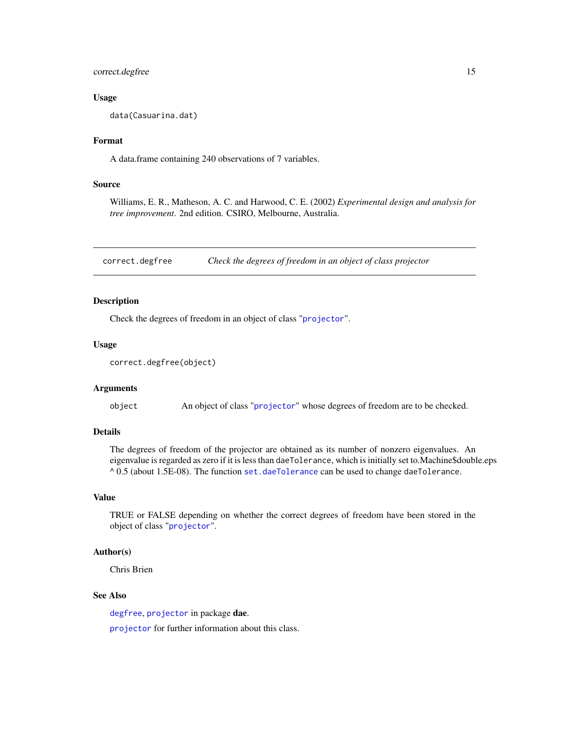### Usage

```
data(Casuarina.dat)
```

### Format

A data.frame containing 240 observations of 7 variables.

### Source

Williams, E. R., Matheson, A. C. and Harwood, C. E. (2002) *Experimental design and analysis for tree improvement*. 2nd edition. CSIRO, Melbourne, Australia.

---

## correct.degfree — *Check the degrees of freedom in an object of class projector*

### Description

Check the degrees of freedom in an object of class "projector".

### Usage

```
correct.degfree(object)
```

### Arguments

| | |
|---|---|
| object | An object of class "projector" whose degrees of freedom are to be checked. |

### Details

The degrees of freedom of the projector are obtained as its number of nonzero eigenvalues. An eigenvalue is regarded as zero if it is less than daeTolerance, which is initially set to.Machine$double.eps ^ 0.5 (about 1.5E-08). The function set.daeTolerance can be used to change daeTolerance.

### Value

TRUE or FALSE depending on whether the correct degrees of freedom have been stored in the object of class "projector".

### Author(s)

Chris Brien

### See Also

degfree, projector in package **dae**.

projector for further information about this class.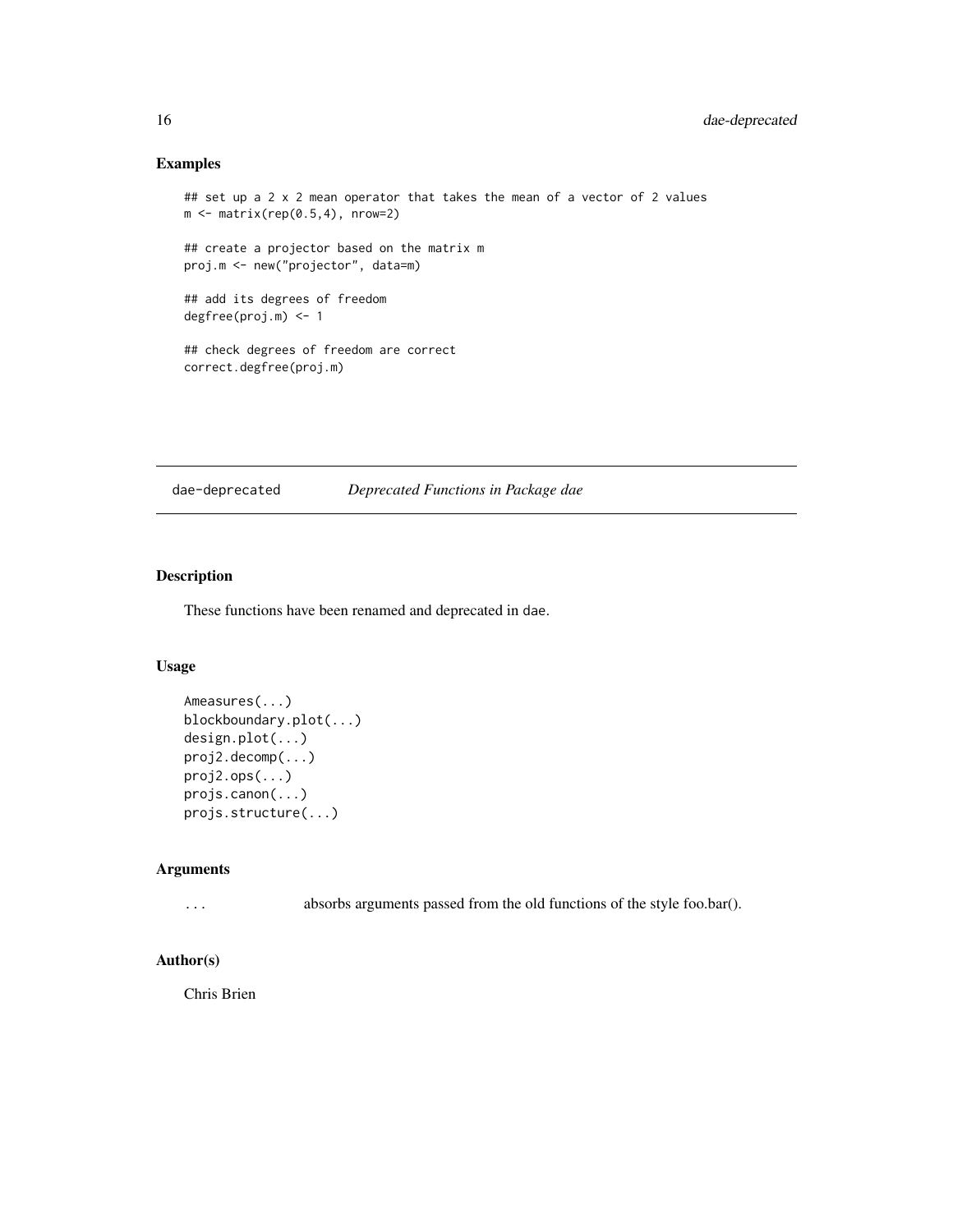## Examples

```
## set up a 2 x 2 mean operator that takes the mean of a vector of 2 values
m <- matrix(rep(0.5,4), nrow=2)

## create a projector based on the matrix m
proj.m <- new("projector", data=m)

## add its degrees of freedom
degfree(proj.m) <- 1

## check degrees of freedom are correct
correct.degfree(proj.m)
```

---

# dae-deprecated — *Deprecated Functions in Package dae*

---

## Description

These functions have been renamed and deprecated in dae.

## Usage

```
Ameasures(...)
blockboundary.plot(...)
design.plot(...)
proj2.decomp(...)
proj2.ops(...)
projs.canon(...)
projs.structure(...)
```

## Arguments

`...` absorbs arguments passed from the old functions of the style foo.bar().

## Author(s)

Chris Brien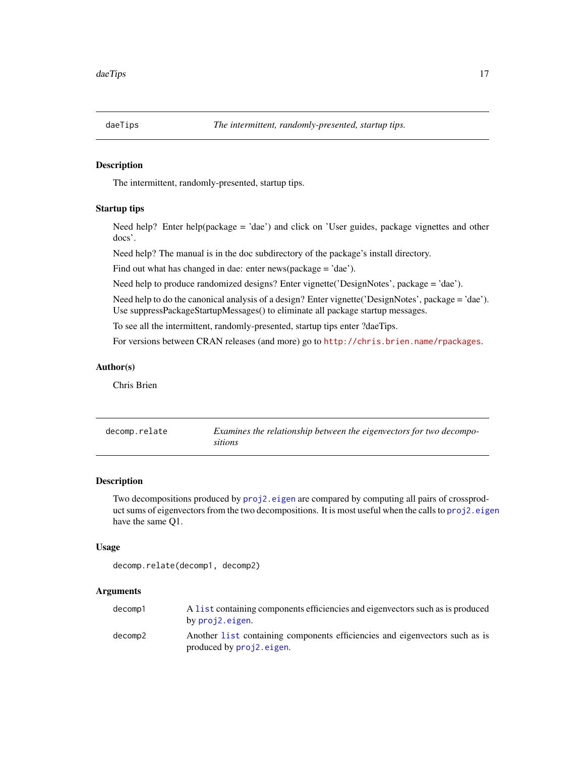## daeTips — *The intermittent, randomly-presented, startup tips.*

### Description

The intermittent, randomly-presented, startup tips.

### Startup tips

Need help? Enter help(package = 'dae') and click on 'User guides, package vignettes and other docs'.

Need help? The manual is in the doc subdirectory of the package's install directory.

Find out what has changed in dae: enter news(package = 'dae').

Need help to produce randomized designs? Enter vignette('DesignNotes', package = 'dae').

Need help to do the canonical analysis of a design? Enter vignette('DesignNotes', package = 'dae'). Use suppressPackageStartupMessages() to eliminate all package startup messages.

To see all the intermittent, randomly-presented, startup tips enter ?daeTips.

For versions between CRAN releases (and more) go to http://chris.brien.name/rpackages.

### Author(s)

Chris Brien

## decomp.relate — *Examines the relationship between the eigenvectors for two decompositions*

### Description

Two decompositions produced by proj2.eigen are compared by computing all pairs of crossproduct sums of eigenvectors from the two decompositions. It is most useful when the calls to proj2.eigen have the same Q1.

### Usage

```
decomp.relate(decomp1, decomp2)
```

### Arguments

| | |
|---|---|
| decomp1 | A list containing components efficiencies and eigenvectors such as is produced by proj2.eigen. |
| decomp2 | Another list containing components efficiencies and eigenvectors such as is produced by proj2.eigen. |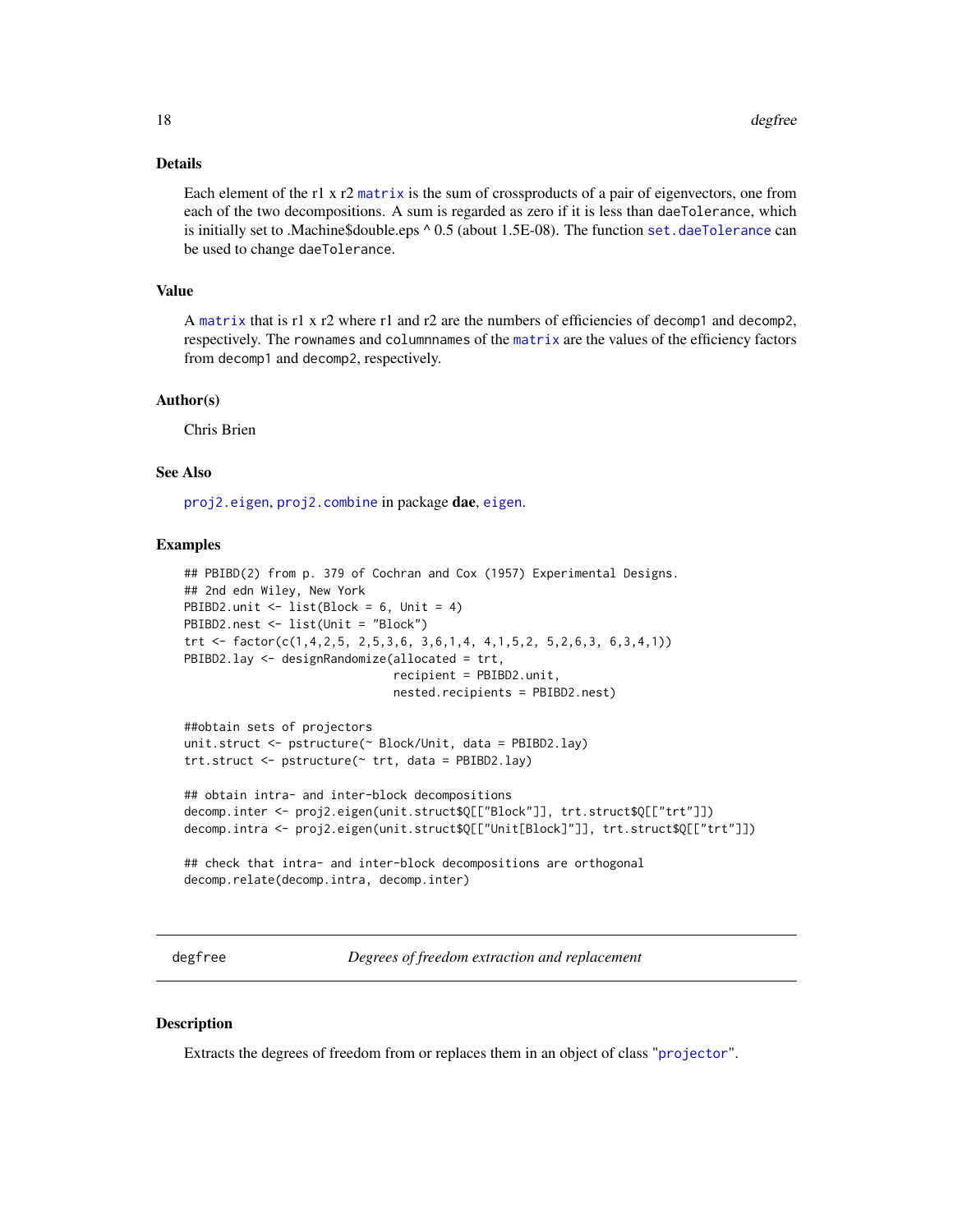### Details

Each element of the r1 x r2 `matrix` is the sum of crossproducts of a pair of eigenvectors, one from each of the two decompositions. A sum is regarded as zero if it is less than `daeTolerance`, which is initially set to .Machine$double.eps ^ 0.5 (about 1.5E-08). The function `set.daeTolerance` can be used to change `daeTolerance`.

### Value

A `matrix` that is r1 x r2 where r1 and r2 are the numbers of efficiencies of `decomp1` and `decomp2`, respectively. The `rownames` and `columnnames` of the `matrix` are the values of the efficiency factors from `decomp1` and `decomp2`, respectively.

### Author(s)

Chris Brien

### See Also

`proj2.eigen`, `proj2.combine` in package **dae**, `eigen`.

### Examples

```
## PBIBD(2) from p. 379 of Cochran and Cox (1957) Experimental Designs.
## 2nd edn Wiley, New York
PBIBD2.unit <- list(Block = 6, Unit = 4)
PBIBD2.nest <- list(Unit = "Block")
trt <- factor(c(1,4,2,5, 2,5,3,6, 3,6,1,4, 4,1,5,2, 5,2,6,3, 6,3,4,1))
PBIBD2.lay <- designRandomize(allocated = trt,
                              recipient = PBIBD2.unit,
                              nested.recipients = PBIBD2.nest)

##obtain sets of projectors
unit.struct <- pstructure(~ Block/Unit, data = PBIBD2.lay)
trt.struct <- pstructure(~ trt, data = PBIBD2.lay)

## obtain intra- and inter-block decompositions
decomp.inter <- proj2.eigen(unit.struct$Q[["Block"]], trt.struct$Q[["trt"]])
decomp.intra <- proj2.eigen(unit.struct$Q[["Unit[Block]"]], trt.struct$Q[["trt"]])

## check that intra- and inter-block decompositions are orthogonal
decomp.relate(decomp.intra, decomp.inter)
```

---

## degfree — *Degrees of freedom extraction and replacement*

### Description

Extracts the degrees of freedom from or replaces them in an object of class "`projector`".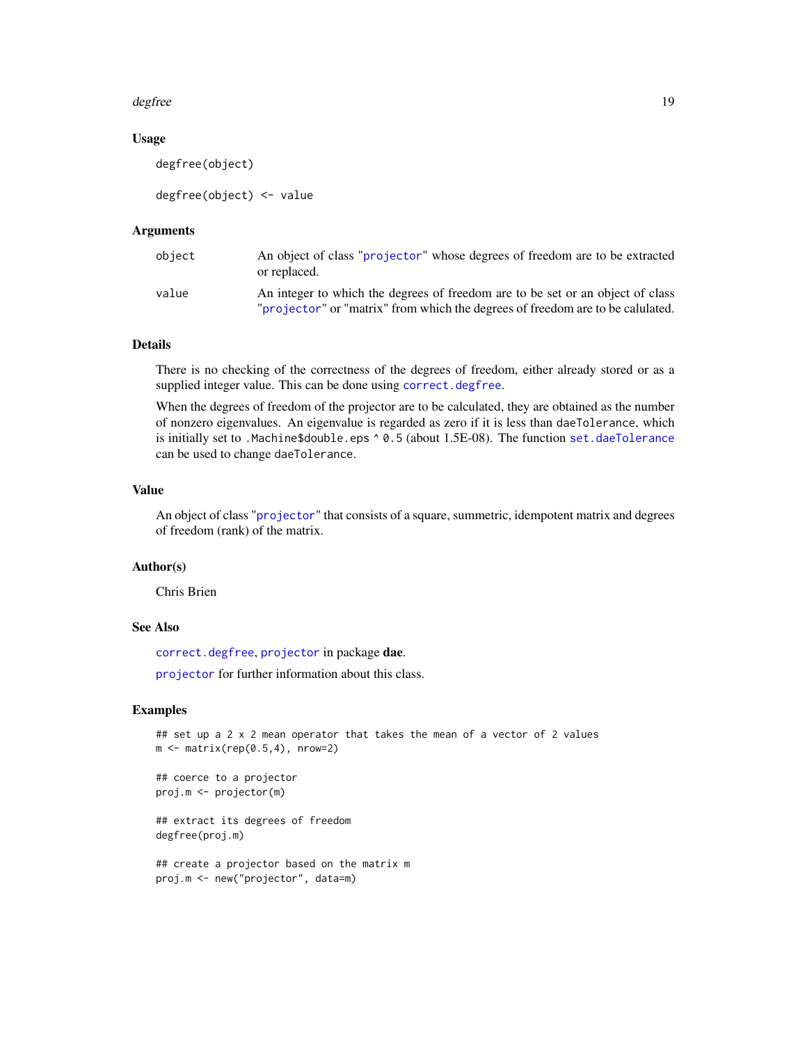### Usage

```
degfree(object)

degfree(object) <- value
```

### Arguments

| | |
|---|---|
| `object` | An object of class "`projector`" whose degrees of freedom are to be extracted or replaced. |
| `value` | An integer to which the degrees of freedom are to be set or an object of class "`projector`" or "matrix" from which the degrees of freedom are to be calulated. |

### Details

There is no checking of the correctness of the degrees of freedom, either already stored or as a supplied integer value. This can be done using `correct.degfree`.

When the degrees of freedom of the projector are to be calculated, they are obtained as the number of nonzero eigenvalues. An eigenvalue is regarded as zero if it is less than `daeTolerance`, which is initially set to `.Machine$double.eps ^ 0.5` (about 1.5E-08). The function `set.daeTolerance` can be used to change `daeTolerance`.

### Value

An object of class "`projector`" that consists of a square, summetric, idempotent matrix and degrees of freedom (rank) of the matrix.

### Author(s)

Chris Brien

### See Also

`correct.degfree`, `projector` in package **dae**.

`projector` for further information about this class.

### Examples

```
## set up a 2 x 2 mean operator that takes the mean of a vector of 2 values
m <- matrix(rep(0.5,4), nrow=2)

## coerce to a projector
proj.m <- projector(m)

## extract its degrees of freedom
degfree(proj.m)

## create a projector based on the matrix m
proj.m <- new("projector", data=m)
```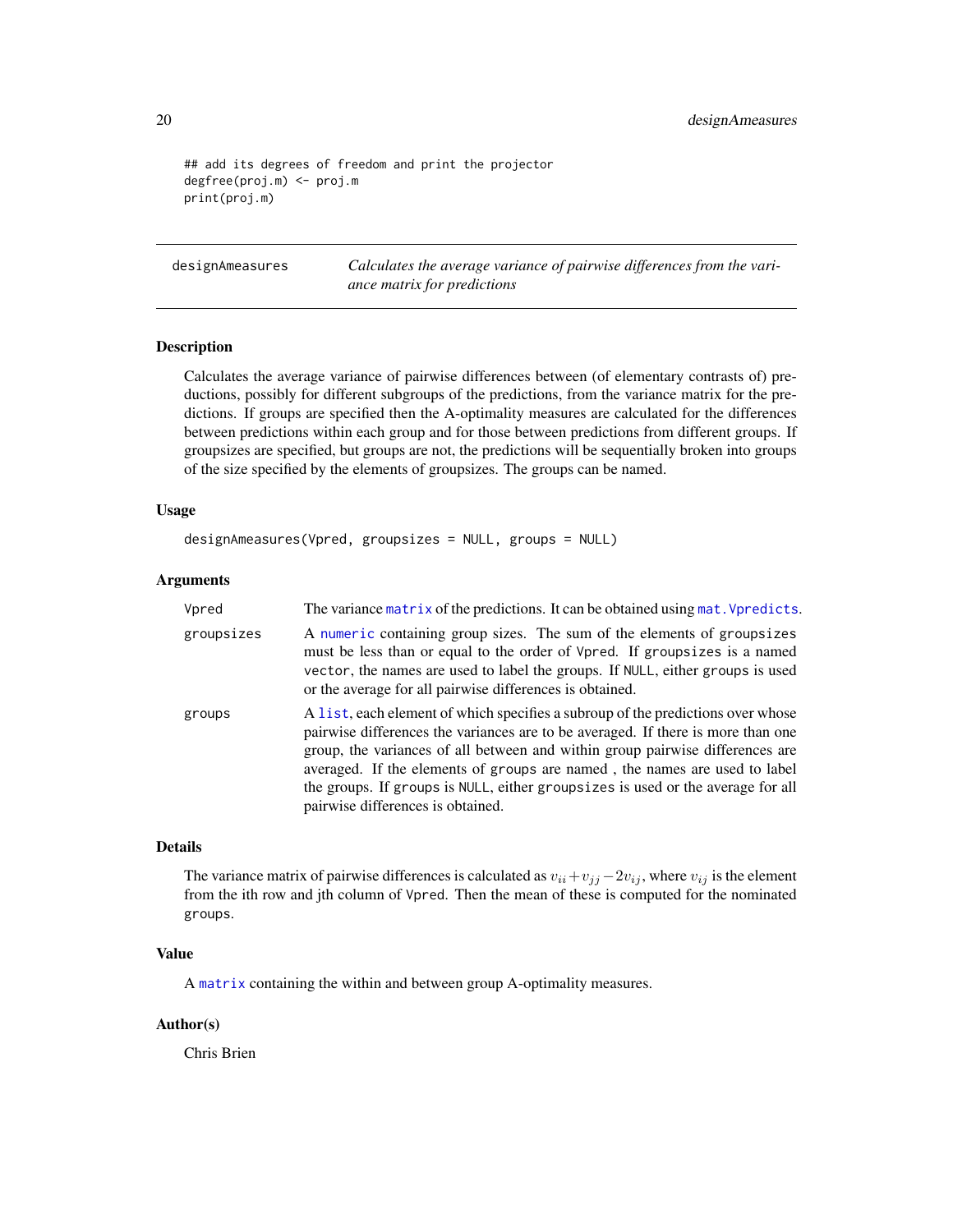```
## add its degrees of freedom and print the projector
degfree(proj.m) <- proj.m
print(proj.m)
```

---

## designAmeasures — *Calculates the average variance of pairwise differences from the variance matrix for predictions*

---

### Description

Calculates the average variance of pairwise differences between (of elementary contrasts of) preductions, possibly for different subgroups of the predictions, from the variance matrix for the predictions. If groups are specified then the A-optimality measures are calculated for the differences between predictions within each group and for those between predictions from different groups. If groupsizes are specified, but groups are not, the predictions will be sequentially broken into groups of the size specified by the elements of groupsizes. The groups can be named.

### Usage

```
designAmeasures(Vpred, groupsizes = NULL, groups = NULL)
```

### Arguments

| | |
|---|---|
| `Vpred` | The variance `matrix` of the predictions. It can be obtained using `mat.Vpredicts`. |
| `groupsizes` | A `numeric` containing group sizes. The sum of the elements of `groupsizes` must be less than or equal to the order of `Vpred`. If `groupsizes` is a named `vector`, the names are used to label the groups. If `NULL`, either `groups` is used or the average for all pairwise differences is obtained. |
| `groups` | A `list`, each element of which specifies a subroup of the predictions over whose pairwise differences the variances are to be averaged. If there is more than one group, the variances of all between and within group pairwise differences are averaged. If the elements of `groups` are named , the names are used to label the groups. If `groups` is `NULL`, either `groupsizes` is used or the average for all pairwise differences is obtained. |

### Details

The variance matrix of pairwise differences is calculated as $v_{ii} + v_{jj} - 2v_{ij}$, where $v_{ij}$ is the element from the ith row and jth column of `Vpred`. Then the mean of these is computed for the nominated `groups`.

### Value

A `matrix` containing the within and between group A-optimality measures.

### Author(s)

Chris Brien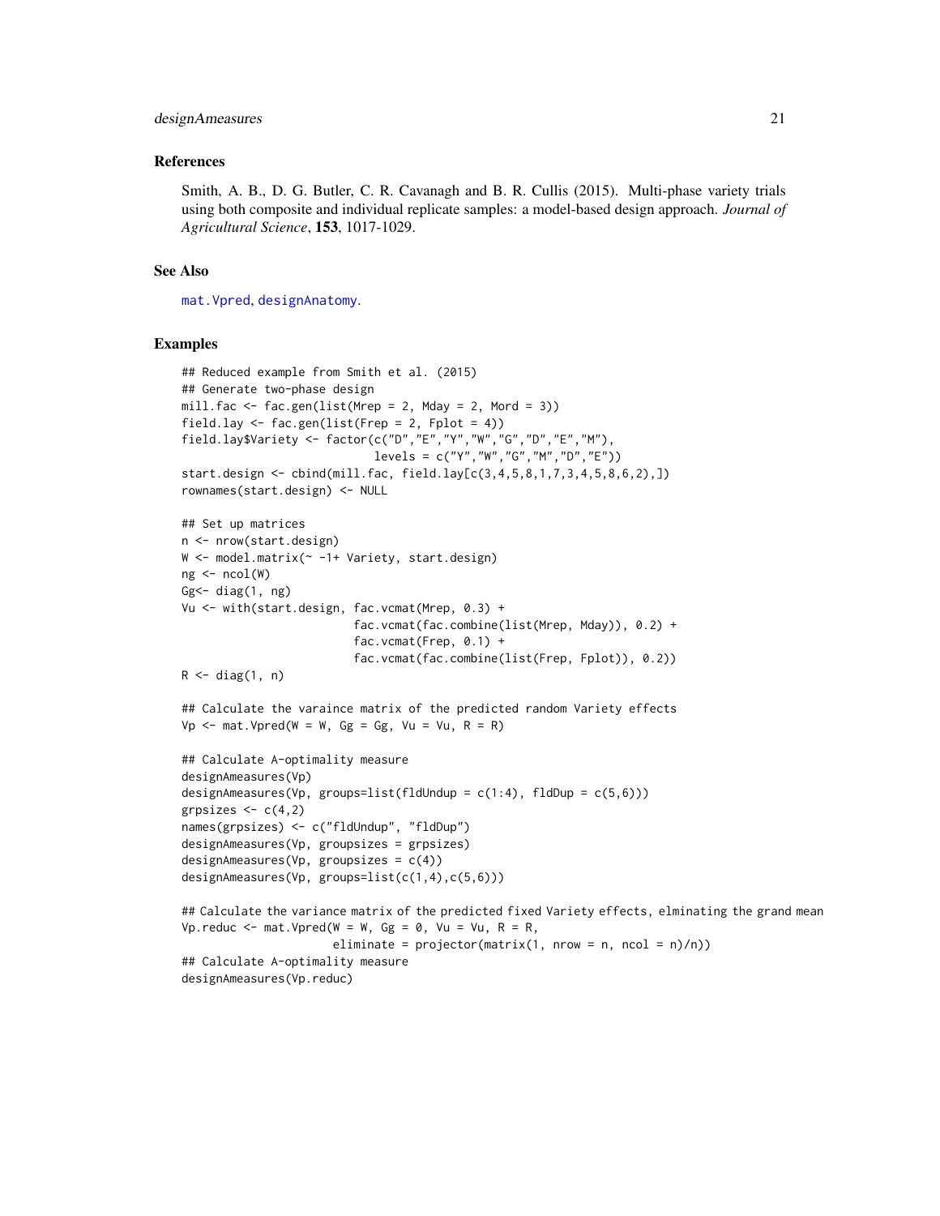### References

Smith, A. B., D. G. Butler, C. R. Cavanagh and B. R. Cullis (2015). Multi-phase variety trials using both composite and individual replicate samples: a model-based design approach. *Journal of Agricultural Science*, **153**, 1017-1029.

### See Also

`mat.Vpred`, `designAnatomy`.

### Examples

```
## Reduced example from Smith et al. (2015)
## Generate two-phase design
mill.fac <- fac.gen(list(Mrep = 2, Mday = 2, Mord = 3))
field.lay <- fac.gen(list(Frep = 2, Fplot = 4))
field.lay$Variety <- factor(c("D","E","Y","W","G","D","E","M"),
                            levels = c("Y","W","G","M","D","E"))
start.design <- cbind(mill.fac, field.lay[c(3,4,5,8,1,7,3,4,5,8,6,2),])
rownames(start.design) <- NULL

## Set up matrices
n <- nrow(start.design)
W <- model.matrix(~ -1+ Variety, start.design)
ng <- ncol(W)
Gg<- diag(1, ng)
Vu <- with(start.design, fac.vcmat(Mrep, 0.3) +
                         fac.vcmat(fac.combine(list(Mrep, Mday)), 0.2) +
                         fac.vcmat(Frep, 0.1) +
                         fac.vcmat(fac.combine(list(Frep, Fplot)), 0.2))
R <- diag(1, n)

## Calculate the varaince matrix of the predicted random Variety effects
Vp <- mat.Vpred(W = W, Gg = Gg, Vu = Vu, R = R)

## Calculate A-optimality measure
designAmeasures(Vp)
designAmeasures(Vp, groups=list(fldUndup = c(1:4), fldDup = c(5,6)))
grpsizes <- c(4,2)
names(grpsizes) <- c("fldUndup", "fldDup")
designAmeasures(Vp, groupsizes = grpsizes)
designAmeasures(Vp, groupsizes = c(4))
designAmeasures(Vp, groups=list(c(1,4),c(5,6)))

## Calculate the variance matrix of the predicted fixed Variety effects, elminating the grand mean
Vp.reduc <- mat.Vpred(W = W, Gg = 0, Vu = Vu, R = R,
                      eliminate = projector(matrix(1, nrow = n, ncol = n)/n))
## Calculate A-optimality measure
designAmeasures(Vp.reduc)
```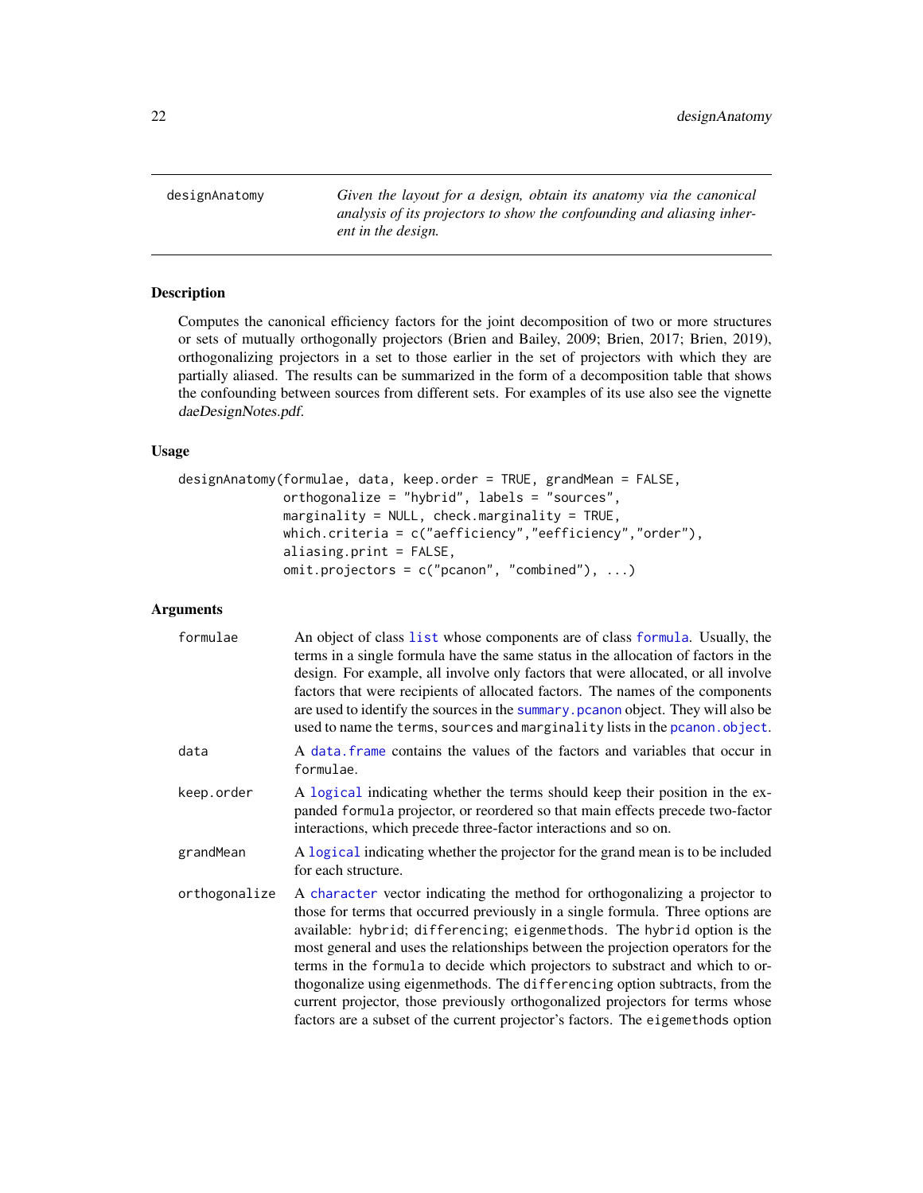# designAnatomy

*Given the layout for a design, obtain its anatomy via the canonical analysis of its projectors to show the confounding and aliasing inherent in the design.*

## Description

Computes the canonical efficiency factors for the joint decomposition of two or more structures or sets of mutually orthogonally projectors (Brien and Bailey, 2009; Brien, 2017; Brien, 2019), orthogonalizing projectors in a set to those earlier in the set of projectors with which they are partially aliased. The results can be summarized in the form of a decomposition table that shows the confounding between sources from different sets. For examples of its use also see the vignette *daeDesignNotes.pdf*.

## Usage

```
designAnatomy(formulae, data, keep.order = TRUE, grandMean = FALSE,
              orthogonalize = "hybrid", labels = "sources",
              marginality = NULL, check.marginality = TRUE,
              which.criteria = c("aefficiency","eefficiency","order"),
              aliasing.print = FALSE,
              omit.projectors = c("pcanon", "combined"), ...)
```

## Arguments

| | |
|---|---|
| `formulae` | An object of class `list` whose components are of class `formula`. Usually, the terms in a single formula have the same status in the allocation of factors in the design. For example, all involve only factors that were allocated, or all involve factors that were recipients of allocated factors. The names of the components are used to identify the sources in the `summary.pcanon` object. They will also be used to name the `terms`, `sources` and `marginality` lists in the `pcanon.object`. |
| `data` | A `data.frame` contains the values of the factors and variables that occur in `formulae`. |
| `keep.order` | A `logical` indicating whether the terms should keep their position in the expanded `formula` projector, or reordered so that main effects precede two-factor interactions, which precede three-factor interactions and so on. |
| `grandMean` | A `logical` indicating whether the projector for the grand mean is to be included for each structure. |
| `orthogonalize` | A `character` vector indicating the method for orthogonalizing a projector to those for terms that occurred previously in a single formula. Three options are available: `hybrid`; `differencing`; `eigenmethods`. The `hybrid` option is the most general and uses the relationships between the projection operators for the terms in the `formula` to decide which projectors to substract and which to orthogonalize using eigenmethods. The `differencing` option subtracts, from the current projector, those previously orthogonalized projectors for terms whose factors are a subset of the current projector's factors. The `eigemethods` option |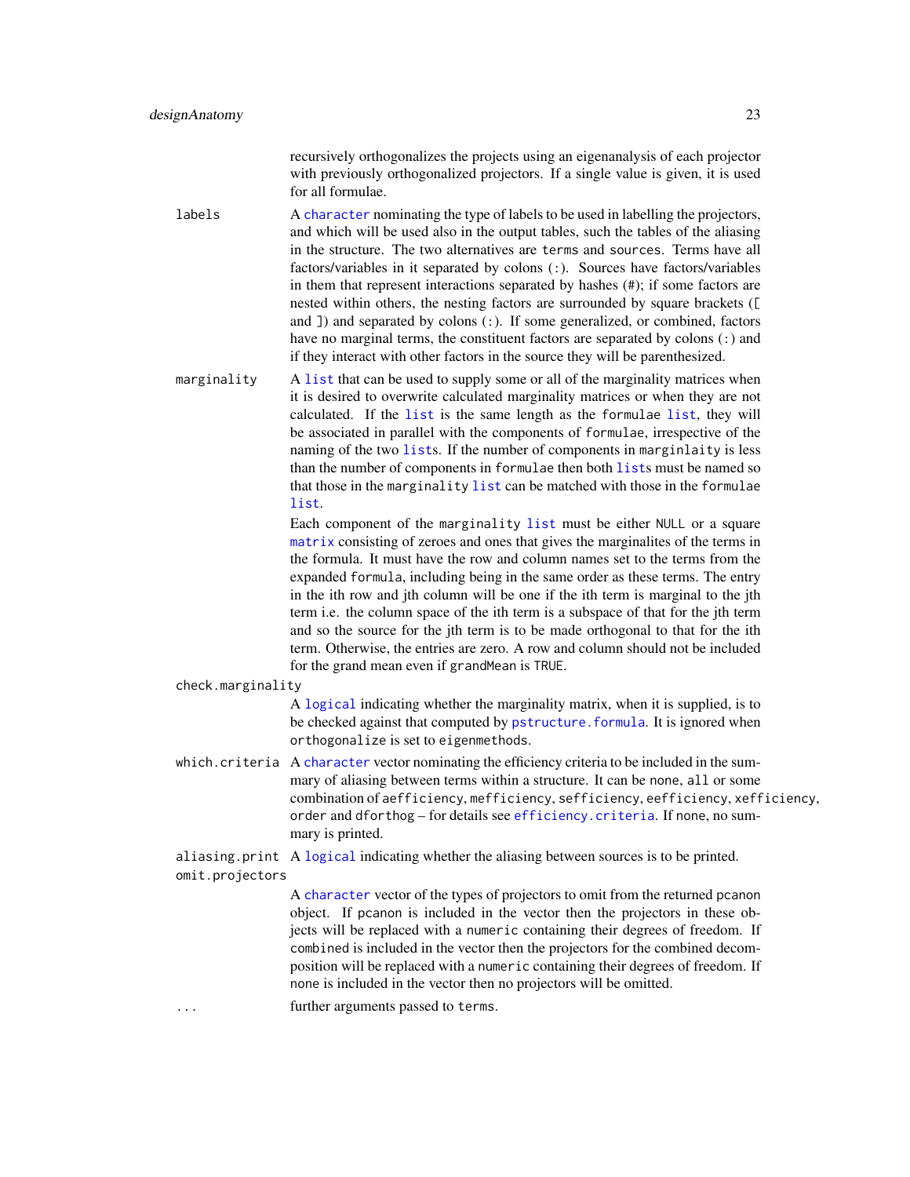recursively orthogonalizes the projects using an eigenanalysis of each projector with previously orthogonalized projectors. If a single value is given, it is used for all formulae.

`labels` A `character` nominating the type of labels to be used in labelling the projectors, and which will be used also in the output tables, such the tables of the aliasing in the structure. The two alternatives are `terms` and `sources`. Terms have all factors/variables in it separated by colons (`:`). Sources have factors/variables in them that represent interactions separated by hashes (`#`); if some factors are nested within others, the nesting factors are surrounded by square brackets (`[` and `]`) and separated by colons (`:`). If some generalized, or combined, factors have no marginal terms, the constituent factors are separated by colons (`:`) and if they interact with other factors in the source they will be parenthesized.

`marginality` A `list` that can be used to supply some or all of the marginality matrices when it is desired to overwrite calculated marginality matrices or when they are not calculated. If the `list` is the same length as the `formulae` `list`, they will be associated in parallel with the components of `formulae`, irrespective of the naming of the two `list`s. If the number of components in `marginlaity` is less than the number of components in `formulae` then both `list`s must be named so that those in the `marginality` `list` can be matched with those in the `formulae` `list`.

Each component of the `marginality` `list` must be either `NULL` or a square `matrix` consisting of zeroes and ones that gives the marginalites of the terms in the formula. It must have the row and column names set to the terms from the expanded `formula`, including being in the same order as these terms. The entry in the ith row and jth column will be one if the ith term is marginal to the jth term i.e. the column space of the ith term is a subspace of that for the jth term and so the source for the jth term is to be made orthogonal to that for the ith term. Otherwise, the entries are zero. A row and column should not be included for the grand mean even if `grandMean` is `TRUE`.

`check.marginality` A `logical` indicating whether the marginality matrix, when it is supplied, is to be checked against that computed by `pstructure.formula`. It is ignored when `orthogonalize` is set to `eigenmethods`.

`which.criteria` A `character` vector nominating the efficiency criteria to be included in the summary of aliasing between terms within a structure. It can be `none`, `all` or some combination of `aefficiency`, `mefficiency`, `sefficiency`, `eefficiency`, `xefficiency`, `order` and `dforthog` – for details see `efficiency.criteria`. If `none`, no summary is printed.

`aliasing.print` A `logical` indicating whether the aliasing between sources is to be printed.

`omit.projectors` A `character` vector of the types of projectors to omit from the returned `pcanon` object. If `pcanon` is included in the vector then the projectors in these objects will be replaced with a `numeric` containing their degrees of freedom. If `combined` is included in the vector then the projectors for the combined decomposition will be replaced with a `numeric` containing their degrees of freedom. If `none` is included in the vector then no projectors will be omitted.

`...` further arguments passed to `terms`.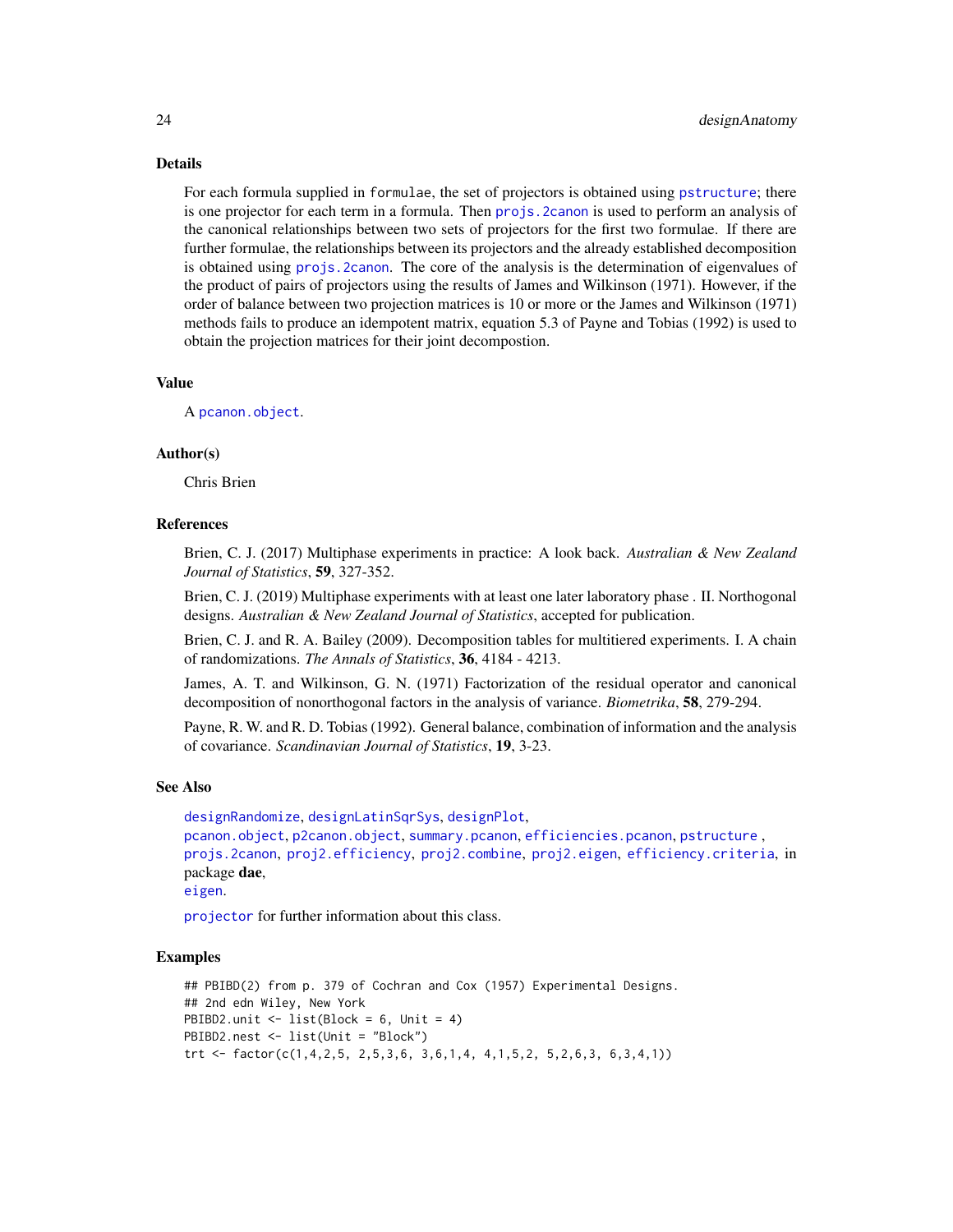## Details

For each formula supplied in `formulae`, the set of projectors is obtained using `pstructure`; there is one projector for each term in a formula. Then `projs.2canon` is used to perform an analysis of the canonical relationships between two sets of projectors for the first two formulae. If there are further formulae, the relationships between its projectors and the already established decomposition is obtained using `projs.2canon`. The core of the analysis is the determination of eigenvalues of the product of pairs of projectors using the results of James and Wilkinson (1971). However, if the order of balance between two projection matrices is 10 or more or the James and Wilkinson (1971) methods fails to produce an idempotent matrix, equation 5.3 of Payne and Tobias (1992) is used to obtain the projection matrices for their joint decompostion.

## Value

A `pcanon.object`.

## Author(s)

Chris Brien

## References

Brien, C. J. (2017) Multiphase experiments in practice: A look back. *Australian & New Zealand Journal of Statistics*, **59**, 327-352.

Brien, C. J. (2019) Multiphase experiments with at least one later laboratory phase . II. Northogonal designs. *Australian & New Zealand Journal of Statistics*, accepted for publication.

Brien, C. J. and R. A. Bailey (2009). Decomposition tables for multitiered experiments. I. A chain of randomizations. *The Annals of Statistics*, **36**, 4184 - 4213.

James, A. T. and Wilkinson, G. N. (1971) Factorization of the residual operator and canonical decomposition of nonorthogonal factors in the analysis of variance. *Biometrika*, **58**, 279-294.

Payne, R. W. and R. D. Tobias (1992). General balance, combination of information and the analysis of covariance. *Scandinavian Journal of Statistics*, **19**, 3-23.

## See Also

`designRandomize`, `designLatinSqrSys`, `designPlot`,
`pcanon.object`, `p2canon.object`, `summary.pcanon`, `efficiencies.pcanon`, `pstructure` ,
`projs.2canon`, `proj2.efficiency`, `proj2.combine`, `proj2.eigen`, `efficiency.criteria`, in package **dae**,
`eigen`.

`projector` for further information about this class.

## Examples

```
## PBIBD(2) from p. 379 of Cochran and Cox (1957) Experimental Designs.
## 2nd edn Wiley, New York
PBIBD2.unit <- list(Block = 6, Unit = 4)
PBIBD2.nest <- list(Unit = "Block")
trt <- factor(c(1,4,2,5, 2,5,3,6, 3,6,1,4, 4,1,5,2, 5,2,6,3, 6,3,4,1))
```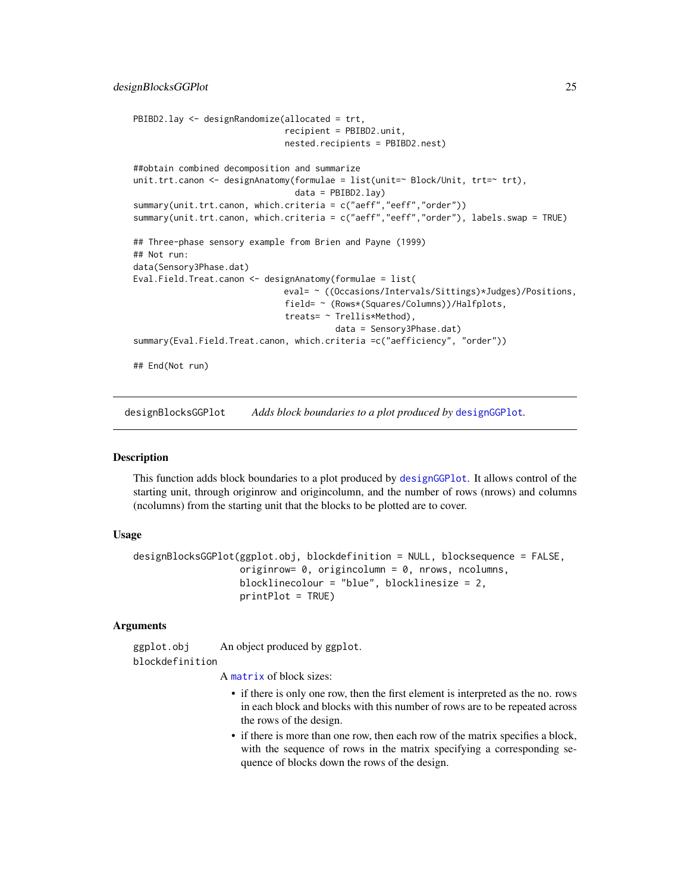```
PBIBD2.lay <- designRandomize(allocated = trt,
                              recipient = PBIBD2.unit,
                              nested.recipients = PBIBD2.nest)

##obtain combined decomposition and summarize
unit.trt.canon <- designAnatomy(formulae = list(unit=~ Block/Unit, trt=~ trt),
                                data = PBIBD2.lay)
summary(unit.trt.canon, which.criteria = c("aeff","eeff","order"))
summary(unit.trt.canon, which.criteria = c("aeff","eeff","order"), labels.swap = TRUE)

## Three-phase sensory example from Brien and Payne (1999)
## Not run:
data(Sensory3Phase.dat)
Eval.Field.Treat.canon <- designAnatomy(formulae = list(
                              eval= ~ ((Occasions/Intervals/Sittings)*Judges)/Positions,
                              field= ~ (Rows*(Squares/Columns))/Halfplots,
                              treats= ~ Trellis*Method),
                                        data = Sensory3Phase.dat)
summary(Eval.Field.Treat.canon, which.criteria =c("aefficiency", "order"))

## End(Not run)
```

---

designBlocksGGPlot — *Adds block boundaries to a plot produced by* designGGPlot*.*

---

## Description

This function adds block boundaries to a plot produced by designGGPlot. It allows control of the starting unit, through originrow and origincolumn, and the number of rows (nrows) and columns (ncolumns) from the starting unit that the blocks to be plotted are to cover.

## Usage

```
designBlocksGGPlot(ggplot.obj, blockdefinition = NULL, blocksequence = FALSE,
                   originrow= 0, origincolumn = 0, nrows, ncolumns,
                   blocklinecolour = "blue", blocklinesize = 2,
                   printPlot = TRUE)
```

## Arguments

`ggplot.obj` An object produced by ggplot.

`blockdefinition`
A matrix of block sizes:

- if there is only one row, then the first element is interpreted as the no. rows in each block and blocks with this number of rows are to be repeated across the rows of the design.
- if there is more than one row, then each row of the matrix specifies a block, with the sequence of rows in the matrix specifying a corresponding sequence of blocks down the rows of the design.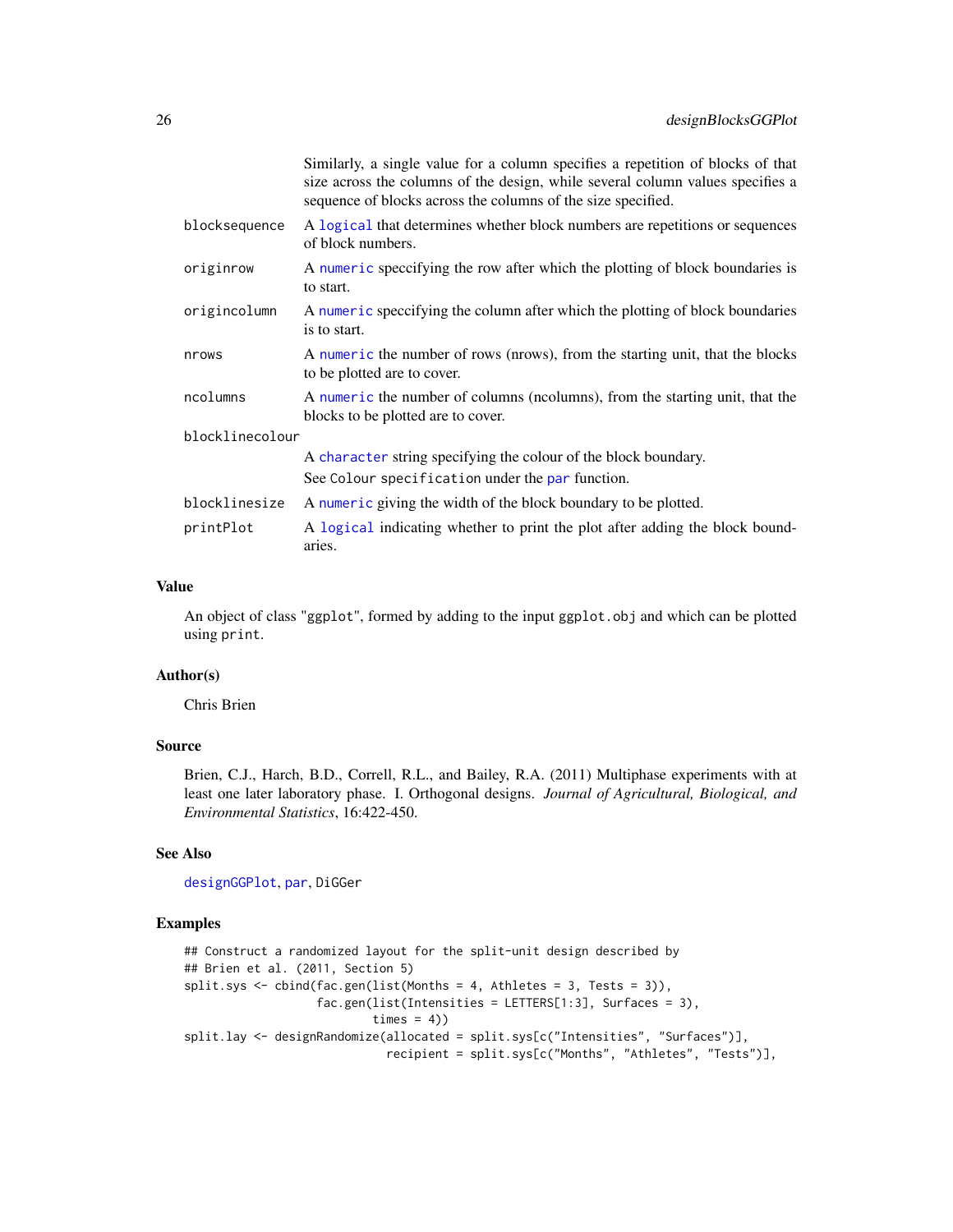| | |
|---|---|
| | Similarly, a single value for a column specifies a repetition of blocks of that size across the columns of the design, while several column values specifies a sequence of blocks across the columns of the size specified. |
| `blocksequence` | A logical that determines whether block numbers are repetitions or sequences of block numbers. |
| `originrow` | A numeric speccifying the row after which the plotting of block boundaries is to start. |
| `origincolumn` | A numeric speccifying the column after which the plotting of block boundaries is to start. |
| `nrows` | A numeric the number of rows (nrows), from the starting unit, that the blocks to be plotted are to cover. |
| `ncolumns` | A numeric the number of columns (ncolumns), from the starting unit, that the blocks to be plotted are to cover. |
| `blocklinecolour` | A character string specifying the colour of the block boundary. See `Colour specification` under the par function. |
| `blocklinesize` | A numeric giving the width of the block boundary to be plotted. |
| `printPlot` | A logical indicating whether to print the plot after adding the block boundaries. |

### Value

An object of class "ggplot", formed by adding to the input `ggplot.obj` and which can be plotted using `print`.

### Author(s)

Chris Brien

### Source

Brien, C.J., Harch, B.D., Correll, R.L., and Bailey, R.A. (2011) Multiphase experiments with at least one later laboratory phase. I. Orthogonal designs. *Journal of Agricultural, Biological, and Environmental Statistics*, 16:422-450.

### See Also

designGGPlot, par, DiGGer

### Examples

```
## Construct a randomized layout for the split-unit design described by
## Brien et al. (2011, Section 5)
split.sys <- cbind(fac.gen(list(Months = 4, Athletes = 3, Tests = 3)),
                   fac.gen(list(Intensities = LETTERS[1:3], Surfaces = 3),
                           times = 4))
split.lay <- designRandomize(allocated = split.sys[c("Intensities", "Surfaces")],
                             recipient = split.sys[c("Months", "Athletes", "Tests")],
```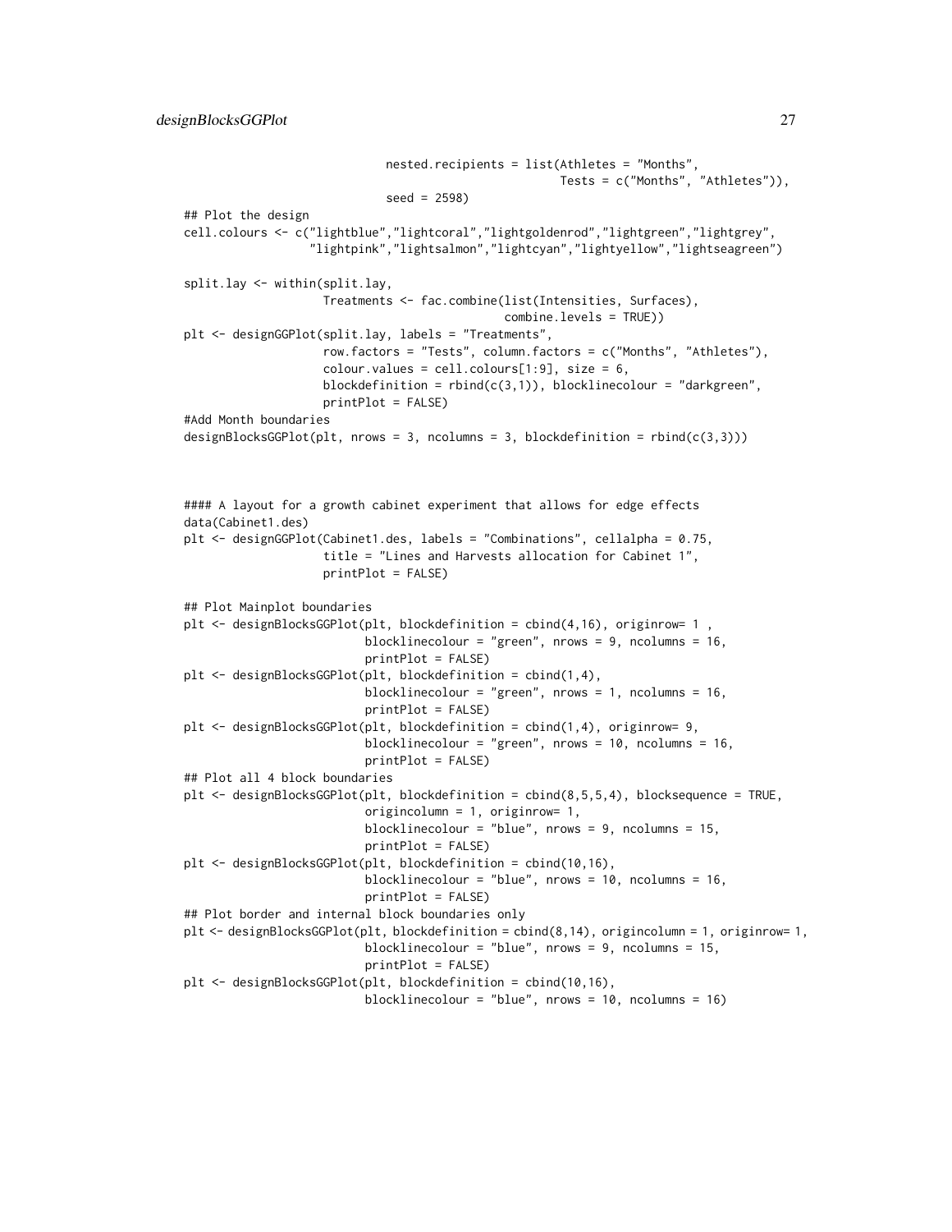```
                              nested.recipients = list(Athletes = "Months",
                                                       Tests = c("Months", "Athletes")),
                              seed = 2598)
## Plot the design
cell.colours <- c("lightblue","lightcoral","lightgoldenrod","lightgreen","lightgrey",
                  "lightpink","lightsalmon","lightcyan","lightyellow","lightseagreen")

split.lay <- within(split.lay,
                    Treatments <- fac.combine(list(Intensities, Surfaces),
                                              combine.levels = TRUE))
plt <- designGGPlot(split.lay, labels = "Treatments",
                    row.factors = "Tests", column.factors = c("Months", "Athletes"),
                    colour.values = cell.colours[1:9], size = 6,
                    blockdefinition = rbind(c(3,1)), blocklinecolour = "darkgreen",
                    printPlot = FALSE)
#Add Month boundaries
designBlocksGGPlot(plt, nrows = 3, ncolumns = 3, blockdefinition = rbind(c(3,3)))



#### A layout for a growth cabinet experiment that allows for edge effects
data(Cabinet1.des)
plt <- designGGPlot(Cabinet1.des, labels = "Combinations", cellalpha = 0.75,
                    title = "Lines and Harvests allocation for Cabinet 1",
                    printPlot = FALSE)

## Plot Mainplot boundaries
plt <- designBlocksGGPlot(plt, blockdefinition = cbind(4,16), originrow= 1 ,
                          blocklinecolour = "green", nrows = 9, ncolumns = 16,
                          printPlot = FALSE)
plt <- designBlocksGGPlot(plt, blockdefinition = cbind(1,4),
                          blocklinecolour = "green", nrows = 1, ncolumns = 16,
                          printPlot = FALSE)
plt <- designBlocksGGPlot(plt, blockdefinition = cbind(1,4), originrow= 9,
                          blocklinecolour = "green", nrows = 10, ncolumns = 16,
                          printPlot = FALSE)
## Plot all 4 block boundaries
plt <- designBlocksGGPlot(plt, blockdefinition = cbind(8,5,5,4), blocksequence = TRUE,
                          origincolumn = 1, originrow= 1,
                          blocklinecolour = "blue", nrows = 9, ncolumns = 15,
                          printPlot = FALSE)
plt <- designBlocksGGPlot(plt, blockdefinition = cbind(10,16),
                          blocklinecolour = "blue", nrows = 10, ncolumns = 16,
                          printPlot = FALSE)
## Plot border and internal block boundaries only
plt <- designBlocksGGPlot(plt, blockdefinition = cbind(8,14), origincolumn = 1, originrow= 1,
                          blocklinecolour = "blue", nrows = 9, ncolumns = 15,
                          printPlot = FALSE)
plt <- designBlocksGGPlot(plt, blockdefinition = cbind(10,16),
                          blocklinecolour = "blue", nrows = 10, ncolumns = 16)
```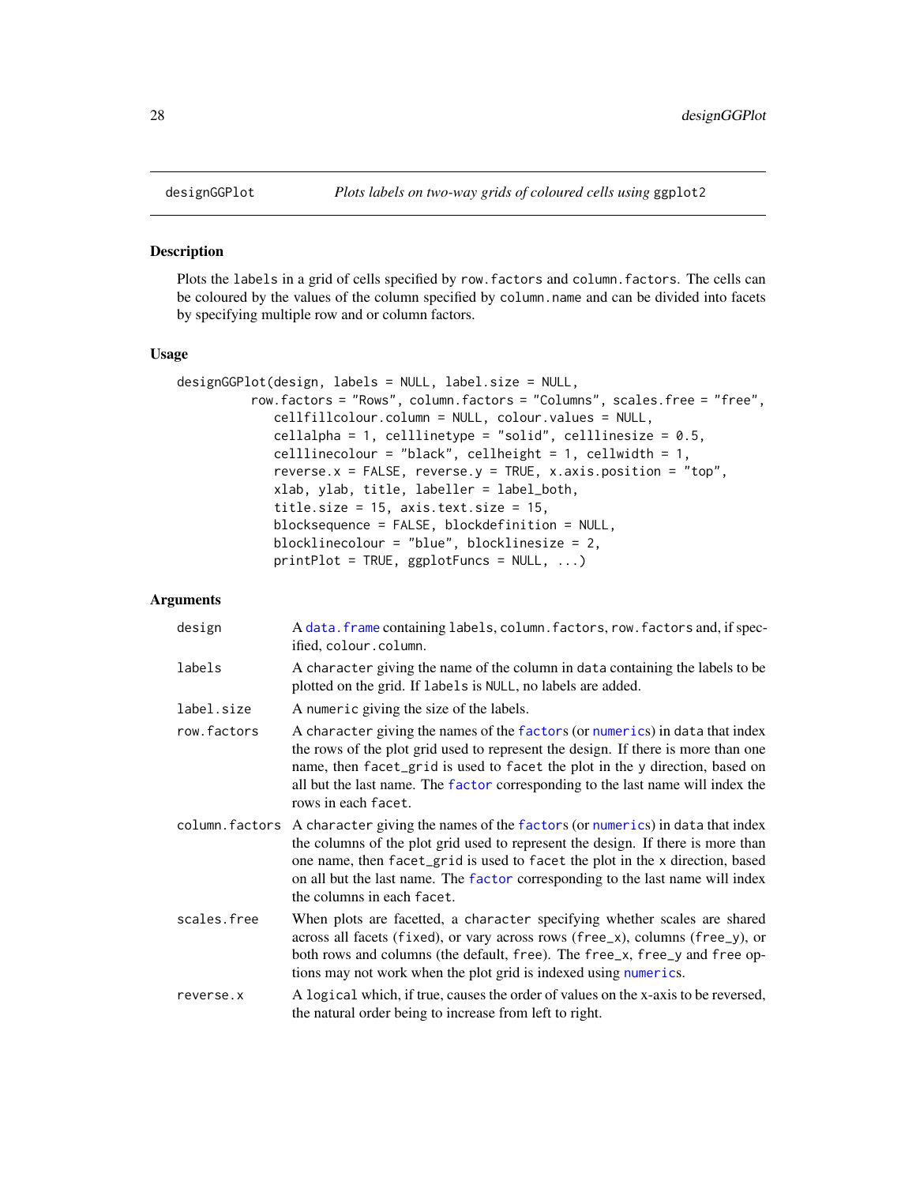## designGGPlot — *Plots labels on two-way grids of coloured cells using* `ggplot2`

### Description

Plots the `labels` in a grid of cells specified by `row.factors` and `column.factors`. The cells can be coloured by the values of the column specified by `column.name` and can be divided into facets by specifying multiple row and or column factors.

### Usage

```
designGGPlot(design, labels = NULL, label.size = NULL,
          row.factors = "Rows", column.factors = "Columns", scales.free = "free",
             cellfillcolour.column = NULL, colour.values = NULL,
             cellalpha = 1, celllinetype = "solid", celllinesize = 0.5,
             celllinecolour = "black", cellheight = 1, cellwidth = 1,
             reverse.x = FALSE, reverse.y = TRUE, x.axis.position = "top",
             xlab, ylab, title, labeller = label_both,
             title.size = 15, axis.text.size = 15,
             blocksequence = FALSE, blockdefinition = NULL,
             blocklinecolour = "blue", blocklinesize = 2,
             printPlot = TRUE, ggplotFuncs = NULL, ...)
```

### Arguments

| | |
|---|---|
| `design` | A `data.frame` containing `labels`, `column.factors`, `row.factors` and, if specified, `colour.column`. |
| `labels` | A `character` giving the name of the column in `data` containing the labels to be plotted on the grid. If `labels` is `NULL`, no labels are added. |
| `label.size` | A `numeric` giving the size of the labels. |
| `row.factors` | A `character` giving the names of the `factors` (or `numerics`) in `data` that index the rows of the plot grid used to represent the design. If there is more than one name, then `facet_grid` is used to `facet` the plot in the y direction, based on all but the last name. The `factor` corresponding to the last name will index the rows in each `facet`. |
| `column.factors` | A `character` giving the names of the `factors` (or `numerics`) in `data` that index the columns of the plot grid used to represent the design. If there is more than one name, then `facet_grid` is used to `facet` the plot in the x direction, based on all but the last name. The `factor` corresponding to the last name will index the columns in each `facet`. |
| `scales.free` | When plots are facetted, a `character` specifying whether scales are shared across all facets (`fixed`), or vary across rows (`free_x`), columns (`free_y`), or both rows and columns (the default, `free`). The `free_x`, `free_y` and `free` options may not work when the plot grid is indexed using `numerics`. |
| `reverse.x` | A `logical` which, if true, causes the order of values on the x-axis to be reversed, the natural order being to increase from left to right. |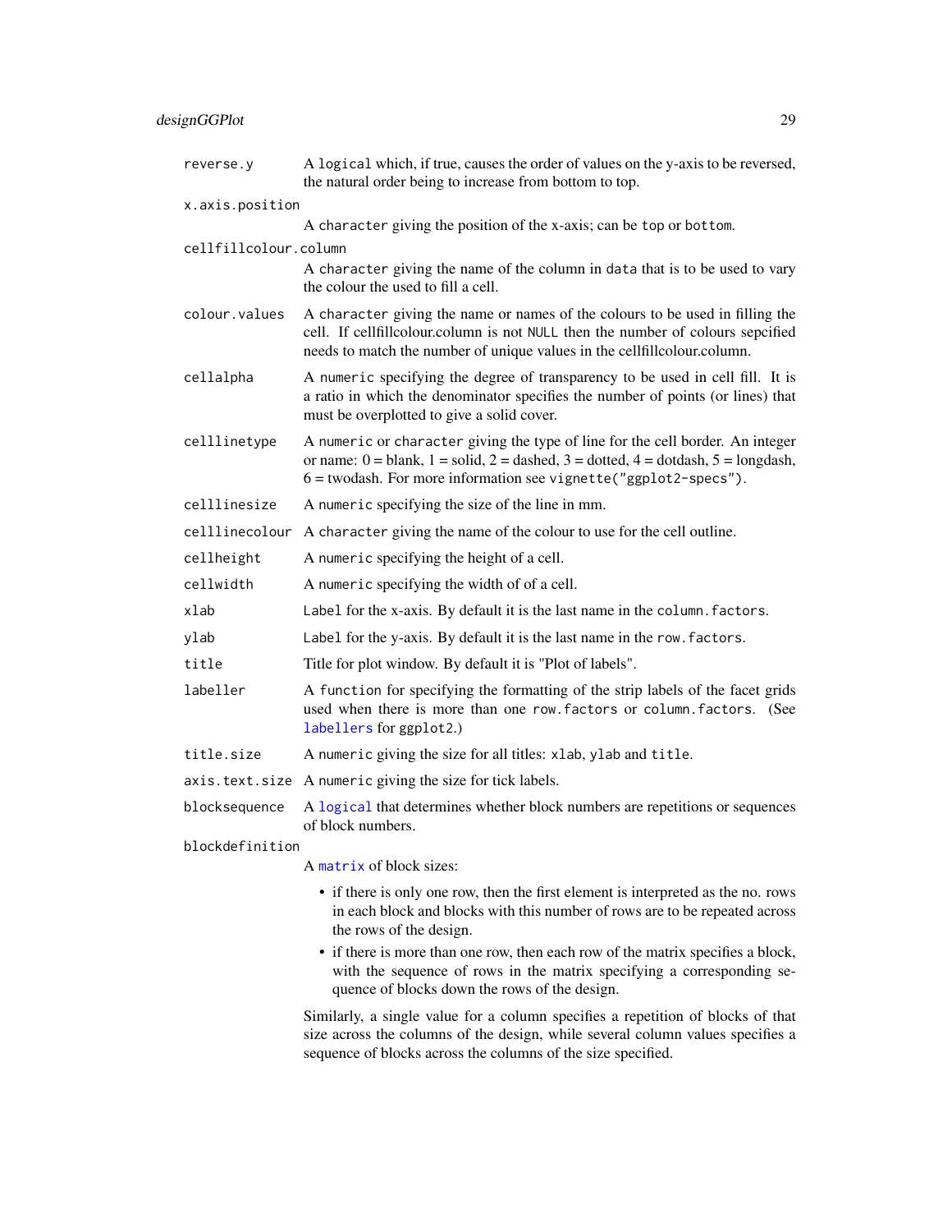| | |
|---|---|
| `reverse.y` | A `logical` which, if true, causes the order of values on the y-axis to be reversed, the natural order being to increase from bottom to top. |
| `x.axis.position` | A `character` giving the position of the x-axis; can be `top` or `bottom`. |
| `cellfillcolour.column` | A `character` giving the name of the column in `data` that is to be used to vary the colour the used to fill a cell. |
| `colour.values` | A `character` giving the name or names of the colours to be used in filling the cell. If cellfillcolour.column is not `NULL` then the number of colours sepcified needs to match the number of unique values in the cellfillcolour.column. |
| `cellalpha` | A `numeric` specifying the degree of transparency to be used in cell fill. It is a ratio in which the denominator specifies the number of points (or lines) that must be overplotted to give a solid cover. |
| `celllinetype` | A `numeric` or `character` giving the type of line for the cell border. An integer or name: 0 = blank, 1 = solid, 2 = dashed, 3 = dotted, 4 = dotdash, 5 = longdash, 6 = twodash. For more information see `vignette("ggplot2-specs")`. |
| `celllinesize` | A `numeric` specifying the size of the line in mm. |
| `celllinecolour` | A `character` giving the name of the colour to use for the cell outline. |
| `cellheight` | A `numeric` specifying the height of a cell. |
| `cellwidth` | A `numeric` specifying the width of of a cell. |
| `xlab` | `Label` for the x-axis. By default it is the last name in the `column.factors`. |
| `ylab` | `Label` for the y-axis. By default it is the last name in the `row.factors`. |
| `title` | Title for plot window. By default it is "Plot of labels". |
| `labeller` | A `function` for specifying the formatting of the strip labels of the facet grids used when there is more than one `row.factors` or `column.factors`. (See `labellers` for ggplot2.) |
| `title.size` | A `numeric` giving the size for all titles: `xlab`, `ylab` and `title`. |
| `axis.text.size` | A `numeric` giving the size for tick labels. |
| `blocksequence` | A `logical` that determines whether block numbers are repetitions or sequences of block numbers. |

`blockdefinition`

A `matrix` of block sizes:

- if there is only one row, then the first element is interpreted as the no. rows in each block and blocks with this number of rows are to be repeated across the rows of the design.
- if there is more than one row, then each row of the matrix specifies a block, with the sequence of rows in the matrix specifying a corresponding sequence of blocks down the rows of the design.

Similarly, a single value for a column specifies a repetition of blocks of that size across the columns of the design, while several column values specifies a sequence of blocks across the columns of the size specified.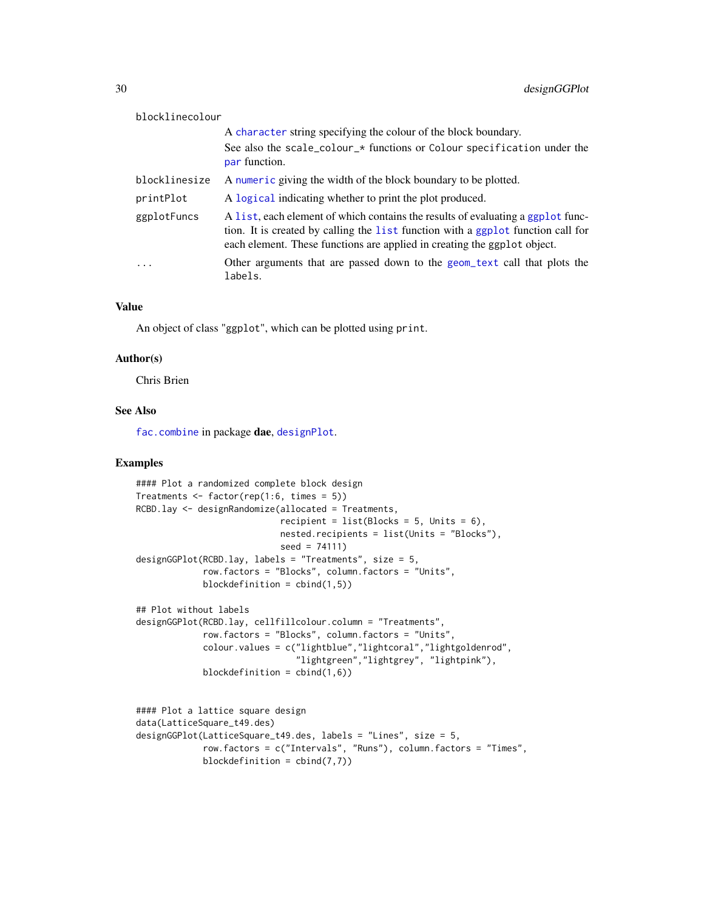| | |
|---|---|
| blocklinecolour | A character string specifying the colour of the block boundary. See also the scale_colour_* functions or Colour specification under the par function. |
| blocklinesize | A numeric giving the width of the block boundary to be plotted. |
| printPlot | A logical indicating whether to print the plot produced. |
| ggplotFuncs | A list, each element of which contains the results of evaluating a ggplot function. It is created by calling the list function with a ggplot function call for each element. These functions are applied in creating the ggplot object. |
| ... | Other arguments that are passed down to the geom_text call that plots the labels. |

## Value

An object of class "ggplot", which can be plotted using print.

## Author(s)

Chris Brien

## See Also

fac.combine in package **dae**, designPlot.

## Examples

```
#### Plot a randomized complete block design
Treatments <- factor(rep(1:6, times = 5))
RCBD.lay <- designRandomize(allocated = Treatments,
                            recipient = list(Blocks = 5, Units = 6),
                            nested.recipients = list(Units = "Blocks"),
                            seed = 74111)
designGGPlot(RCBD.lay, labels = "Treatments", size = 5,
             row.factors = "Blocks", column.factors = "Units",
             blockdefinition = cbind(1,5))

## Plot without labels
designGGPlot(RCBD.lay, cellfillcolour.column = "Treatments",
             row.factors = "Blocks", column.factors = "Units",
             colour.values = c("lightblue","lightcoral","lightgoldenrod",
                               "lightgreen","lightgrey", "lightpink"),
             blockdefinition = cbind(1,6))


#### Plot a lattice square design
data(LatticeSquare_t49.des)
designGGPlot(LatticeSquare_t49.des, labels = "Lines", size = 5,
             row.factors = c("Intervals", "Runs"), column.factors = "Times",
             blockdefinition = cbind(7,7))
```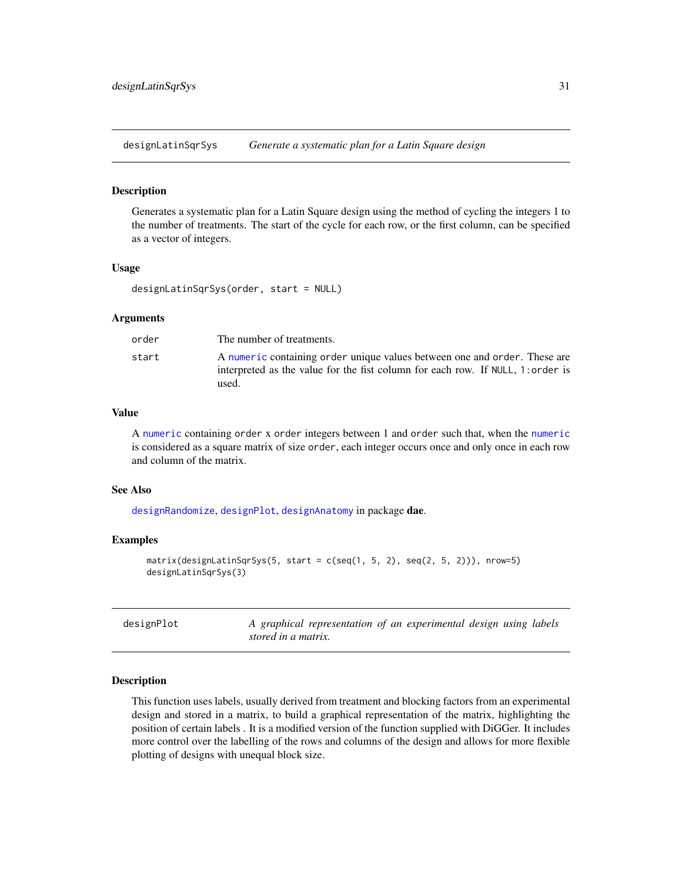## designLatinSqrSys — *Generate a systematic plan for a Latin Square design*

### Description

Generates a systematic plan for a Latin Square design using the method of cycling the integers 1 to the number of treatments. The start of the cycle for each row, or the first column, can be specified as a vector of integers.

### Usage

```
designLatinSqrSys(order, start = NULL)
```

### Arguments

| | |
|---|---|
| `order` | The number of treatments. |
| `start` | A `numeric` containing `order` unique values between one and `order`. These are interpreted as the value for the fist column for each row. If `NULL`, `1:order` is used. |

### Value

A `numeric` containing `order` x `order` integers between 1 and `order` such that, when the `numeric` is considered as a square matrix of size `order`, each integer occurs once and only once in each row and column of the matrix.

### See Also

`designRandomize`, `designPlot`, `designAnatomy` in package **dae**.

### Examples

```
matrix(designLatinSqrSys(5, start = c(seq(1, 5, 2), seq(2, 5, 2))), nrow=5)
designLatinSqrSys(3)
```

## designPlot — *A graphical representation of an experimental design using labels stored in a matrix.*

### Description

This function uses labels, usually derived from treatment and blocking factors from an experimental design and stored in a matrix, to build a graphical representation of the matrix, highlighting the position of certain labels . It is a modified version of the function supplied with DiGGer. It includes more control over the labelling of the rows and columns of the design and allows for more flexible plotting of designs with unequal block size.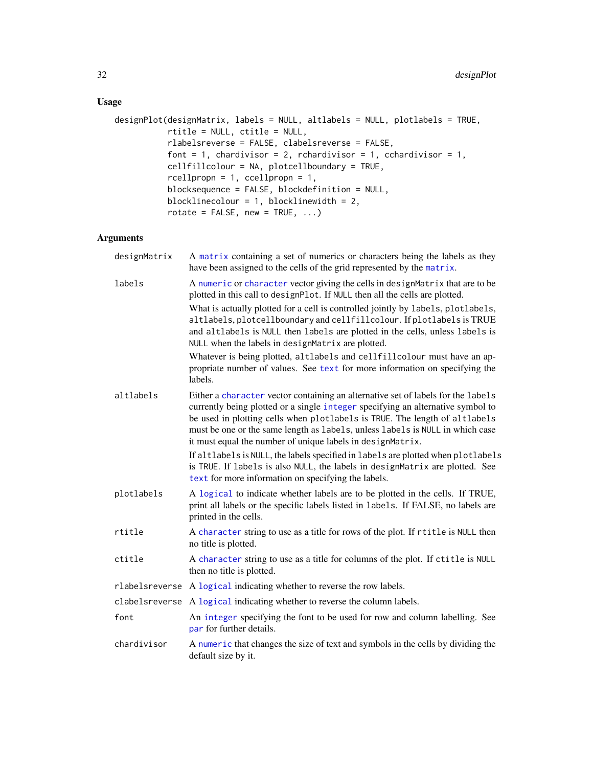## Usage

```
designPlot(designMatrix, labels = NULL, altlabels = NULL, plotlabels = TRUE,
           rtitle = NULL, ctitle = NULL,
           rlabelsreverse = FALSE, clabelsreverse = FALSE,
           font = 1, chardivisor = 2, rchardivisor = 1, cchardivisor = 1,
           cellfillcolour = NA, plotcellboundary = TRUE,
           rcellpropn = 1, ccellpropn = 1,
           blocksequence = FALSE, blockdefinition = NULL,
           blocklinecolour = 1, blocklinewidth = 2,
           rotate = FALSE, new = TRUE, ...)
```

## Arguments

**designMatrix** A `matrix` containing a set of numerics or characters being the labels as they have been assigned to the cells of the grid represented by the `matrix`.

**labels** A `numeric` or `character` vector giving the cells in `designMatrix` that are to be plotted in this call to `designPlot`. If `NULL` then all the cells are plotted.

What is actually plotted for a cell is controlled jointly by `labels`, `plotlabels`, `altlabels`, `plotcellboundary` and `cellfillcolour`. If `plotlabels` is `TRUE` and `altlabels` is `NULL` then `labels` are plotted in the cells, unless `labels` is `NULL` when the labels in `designMatrix` are plotted.

Whatever is being plotted, `altlabels` and `cellfillcolour` must have an appropriate number of values. See `text` for more information on specifying the labels.

**altlabels** Either a `character` vector containing an alternative set of labels for the `labels` currently being plotted or a single `integer` specifying an alternative symbol to be used in plotting cells when `plotlabels` is `TRUE`. The length of `altlabels` must be one or the same length as `labels`, unless `labels` is `NULL` in which case it must equal the number of unique labels in `designMatrix`.

If `altlabels` is `NULL`, the labels specified in `labels` are plotted when `plotlabels` is `TRUE`. If `labels` is also `NULL`, the labels in `designMatrix` are plotted. See `text` for more information on specifying the labels.

**plotlabels** A `logical` to indicate whether labels are to be plotted in the cells. If `TRUE`, print all labels or the specific labels listed in `labels`. If `FALSE`, no labels are printed in the cells.

**rtitle** A `character` string to use as a title for rows of the plot. If `rtitle` is `NULL` then no title is plotted.

**ctitle** A `character` string to use as a title for columns of the plot. If `ctitle` is `NULL` then no title is plotted.

**rlabelsreverse** A `logical` indicating whether to reverse the row labels.

**clabelsreverse** A `logical` indicating whether to reverse the column labels.

**font** An `integer` specifying the font to be used for row and column labelling. See `par` for further details.

**chardivisor** A `numeric` that changes the size of text and symbols in the cells by dividing the default size by it.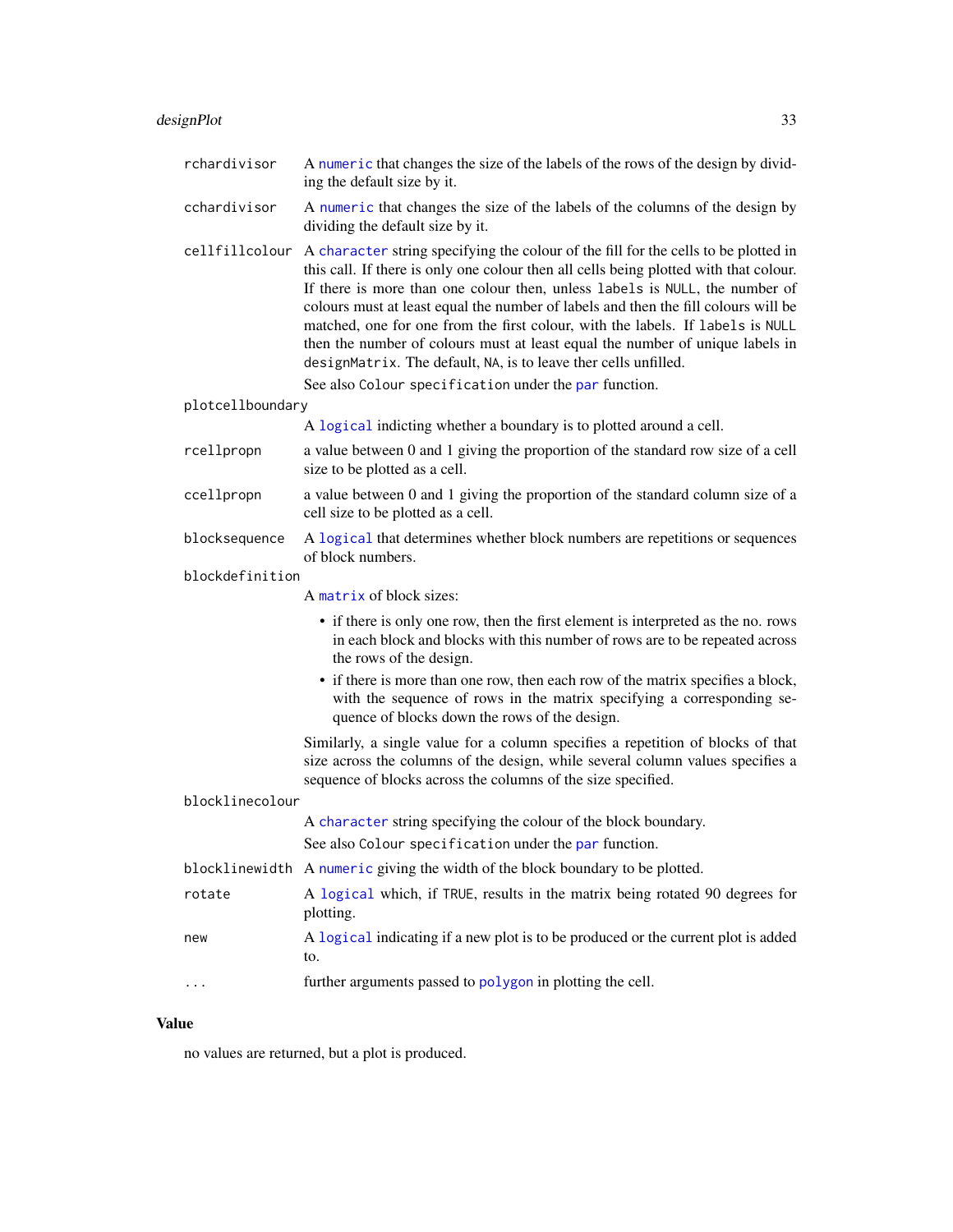`rchardivisor` A `numeric` that changes the size of the labels of the rows of the design by dividing the default size by it.

`cchardivisor` A `numeric` that changes the size of the labels of the columns of the design by dividing the default size by it.

`cellfillcolour` A `character` string specifying the colour of the fill for the cells to be plotted in this call. If there is only one colour then all cells being plotted with that colour. If there is more than one colour then, unless `labels` is `NULL`, the number of colours must at least equal the number of labels and then the fill colours will be matched, one for one from the first colour, with the labels. If `labels` is `NULL` then the number of colours must at least equal the number of unique labels in `designMatrix`. The default, `NA`, is to leave ther cells unfilled.

See also `Colour specification` under the `par` function.

`plotcellboundary`
A `logical` indicting whether a boundary is to plotted around a cell.

`rcellpropn` a value between 0 and 1 giving the proportion of the standard row size of a cell size to be plotted as a cell.

`ccellpropn` a value between 0 and 1 giving the proportion of the standard column size of a cell size to be plotted as a cell.

`blocksequence` A `logical` that determines whether block numbers are repetitions or sequences of block numbers.

`blockdefinition`
A `matrix` of block sizes:

- if there is only one row, then the first element is interpreted as the no. rows in each block and blocks with this number of rows are to be repeated across the rows of the design.
- if there is more than one row, then each row of the matrix specifies a block, with the sequence of rows in the matrix specifying a corresponding sequence of blocks down the rows of the design.

Similarly, a single value for a column specifies a repetition of blocks of that size across the columns of the design, while several column values specifies a sequence of blocks across the columns of the size specified.

`blocklinecolour`
A `character` string specifying the colour of the block boundary.

See also `Colour specification` under the `par` function.

`blocklinewidth` A `numeric` giving the width of the block boundary to be plotted.

`rotate` A `logical` which, if `TRUE`, results in the matrix being rotated 90 degrees for plotting.

`new` A `logical` indicating if a new plot is to be produced or the current plot is added to.

`...` further arguments passed to `polygon` in plotting the cell.

## Value

no values are returned, but a plot is produced.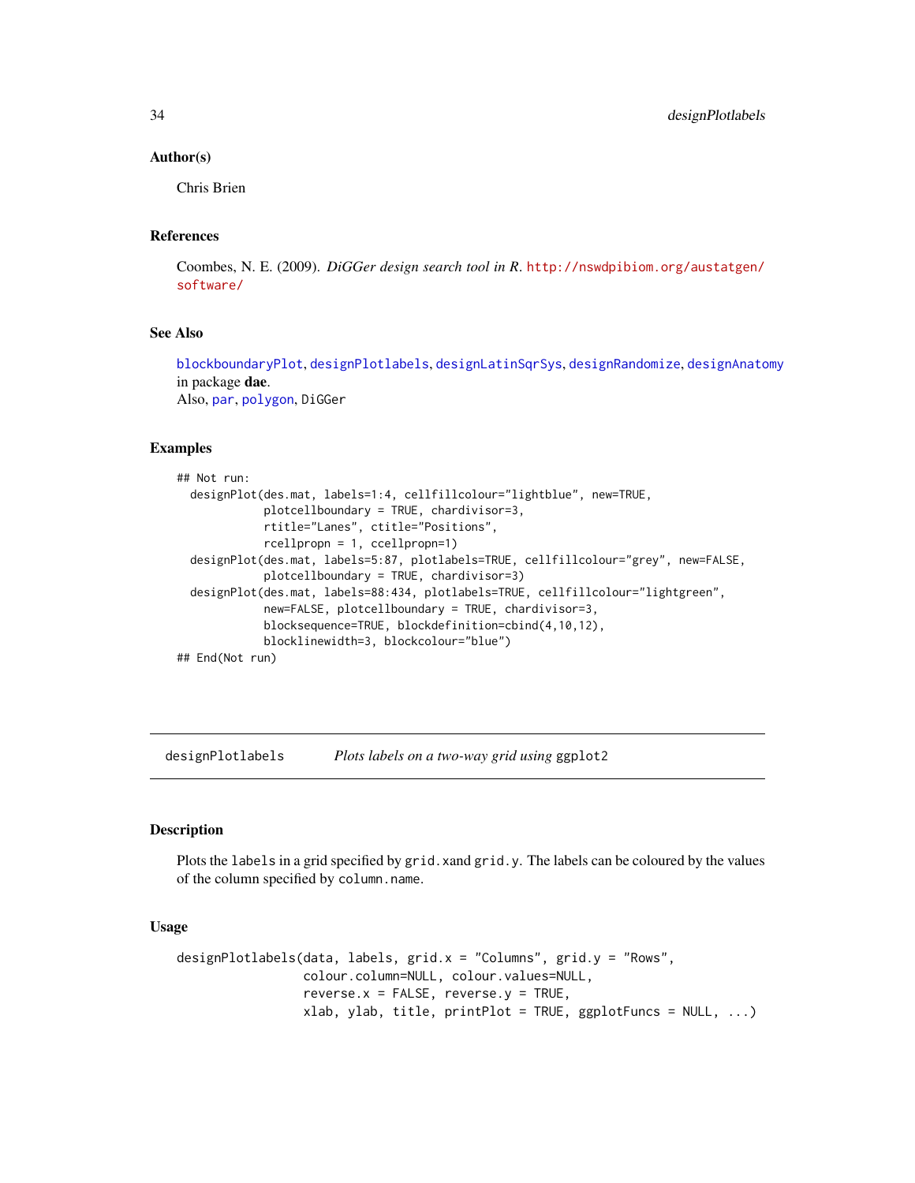### Author(s)

Chris Brien

### References

Coombes, N. E. (2009). *DiGGer design search tool in R*. http://nswdpibiom.org/austatgen/software/

### See Also

blockboundaryPlot, designPlotlabels, designLatinSqrSys, designRandomize, designAnatomy in package **dae**.
Also, par, polygon, DiGGer

### Examples

```
## Not run:
  designPlot(des.mat, labels=1:4, cellfillcolour="lightblue", new=TRUE,
             plotcellboundary = TRUE, chardivisor=3,
             rtitle="Lanes", ctitle="Positions",
             rcellpropn = 1, ccellpropn=1)
  designPlot(des.mat, labels=5:87, plotlabels=TRUE, cellfillcolour="grey", new=FALSE,
             plotcellboundary = TRUE, chardivisor=3)
  designPlot(des.mat, labels=88:434, plotlabels=TRUE, cellfillcolour="lightgreen",
             new=FALSE, plotcellboundary = TRUE, chardivisor=3,
             blocksequence=TRUE, blockdefinition=cbind(4,10,12),
             blocklinewidth=3, blockcolour="blue")
## End(Not run)
```

---

## designPlotlabels — *Plots labels on a two-way grid using* ggplot2

---

### Description

Plots the `labels` in a grid specified by `grid.x`and `grid.y`. The labels can be coloured by the values of the column specified by `column.name`.

### Usage

```
designPlotlabels(data, labels, grid.x = "Columns", grid.y = "Rows",
                 colour.column=NULL, colour.values=NULL,
                 reverse.x = FALSE, reverse.y = TRUE,
                 xlab, ylab, title, printPlot = TRUE, ggplotFuncs = NULL, ...)
```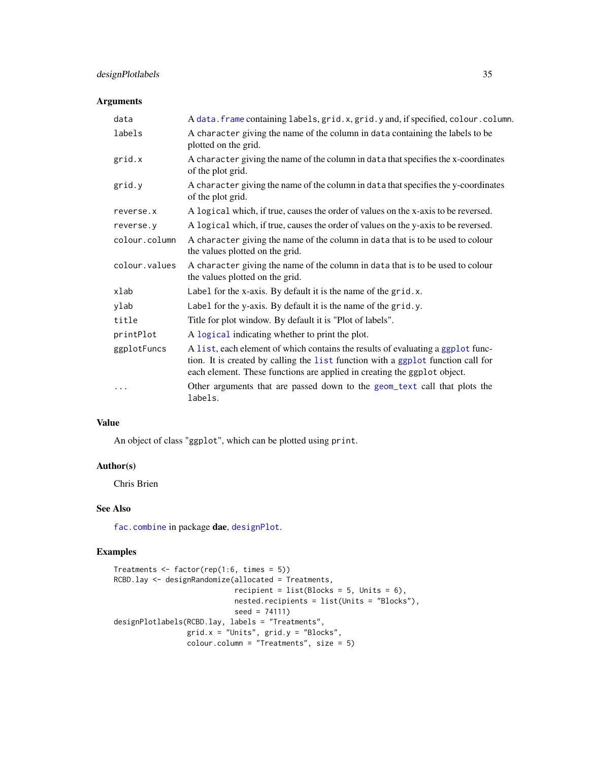### Arguments

| | |
|---|---|
| `data` | A `data.frame` containing `labels`, `grid.x`, `grid.y` and, if specified, `colour.column`. |
| `labels` | A `character` giving the name of the column in `data` containing the labels to be plotted on the grid. |
| `grid.x` | A `character` giving the name of the column in `data` that specifies the x-coordinates of the plot grid. |
| `grid.y` | A `character` giving the name of the column in `data` that specifies the y-coordinates of the plot grid. |
| `reverse.x` | A `logical` which, if true, causes the order of values on the x-axis to be reversed. |
| `reverse.y` | A `logical` which, if true, causes the order of values on the y-axis to be reversed. |
| `colour.column` | A `character` giving the name of the column in `data` that is to be used to colour the values plotted on the grid. |
| `colour.values` | A `character` giving the name of the column in `data` that is to be used to colour the values plotted on the grid. |
| `xlab` | `Label` for the x-axis. By default it is the name of the `grid.x`. |
| `ylab` | `Label` for the y-axis. By default it is the name of the `grid.y`. |
| `title` | Title for plot window. By default it is "Plot of labels". |
| `printPlot` | A `logical` indicating whether to print the plot. |
| `ggplotFuncs` | A `list`, each element of which contains the results of evaluating a `ggplot` function. It is created by calling the `list` function with a `ggplot` function call for each element. These functions are applied in creating the `ggplot` object. |
| `...` | Other arguments that are passed down to the `geom_text` call that plots the `labels`. |

### Value

An object of class "`ggplot`", which can be plotted using `print`.

### Author(s)

Chris Brien

### See Also

`fac.combine` in package **dae**, `designPlot`.

### Examples

```
Treatments <- factor(rep(1:6, times = 5))
RCBD.lay <- designRandomize(allocated = Treatments,
                            recipient = list(Blocks = 5, Units = 6),
                            nested.recipients = list(Units = "Blocks"),
                            seed = 74111)
designPlotlabels(RCBD.lay, labels = "Treatments",
                 grid.x = "Units", grid.y = "Blocks",
                 colour.column = "Treatments", size = 5)
```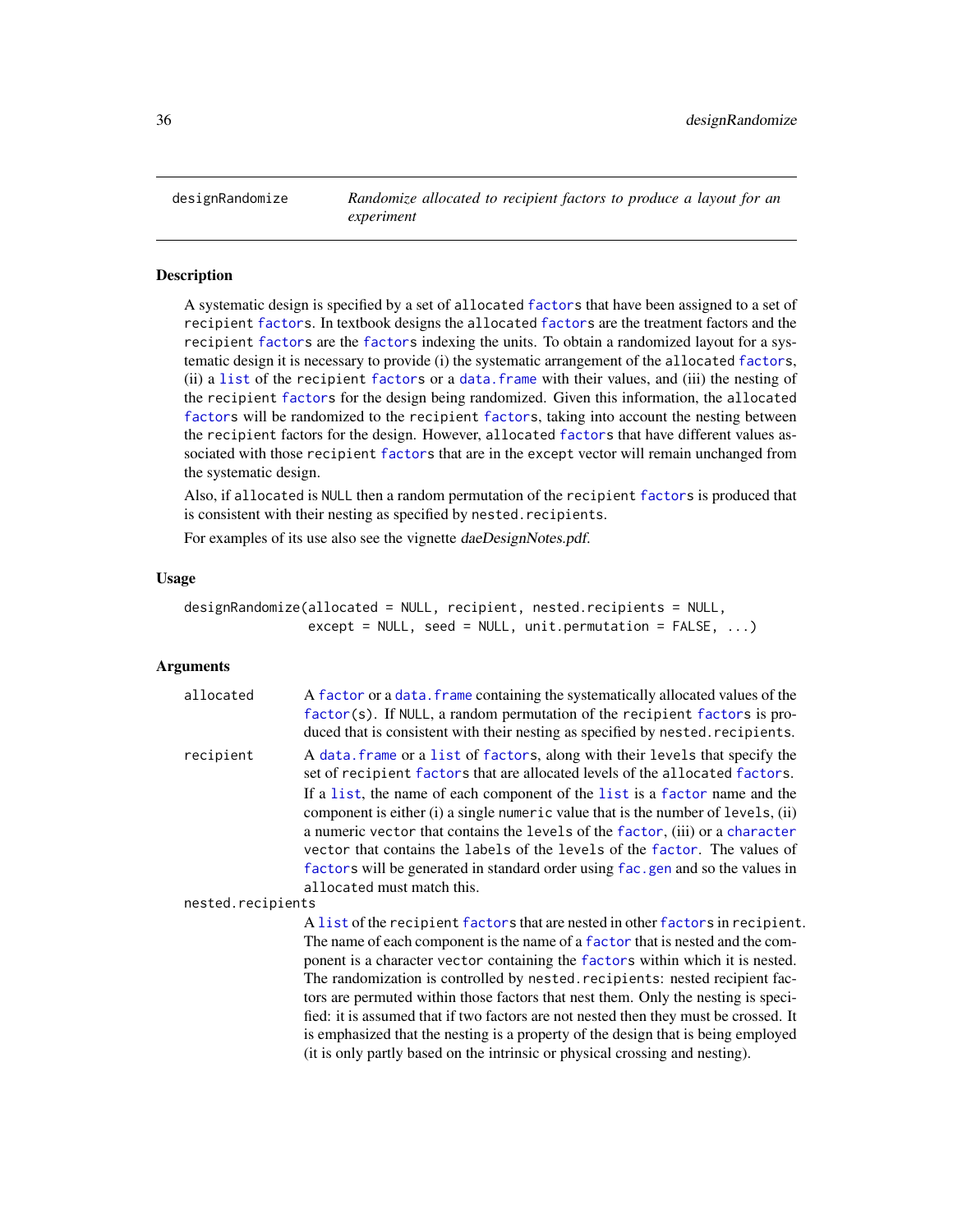## designRandomize — *Randomize allocated to recipient factors to produce a layout for an experiment*

### Description

A systematic design is specified by a set of allocated factors that have been assigned to a set of recipient factors. In textbook designs the allocated factors are the treatment factors and the recipient factors are the factors indexing the units. To obtain a randomized layout for a systematic design it is necessary to provide (i) the systematic arrangement of the allocated factors, (ii) a list of the recipient factors or a data.frame with their values, and (iii) the nesting of the recipient factors for the design being randomized. Given this information, the allocated factors will be randomized to the recipient factors, taking into account the nesting between the recipient factors for the design. However, allocated factors that have different values associated with those recipient factors that are in the except vector will remain unchanged from the systematic design.

Also, if allocated is NULL then a random permutation of the recipient factors is produced that is consistent with their nesting as specified by nested.recipients.

For examples of its use also see the vignette *daeDesignNotes.pdf*.

### Usage

```
designRandomize(allocated = NULL, recipient, nested.recipients = NULL,
                except = NULL, seed = NULL, unit.permutation = FALSE, ...)
```

### Arguments

**allocated** A factor or a data.frame containing the systematically allocated values of the factor(s). If NULL, a random permutation of the recipient factors is produced that is consistent with their nesting as specified by nested.recipients.

**recipient** A data.frame or a list of factors, along with their levels that specify the set of recipient factors that are allocated levels of the allocated factors.

If a list, the name of each component of the list is a factor name and the component is either (i) a single numeric value that is the number of levels, (ii) a numeric vector that contains the levels of the factor, (iii) or a character vector that contains the labels of the levels of the factor. The values of factors will be generated in standard order using fac.gen and so the values in allocated must match this.

**nested.recipients**
A list of the recipient factors that are nested in other factors in recipient. The name of each component is the name of a factor that is nested and the component is a character vector containing the factors within which it is nested. The randomization is controlled by nested.recipients: nested recipient factors are permuted within those factors that nest them. Only the nesting is specified: it is assumed that if two factors are not nested then they must be crossed. It is emphasized that the nesting is a property of the design that is being employed (it is only partly based on the intrinsic or physical crossing and nesting).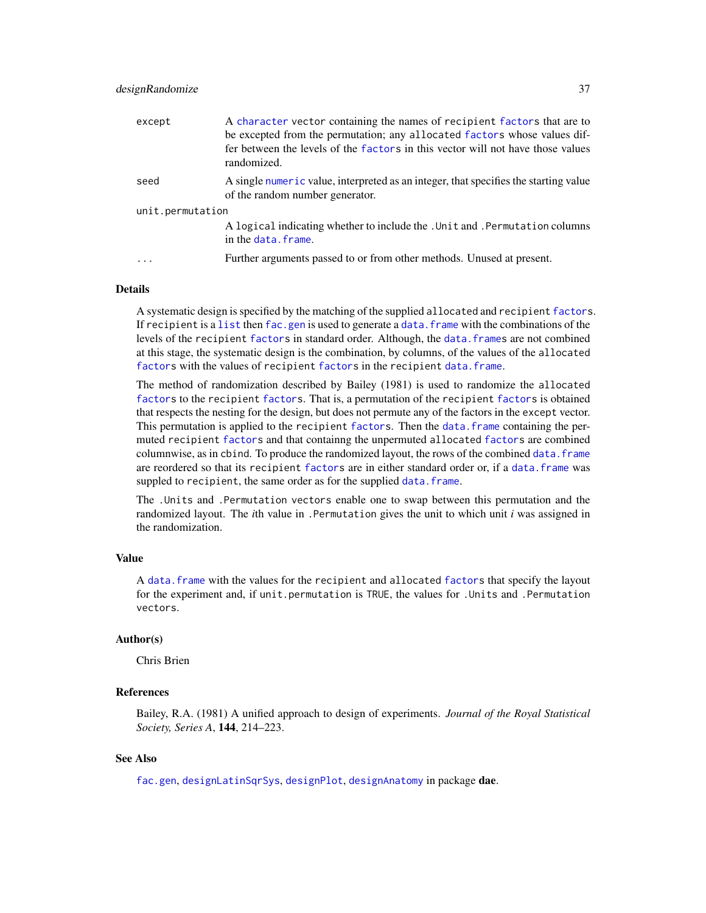| | |
|---|---|
| except | A `character` vector containing the names of `recipient` `factor`s that are to be excepted from the permutation; any `allocated` `factor`s whose values differ between the levels of the `factor`s in this vector will not have those values randomized. |
| seed | A single `numeric` value, interpreted as an integer, that specifies the starting value of the random number generator. |
| unit.permutation | A `logical` indicating whether to include the `.Unit` and `.Permutation` columns in the `data.frame`. |
| ... | Further arguments passed to or from other methods. Unused at present. |

## Details

A systematic design is specified by the matching of the supplied `allocated` and `recipient` `factor`s. If `recipient` is a `list` then `fac.gen` is used to generate a `data.frame` with the combinations of the levels of the `recipient` `factor`s in standard order. Although, the `data.frame`s are not combined at this stage, the systematic design is the combination, by columns, of the values of the `allocated` `factor`s with the values of `recipient` `factor`s in the `recipient` `data.frame`.

The method of randomization described by Bailey (1981) is used to randomize the `allocated` `factor`s to the `recipient` `factor`s. That is, a permutation of the `recipient` `factor`s is obtained that respects the nesting for the design, but does not permute any of the factors in the `except` vector. This permutation is applied to the `recipient` `factor`s. Then the `data.frame` containing the permuted `recipient` `factor`s and that containg the unpermuted `allocated` `factor`s are combined columnwise, as in `cbind`. To produce the randomized layout, the rows of the combined `data.frame` are reordered so that its `recipient` `factor`s are in either standard order or, if a `data.frame` was suppled to `recipient`, the same order as for the supplied `data.frame`.

The `.Units` and `.Permutation vectors` enable one to swap between this permutation and the randomized layout. The *i*th value in `.Permutation` gives the unit to which unit *i* was assigned in the randomization.

## Value

A `data.frame` with the values for the `recipient` and `allocated` `factor`s that specify the layout for the experiment and, if `unit.permutation` is `TRUE`, the values for `.Units` and `.Permutation vectors`.

## Author(s)

Chris Brien

## References

Bailey, R.A. (1981) A unified approach to design of experiments. *Journal of the Royal Statistical Society, Series A*, **144**, 214–223.

## See Also

`fac.gen`, `designLatinSqrSys`, `designPlot`, `designAnatomy` in package **dae**.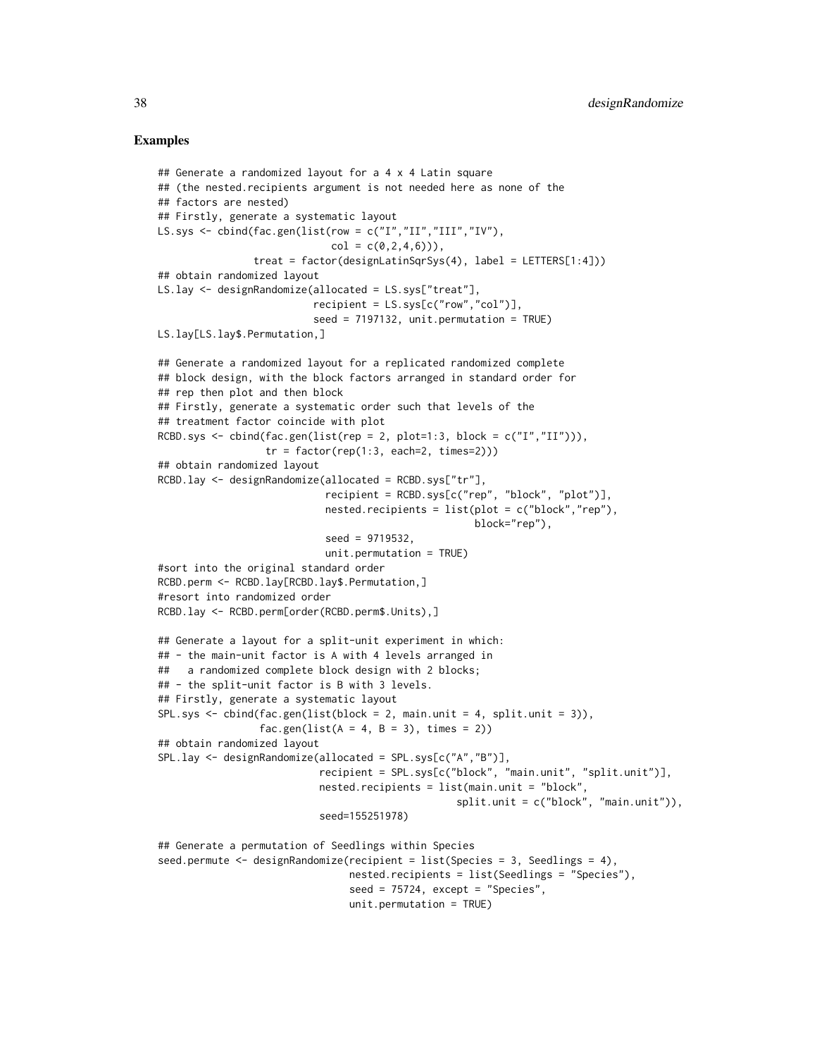## Examples

```
## Generate a randomized layout for a 4 x 4 Latin square
## (the nested.recipients argument is not needed here as none of the
## factors are nested)
## Firstly, generate a systematic layout
LS.sys <- cbind(fac.gen(list(row = c("I","II","III","IV"),
                             col = c(0,2,4,6))),
                treat = factor(designLatinSqrSys(4), label = LETTERS[1:4]))
## obtain randomized layout
LS.lay <- designRandomize(allocated = LS.sys["treat"],
                          recipient = LS.sys[c("row","col")],
                          seed = 7197132, unit.permutation = TRUE)
LS.lay[LS.lay$Permutation,]

## Generate a randomized layout for a replicated randomized complete
## block design, with the block factors arranged in standard order for
## rep then plot and then block
## Firstly, generate a systematic order such that levels of the
## treatment factor coincide with plot
RCBD.sys <- cbind(fac.gen(list(rep = 2, plot=1:3, block = c("I","II"))),
                  tr = factor(rep(1:3, each=2, times=2)))
## obtain randomized layout
RCBD.lay <- designRandomize(allocated = RCBD.sys["tr"],
                            recipient = RCBD.sys[c("rep", "block", "plot")],
                            nested.recipients = list(plot = c("block","rep"),
                                                     block="rep"),
                            seed = 9719532,
                            unit.permutation = TRUE)
#sort into the original standard order
RCBD.perm <- RCBD.lay[RCBD.lay$Permutation,]
#resort into randomized order
RCBD.lay <- RCBD.perm[order(RCBD.perm$Units),]

## Generate a layout for a split-unit experiment in which:
## - the main-unit factor is A with 4 levels arranged in
##   a randomized complete block design with 2 blocks;
## - the split-unit factor is B with 3 levels.
## Firstly, generate a systematic layout
SPL.sys <- cbind(fac.gen(list(block = 2, main.unit = 4, split.unit = 3)),
                 fac.gen(list(A = 4, B = 3), times = 2))
## obtain randomized layout
SPL.lay <- designRandomize(allocated = SPL.sys[c("A","B")],
                           recipient = SPL.sys[c("block", "main.unit", "split.unit")],
                           nested.recipients = list(main.unit = "block",
                                                    split.unit = c("block", "main.unit")),
                           seed=155251978)

## Generate a permutation of Seedlings within Species
seed.permute <- designRandomize(recipient = list(Species = 3, Seedlings = 4),
                                nested.recipients = list(Seedlings = "Species"),
                                seed = 75724, except = "Species",
                                unit.permutation = TRUE)
```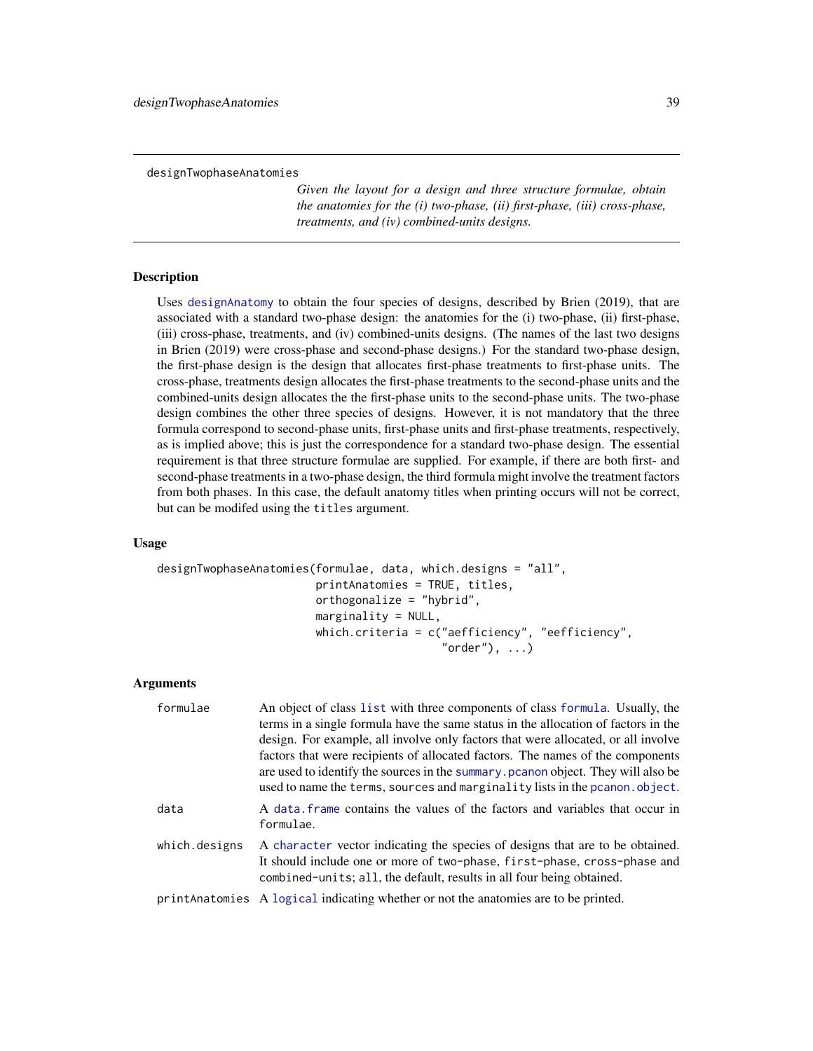designTwophaseAnatomies

*Given the layout for a design and three structure formulae, obtain the anatomies for the (i) two-phase, (ii) first-phase, (iii) cross-phase, treatments, and (iv) combined-units designs.*

## Description

Uses designAnatomy to obtain the four species of designs, described by Brien (2019), that are associated with a standard two-phase design: the anatomies for the (i) two-phase, (ii) first-phase, (iii) cross-phase, treatments, and (iv) combined-units designs. (The names of the last two designs in Brien (2019) were cross-phase and second-phase designs.) For the standard two-phase design, the first-phase design is the design that allocates first-phase treatments to first-phase units. The cross-phase, treatments design allocates the first-phase treatments to the second-phase units and the combined-units design allocates the the first-phase units to the second-phase units. The two-phase design combines the other three species of designs. However, it is not mandatory that the three formula correspond to second-phase units, first-phase units and first-phase treatments, respectively, as is implied above; this is just the correspondence for a standard two-phase design. The essential requirement is that three structure formulae are supplied. For example, if there are both first- and second-phase treatments in a two-phase design, the third formula might involve the treatment factors from both phases. In this case, the default anatomy titles when printing occurs will not be correct, but can be modifed using the `titles` argument.

## Usage

```
designTwophaseAnatomies(formulae, data, which.designs = "all",
                        printAnatomies = TRUE, titles,
                        orthogonalize = "hybrid",
                        marginality = NULL,
                        which.criteria = c("aefficiency", "eefficiency",
                                           "order"), ...)
```

## Arguments

| | |
|---|---|
| `formulae` | An object of class list with three components of class formula. Usually, the terms in a single formula have the same status in the allocation of factors in the design. For example, all involve only factors that were allocated, or all involve factors that were recipients of allocated factors. The names of the components are used to identify the sources in the summary.pcanon object. They will also be used to name the `terms`, `sources` and `marginality` lists in the pcanon.object. |
| `data` | A data.frame contains the values of the factors and variables that occur in `formulae`. |
| `which.designs` | A character vector indicating the species of designs that are to be obtained. It should include one or more of `two-phase`, `first-phase`, `cross-phase` and `combined-units`; `all`, the default, results in all four being obtained. |
| `printAnatomies` | A logical indicating whether or not the anatomies are to be printed. |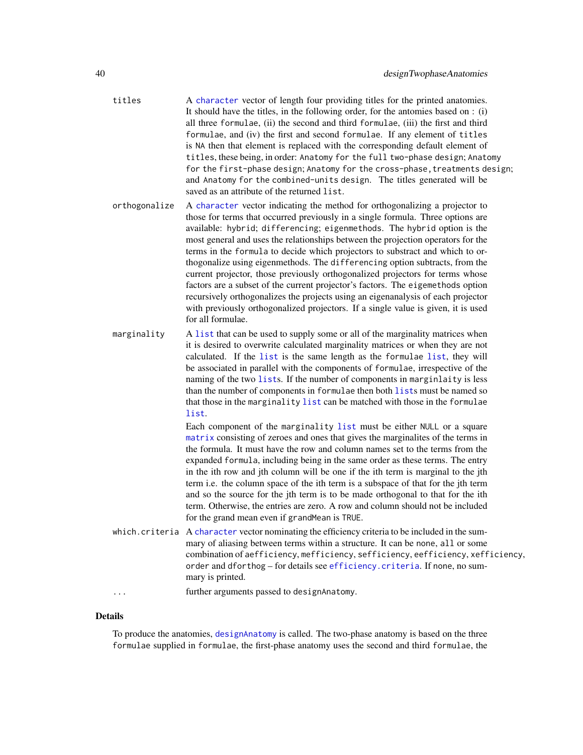titles
: A `character` vector of length four providing titles for the printed anatomies. It should have the titles, in the following order, for the antomies based on : (i) all three `formulae`, (ii) the second and third `formulae`, (iii) the first and third `formulae`, and (iv) the first and second `formulae`. If any element of `titles` is `NA` then that element is replaced with the corresponding default element of `titles`, these being, in order: `Anatomy for the full two-phase design`; `Anatomy for the first-phase design`; `Anatomy for the cross-phase, treatments design`; and `Anatomy for the combined-units design`. The titles generated will be saved as an attribute of the returned `list`.

orthogonalize
: A `character` vector indicating the method for orthogonalizing a projector to those for terms that occurred previously in a single formula. Three options are available: `hybrid`; `differencing`; `eigenmethods`. The `hybrid` option is the most general and uses the relationships between the projection operators for the terms in the `formula` to decide which projectors to substract and which to orthogonalize using eigenmethods. The `differencing` option subtracts, from the current projector, those previously orthogonalized projectors for terms whose factors are a subset of the current projector's factors. The `eigemethods` option recursively orthogonalizes the projects using an eigenanalysis of each projector with previously orthogonalized projectors. If a single value is given, it is used for all formulae.

marginality
: A `list` that can be used to supply some or all of the marginality matrices when it is desired to overwrite calculated marginality matrices or when they are not calculated. If the `list` is the same length as the `formulae` `list`, they will be associated in parallel with the components of `formulae`, irrespective of the naming of the two `list`s. If the number of components in `marginlaity` is less than the number of components in `formulae` then both `list`s must be named so that those in the `marginality` `list` can be matched with those in the `formulae` `list`.

  Each component of the `marginality` `list` must be either `NULL` or a square `matrix` consisting of zeroes and ones that gives the marginalites of the terms in the formula. It must have the row and column names set to the terms from the expanded `formula`, including being in the same order as these terms. The entry in the ith row and jth column will be one if the ith term is marginal to the jth term i.e. the column space of the ith term is a subspace of that for the jth term and so the source for the jth term is to be made orthogonal to that for the ith term. Otherwise, the entries are zero. A row and column should not be included for the grand mean even if `grandMean` is `TRUE`.

which.criteria
: A `character` vector nominating the efficiency criteria to be included in the summary of aliasing between terms within a structure. It can be `none`, `all` or some combination of `aefficiency`, `mefficiency`, `sefficiency`, `eefficiency`, `xefficiency`, `order` and `dforthog` – for details see `efficiency.criteria`. If `none`, no summary is printed.

...
: further arguments passed to `designAnatomy`.

## Details

To produce the anatomies, `designAnatomy` is called. The two-phase anatomy is based on the three `formulae` supplied in `formulae`, the first-phase anatomy uses the second and third `formulae`, the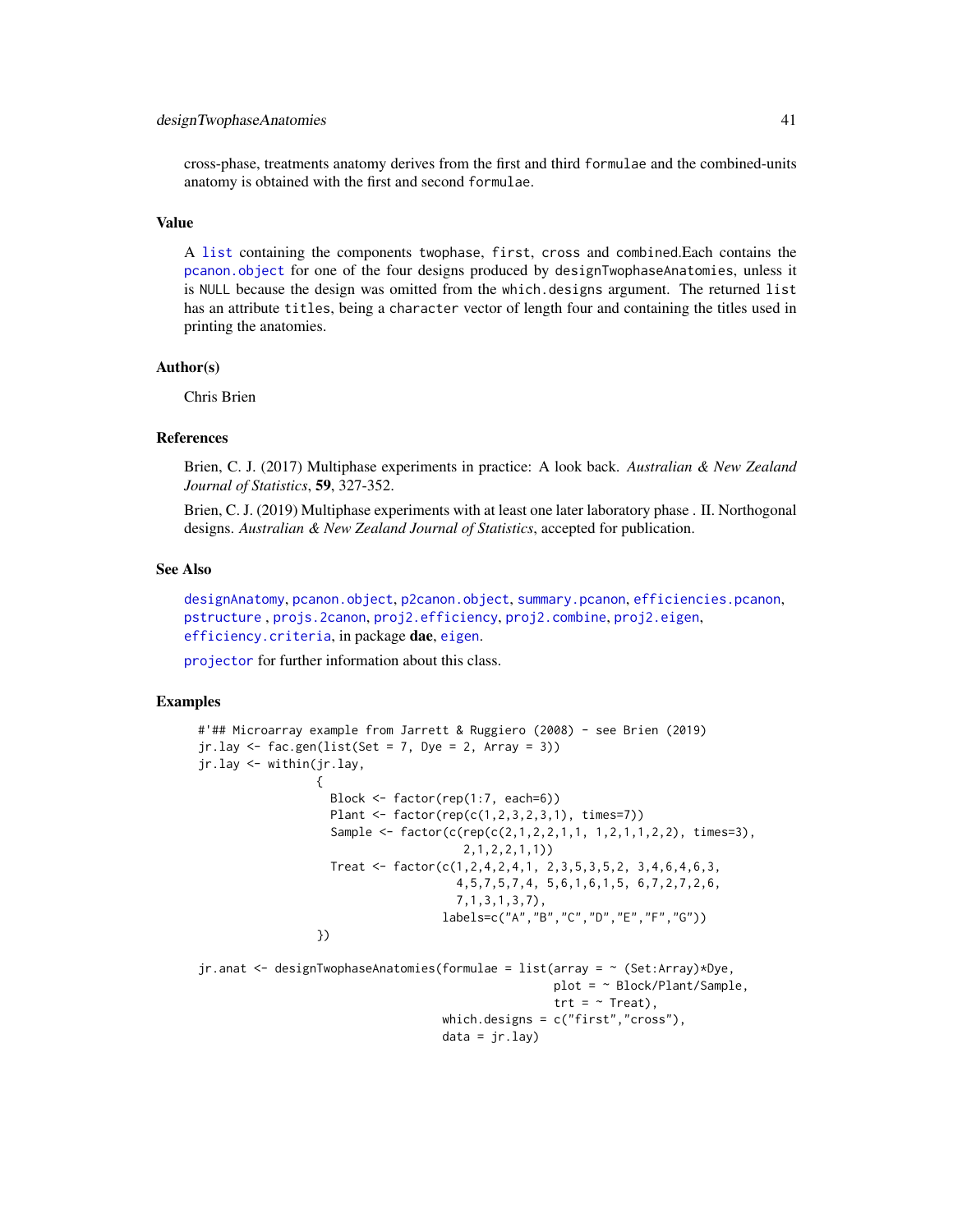cross-phase, treatments anatomy derives from the first and third `formulae` and the combined-units anatomy is obtained with the first and second `formulae`.

### Value

A `list` containing the components `twophase`, `first`, `cross` and `combined`.Each contains the `pcanon.object` for one of the four designs produced by `designTwophaseAnatomies`, unless it is `NULL` because the design was omitted from the `which.designs` argument. The returned `list` has an attribute `titles`, being a `character` vector of length four and containing the titles used in printing the anatomies.

### Author(s)

Chris Brien

### References

Brien, C. J. (2017) Multiphase experiments in practice: A look back. *Australian & New Zealand Journal of Statistics*, **59**, 327-352.

Brien, C. J. (2019) Multiphase experiments with at least one later laboratory phase . II. Northogonal designs. *Australian & New Zealand Journal of Statistics*, accepted for publication.

### See Also

`designAnatomy`, `pcanon.object`, `p2canon.object`, `summary.pcanon`, `efficiencies.pcanon`, `pstructure` , `projs.2canon`, `proj2.efficiency`, `proj2.combine`, `proj2.eigen`, `efficiency.criteria`, in package **dae**, `eigen`.

`projector` for further information about this class.

### Examples

```
#'## Microarray example from Jarrett & Ruggiero (2008) - see Brien (2019)
jr.lay <- fac.gen(list(Set = 7, Dye = 2, Array = 3))
jr.lay <- within(jr.lay,
                 {
                   Block <- factor(rep(1:7, each=6))
                   Plant <- factor(rep(c(1,2,3,2,3,1), times=7))
                   Sample <- factor(c(rep(c(2,1,2,2,1,1, 1,2,1,1,2,2), times=3),
                                      2,1,2,2,1,1))
                   Treat <- factor(c(1,2,4,2,4,1, 2,3,5,3,5,2, 3,4,6,4,6,3,
                                     4,5,7,5,7,4, 5,6,1,6,1,5, 6,7,2,7,2,6,
                                     7,1,3,1,3,7),
                                   labels=c("A","B","C","D","E","F","G"))
                 })

jr.anat <- designTwophaseAnatomies(formulae = list(array = ~ (Set:Array)*Dye,
                                                   plot = ~ Block/Plant/Sample,
                                                   trt = ~ Treat),
                                   which.designs = c("first","cross"),
                                   data = jr.lay)
```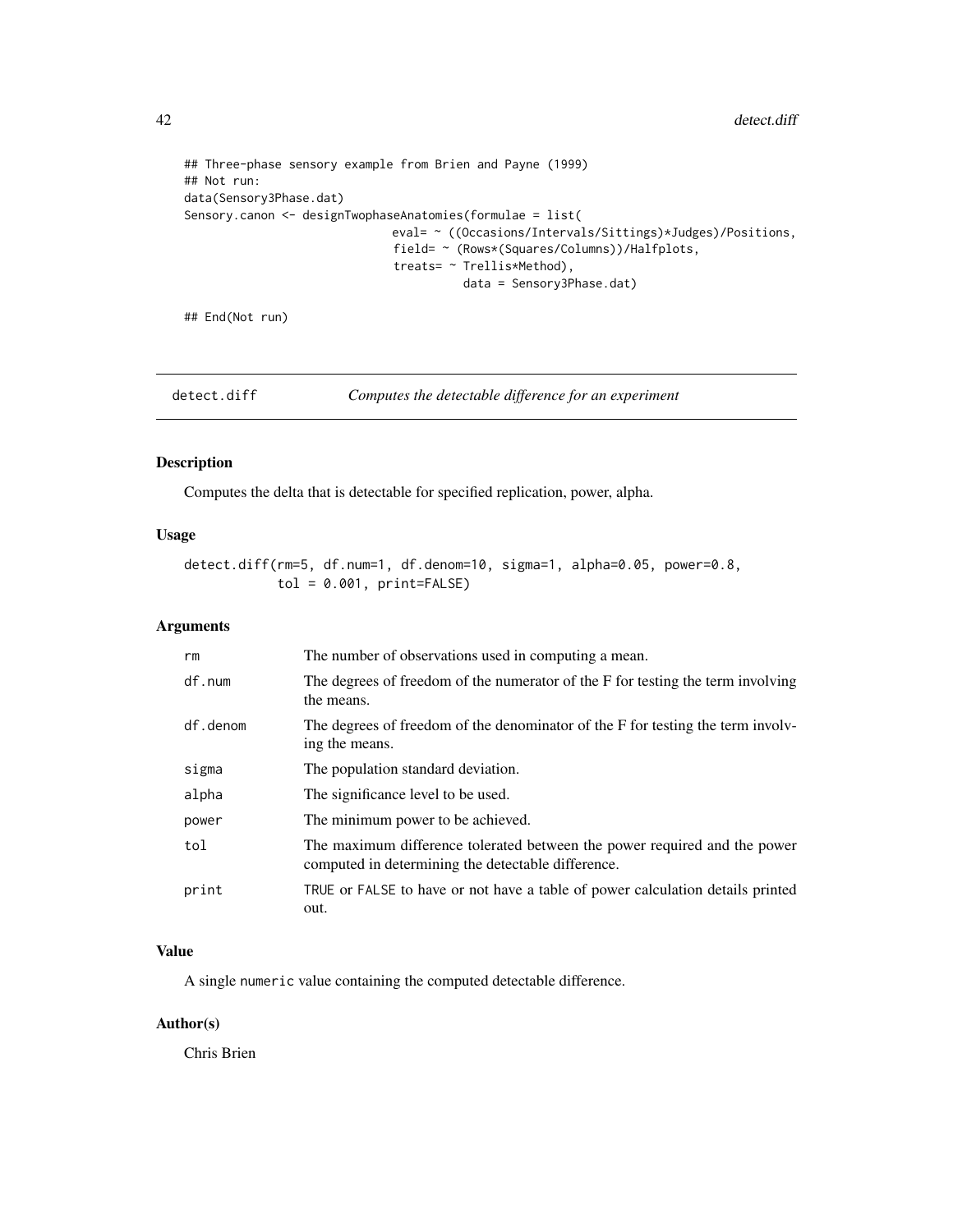```
## Three-phase sensory example from Brien and Payne (1999)
## Not run:
data(Sensory3Phase.dat)
Sensory.canon <- designTwophaseAnatomies(formulae = list(
                              eval= ~ ((Occasions/Intervals/Sittings)*Judges)/Positions,
                              field= ~ (Rows*(Squares/Columns))/Halfplots,
                              treats= ~ Trellis*Method),
                                        data = Sensory3Phase.dat)

## End(Not run)
```

---

## detect.diff — *Computes the detectable difference for an experiment*

### Description

Computes the delta that is detectable for specified replication, power, alpha.

### Usage

```
detect.diff(rm=5, df.num=1, df.denom=10, sigma=1, alpha=0.05, power=0.8,
            tol = 0.001, print=FALSE)
```

### Arguments

| | |
|---|---|
| `rm` | The number of observations used in computing a mean. |
| `df.num` | The degrees of freedom of the numerator of the F for testing the term involving the means. |
| `df.denom` | The degrees of freedom of the denominator of the F for testing the term involving the means. |
| `sigma` | The population standard deviation. |
| `alpha` | The significance level to be used. |
| `power` | The minimum power to be achieved. |
| `tol` | The maximum difference tolerated between the power required and the power computed in determining the detectable difference. |
| `print` | `TRUE` or `FALSE` to have or not have a table of power calculation details printed out. |

### Value

A single `numeric` value containing the computed detectable difference.

### Author(s)

Chris Brien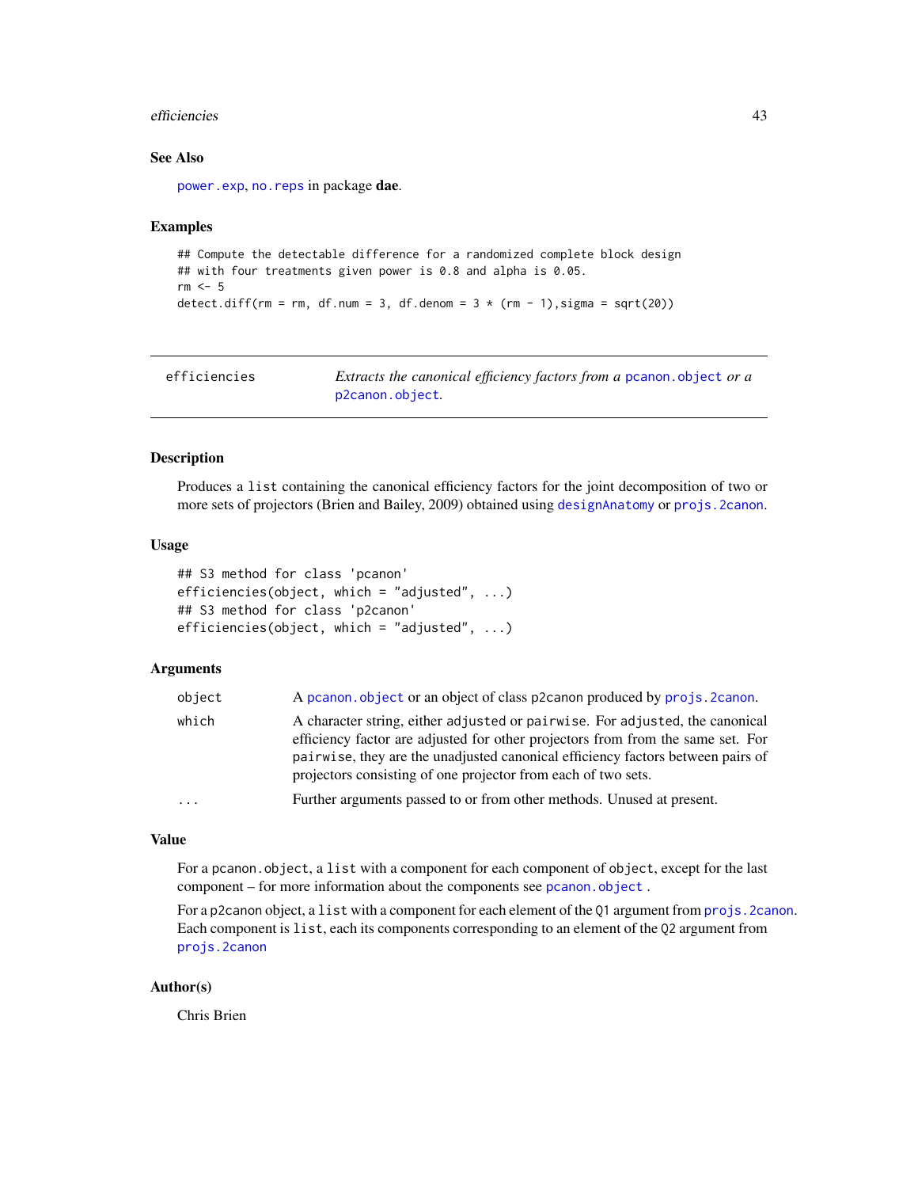### See Also

`power.exp`, `no.reps` in package **dae**.

### Examples

```
## Compute the detectable difference for a randomized complete block design
## with four treatments given power is 0.8 and alpha is 0.05.
rm <- 5
detect.diff(rm = rm, df.num = 3, df.denom = 3 * (rm - 1),sigma = sqrt(20))
```

---

## efficiencies — *Extracts the canonical efficiency factors from a `pcanon.object` or a `p2canon.object`.*

---

### Description

Produces a `list` containing the canonical efficiency factors for the joint decomposition of two or more sets of projectors (Brien and Bailey, 2009) obtained using `designAnatomy` or `projs.2canon`.

### Usage

```
## S3 method for class 'pcanon'
efficiencies(object, which = "adjusted", ...)
## S3 method for class 'p2canon'
efficiencies(object, which = "adjusted", ...)
```

### Arguments

| | |
|---|---|
| `object` | A `pcanon.object` or an object of class p2canon produced by `projs.2canon`. |
| `which` | A character string, either `adjusted` or `pairwise`. For `adjusted`, the canonical efficiency factor are adjusted for other projectors from from the same set. For `pairwise`, they are the unadjusted canonical efficiency factors between pairs of projectors consisting of one projector from each of two sets. |
| `...` | Further arguments passed to or from other methods. Unused at present. |

### Value

For a `pcanon.object`, a `list` with a component for each component of `object`, except for the last component – for more information about the components see `pcanon.object` .

For a `p2canon` object, a `list` with a component for each element of the `Q1` argument from `projs.2canon`. Each component is `list`, each its components corresponding to an element of the `Q2` argument from `projs.2canon`

### Author(s)

Chris Brien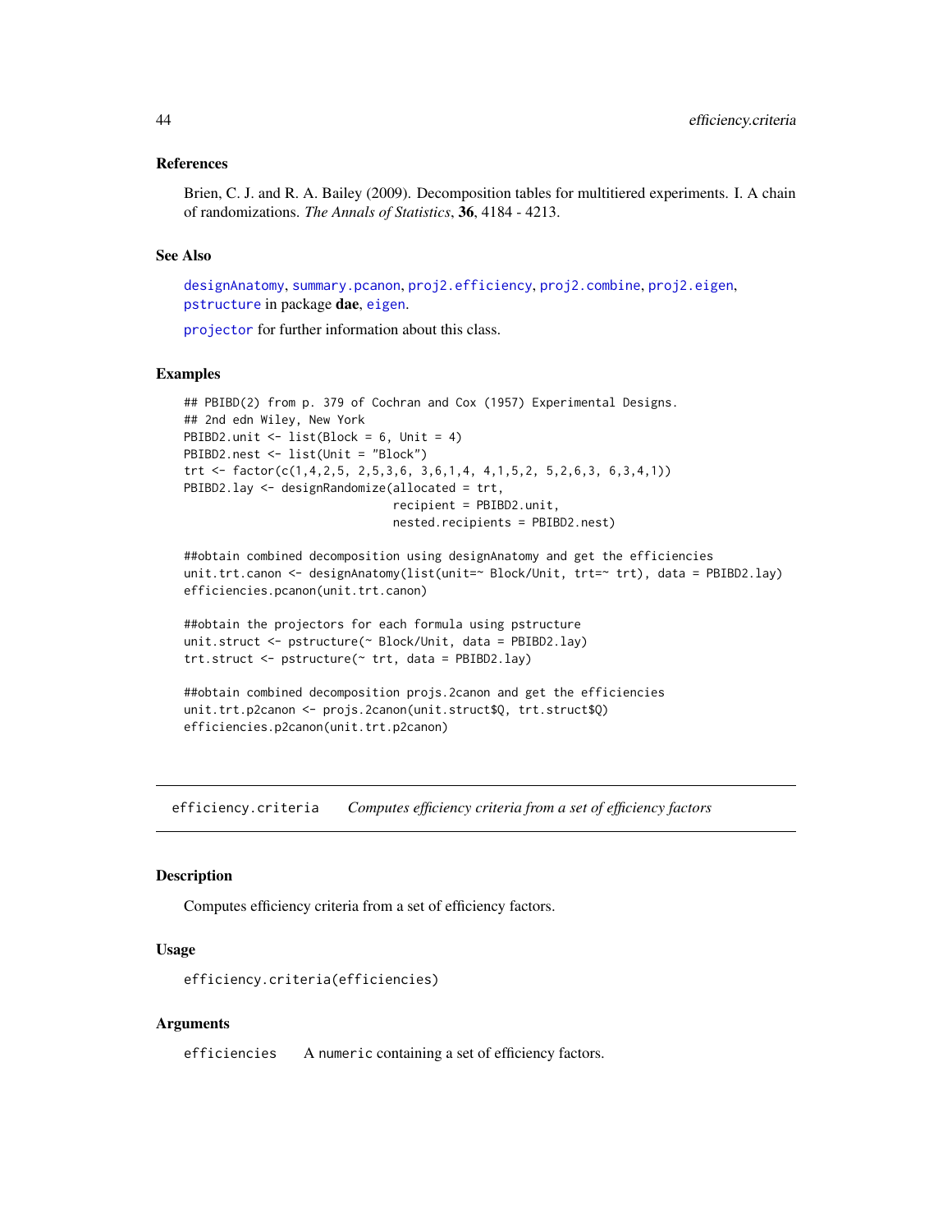### References

Brien, C. J. and R. A. Bailey (2009). Decomposition tables for multitiered experiments. I. A chain of randomizations. *The Annals of Statistics*, **36**, 4184 - 4213.

### See Also

`designAnatomy`, `summary.pcanon`, `proj2.efficiency`, `proj2.combine`, `proj2.eigen`, `pstructure` in package **dae**, `eigen`.

`projector` for further information about this class.

### Examples

```
## PBIBD(2) from p. 379 of Cochran and Cox (1957) Experimental Designs.
## 2nd edn Wiley, New York
PBIBD2.unit <- list(Block = 6, Unit = 4)
PBIBD2.nest <- list(Unit = "Block")
trt <- factor(c(1,4,2,5, 2,5,3,6, 3,6,1,4, 4,1,5,2, 5,2,6,3, 6,3,4,1))
PBIBD2.lay <- designRandomize(allocated = trt,
                              recipient = PBIBD2.unit,
                              nested.recipients = PBIBD2.nest)

##obtain combined decomposition using designAnatomy and get the efficiencies
unit.trt.canon <- designAnatomy(list(unit=~ Block/Unit, trt=~ trt), data = PBIBD2.lay)
efficiencies.pcanon(unit.trt.canon)

##obtain the projectors for each formula using pstructure
unit.struct <- pstructure(~ Block/Unit, data = PBIBD2.lay)
trt.struct <- pstructure(~ trt, data = PBIBD2.lay)

##obtain combined decomposition projs.2canon and get the efficiencies
unit.trt.p2canon <- projs.2canon(unit.struct$Q, trt.struct$Q)
efficiencies.p2canon(unit.trt.p2canon)
```

---

## efficiency.criteria — *Computes efficiency criteria from a set of efficiency factors*

### Description

Computes efficiency criteria from a set of efficiency factors.

### Usage

```
efficiency.criteria(efficiencies)
```

### Arguments

`efficiencies` A `numeric` containing a set of efficiency factors.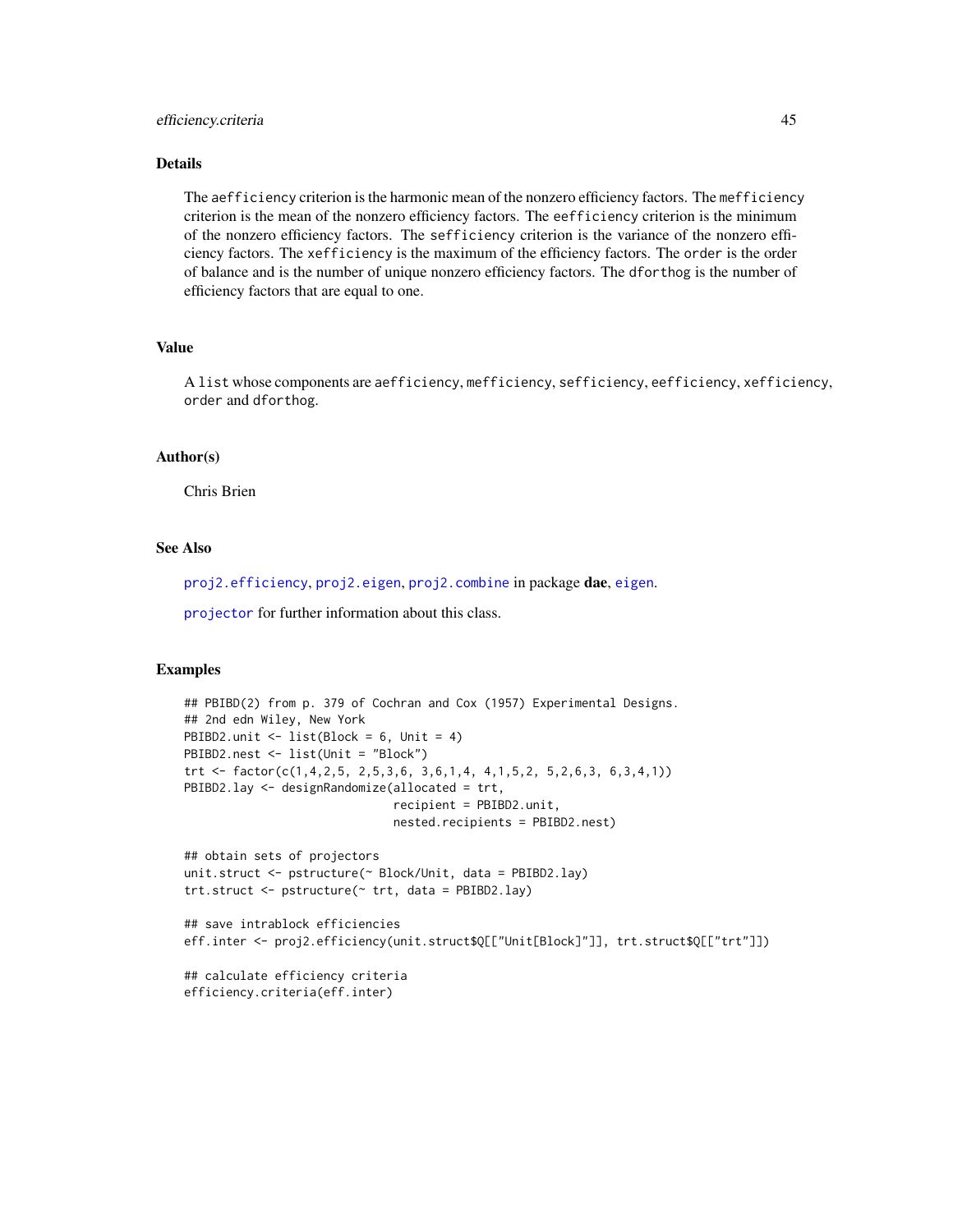## Details

The `aefficiency` criterion is the harmonic mean of the nonzero efficiency factors. The `mefficiency` criterion is the mean of the nonzero efficiency factors. The `eefficiency` criterion is the minimum of the nonzero efficiency factors. The `sefficiency` criterion is the variance of the nonzero efficiency factors. The `xefficiency` is the maximum of the efficiency factors. The `order` is the order of balance and is the number of unique nonzero efficiency factors. The `dforthog` is the number of efficiency factors that are equal to one.

## Value

A `list` whose components are `aefficiency`, `mefficiency`, `sefficiency`, `eefficiency`, `xefficiency`, `order` and `dforthog`.

## Author(s)

Chris Brien

## See Also

`proj2.efficiency`, `proj2.eigen`, `proj2.combine` in package **dae**, `eigen`.

`projector` for further information about this class.

## Examples

```
## PBIBD(2) from p. 379 of Cochran and Cox (1957) Experimental Designs.
## 2nd edn Wiley, New York
PBIBD2.unit <- list(Block = 6, Unit = 4)
PBIBD2.nest <- list(Unit = "Block")
trt <- factor(c(1,4,2,5, 2,5,3,6, 3,6,1,4, 4,1,5,2, 5,2,6,3, 6,3,4,1))
PBIBD2.lay <- designRandomize(allocated = trt,
                              recipient = PBIBD2.unit,
                              nested.recipients = PBIBD2.nest)

## obtain sets of projectors
unit.struct <- pstructure(~ Block/Unit, data = PBIBD2.lay)
trt.struct <- pstructure(~ trt, data = PBIBD2.lay)

## save intrablock efficiencies
eff.inter <- proj2.efficiency(unit.struct$Q[["Unit[Block]"]], trt.struct$Q[["trt"]])

## calculate efficiency criteria
efficiency.criteria(eff.inter)
```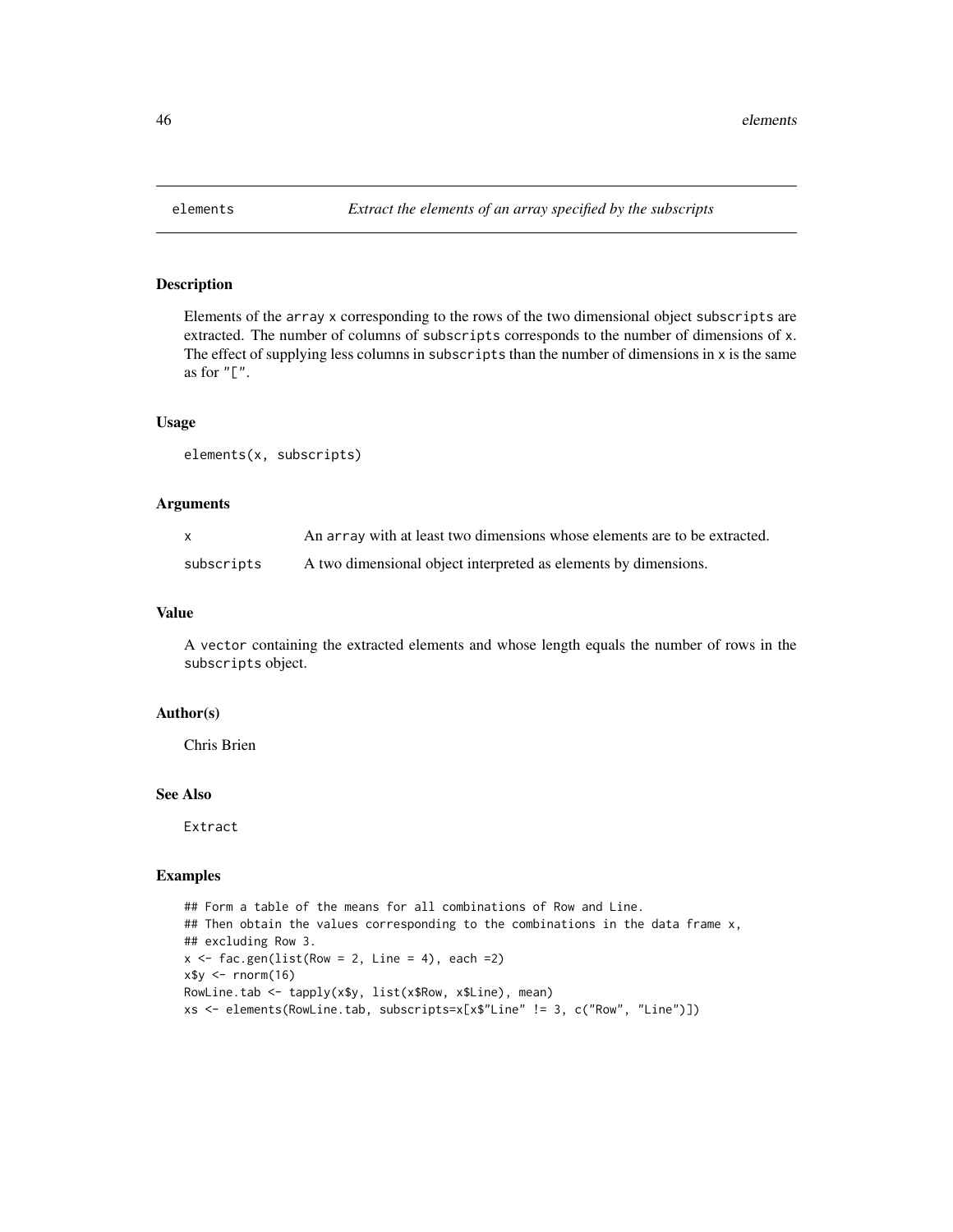# elements — *Extract the elements of an array specified by the subscripts*

## Description

Elements of the `array` `x` corresponding to the rows of the two dimensional object `subscripts` are extracted. The number of columns of `subscripts` corresponds to the number of dimensions of `x`. The effect of supplying less columns in `subscripts` than the number of dimensions in `x` is the same as for `"["`.

## Usage

```
elements(x, subscripts)
```

## Arguments

| | |
|---|---|
| `x` | An `array` with at least two dimensions whose elements are to be extracted. |
| `subscripts` | A two dimensional object interpreted as elements by dimensions. |

## Value

A `vector` containing the extracted elements and whose length equals the number of rows in the `subscripts` object.

## Author(s)

Chris Brien

## See Also

`Extract`

## Examples

```
## Form a table of the means for all combinations of Row and Line.
## Then obtain the values corresponding to the combinations in the data frame x,
## excluding Row 3.
x <- fac.gen(list(Row = 2, Line = 4), each =2)
x$y <- rnorm(16)
RowLine.tab <- tapply(x$y, list(x$Row, x$Line), mean)
xs <- elements(RowLine.tab, subscripts=x[x$"Line" != 3, c("Row", "Line")])
```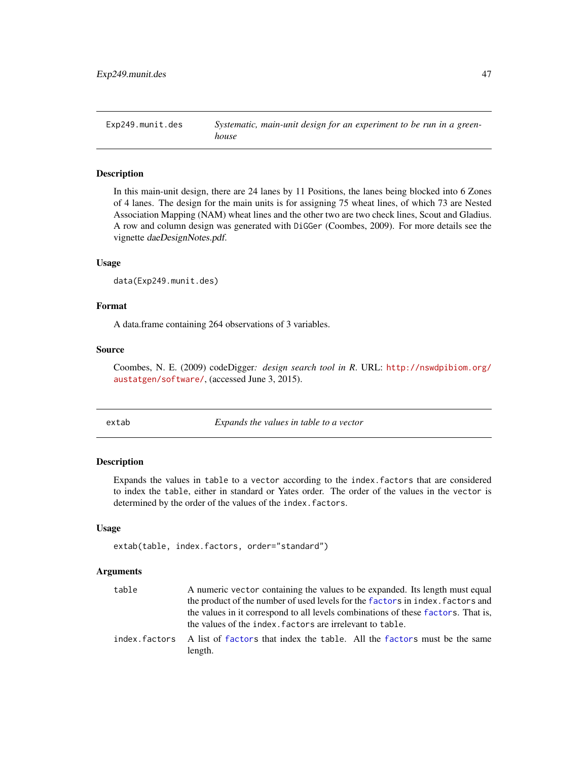## Exp249.munit.des — *Systematic, main-unit design for an experiment to be run in a greenhouse*

### Description

In this main-unit design, there are 24 lanes by 11 Positions, the lanes being blocked into 6 Zones of 4 lanes. The design for the main units is for assigning 75 wheat lines, of which 73 are Nested Association Mapping (NAM) wheat lines and the other two are two check lines, Scout and Gladius. A row and column design was generated with `DiGGer` (Coombes, 2009). For more details see the vignette *daeDesignNotes.pdf*.

### Usage

```
data(Exp249.munit.des)
```

### Format

A data.frame containing 264 observations of 3 variables.

### Source

Coombes, N. E. (2009) codeDigger*: design search tool in R*. URL: http://nswdpibiom.org/austatgen/software/, (accessed June 3, 2015).

## extab — *Expands the values in table to a vector*

### Description

Expands the values in `table` to a `vector` according to the `index.factors` that are considered to index the `table`, either in standard or Yates order. The order of the values in the `vector` is determined by the order of the values of the `index.factors`.

### Usage

```
extab(table, index.factors, order="standard")
```

### Arguments

| | |
|---|---|
| `table` | A numeric `vector` containing the values to be expanded. Its length must equal the product of the number of used levels for the `factor`s in `index.factors` and the values in it correspond to all levels combinations of these `factor`s. That is, the values of the `index.factors` are irrelevant to `table`. |
| `index.factors` | A list of `factor`s that index the `table`. All the `factor`s must be the same length. |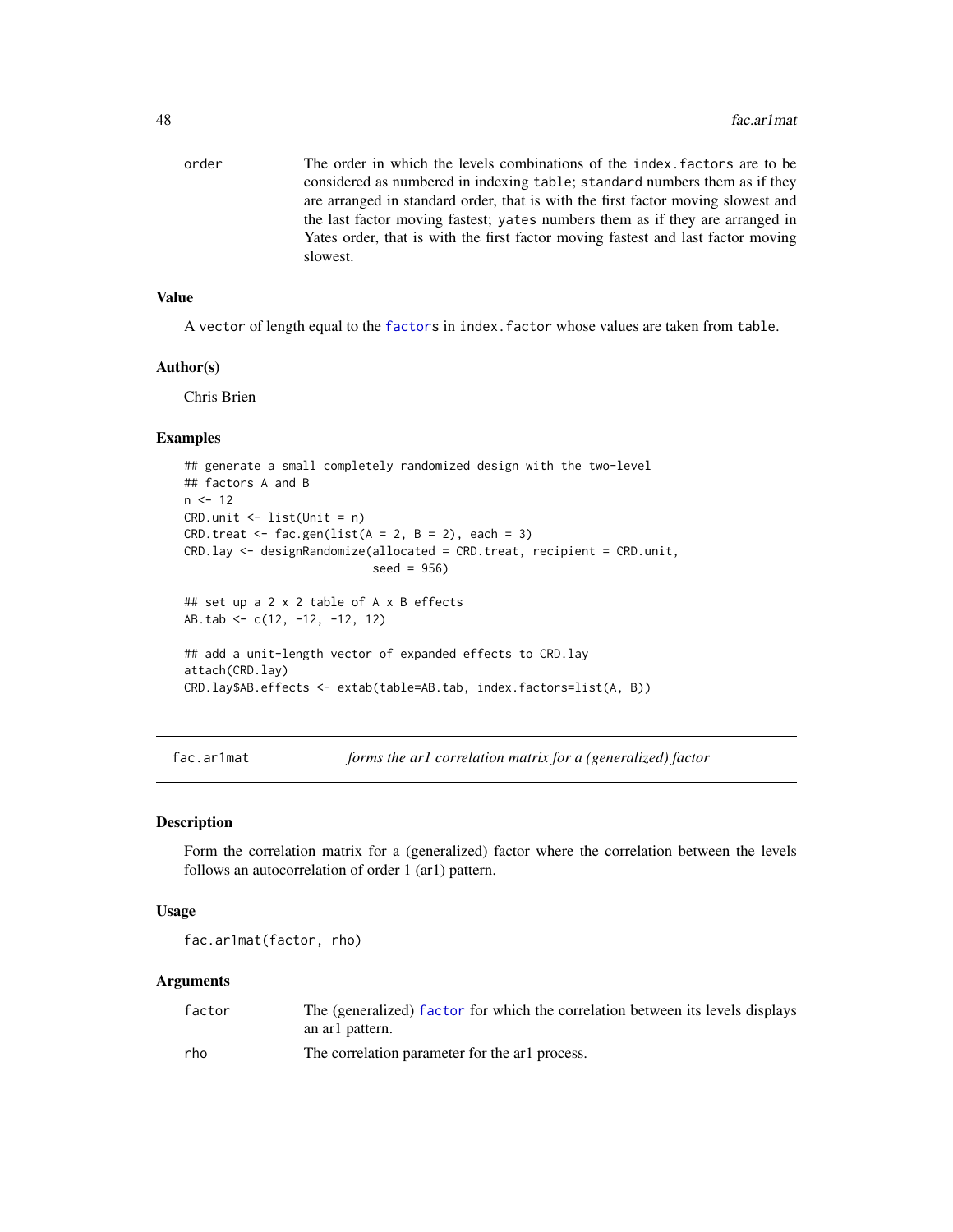order The order in which the levels combinations of the `index.factors` are to be considered as numbered in indexing `table`; `standard` numbers them as if they are arranged in standard order, that is with the first factor moving slowest and the last factor moving fastest; `yates` numbers them as if they are arranged in Yates order, that is with the first factor moving fastest and last factor moving slowest.

### Value

A `vector` of length equal to the `factors` in `index.factor` whose values are taken from `table`.

### Author(s)

Chris Brien

### Examples

```
## generate a small completely randomized design with the two-level
## factors A and B
n <- 12
CRD.unit <- list(Unit = n)
CRD.treat <- fac.gen(list(A = 2, B = 2), each = 3)
CRD.lay <- designRandomize(allocated = CRD.treat, recipient = CRD.unit,
                           seed = 956)

## set up a 2 x 2 table of A x B effects
AB.tab <- c(12, -12, -12, 12)

## add a unit-length vector of expanded effects to CRD.lay
attach(CRD.lay)
CRD.lay$AB.effects <- extab(table=AB.tab, index.factors=list(A, B))
```

---

## fac.ar1mat — *forms the ar1 correlation matrix for a (generalized) factor*

### Description

Form the correlation matrix for a (generalized) factor where the correlation between the levels follows an autocorrelation of order 1 (ar1) pattern.

### Usage

```
fac.ar1mat(factor, rho)
```

### Arguments

factor The (generalized) `factor` for which the correlation between its levels displays an ar1 pattern.

rho The correlation parameter for the ar1 process.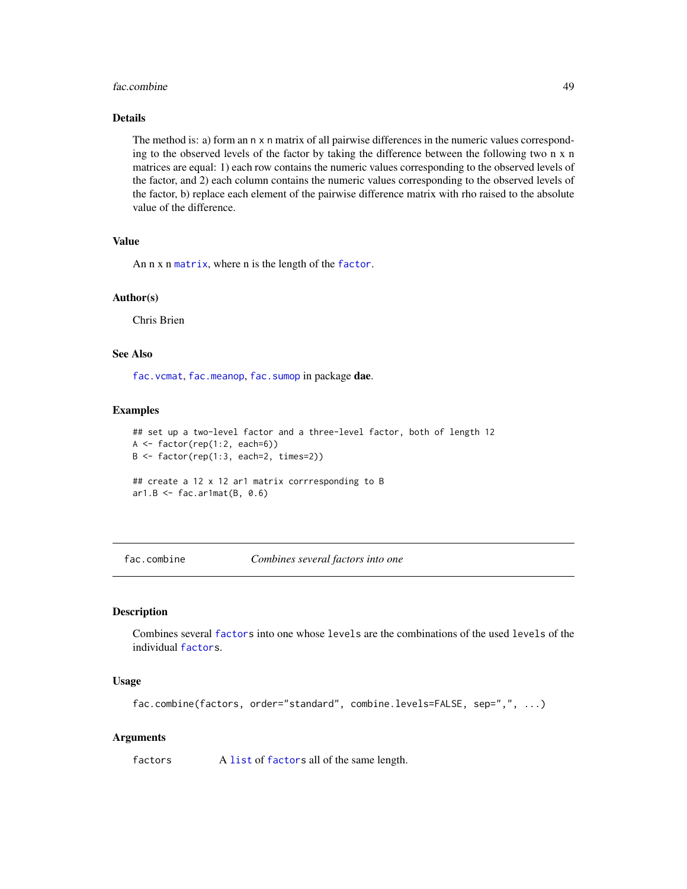### Details

The method is: a) form an n x n matrix of all pairwise differences in the numeric values corresponding to the observed levels of the factor by taking the difference between the following two n x n matrices are equal: 1) each row contains the numeric values corresponding to the observed levels of the factor, and 2) each column contains the numeric values corresponding to the observed levels of the factor, b) replace each element of the pairwise difference matrix with rho raised to the absolute value of the difference.

### Value

An n x n `matrix`, where n is the length of the `factor`.

### Author(s)

Chris Brien

### See Also

`fac.vcmat`, `fac.meanop`, `fac.sumop` in package **dae**.

### Examples

```
## set up a two-level factor and a three-level factor, both of length 12
A <- factor(rep(1:2, each=6))
B <- factor(rep(1:3, each=2, times=2))

## create a 12 x 12 ar1 matrix corrresponding to B
ar1.B <- fac.ar1mat(B, 0.6)
```

---

## fac.combine — *Combines several factors into one*

### Description

Combines several `factor`s into one whose `levels` are the combinations of the used `levels` of the individual `factor`s.

### Usage

```
fac.combine(factors, order="standard", combine.levels=FALSE, sep=",", ...)
```

### Arguments

`factors` — A `list` of `factor`s all of the same length.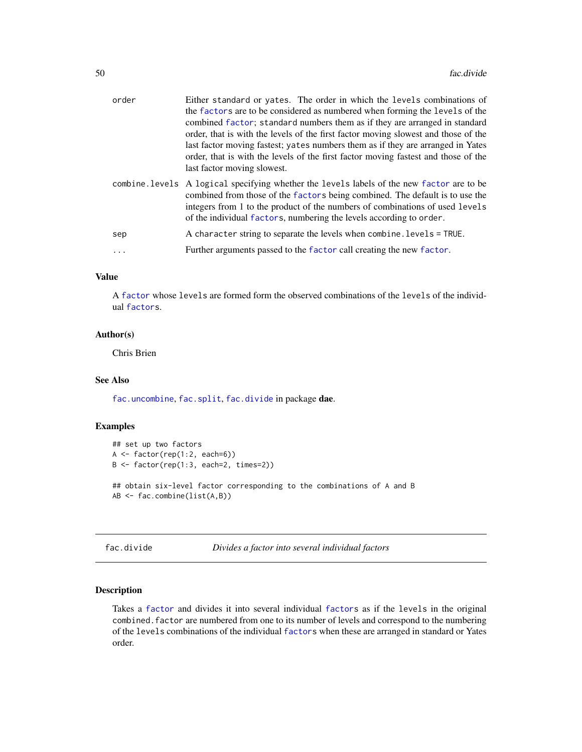| | |
|---|---|
| order | Either standard or yates. The order in which the levels combinations of the factors are to be considered as numbered when forming the levels of the combined factor; standard numbers them as if they are arranged in standard order, that is with the levels of the first factor moving slowest and those of the last factor moving fastest; yates numbers them as if they are arranged in Yates order, that is with the levels of the first factor moving fastest and those of the last factor moving slowest. |
| combine.levels | A logical specifying whether the levels labels of the new factor are to be combined from those of the factors being combined. The default is to use the integers from 1 to the product of the numbers of combinations of used levels of the individual factors, numbering the levels according to order. |
| sep | A character string to separate the levels when combine.levels = TRUE. |
| ... | Further arguments passed to the factor call creating the new factor. |

### Value

A factor whose levels are formed form the observed combinations of the levels of the individual factors.

### Author(s)

Chris Brien

### See Also

fac.uncombine, fac.split, fac.divide in package **dae**.

### Examples

```
## set up two factors
A <- factor(rep(1:2, each=6))
B <- factor(rep(1:3, each=2, times=2))

## obtain six-level factor corresponding to the combinations of A and B
AB <- fac.combine(list(A,B))
```

---

## fac.divide *Divides a factor into several individual factors*

---

### Description

Takes a factor and divides it into several individual factors as if the levels in the original combined.factor are numbered from one to its number of levels and correspond to the numbering of the levels combinations of the individual factors when these are arranged in standard or Yates order.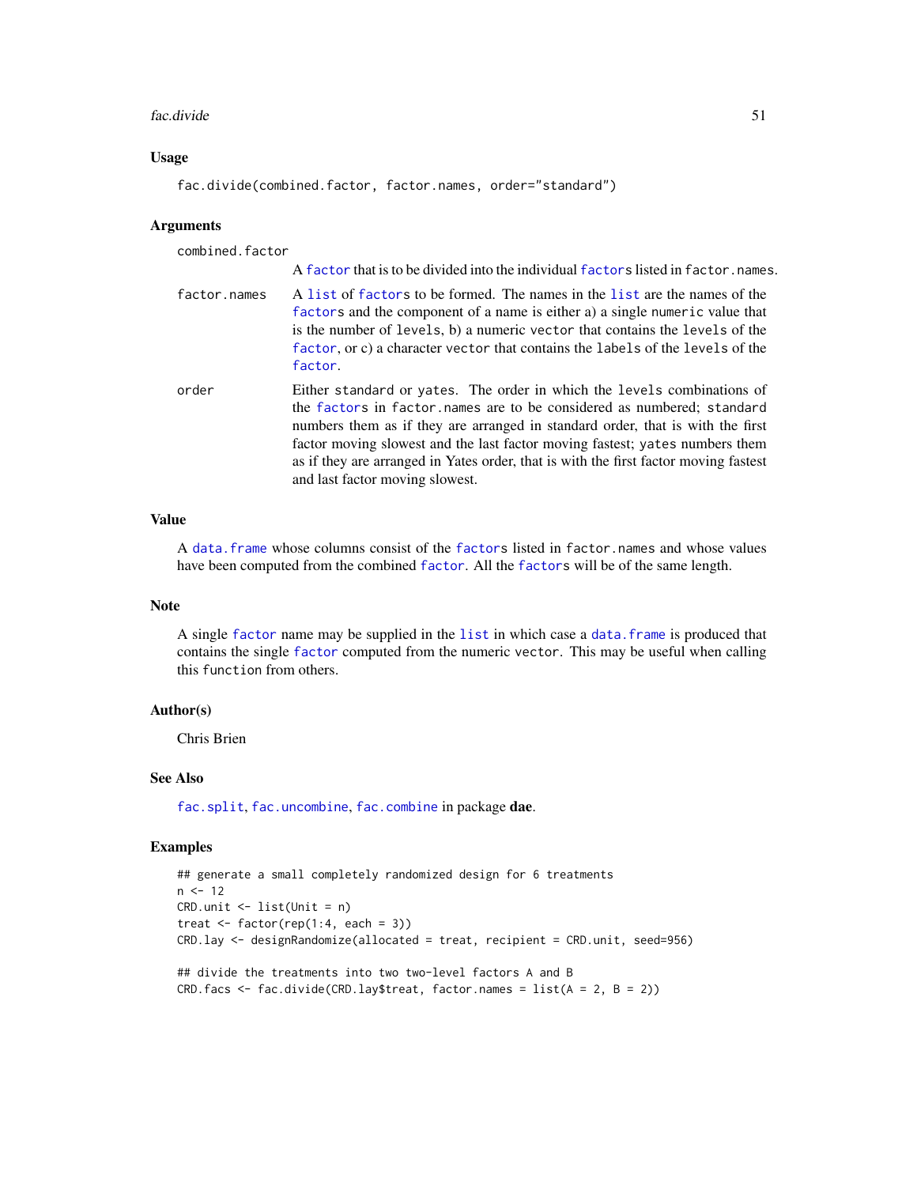## Usage

```
fac.divide(combined.factor, factor.names, order="standard")
```

## Arguments

**combined.factor**
A factor that is to be divided into the individual factors listed in factor.names.

**factor.names**
A list of factors to be formed. The names in the list are the names of the factors and the component of a name is either a) a single numeric value that is the number of levels, b) a numeric vector that contains the levels of the factor, or c) a character vector that contains the labels of the levels of the factor.

**order**
Either standard or yates. The order in which the levels combinations of the factors in factor.names are to be considered as numbered; standard numbers them as if they are arranged in standard order, that is with the first factor moving slowest and the last factor moving fastest; yates numbers them as if they are arranged in Yates order, that is with the first factor moving fastest and last factor moving slowest.

## Value

A data.frame whose columns consist of the factors listed in factor.names and whose values have been computed from the combined factor. All the factors will be of the same length.

## Note

A single factor name may be supplied in the list in which case a data.frame is produced that contains the single factor computed from the numeric vector. This may be useful when calling this function from others.

## Author(s)

Chris Brien

## See Also

fac.split, fac.uncombine, fac.combine in package **dae**.

## Examples

```
## generate a small completely randomized design for 6 treatments
n <- 12
CRD.unit <- list(Unit = n)
treat <- factor(rep(1:4, each = 3))
CRD.lay <- designRandomize(allocated = treat, recipient = CRD.unit, seed=956)

## divide the treatments into two two-level factors A and B
CRD.facs <- fac.divide(CRD.lay$treat, factor.names = list(A = 2, B = 2))
```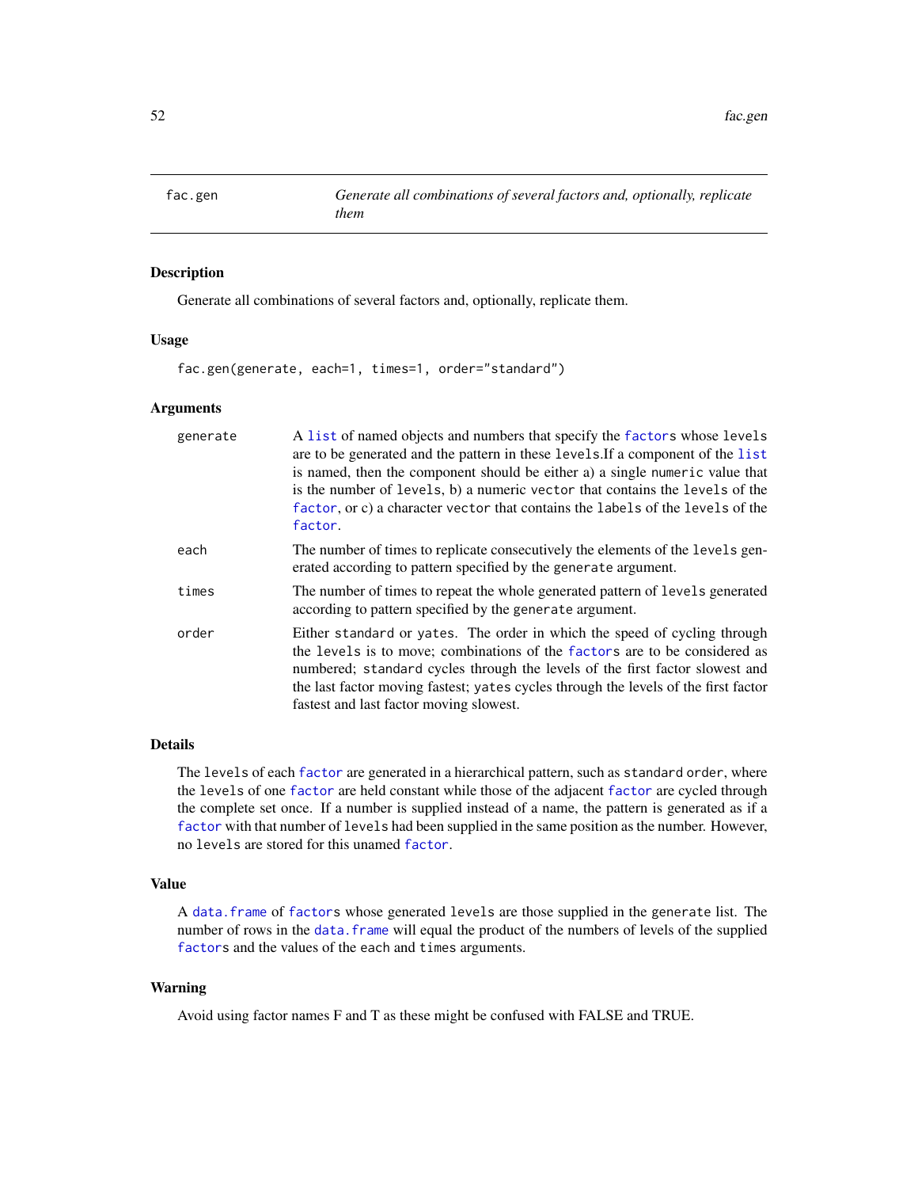fac.gen *Generate all combinations of several factors and, optionally, replicate them*

## Description

Generate all combinations of several factors and, optionally, replicate them.

## Usage

```
fac.gen(generate, each=1, times=1, order="standard")
```

## Arguments

| | |
|---|---|
| generate | A list of named objects and numbers that specify the factors whose levels are to be generated and the pattern in these levels.If a component of the list is named, then the component should be either a) a single numeric value that is the number of levels, b) a numeric vector that contains the levels of the factor, or c) a character vector that contains the labels of the levels of the factor. |
| each | The number of times to replicate consecutively the elements of the levels generated according to pattern specified by the generate argument. |
| times | The number of times to repeat the whole generated pattern of levels generated according to pattern specified by the generate argument. |
| order | Either standard or yates. The order in which the speed of cycling through the levels is to move; combinations of the factors are to be considered as numbered; standard cycles through the levels of the first factor slowest and the last factor moving fastest; yates cycles through the levels of the first factor fastest and last factor moving slowest. |

## Details

The levels of each factor are generated in a hierarchical pattern, such as standard order, where the levels of one factor are held constant while those of the adjacent factor are cycled through the complete set once. If a number is supplied instead of a name, the pattern is generated as if a factor with that number of levels had been supplied in the same position as the number. However, no levels are stored for this unamed factor.

## Value

A data.frame of factors whose generated levels are those supplied in the generate list. The number of rows in the data.frame will equal the product of the numbers of levels of the supplied factors and the values of the each and times arguments.

## Warning

Avoid using factor names F and T as these might be confused with FALSE and TRUE.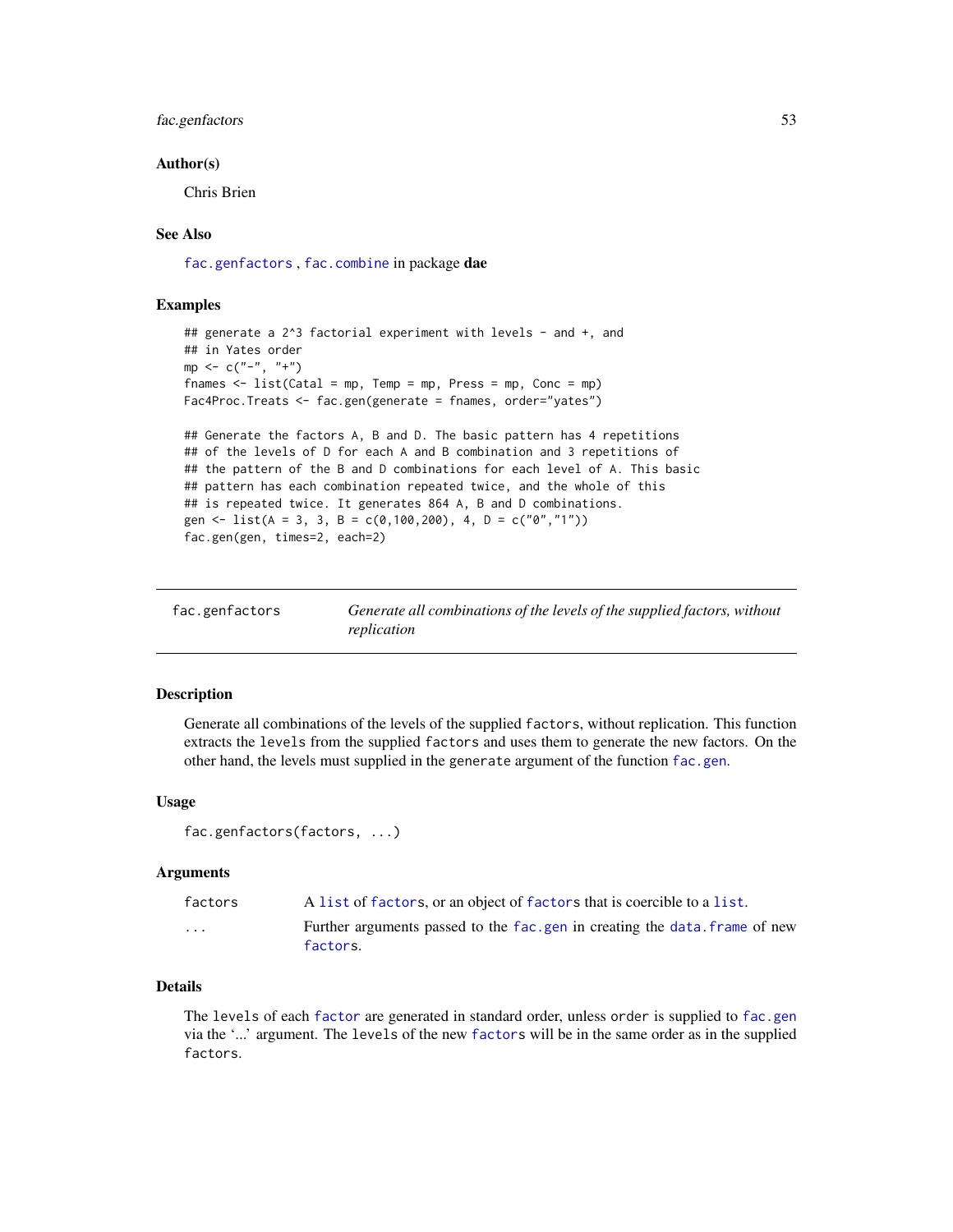### Author(s)

Chris Brien

### See Also

`fac.genfactors`, `fac.combine` in package **dae**

### Examples

```
## generate a 2^3 factorial experiment with levels - and +, and
## in Yates order
mp <- c("-", "+")
fnames <- list(Catal = mp, Temp = mp, Press = mp, Conc = mp)
Fac4Proc.Treats <- fac.gen(generate = fnames, order="yates")

## Generate the factors A, B and D. The basic pattern has 4 repetitions
## of the levels of D for each A and B combination and 3 repetitions of
## the pattern of the B and D combinations for each level of A. This basic
## pattern has each combination repeated twice, and the whole of this
## is repeated twice. It generates 864 A, B and D combinations.
gen <- list(A = 3, 3, B = c(0,100,200), 4, D = c("0","1"))
fac.gen(gen, times=2, each=2)
```

---

## fac.genfactors — *Generate all combinations of the levels of the supplied factors, without replication*

---

### Description

Generate all combinations of the levels of the supplied `factors`, without replication. This function extracts the `levels` from the supplied `factors` and uses them to generate the new factors. On the other hand, the levels must supplied in the `generate` argument of the function `fac.gen`.

### Usage

```
fac.genfactors(factors, ...)
```

### Arguments

| | |
|---|---|
| `factors` | A `list` of `factor`s, or an object of `factor`s that is coercible to a `list`. |
| `...` | Further arguments passed to the `fac.gen` in creating the `data.frame` of new `factor`s. |

### Details

The `levels` of each `factor` are generated in standard order, unless `order` is supplied to `fac.gen` via the '...' argument. The `levels` of the new `factor`s will be in the same order as in the supplied `factors`.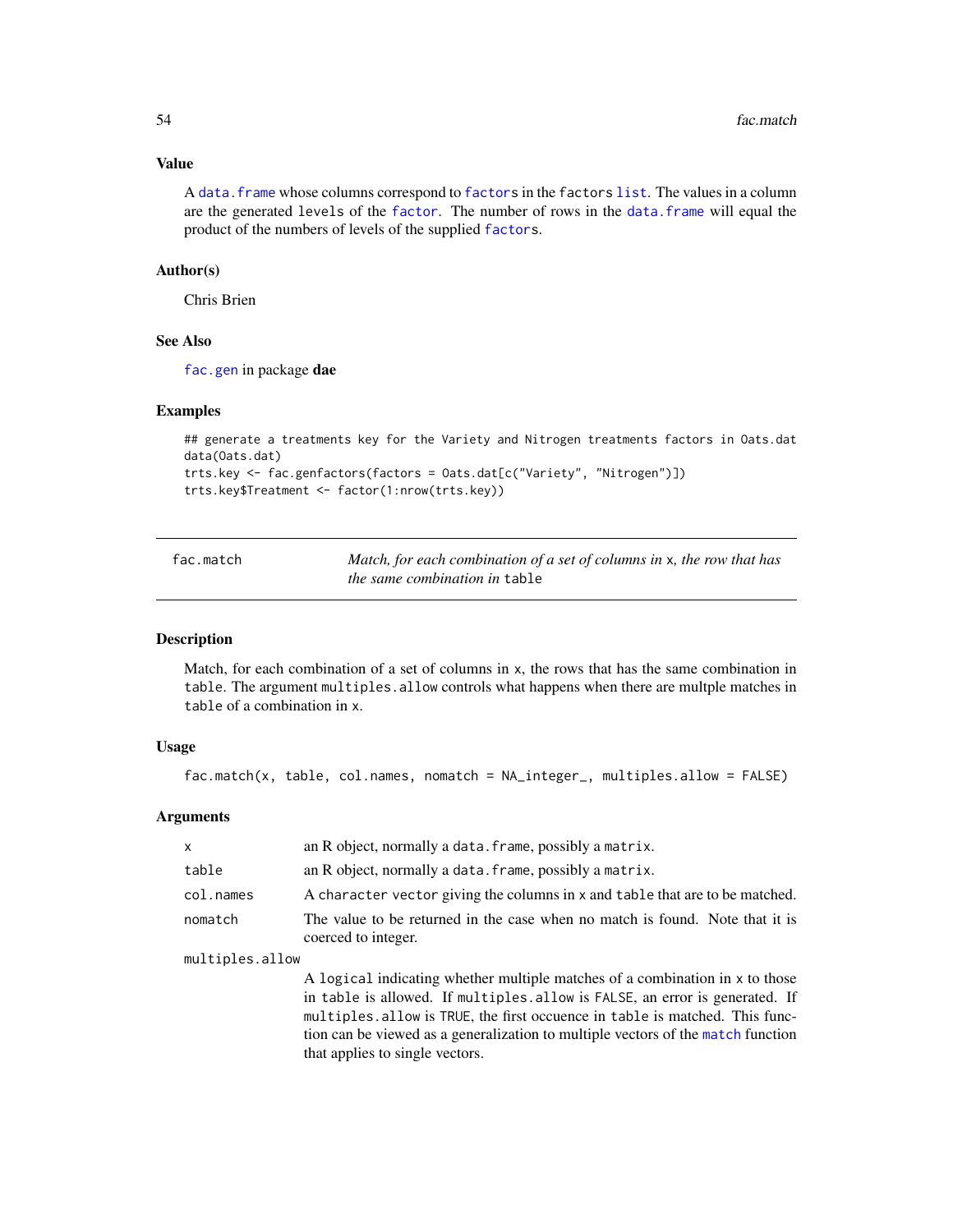### Value

A `data.frame` whose columns correspond to `factor`s in the `factors` `list`. The values in a column are the generated `levels` of the `factor`. The number of rows in the `data.frame` will equal the product of the numbers of levels of the supplied `factor`s.

### Author(s)

Chris Brien

### See Also

`fac.gen` in package **dae**

### Examples

```
## generate a treatments key for the Variety and Nitrogen treatments factors in Oats.dat
data(Oats.dat)
trts.key <- fac.genfactors(factors = Oats.dat[c("Variety", "Nitrogen")])
trts.key$Treatment <- factor(1:nrow(trts.key))
```

---

## fac.match

*Match, for each combination of a set of columns in* `x`*, the row that has the same combination in* `table`

---

### Description

Match, for each combination of a set of columns in `x`, the rows that has the same combination in `table`. The argument `multiples.allow` controls what happens when there are multple matches in `table` of a combination in `x`.

### Usage

```
fac.match(x, table, col.names, nomatch = NA_integer_, multiples.allow = FALSE)
```

### Arguments

| | |
|---|---|
| `x` | an R object, normally a `data.frame`, possibly a `matrix`. |
| `table` | an R object, normally a `data.frame`, possibly a `matrix`. |
| `col.names` | A `character vector` giving the columns in `x` and `table` that are to be matched. |
| `nomatch` | The value to be returned in the case when no match is found. Note that it is coerced to integer. |
| `multiples.allow` | A `logical` indicating whether multiple matches of a combination in `x` to those in `table` is allowed. If `multiples.allow` is `FALSE`, an error is generated. If `multiples.allow` is `TRUE`, the first occuence in `table` is matched. This function can be viewed as a generalization to multiple vectors of the `match` function that applies to single vectors. |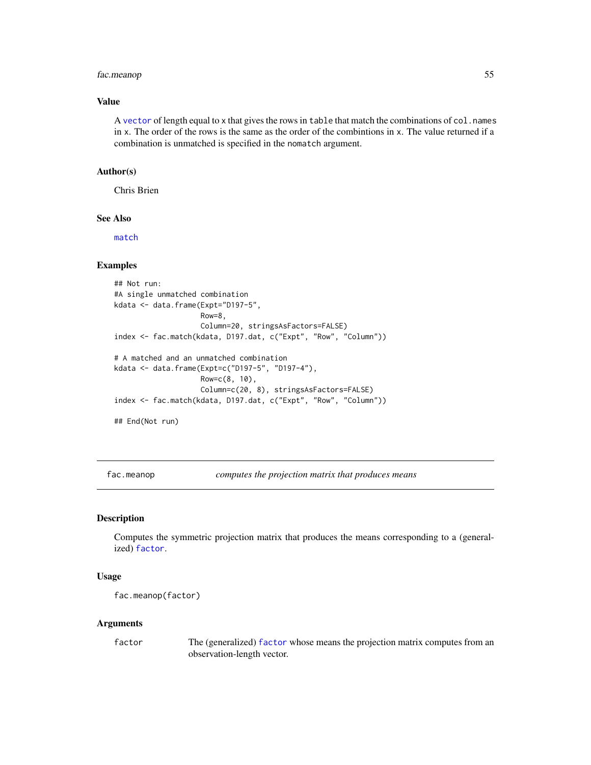### Value

A `vector` of length equal to `x` that gives the rows in `table` that match the combinations of `col.names` in `x`. The order of the rows is the same as the order of the combintions in `x`. The value returned if a combination is unmatched is specified in the `nomatch` argument.

### Author(s)

Chris Brien

### See Also

`match`

### Examples

```
## Not run:
#A single unmatched combination
kdata <- data.frame(Expt="D197-5",
                    Row=8,
                    Column=20, stringsAsFactors=FALSE)
index <- fac.match(kdata, D197.dat, c("Expt", "Row", "Column"))

# A matched and an unmatched combination
kdata <- data.frame(Expt=c("D197-5", "D197-4"),
                    Row=c(8, 10),
                    Column=c(20, 8), stringsAsFactors=FALSE)
index <- fac.match(kdata, D197.dat, c("Expt", "Row", "Column"))

## End(Not run)
```

---

## fac.meanop — *computes the projection matrix that produces means*

### Description

Computes the symmetric projection matrix that produces the means corresponding to a (generalized) `factor`.

### Usage

```
fac.meanop(factor)
```

### Arguments

| | |
|---|---|
| `factor` | The (generalized) `factor` whose means the projection matrix computes from an observation-length vector. |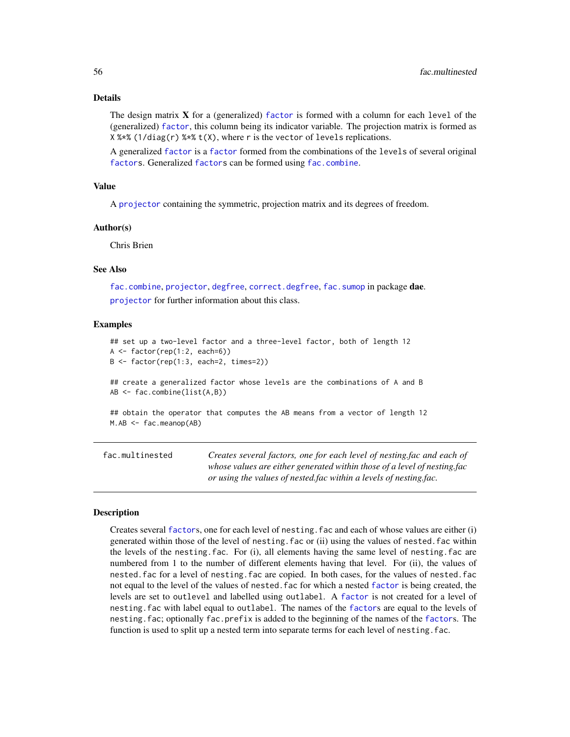### Details

The design matrix **X** for a (generalized) `factor` is formed with a column for each `level` of the (generalized) `factor`, this column being its indicator variable. The projection matrix is formed as `X %*% (1/diag(r) %*% t(X)`, where `r` is the `vector` of `levels` replications.

A generalized `factor` is a `factor` formed from the combinations of the `levels` of several original `factor`s. Generalized `factor`s can be formed using `fac.combine`.

### Value

A `projector` containing the symmetric, projection matrix and its degrees of freedom.

### Author(s)

Chris Brien

### See Also

`fac.combine`, `projector`, `degfree`, `correct.degfree`, `fac.sumop` in package **dae**.

`projector` for further information about this class.

### Examples

```
## set up a two-level factor and a three-level factor, both of length 12
A <- factor(rep(1:2, each=6))
B <- factor(rep(1:3, each=2, times=2))

## create a generalized factor whose levels are the combinations of A and B
AB <- fac.combine(list(A,B))

## obtain the operator that computes the AB means from a vector of length 12
M.AB <- fac.meanop(AB)
```

---

## fac.multinested

*Creates several factors, one for each level of nesting.fac and each of whose values are either generated within those of a level of nesting.fac or using the values of nested.fac within a levels of nesting.fac.*

---

### Description

Creates several `factor`s, one for each level of `nesting.fac` and each of whose values are either (i) generated within those of the level of `nesting.fac` or (ii) using the values of `nested.fac` within the levels of the `nesting.fac`. For (i), all elements having the same level of `nesting.fac` are numbered from 1 to the number of different elements having that level. For (ii), the values of `nested.fac` for a level of `nesting.fac` are copied. In both cases, for the values of `nested.fac` not equal to the level of the values of `nested.fac` for which a nested `factor` is being created, the levels are set to `outlevel` and labelled using `outlabel`. A `factor` is not created for a level of `nesting.fac` with label equal to `outlabel`. The names of the `factor`s are equal to the levels of `nesting.fac`; optionally `fac.prefix` is added to the beginning of the names of the `factor`s. The function is used to split up a nested term into separate terms for each level of `nesting.fac`.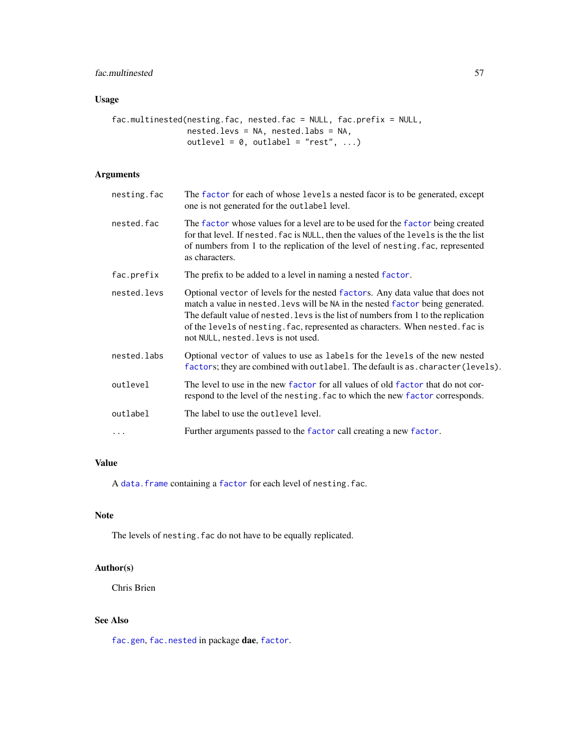## Usage

```
fac.multinested(nesting.fac, nested.fac = NULL, fac.prefix = NULL,
                nested.levs = NA, nested.labs = NA,
                outlevel = 0, outlabel = "rest", ...)
```

## Arguments

| | |
|---|---|
| `nesting.fac` | The `factor` for each of whose `levels` a nested facor is to be generated, except one is not generated for the `outlabel` level. |
| `nested.fac` | The `factor` whose values for a level are to be used for the `factor` being created for that level. If `nested.fac` is `NULL`, then the values of the `levels` is the the list of numbers from 1 to the replication of the level of `nesting.fac`, represented as characters. |
| `fac.prefix` | The prefix to be added to a level in naming a nested `factor`. |
| `nested.levs` | Optional `vector` of levels for the nested `factor`s. Any data value that does not match a value in `nested.levs` will be `NA` in the nested `factor` being generated. The default value of `nested.levs` is the list of numbers from 1 to the replication of the `levels` of `nesting.fac`, represented as characters. When `nested.fac` is not `NULL`, `nested.levs` is not used. |
| `nested.labs` | Optional `vector` of values to use as `labels` for the `levels` of the new nested `factor`s; they are combined with `outlabel`. The default is `as.character(levels)`. |
| `outlevel` | The level to use in the new `factor` for all values of old `factor` that do not correspond to the level of the `nesting.fac` to which the new `factor` corresponds. |
| `outlabel` | The label to use the `outlevel` level. |
| `...` | Further arguments passed to the `factor` call creating a new `factor`. |

## Value

A `data.frame` containing a `factor` for each level of `nesting.fac`.

## Note

The levels of `nesting.fac` do not have to be equally replicated.

## Author(s)

Chris Brien

## See Also

`fac.gen`, `fac.nested` in package **dae**, `factor`.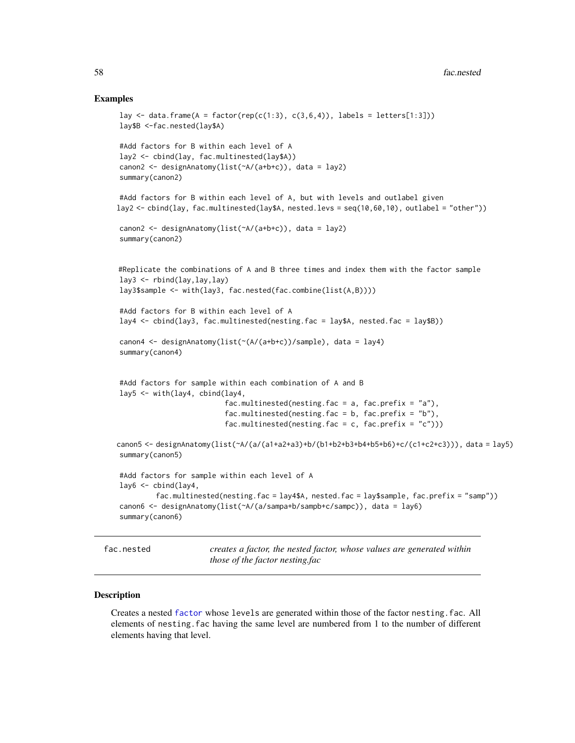### Examples

```
lay <- data.frame(A = factor(rep(c(1:3), c(3,6,4)), labels = letters[1:3]))
lay$B <-fac.nested(lay$A)

#Add factors for B within each level of A
lay2 <- cbind(lay, fac.multinested(lay$A))
canon2 <- designAnatomy(list(~A/(a+b+c)), data = lay2)
summary(canon2)

#Add factors for B within each level of A, but with levels and outlabel given
lay2 <- cbind(lay, fac.multinested(lay$A, nested.levs = seq(10,60,10), outlabel = "other"))

canon2 <- designAnatomy(list(~A/(a+b+c)), data = lay2)
summary(canon2)


#Replicate the combinations of A and B three times and index them with the factor sample
lay3 <- rbind(lay,lay,lay)
lay3$sample <- with(lay3, fac.nested(fac.combine(list(A,B))))

#Add factors for B within each level of A
lay4 <- cbind(lay3, fac.multinested(nesting.fac = lay$A, nested.fac = lay$B))

canon4 <- designAnatomy(list(~(A/(a+b+c))/sample), data = lay4)
summary(canon4)


#Add factors for sample within each combination of A and B
lay5 <- with(lay4, cbind(lay4,
                         fac.multinested(nesting.fac = a, fac.prefix = "a"),
                         fac.multinested(nesting.fac = b, fac.prefix = "b"),
                         fac.multinested(nesting.fac = c, fac.prefix = "c")))

canon5 <- designAnatomy(list(~A/(a/(a1+a2+a3)+b/(b1+b2+b3+b4+b5+b6)+c/(c1+c2+c3))), data = lay5)
summary(canon5)

#Add factors for sample within each level of A
lay6 <- cbind(lay4,
        fac.multinested(nesting.fac = lay4$A, nested.fac = lay$sample, fac.prefix = "samp"))
canon6 <- designAnatomy(list(~A/(a/sampa+b/sampb+c/sampc)), data = lay6)
summary(canon6)
```

## fac.nested

*creates a factor, the nested factor, whose values are generated within those of the factor nesting.fac*

### Description

Creates a nested factor whose levels are generated within those of the factor nesting.fac. All elements of nesting.fac having the same level are numbered from 1 to the number of different elements having that level.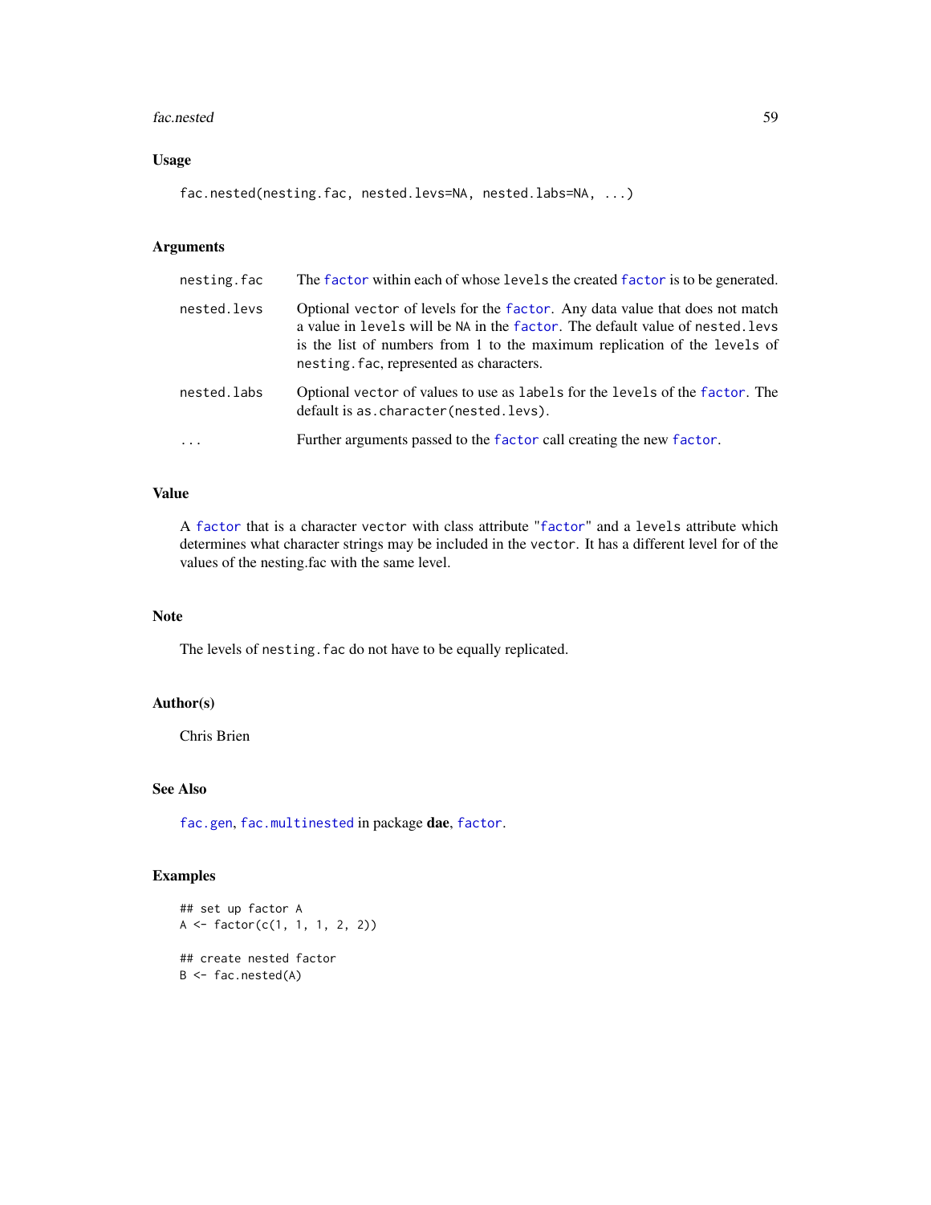### Usage

```
fac.nested(nesting.fac, nested.levs=NA, nested.labs=NA, ...)
```

### Arguments

| | |
|---|---|
| nesting.fac | The factor within each of whose levels the created factor is to be generated. |
| nested.levs | Optional vector of levels for the factor. Any data value that does not match a value in levels will be NA in the factor. The default value of nested.levs is the list of numbers from 1 to the maximum replication of the levels of nesting.fac, represented as characters. |
| nested.labs | Optional vector of values to use as labels for the levels of the factor. The default is as.character(nested.levs). |
| ... | Further arguments passed to the factor call creating the new factor. |

### Value

A factor that is a character vector with class attribute "factor" and a levels attribute which determines what character strings may be included in the vector. It has a different level for of the values of the nesting.fac with the same level.

### Note

The levels of nesting.fac do not have to be equally replicated.

### Author(s)

Chris Brien

### See Also

fac.gen, fac.multinested in package **dae**, factor.

### Examples

```
## set up factor A
A <- factor(c(1, 1, 1, 2, 2))

## create nested factor
B <- fac.nested(A)
```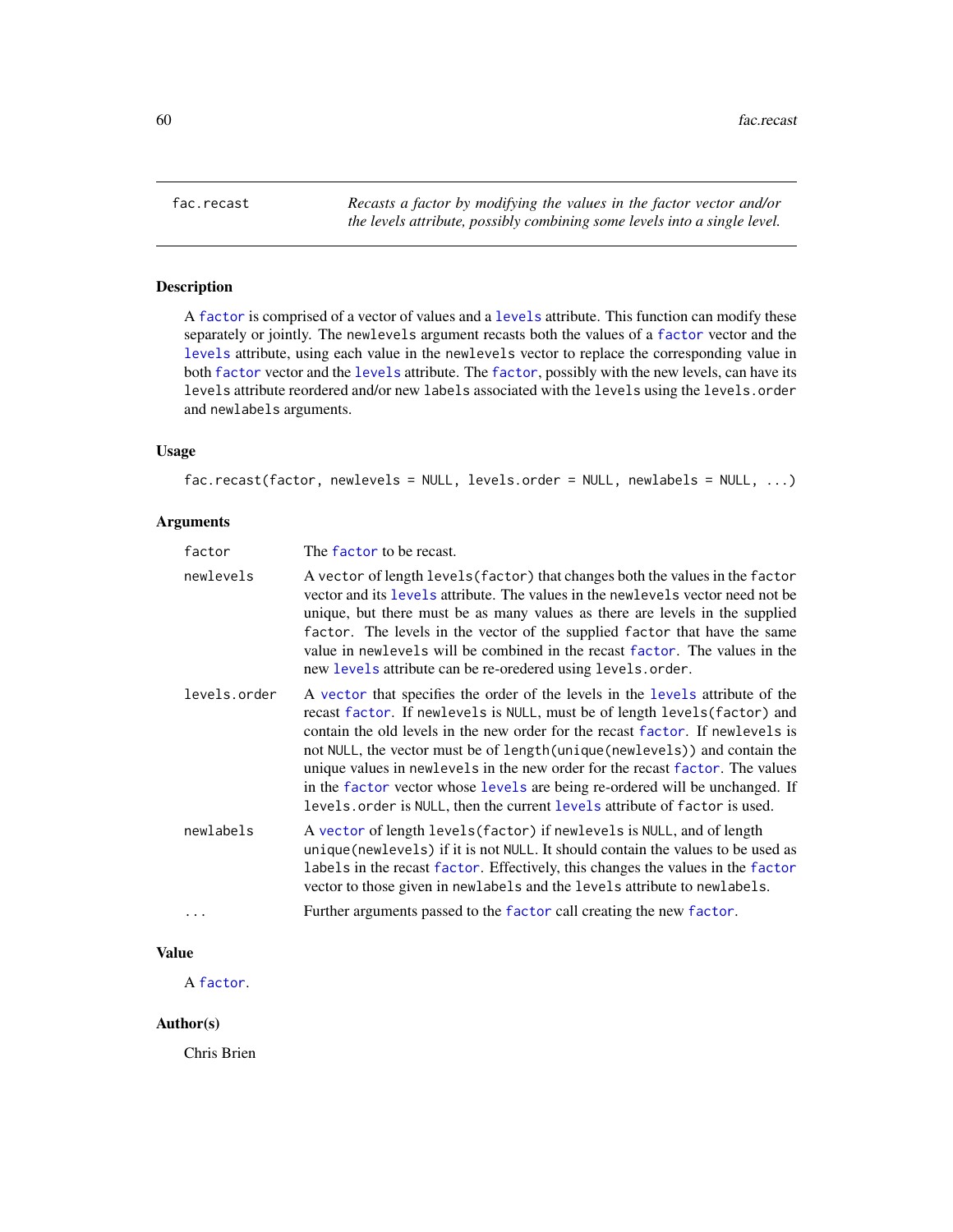fac.recast *Recasts a factor by modifying the values in the factor vector and/or the levels attribute, possibly combining some levels into a single level.*

## Description

A factor is comprised of a vector of values and a levels attribute. This function can modify these separately or jointly. The newlevels argument recasts both the values of a factor vector and the levels attribute, using each value in the newlevels vector to replace the corresponding value in both factor vector and the levels attribute. The factor, possibly with the new levels, can have its levels attribute reordered and/or new labels associated with the levels using the levels.order and newlabels arguments.

## Usage

```
fac.recast(factor, newlevels = NULL, levels.order = NULL, newlabels = NULL, ...)
```

## Arguments

| | |
|---|---|
| factor | The factor to be recast. |
| newlevels | A vector of length levels(factor) that changes both the values in the factor vector and its levels attribute. The values in the newlevels vector need not be unique, but there must be as many values as there are levels in the supplied factor. The levels in the vector of the supplied factor that have the same value in newlevels will be combined in the recast factor. The values in the new levels attribute can be re-oredered using levels.order. |
| levels.order | A vector that specifies the order of the levels in the levels attribute of the recast factor. If newlevels is NULL, must be of length levels(factor) and contain the old levels in the new order for the recast factor. If newlevels is not NULL, the vector must be of length(unique(newlevels)) and contain the unique values in newlevels in the new order for the recast factor. The values in the factor vector whose levels are being re-ordered will be unchanged. If levels.order is NULL, then the current levels attribute of factor is used. |
| newlabels | A vector of length levels(factor) if newlevels is NULL, and of length unique(newlevels) if it is not NULL. It should contain the values to be used as labels in the recast factor. Effectively, this changes the values in the factor vector to those given in newlabels and the levels attribute to newlabels. |
| ... | Further arguments passed to the factor call creating the new factor. |

## Value

A factor.

## Author(s)

Chris Brien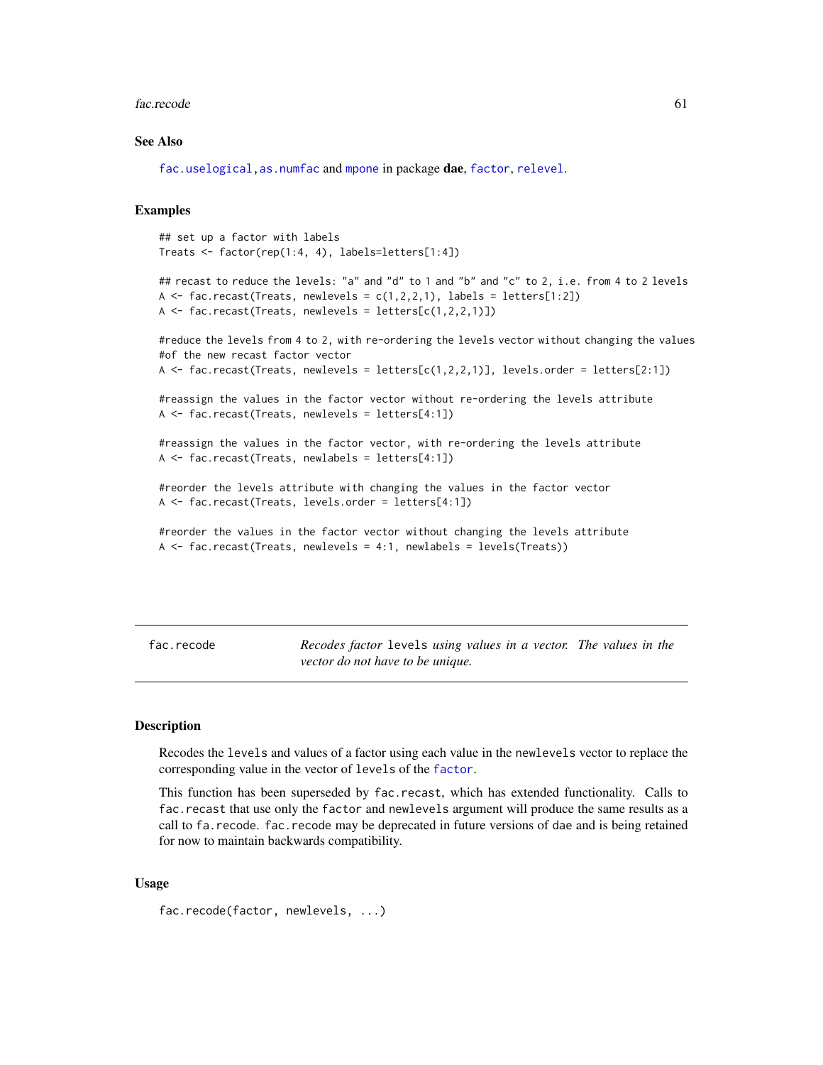## See Also

fac.uselogical, as.numfac and mpone in package **dae**, factor, relevel.

## Examples

```
## set up a factor with labels
Treats <- factor(rep(1:4, 4), labels=letters[1:4])

## recast to reduce the levels: "a" and "d" to 1 and "b" and "c" to 2, i.e. from 4 to 2 levels
A <- fac.recast(Treats, newlevels = c(1,2,2,1), labels = letters[1:2])
A <- fac.recast(Treats, newlevels = letters[c(1,2,2,1)])

#reduce the levels from 4 to 2, with re-ordering the levels vector without changing the values
#of the new recast factor vector
A <- fac.recast(Treats, newlevels = letters[c(1,2,2,1)], levels.order = letters[2:1])

#reassign the values in the factor vector without re-ordering the levels attribute
A <- fac.recast(Treats, newlevels = letters[4:1])

#reassign the values in the factor vector, with re-ordering the levels attribute
A <- fac.recast(Treats, newlabels = letters[4:1])

#reorder the levels attribute with changing the values in the factor vector
A <- fac.recast(Treats, levels.order = letters[4:1])

#reorder the values in the factor vector without changing the levels attribute
A <- fac.recast(Treats, newlevels = 4:1, newlabels = levels(Treats))
```

---

# fac.recode

*Recodes factor* `levels` *using values in a vector. The values in the vector do not have to be unique.*

---

## Description

Recodes the `levels` and values of a factor using each value in the `newlevels` vector to replace the corresponding value in the vector of `levels` of the factor.

This function has been superseded by `fac.recast`, which has extended functionality. Calls to `fac.recast` that use only the `factor` and `newlevels` argument will produce the same results as a call to `fa.recode`. `fac.recode` may be deprecated in future versions of dae and is being retained for now to maintain backwards compatibility.

## Usage

```
fac.recode(factor, newlevels, ...)
```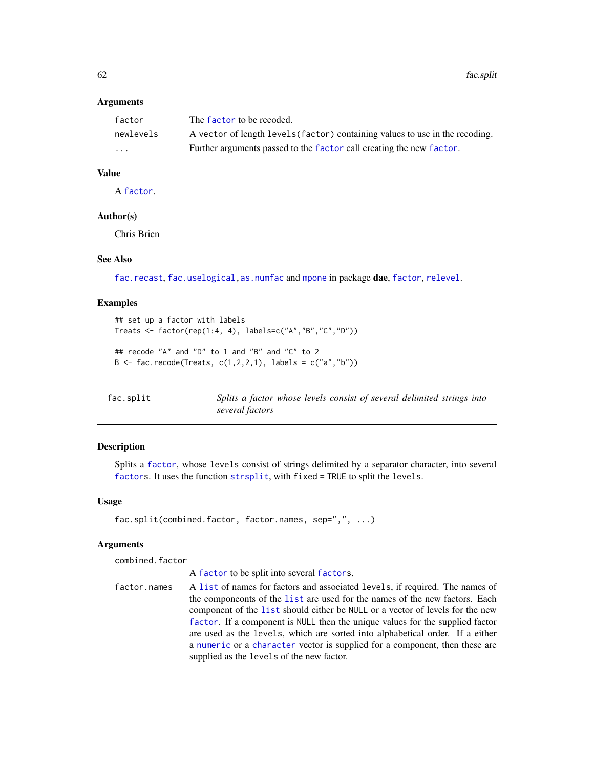### Arguments

| | |
|---|---|
| factor | The factor to be recoded. |
| newlevels | A vector of length levels(factor) containing values to use in the recoding. |
| ... | Further arguments passed to the factor call creating the new factor. |

### Value

A factor.

### Author(s)

Chris Brien

### See Also

fac.recast, fac.uselogical, as.numfac and mpone in package **dae**, factor, relevel.

### Examples

```
## set up a factor with labels
Treats <- factor(rep(1:4, 4), labels=c("A","B","C","D"))

## recode "A" and "D" to 1 and "B" and "C" to 2
B <- fac.recode(Treats, c(1,2,2,1), labels = c("a","b"))
```

---

## fac.split

*Splits a factor whose levels consist of several delimited strings into several factors*

### Description

Splits a factor, whose levels consist of strings delimited by a separator character, into several factors. It uses the function strsplit, with fixed = TRUE to split the levels.

### Usage

```
fac.split(combined.factor, factor.names, sep=",", ...)
```

### Arguments

| | |
|---|---|
| combined.factor | A factor to be split into several factors. |
| factor.names | A list of names for factors and associated levels, if required. The names of the componeonts of the list are used for the names of the new factors. Each component of the list should either be NULL or a vector of levels for the new factor. If a component is NULL then the unique values for the supplied factor are used as the levels, which are sorted into alphabetical order. If a either a numeric or a character vector is supplied for a component, then these are supplied as the levels of the new factor. |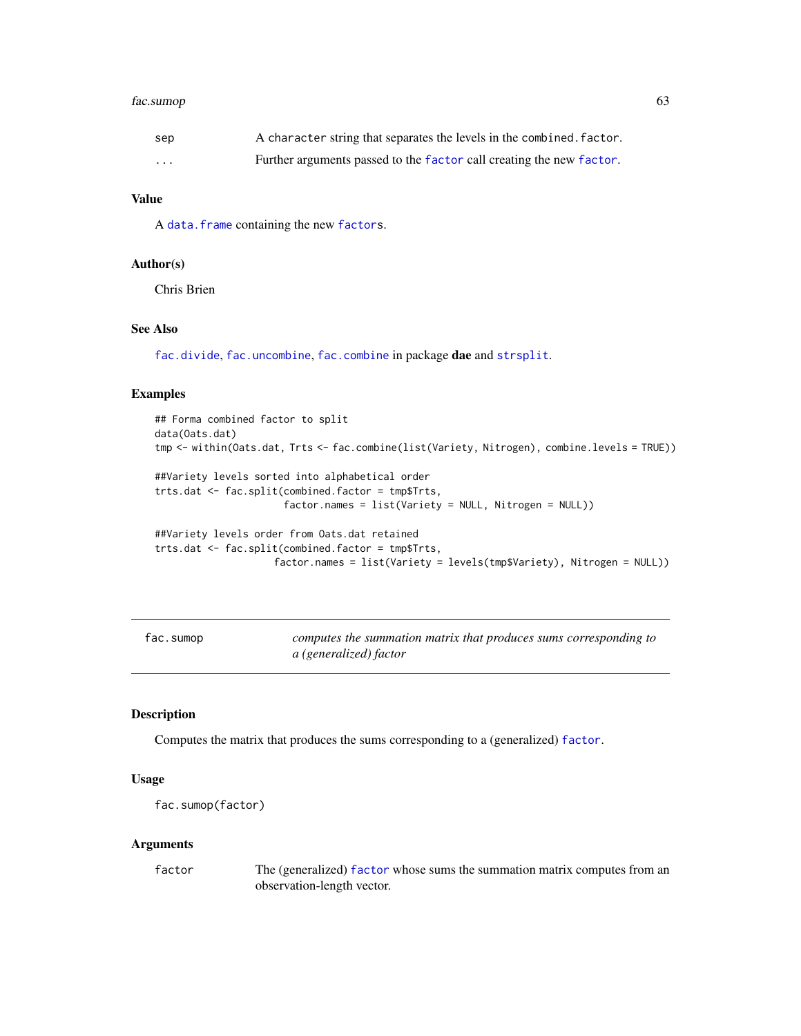| | |
|---|---|
| sep | A character string that separates the levels in the combined.factor. |
| ... | Further arguments passed to the factor call creating the new factor. |

### Value

A data.frame containing the new factors.

### Author(s)

Chris Brien

### See Also

fac.divide, fac.uncombine, fac.combine in package **dae** and strsplit.

### Examples

```
## Forma combined factor to split
data(Oats.dat)
tmp <- within(Oats.dat, Trts <- fac.combine(list(Variety, Nitrogen), combine.levels = TRUE))

##Variety levels sorted into alphabetical order
trts.dat <- fac.split(combined.factor = tmp$Trts,
                      factor.names = list(Variety = NULL, Nitrogen = NULL))

##Variety levels order from Oats.dat retained
trts.dat <- fac.split(combined.factor = tmp$Trts,
                    factor.names = list(Variety = levels(tmp$Variety), Nitrogen = NULL))
```

---

## fac.sumop — *computes the summation matrix that produces sums corresponding to a (generalized) factor*

---

### Description

Computes the matrix that produces the sums corresponding to a (generalized) factor.

### Usage

```
fac.sumop(factor)
```

### Arguments

| | |
|---|---|
| factor | The (generalized) factor whose sums the summation matrix computes from an observation-length vector. |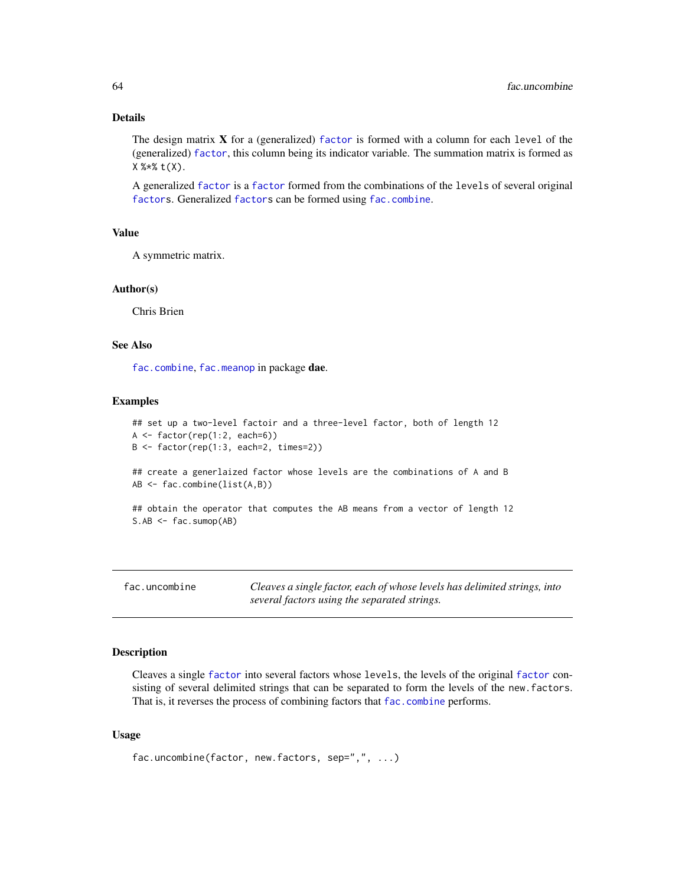## Details

The design matrix **X** for a (generalized) `factor` is formed with a column for each `level` of the (generalized) `factor`, this column being its indicator variable. The summation matrix is formed as `X %*% t(X)`.

A generalized `factor` is a `factor` formed from the combinations of the `levels` of several original `factor`s. Generalized `factor`s can be formed using `fac.combine`.

## Value

A symmetric matrix.

## Author(s)

Chris Brien

## See Also

`fac.combine`, `fac.meanop` in package **dae**.

## Examples

```
## set up a two-level factoir and a three-level factor, both of length 12
A <- factor(rep(1:2, each=6))
B <- factor(rep(1:3, each=2, times=2))

## create a generlaized factor whose levels are the combinations of A and B
AB <- fac.combine(list(A,B))

## obtain the operator that computes the AB means from a vector of length 12
S.AB <- fac.sumop(AB)
```

---

# fac.uncombine

*Cleaves a single factor, each of whose levels has delimited strings, into several factors using the separated strings.*

---

## Description

Cleaves a single `factor` into several factors whose `levels`, the levels of the original `factor` consisting of several delimited strings that can be separated to form the levels of the `new.factors`. That is, it reverses the process of combining factors that `fac.combine` performs.

## Usage

```
fac.uncombine(factor, new.factors, sep=",", ...)
```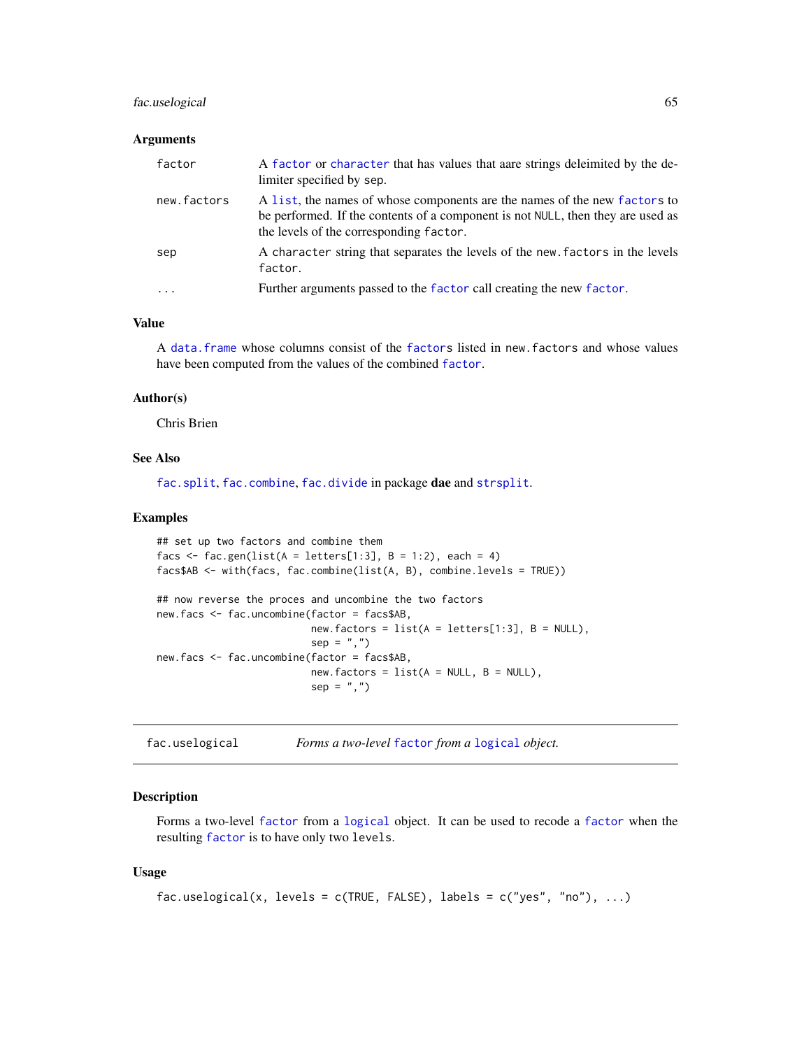### Arguments

| | |
|---|---|
| `factor` | A `factor` or `character` that has values that aare strings deleimited by the delimiter specified by `sep`. |
| `new.factors` | A `list`, the names of whose components are the names of the new `factors` to be performed. If the contents of a component is not `NULL`, then they are used as the levels of the corresponding `factor`. |
| `sep` | A `character` string that separates the levels of the `new.factors` in the levels `factor`. |
| `...` | Further arguments passed to the `factor` call creating the new `factor`. |

### Value

A `data.frame` whose columns consist of the `factors` listed in `new.factors` and whose values have been computed from the values of the combined `factor`.

### Author(s)

Chris Brien

### See Also

`fac.split`, `fac.combine`, `fac.divide` in package **dae** and `strsplit`.

### Examples

```
## set up two factors and combine them
facs <- fac.gen(list(A = letters[1:3], B = 1:2), each = 4)
facs$AB <- with(facs, fac.combine(list(A, B), combine.levels = TRUE))

## now reverse the proces and uncombine the two factors
new.facs <- fac.uncombine(factor = facs$AB,
                          new.factors = list(A = letters[1:3], B = NULL),
                          sep = ",")
new.facs <- fac.uncombine(factor = facs$AB,
                          new.factors = list(A = NULL, B = NULL),
                          sep = ",")
```

---

## fac.uselogical — *Forms a two-level `factor` from a `logical` object.*

---

### Description

Forms a two-level `factor` from a `logical` object. It can be used to recode a `factor` when the resulting `factor` is to have only two `levels`.

### Usage

```
fac.uselogical(x, levels = c(TRUE, FALSE), labels = c("yes", "no"), ...)
```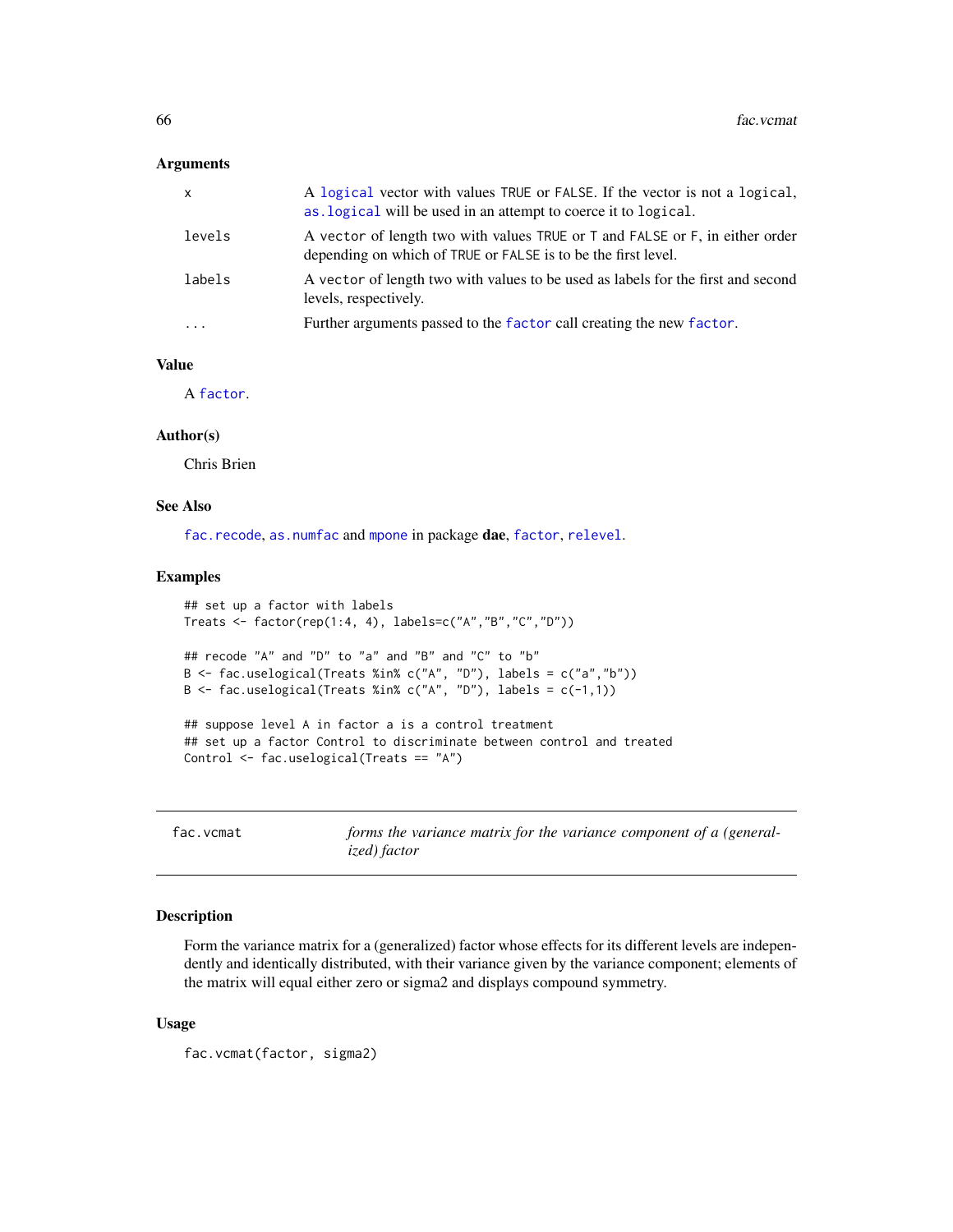### Arguments

| | |
|---|---|
| x | A logical vector with values TRUE or FALSE. If the vector is not a logical, as.logical will be used in an attempt to coerce it to logical. |
| levels | A vector of length two with values TRUE or T and FALSE or F, in either order depending on which of TRUE or FALSE is to be the first level. |
| labels | A vector of length two with values to be used as labels for the first and second levels, respectively. |
| ... | Further arguments passed to the factor call creating the new factor. |

### Value

A factor.

### Author(s)

Chris Brien

### See Also

fac.recode, as.numfac and mpone in package **dae**, factor, relevel.

### Examples

```
## set up a factor with labels
Treats <- factor(rep(1:4, 4), labels=c("A","B","C","D"))

## recode "A" and "D" to "a" and "B" and "C" to "b"
B <- fac.uselogical(Treats %in% c("A", "D"), labels = c("a","b"))
B <- fac.uselogical(Treats %in% c("A", "D"), labels = c(-1,1))

## suppose level A in factor a is a control treatment
## set up a factor Control to discriminate between control and treated
Control <- fac.uselogical(Treats == "A")
```

---

## fac.vcmat — *forms the variance matrix for the variance component of a (generalized) factor*

### Description

Form the variance matrix for a (generalized) factor whose effects for its different levels are independently and identically distributed, with their variance given by the variance component; elements of the matrix will equal either zero or sigma2 and displays compound symmetry.

### Usage

```
fac.vcmat(factor, sigma2)
```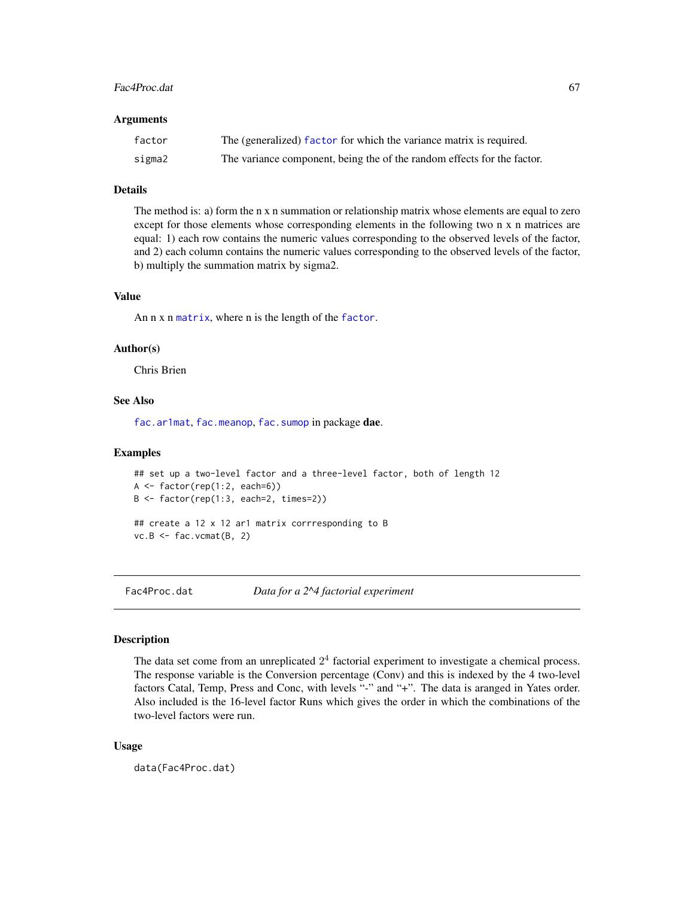### Arguments

| | |
|---|---|
| factor | The (generalized) factor for which the variance matrix is required. |
| sigma2 | The variance component, being the of the random effects for the factor. |

### Details

The method is: a) form the n x n summation or relationship matrix whose elements are equal to zero except for those elements whose corresponding elements in the following two n x n matrices are equal: 1) each row contains the numeric values corresponding to the observed levels of the factor, and 2) each column contains the numeric values corresponding to the observed levels of the factor, b) multiply the summation matrix by sigma2.

### Value

An n x n matrix, where n is the length of the factor.

### Author(s)

Chris Brien

### See Also

fac.ar1mat, fac.meanop, fac.sumop in package **dae**.

### Examples

```
## set up a two-level factor and a three-level factor, both of length 12
A <- factor(rep(1:2, each=6))
B <- factor(rep(1:3, each=2, times=2))

## create a 12 x 12 ar1 matrix corrresponding to B
vc.B <- fac.vcmat(B, 2)
```

---

## Fac4Proc.dat — *Data for a 2^4 factorial experiment*

---

### Description

The data set come from an unreplicated $2^4$ factorial experiment to investigate a chemical process. The response variable is the Conversion percentage (Conv) and this is indexed by the 4 two-level factors Catal, Temp, Press and Conc, with levels "-" and "+". The data is aranged in Yates order. Also included is the 16-level factor Runs which gives the order in which the combinations of the two-level factors were run.

### Usage

```
data(Fac4Proc.dat)
```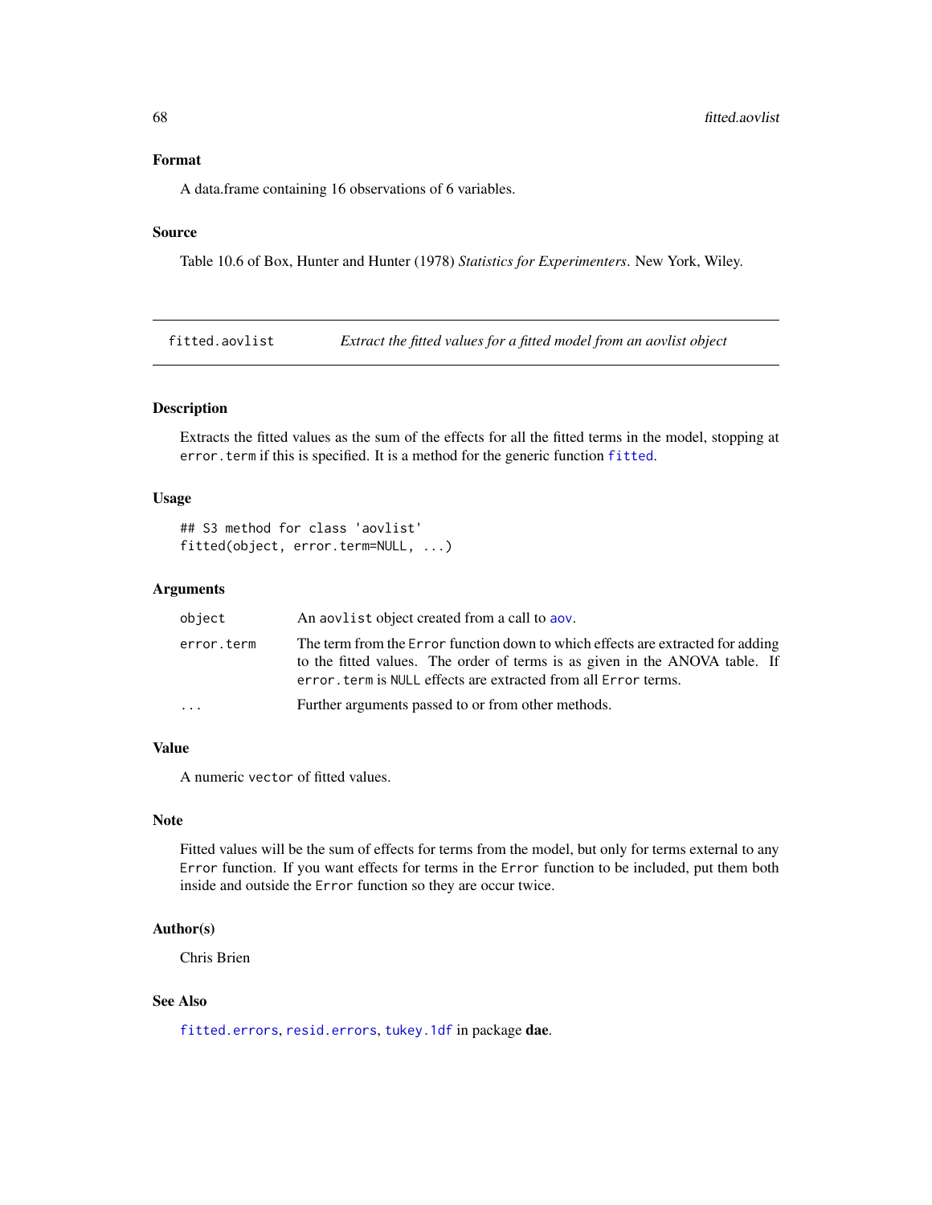### Format

A data.frame containing 16 observations of 6 variables.

### Source

Table 10.6 of Box, Hunter and Hunter (1978) *Statistics for Experimenters*. New York, Wiley.

---

## fitted.aovlist — *Extract the fitted values for a fitted model from an aovlist object*

---

### Description

Extracts the fitted values as the sum of the effects for all the fitted terms in the model, stopping at `error.term` if this is specified. It is a method for the generic function `fitted`.

### Usage

```
## S3 method for class 'aovlist'
fitted(object, error.term=NULL, ...)
```

### Arguments

| | |
|---|---|
| `object` | An `aovlist` object created from a call to `aov`. |
| `error.term` | The term from the `Error` function down to which effects are extracted for adding to the fitted values. The order of terms is as given in the ANOVA table. If `error.term` is `NULL` effects are extracted from all `Error` terms. |
| `...` | Further arguments passed to or from other methods. |

### Value

A numeric `vector` of fitted values.

### Note

Fitted values will be the sum of effects for terms from the model, but only for terms external to any `Error` function. If you want effects for terms in the `Error` function to be included, put them both inside and outside the `Error` function so they are occur twice.

### Author(s)

Chris Brien

### See Also

`fitted.errors`, `resid.errors`, `tukey.1df` in package **dae**.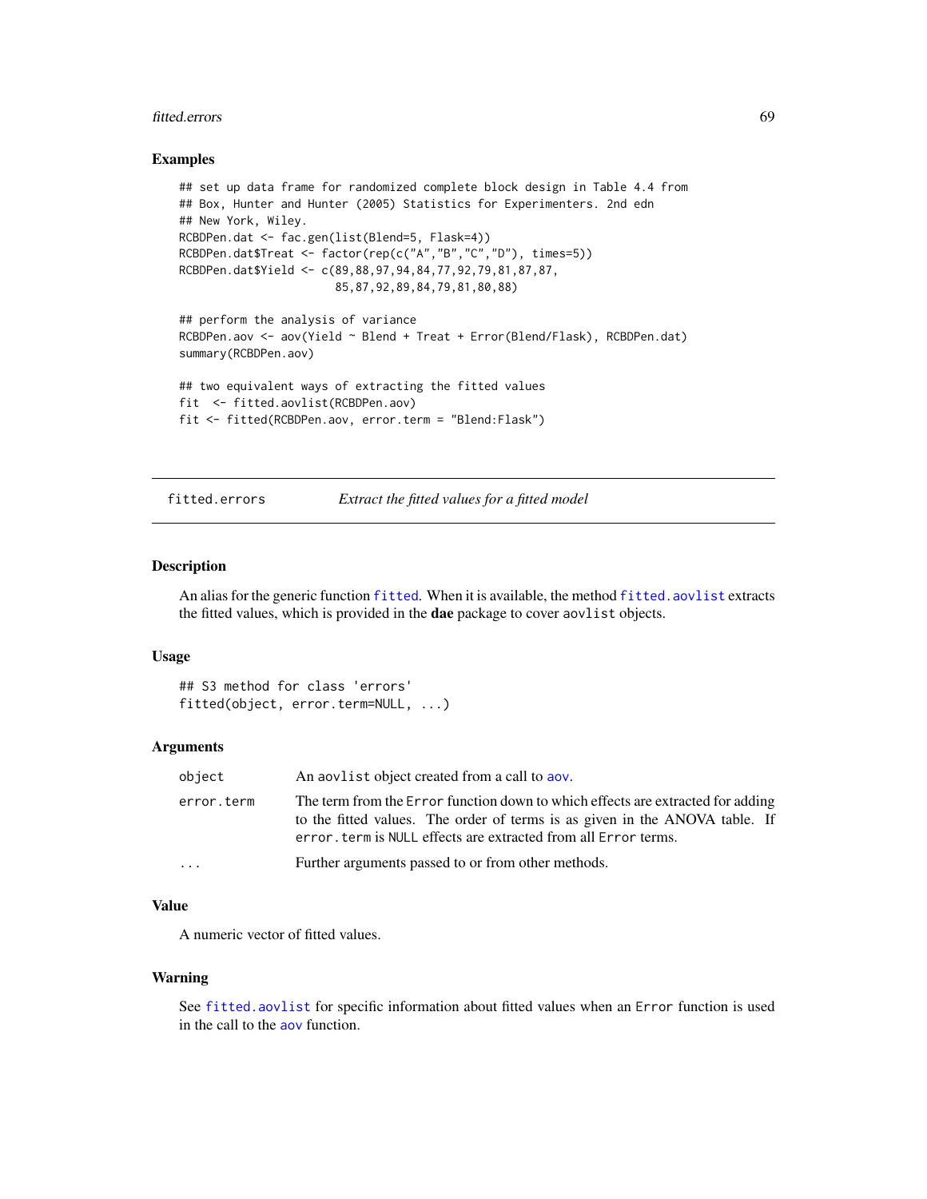### Examples

```
## set up data frame for randomized complete block design in Table 4.4 from
## Box, Hunter and Hunter (2005) Statistics for Experimenters. 2nd edn
## New York, Wiley.
RCBDPen.dat <- fac.gen(list(Blend=5, Flask=4))
RCBDPen.dat$Treat <- factor(rep(c("A","B","C","D"), times=5))
RCBDPen.dat$Yield <- c(89,88,97,94,84,77,92,79,81,87,87,
                       85,87,92,89,84,79,81,80,88)

## perform the analysis of variance
RCBDPen.aov <- aov(Yield ~ Blend + Treat + Error(Blend/Flask), RCBDPen.dat)
summary(RCBDPen.aov)

## two equivalent ways of extracting the fitted values
fit  <- fitted.aovlist(RCBDPen.aov)
fit <- fitted(RCBDPen.aov, error.term = "Blend:Flask")
```

---

## fitted.errors — *Extract the fitted values for a fitted model*

### Description

An alias for the generic function `fitted`. When it is available, the method `fitted.aovlist` extracts the fitted values, which is provided in the **dae** package to cover `aovlist` objects.

### Usage

```
## S3 method for class 'errors'
fitted(object, error.term=NULL, ...)
```

### Arguments

| | |
|---|---|
| `object` | An `aovlist` object created from a call to `aov`. |
| `error.term` | The term from the `Error` function down to which effects are extracted for adding to the fitted values. The order of terms is as given in the ANOVA table. If `error.term` is `NULL` effects are extracted from all `Error` terms. |
| `...` | Further arguments passed to or from other methods. |

### Value

A numeric vector of fitted values.

### Warning

See `fitted.aovlist` for specific information about fitted values when an `Error` function is used in the call to the `aov` function.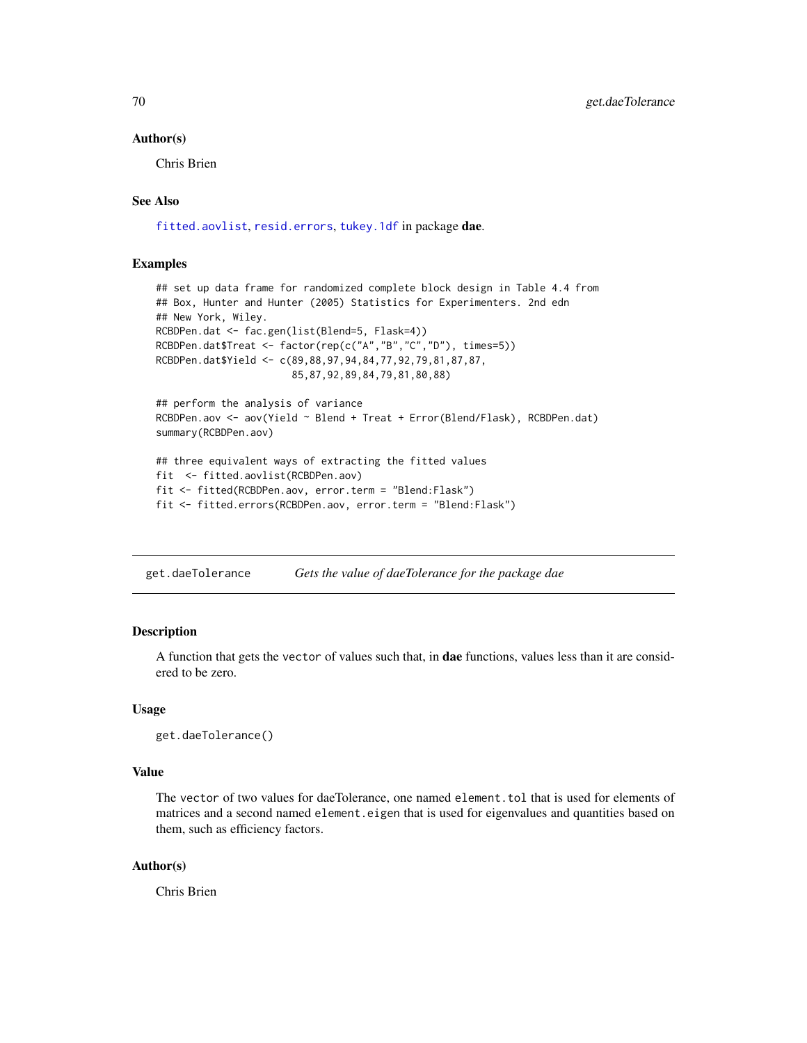### Author(s)

Chris Brien

### See Also

`fitted.aovlist`, `resid.errors`, `tukey.1df` in package **dae**.

### Examples

```
## set up data frame for randomized complete block design in Table 4.4 from
## Box, Hunter and Hunter (2005) Statistics for Experimenters. 2nd edn
## New York, Wiley.
RCBDPen.dat <- fac.gen(list(Blend=5, Flask=4))
RCBDPen.dat$Treat <- factor(rep(c("A","B","C","D"), times=5))
RCBDPen.dat$Yield <- c(89,88,97,94,84,77,92,79,81,87,87,
                       85,87,92,89,84,79,81,80,88)

## perform the analysis of variance
RCBDPen.aov <- aov(Yield ~ Blend + Treat + Error(Blend/Flask), RCBDPen.dat)
summary(RCBDPen.aov)

## three equivalent ways of extracting the fitted values
fit  <- fitted.aovlist(RCBDPen.aov)
fit <- fitted(RCBDPen.aov, error.term = "Blend:Flask")
fit <- fitted.errors(RCBDPen.aov, error.term = "Blend:Flask")
```

---

## get.daeTolerance *Gets the value of daeTolerance for the package dae*

---

### Description

A function that gets the `vector` of values such that, in **dae** functions, values less than it are considered to be zero.

### Usage

```
get.daeTolerance()
```

### Value

The `vector` of two values for daeTolerance, one named `element.tol` that is used for elements of matrices and a second named `element.eigen` that is used for eigenvalues and quantities based on them, such as efficiency factors.

### Author(s)

Chris Brien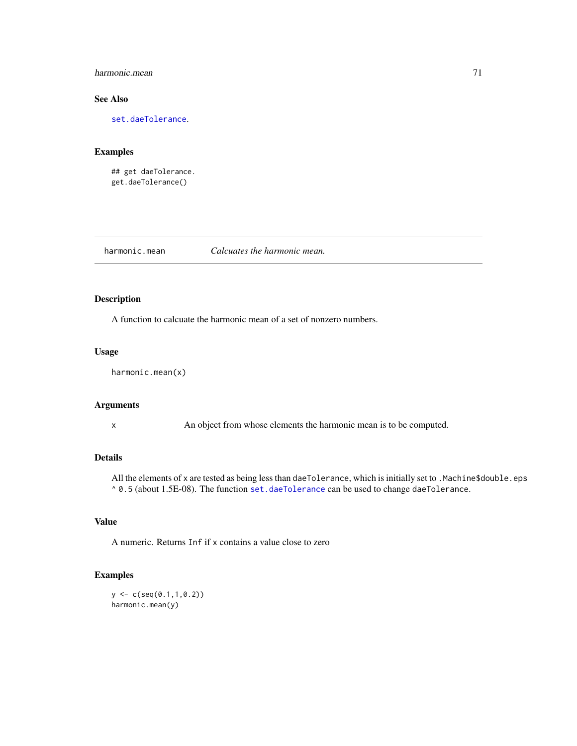### See Also

set.daeTolerance.

### Examples

```
## get daeTolerance.
get.daeTolerance()
```

---

## harmonic.mean &nbsp;&nbsp;&nbsp;&nbsp; *Calcuates the harmonic mean.*

---

### Description

A function to calcuate the harmonic mean of a set of nonzero numbers.

### Usage

```
harmonic.mean(x)
```

### Arguments

| | |
|---|---|
| x | An object from whose elements the harmonic mean is to be computed. |

### Details

All the elements of `x` are tested as being less than `daeTolerance`, which is initially set to `.Machine$double.eps ^ 0.5` (about 1.5E-08). The function `set.daeTolerance` can be used to change `daeTolerance`.

### Value

A numeric. Returns `Inf` if `x` contains a value close to zero

### Examples

```
y <- c(seq(0.1,1,0.2))
harmonic.mean(y)
```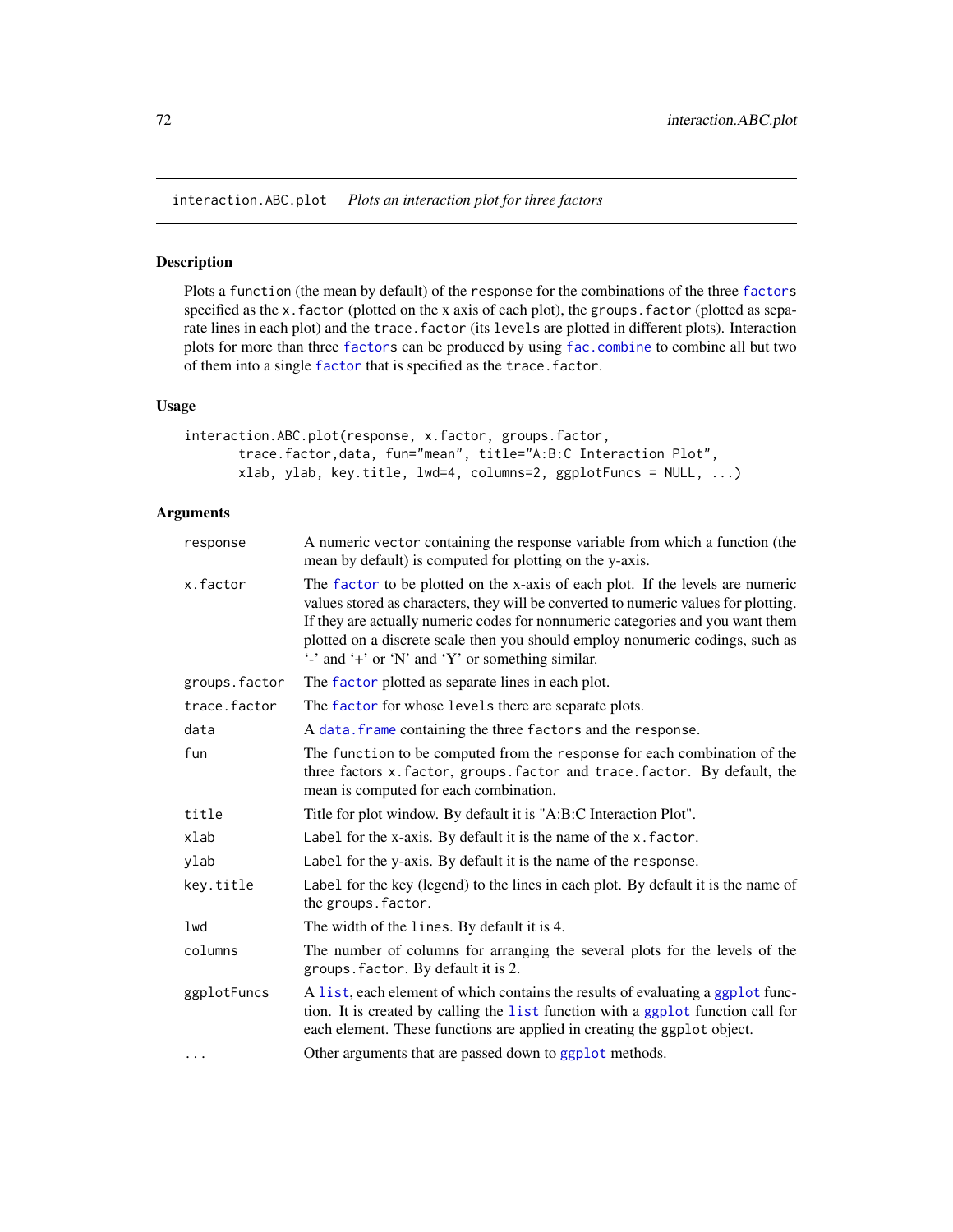## interaction.ABC.plot *Plots an interaction plot for three factors*

### Description

Plots a function (the mean by default) of the response for the combinations of the three factors specified as the x.factor (plotted on the x axis of each plot), the groups.factor (plotted as separate lines in each plot) and the trace.factor (its levels are plotted in different plots). Interaction plots for more than three factors can be produced by using fac.combine to combine all but two of them into a single factor that is specified as the trace.factor.

### Usage

```
interaction.ABC.plot(response, x.factor, groups.factor,
       trace.factor,data, fun="mean", title="A:B:C Interaction Plot",
       xlab, ylab, key.title, lwd=4, columns=2, ggplotFuncs = NULL, ...)
```

### Arguments

| | |
|---|---|
| response | A numeric vector containing the response variable from which a function (the mean by default) is computed for plotting on the y-axis. |
| x.factor | The factor to be plotted on the x-axis of each plot. If the levels are numeric values stored as characters, they will be converted to numeric values for plotting. If they are actually numeric codes for nonnumeric categories and you want them plotted on a discrete scale then you should employ nonumeric codings, such as '-' and '+' or 'N' and 'Y' or something similar. |
| groups.factor | The factor plotted as separate lines in each plot. |
| trace.factor | The factor for whose levels there are separate plots. |
| data | A data.frame containing the three factors and the response. |
| fun | The function to be computed from the response for each combination of the three factors x.factor, groups.factor and trace.factor. By default, the mean is computed for each combination. |
| title | Title for plot window. By default it is "A:B:C Interaction Plot". |
| xlab | Label for the x-axis. By default it is the name of the x.factor. |
| ylab | Label for the y-axis. By default it is the name of the response. |
| key.title | Label for the key (legend) to the lines in each plot. By default it is the name of the groups.factor. |
| lwd | The width of the lines. By default it is 4. |
| columns | The number of columns for arranging the several plots for the levels of the groups.factor. By default it is 2. |
| ggplotFuncs | A list, each element of which contains the results of evaluating a ggplot function. It is created by calling the list function with a ggplot function call for each element. These functions are applied in creating the ggplot object. |
| ... | Other arguments that are passed down to ggplot methods. |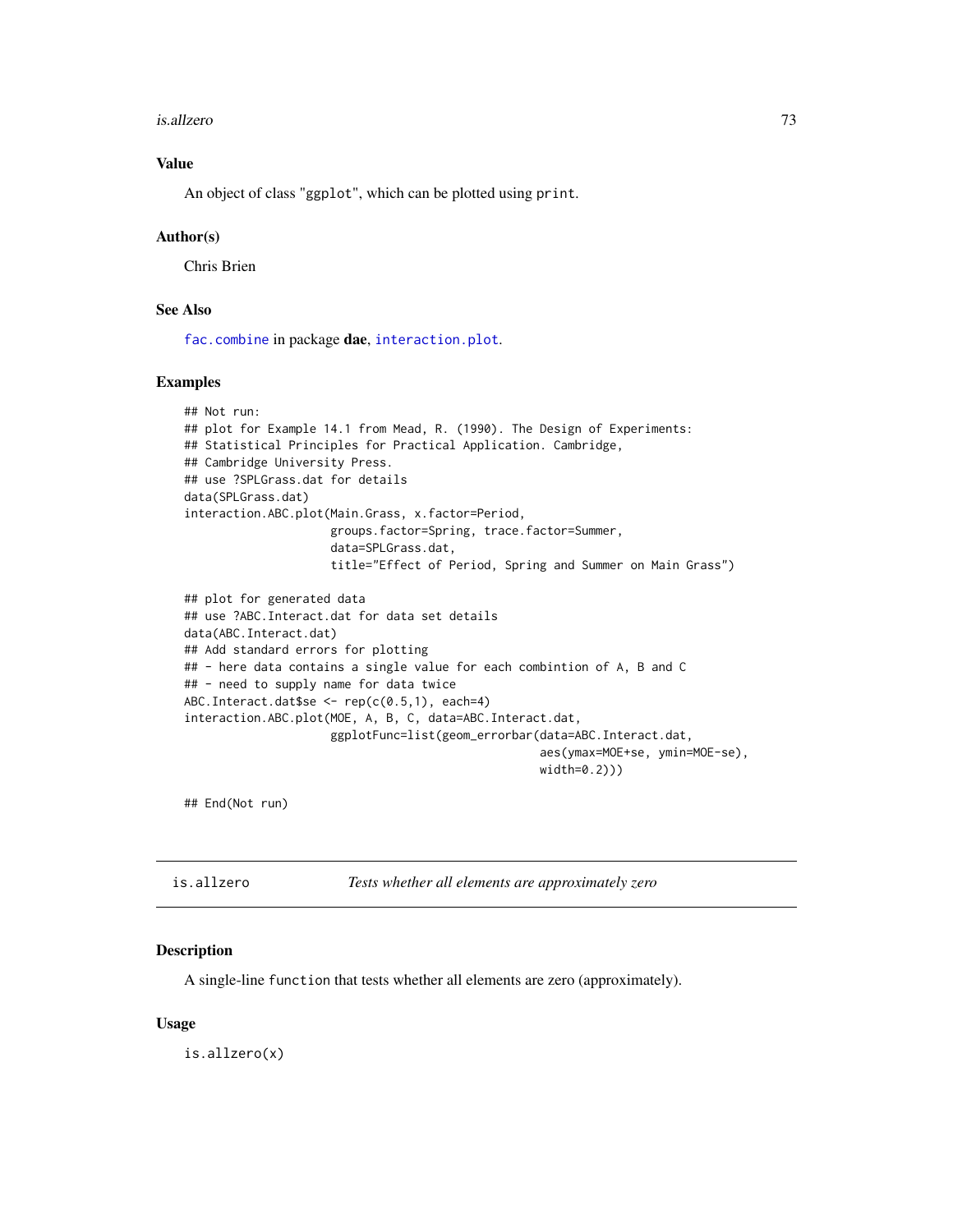### Value

An object of class "ggplot", which can be plotted using `print`.

### Author(s)

Chris Brien

### See Also

`fac.combine` in package **dae**, `interaction.plot`.

### Examples

```
## Not run:
## plot for Example 14.1 from Mead, R. (1990). The Design of Experiments:
## Statistical Principles for Practical Application. Cambridge,
## Cambridge University Press.
## use ?SPLGrass.dat for details
data(SPLGrass.dat)
interaction.ABC.plot(Main.Grass, x.factor=Period,
                     groups.factor=Spring, trace.factor=Summer,
                     data=SPLGrass.dat,
                     title="Effect of Period, Spring and Summer on Main Grass")

## plot for generated data
## use ?ABC.Interact.dat for data set details
data(ABC.Interact.dat)
## Add standard errors for plotting
## - here data contains a single value for each combintion of A, B and C
## - need to supply name for data twice
ABC.Interact.dat$se <- rep(c(0.5,1), each=4)
interaction.ABC.plot(MOE, A, B, C, data=ABC.Interact.dat,
                     ggplotFunc=list(geom_errorbar(data=ABC.Interact.dat,
                                                   aes(ymax=MOE+se, ymin=MOE-se),
                                                   width=0.2)))

## End(Not run)
```

---

## is.allzero — *Tests whether all elements are approximately zero*

### Description

A single-line `function` that tests whether all elements are zero (approximately).

### Usage

```
is.allzero(x)
```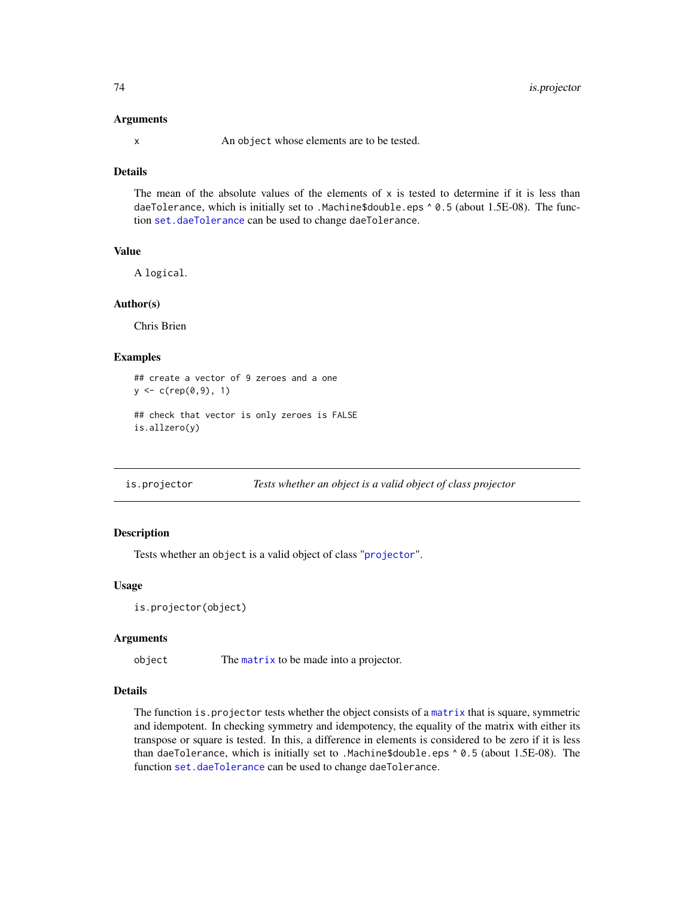### Arguments

x An object whose elements are to be tested.

### Details

The mean of the absolute values of the elements of x is tested to determine if it is less than daeTolerance, which is initially set to .Machine$double.eps ^ 0.5 (about 1.5E-08). The function set.daeTolerance can be used to change daeTolerance.

### Value

A logical.

### Author(s)

Chris Brien

### Examples

```
## create a vector of 9 zeroes and a one
y <- c(rep(0,9), 1)

## check that vector is only zeroes is FALSE
is.allzero(y)
```

---

## is.projector *Tests whether an object is a valid object of class projector*

---

### Description

Tests whether an object is a valid object of class "projector".

### Usage

```
is.projector(object)
```

### Arguments

object The matrix to be made into a projector.

### Details

The function is.projector tests whether the object consists of a matrix that is square, symmetric and idempotent. In checking symmetry and idempotency, the equality of the matrix with either its transpose or square is tested. In this, a difference in elements is considered to be zero if it is less than daeTolerance, which is initially set to .Machine$double.eps ^ 0.5 (about 1.5E-08). The function set.daeTolerance can be used to change daeTolerance.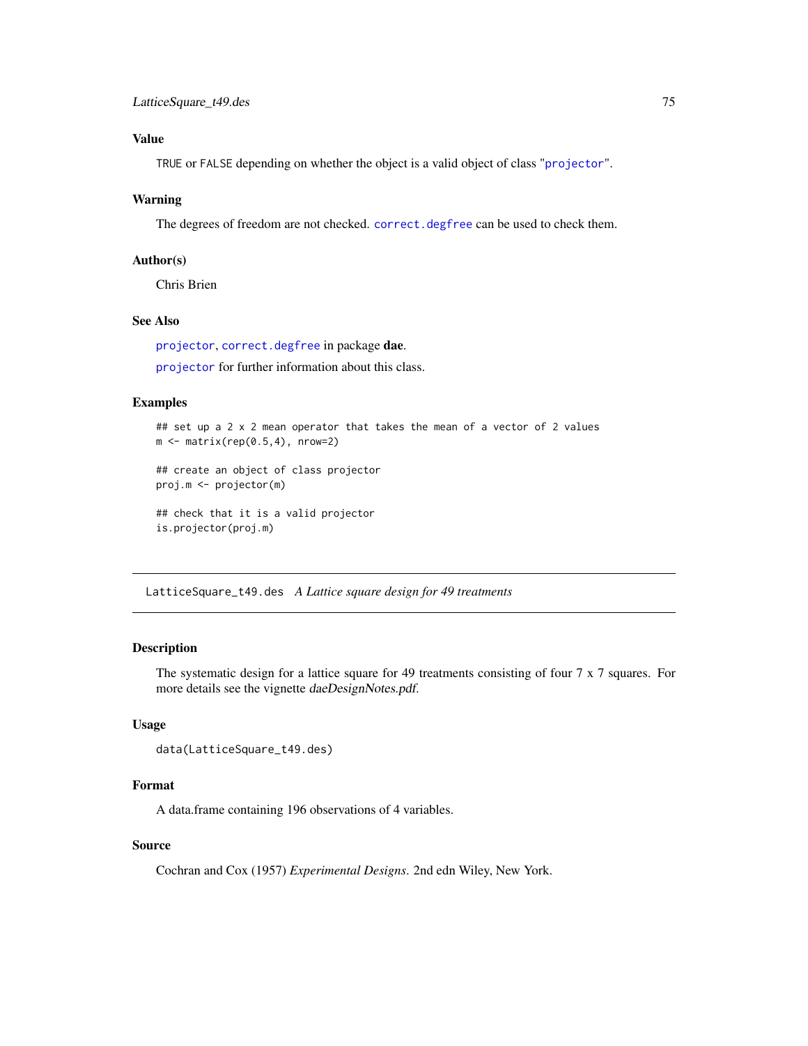### Value

TRUE or FALSE depending on whether the object is a valid object of class "projector".

### Warning

The degrees of freedom are not checked. correct.degfree can be used to check them.

### Author(s)

Chris Brien

### See Also

projector, correct.degfree in package **dae**.

projector for further information about this class.

### Examples

```
## set up a 2 x 2 mean operator that takes the mean of a vector of 2 values
m <- matrix(rep(0.5,4), nrow=2)

## create an object of class projector
proj.m <- projector(m)

## check that it is a valid projector
is.projector(proj.m)
```

---

## LatticeSquare_t49.des *A Lattice square design for 49 treatments*

---

### Description

The systematic design for a lattice square for 49 treatments consisting of four 7 x 7 squares. For more details see the vignette *daeDesignNotes.pdf*.

### Usage

```
data(LatticeSquare_t49.des)
```

### Format

A data.frame containing 196 observations of 4 variables.

### Source

Cochran and Cox (1957) *Experimental Designs*. 2nd edn Wiley, New York.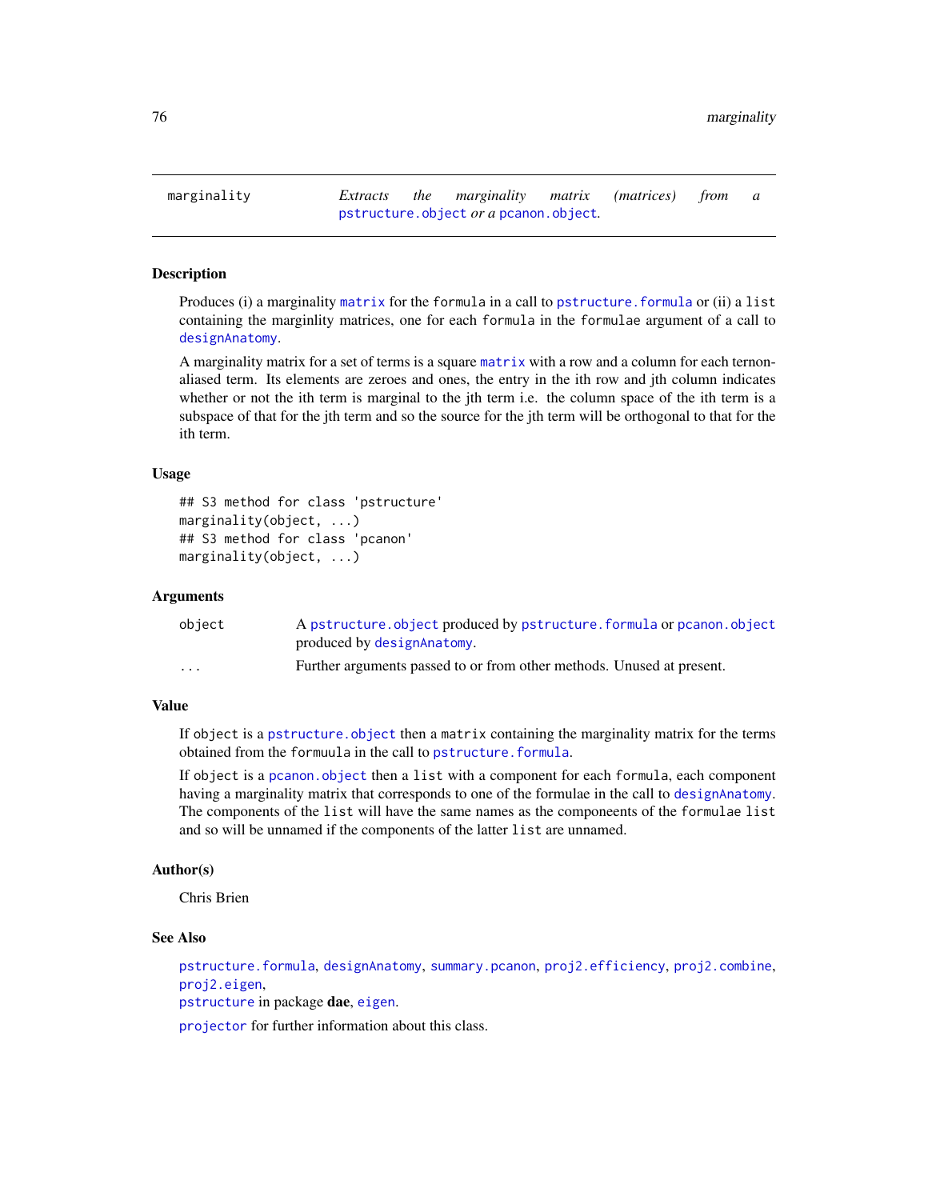# marginality — *Extracts the marginality matrix (matrices) from a* `pstructure.object` *or a* `pcanon.object`.

## Description

Produces (i) a marginality `matrix` for the `formula` in a call to `pstructure.formula` or (ii) a `list` containing the marginlity matrices, one for each `formula` in the `formulae` argument of a call to `designAnatomy`.

A marginality matrix for a set of terms is a square `matrix` with a row and a column for each ternon-aliased term. Its elements are zeroes and ones, the entry in the ith row and jth column indicates whether or not the ith term is marginal to the jth term i.e. the column space of the ith term is a subspace of that for the jth term and so the source for the jth term will be orthogonal to that for the ith term.

## Usage

```
## S3 method for class 'pstructure'
marginality(object, ...)
## S3 method for class 'pcanon'
marginality(object, ...)
```

## Arguments

| | |
|---|---|
| `object` | A `pstructure.object` produced by `pstructure.formula` or `pcanon.object` produced by `designAnatomy`. |
| `...` | Further arguments passed to or from other methods. Unused at present. |

## Value

If `object` is a `pstructure.object` then a `matrix` containing the marginality matrix for the terms obtained from the `formuula` in the call to `pstructure.formula`.

If `object` is a `pcanon.object` then a `list` with a component for each `formula`, each component having a marginality matrix that corresponds to one of the formulae in the call to `designAnatomy`. The components of the `list` will have the same names as the componeents of the `formulae` `list` and so will be unnamed if the components of the latter `list` are unnamed.

## Author(s)

Chris Brien

## See Also

`pstructure.formula`, `designAnatomy`, `summary.pcanon`, `proj2.efficiency`, `proj2.combine`, `proj2.eigen`,
`pstructure` in package **dae**, `eigen`.

`projector` for further information about this class.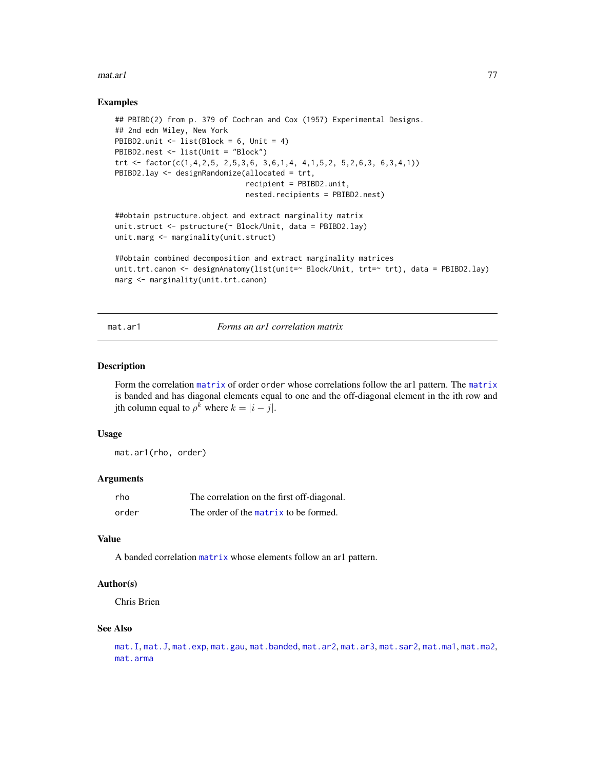## Examples

```
## PBIBD(2) from p. 379 of Cochran and Cox (1957) Experimental Designs.
## 2nd edn Wiley, New York
PBIBD2.unit <- list(Block = 6, Unit = 4)
PBIBD2.nest <- list(Unit = "Block")
trt <- factor(c(1,4,2,5, 2,5,3,6, 3,6,1,4, 4,1,5,2, 5,2,6,3, 6,3,4,1))
PBIBD2.lay <- designRandomize(allocated = trt,
                              recipient = PBIBD2.unit,
                              nested.recipients = PBIBD2.nest)

##obtain pstructure.object and extract marginality matrix
unit.struct <- pstructure(~ Block/Unit, data = PBIBD2.lay)
unit.marg <- marginality(unit.struct)

##obtain combined decomposition and extract marginality matrices
unit.trt.canon <- designAnatomy(list(unit=~ Block/Unit, trt=~ trt), data = PBIBD2.lay)
marg <- marginality(unit.trt.canon)
```

---

# mat.ar1 *Forms an ar1 correlation matrix*

## Description

Form the correlation matrix of order order whose correlations follow the ar1 pattern. The matrix is banded and has diagonal elements equal to one and the off-diagonal element in the ith row and jth column equal to $\rho^k$ where $k = |i - j|$.

## Usage

```
mat.ar1(rho, order)
```

## Arguments

| | |
|---|---|
| rho | The correlation on the first off-diagonal. |
| order | The order of the matrix to be formed. |

## Value

A banded correlation matrix whose elements follow an ar1 pattern.

## Author(s)

Chris Brien

## See Also

mat.I, mat.J, mat.exp, mat.gau, mat.banded, mat.ar2, mat.ar3, mat.sar2, mat.ma1, mat.ma2, mat.arma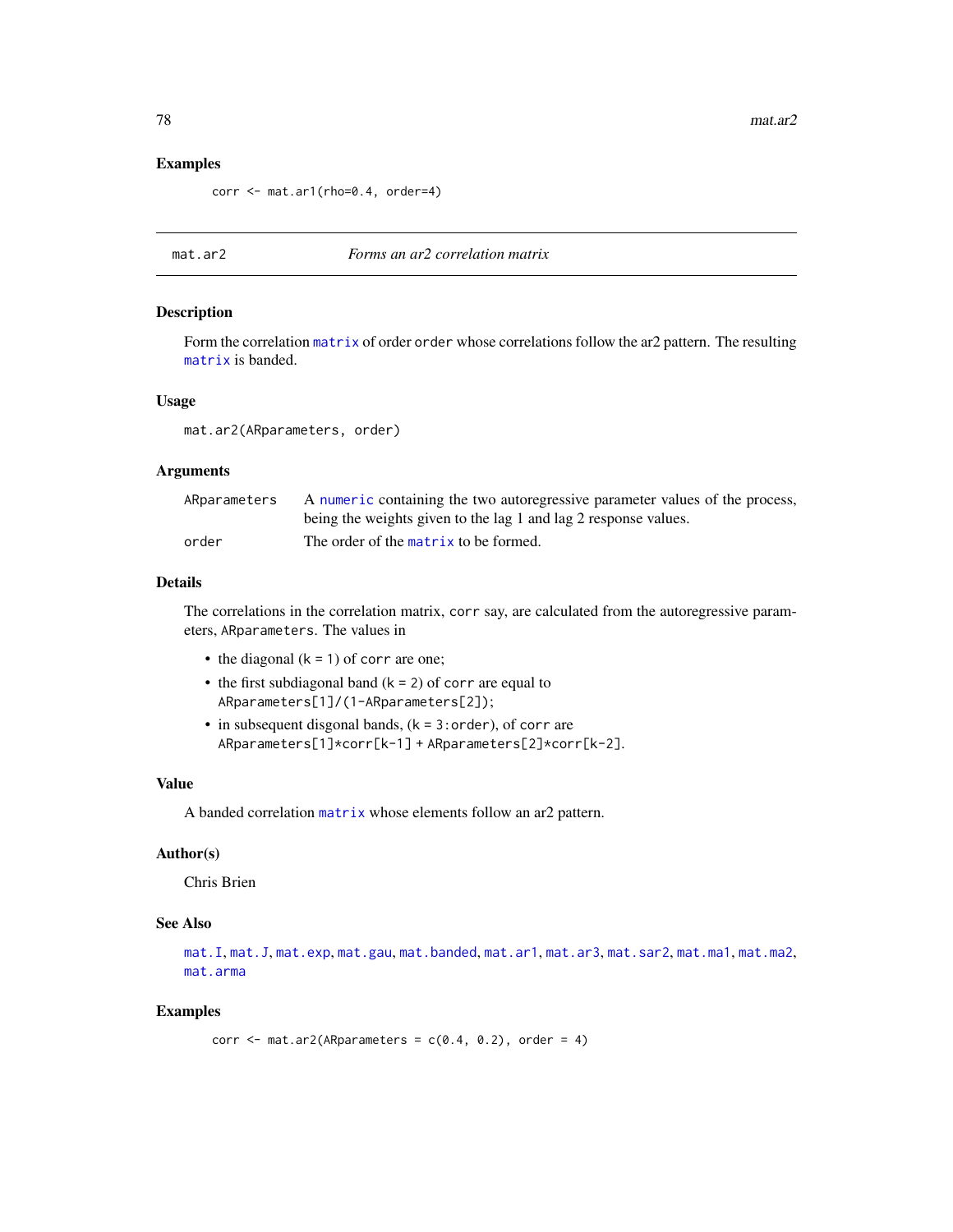### Examples

```
corr <- mat.ar1(rho=0.4, order=4)
```

---

## mat.ar2 — *Forms an ar2 correlation matrix*

### Description

Form the correlation matrix of order order whose correlations follow the ar2 pattern. The resulting matrix is banded.

### Usage

```
mat.ar2(ARparameters, order)
```

### Arguments

| | |
|---|---|
| ARparameters | A numeric containing the two autoregressive parameter values of the process, being the weights given to the lag 1 and lag 2 response values. |
| order | The order of the matrix to be formed. |

### Details

The correlations in the correlation matrix, corr say, are calculated from the autoregressive parameters, ARparameters. The values in

- the diagonal (k = 1) of corr are one;
- the first subdiagonal band (k = 2) of corr are equal to ARparameters[1]/(1-ARparameters[2]);
- in subsequent disgonal bands, (k = 3:order), of corr are ARparameters[1]*corr[k-1] + ARparameters[2]*corr[k-2].

### Value

A banded correlation matrix whose elements follow an ar2 pattern.

### Author(s)

Chris Brien

### See Also

mat.I, mat.J, mat.exp, mat.gau, mat.banded, mat.ar1, mat.ar3, mat.sar2, mat.ma1, mat.ma2, mat.arma

### Examples

```
corr <- mat.ar2(ARparameters = c(0.4, 0.2), order = 4)
```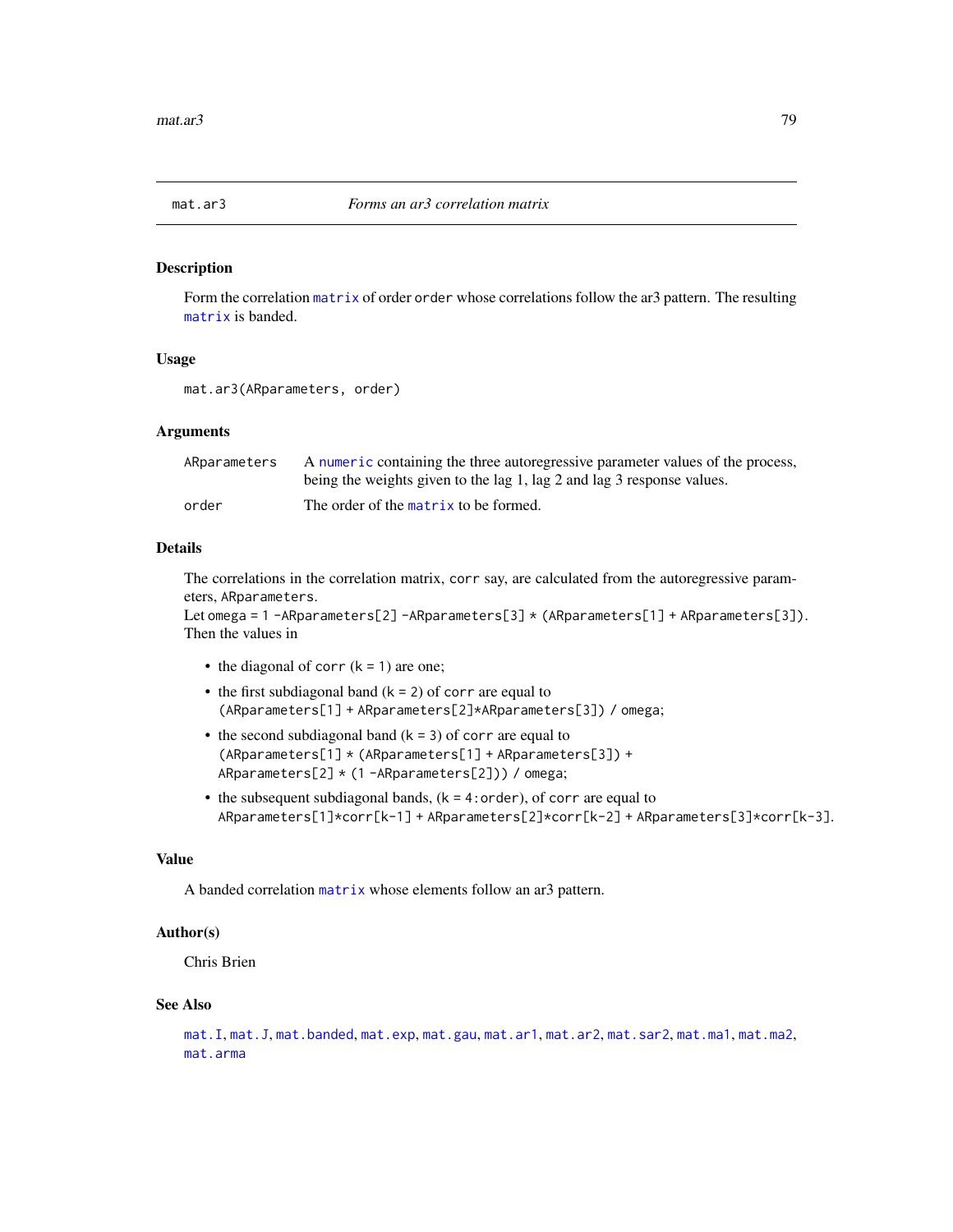## mat.ar3 *Forms an ar3 correlation matrix*

### Description

Form the correlation matrix of order order whose correlations follow the ar3 pattern. The resulting matrix is banded.

### Usage

```
mat.ar3(ARparameters, order)
```

### Arguments

| | |
|---|---|
| ARparameters | A numeric containing the three autoregressive parameter values of the process, being the weights given to the lag 1, lag 2 and lag 3 response values. |
| order | The order of the matrix to be formed. |

### Details

The correlations in the correlation matrix, corr say, are calculated from the autoregressive parameters, ARparameters.
Let omega = 1 -ARparameters[2] -ARparameters[3] * (ARparameters[1] + ARparameters[3]). Then the values in

- the diagonal of corr (k = 1) are one;
- the first subdiagonal band (k = 2) of corr are equal to (ARparameters[1] + ARparameters[2]*ARparameters[3]) / omega;
- the second subdiagonal band (k = 3) of corr are equal to (ARparameters[1] * (ARparameters[1] + ARparameters[3]) + ARparameters[2] * (1 -ARparameters[2])) / omega;
- the subsequent subdiagonal bands, (k = 4:order), of corr are equal to ARparameters[1]*corr[k-1] + ARparameters[2]*corr[k-2] + ARparameters[3]*corr[k-3].

### Value

A banded correlation matrix whose elements follow an ar3 pattern.

### Author(s)

Chris Brien

### See Also

mat.I, mat.J, mat.banded, mat.exp, mat.gau, mat.ar1, mat.ar2, mat.sar2, mat.ma1, mat.ma2, mat.arma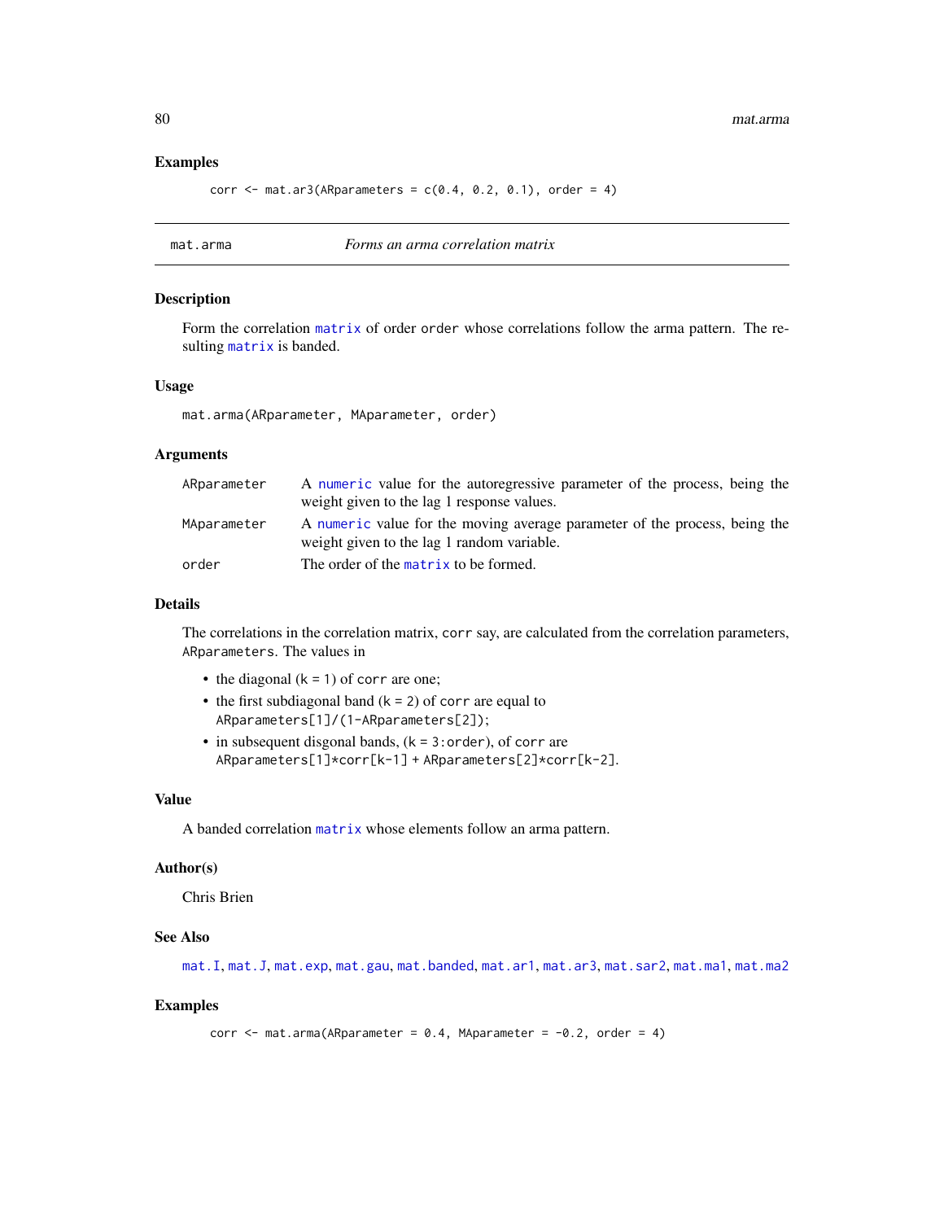## Examples

```
corr <- mat.ar3(ARparameters = c(0.4, 0.2, 0.1), order = 4)
```

---

## mat.arma &nbsp;&nbsp;&nbsp;&nbsp; *Forms an arma correlation matrix*

---

### Description

Form the correlation `matrix` of order `order` whose correlations follow the arma pattern. The resulting `matrix` is banded.

### Usage

```
mat.arma(ARparameter, MAparameter, order)
```

### Arguments

| | |
|---|---|
| `ARparameter` | A `numeric` value for the autoregressive parameter of the process, being the weight given to the lag 1 response values. |
| `MAparameter` | A `numeric` value for the moving average parameter of the process, being the weight given to the lag 1 random variable. |
| `order` | The order of the `matrix` to be formed. |

### Details

The correlations in the correlation matrix, `corr` say, are calculated from the correlation parameters, `ARparameters`. The values in

- the diagonal (k = 1) of `corr` are one;
- the first subdiagonal band (k = 2) of `corr` are equal to `ARparameters[1]/(1-ARparameters[2])`;
- in subsequent disgonal bands, (k = `3:order`), of `corr` are `ARparameters[1]*corr[k-1]` + `ARparameters[2]*corr[k-2]`.

### Value

A banded correlation `matrix` whose elements follow an arma pattern.

### Author(s)

Chris Brien

### See Also

`mat.I`, `mat.J`, `mat.exp`, `mat.gau`, `mat.banded`, `mat.ar1`, `mat.ar3`, `mat.sar2`, `mat.ma1`, `mat.ma2`

### Examples

```
corr <- mat.arma(ARparameter = 0.4, MAparameter = -0.2, order = 4)
```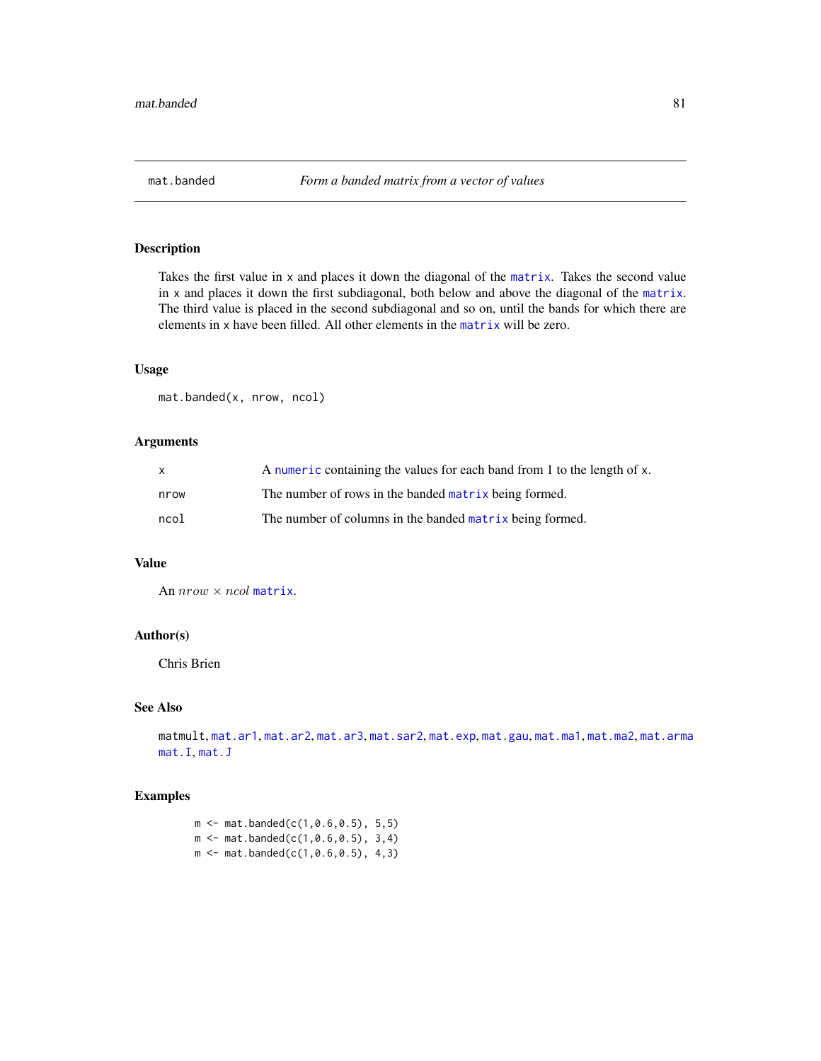## mat.banded — *Form a banded matrix from a vector of values*

### Description

Takes the first value in x and places it down the diagonal of the matrix. Takes the second value in x and places it down the first subdiagonal, both below and above the diagonal of the matrix. The third value is placed in the second subdiagonal and so on, until the bands for which there are elements in x have been filled. All other elements in the matrix will be zero.

### Usage

```
mat.banded(x, nrow, ncol)
```

### Arguments

| | |
|---|---|
| x | A numeric containing the values for each band from 1 to the length of x. |
| nrow | The number of rows in the banded matrix being formed. |
| ncol | The number of columns in the banded matrix being formed. |

### Value

An $nrow \times ncol$ matrix.

### Author(s)

Chris Brien

### See Also

matmult, mat.ar1, mat.ar2, mat.ar3, mat.sar2, mat.exp, mat.gau, mat.ma1, mat.ma2, mat.arma mat.I, mat.J

### Examples

```
m <- mat.banded(c(1,0.6,0.5), 5,5)
m <- mat.banded(c(1,0.6,0.5), 3,4)
m <- mat.banded(c(1,0.6,0.5), 4,3)
```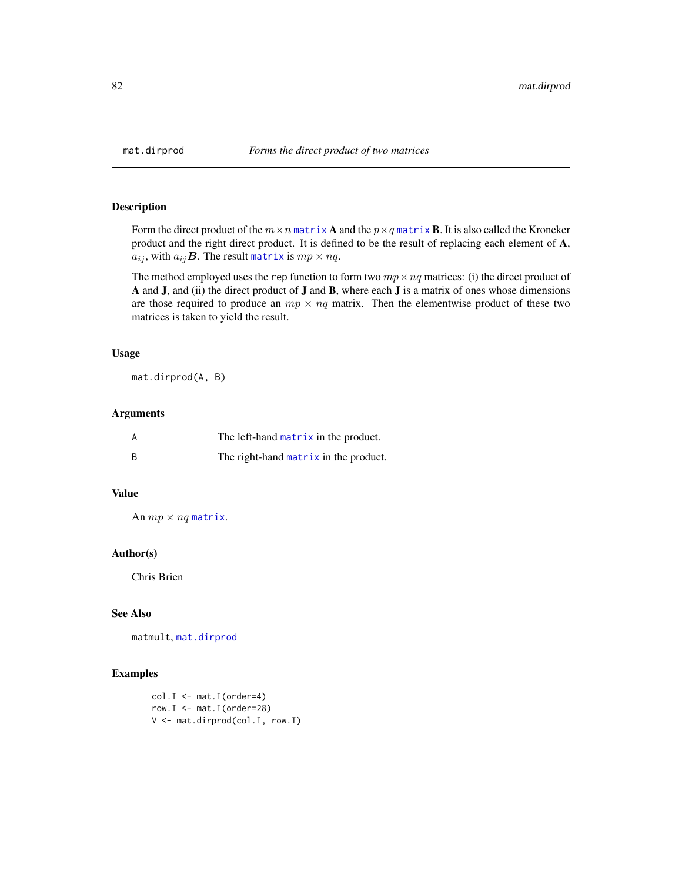mat.dirprod *Forms the direct product of two matrices*

## Description

Form the direct product of the $m \times n$ `matrix` **A** and the $p \times q$ `matrix` **B**. It is also called the Kroneker product and the right direct product. It is defined to be the result of replacing each element of **A**, $a_{ij}$, with $a_{ij}\boldsymbol{B}$. The result `matrix` is $mp \times nq$.

The method employed uses the `rep` function to form two $mp \times nq$ matrices: (i) the direct product of **A** and **J**, and (ii) the direct product of **J** and **B**, where each **J** is a matrix of ones whose dimensions are those required to produce an $mp \times nq$ matrix. Then the elementwise product of these two matrices is taken to yield the result.

## Usage

```
mat.dirprod(A, B)
```

## Arguments

| | |
|---|---|
| A | The left-hand `matrix` in the product. |
| B | The right-hand `matrix` in the product. |

## Value

An $mp \times nq$ `matrix`.

## Author(s)

Chris Brien

## See Also

`matmult`, `mat.dirprod`

## Examples

```
col.I <- mat.I(order=4)
row.I <- mat.I(order=28)
V <- mat.dirprod(col.I, row.I)
```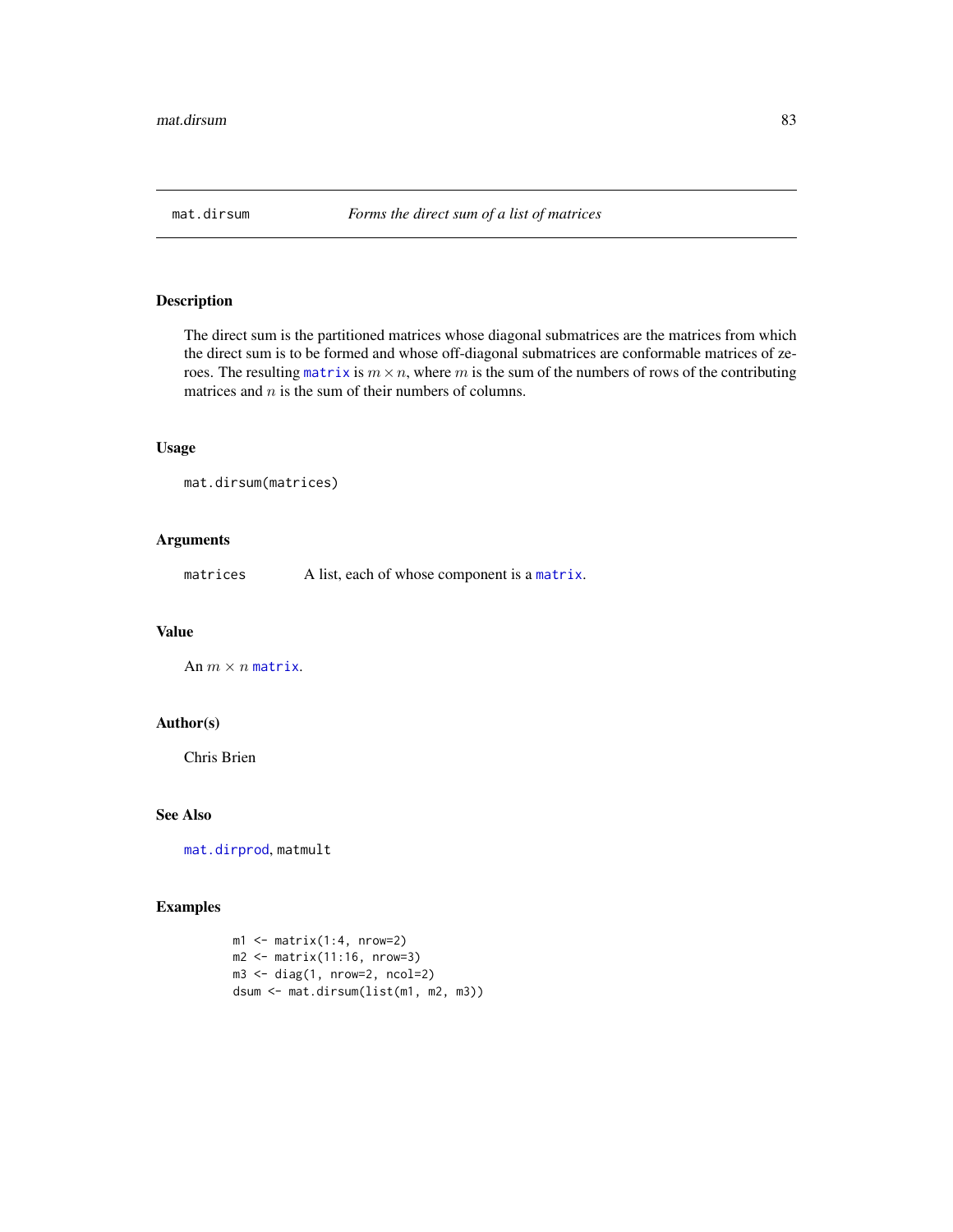## mat.dirsum — *Forms the direct sum of a list of matrices*

### Description

The direct sum is the partitioned matrices whose diagonal submatrices are the matrices from which the direct sum is to be formed and whose off-diagonal submatrices are conformable matrices of zeroes. The resulting matrix is $m \times n$, where $m$ is the sum of the numbers of rows of the contributing matrices and $n$ is the sum of their numbers of columns.

### Usage

```
mat.dirsum(matrices)
```

### Arguments

| | |
|---|---|
| matrices | A list, each of whose component is a matrix. |

### Value

An $m \times n$ matrix.

### Author(s)

Chris Brien

### See Also

mat.dirprod, matmult

### Examples

```
m1 <- matrix(1:4, nrow=2)
m2 <- matrix(11:16, nrow=3)
m3 <- diag(1, nrow=2, ncol=2)
dsum <- mat.dirsum(list(m1, m2, m3))
```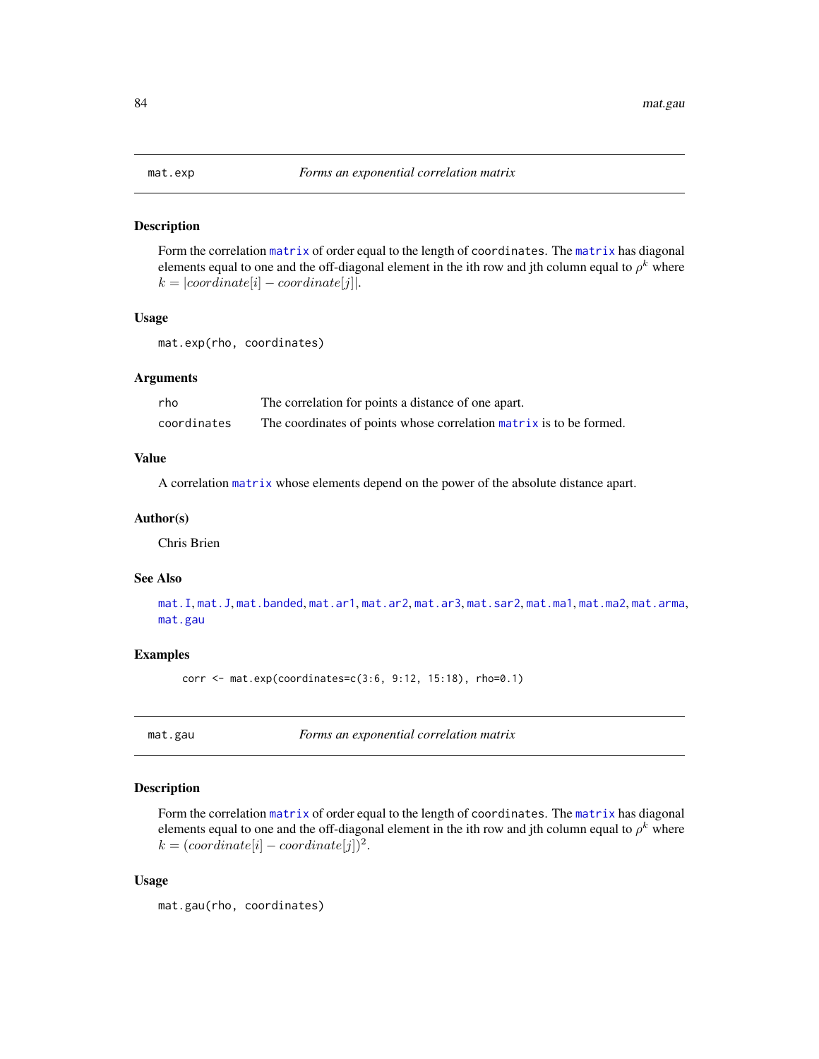## mat.exp — *Forms an exponential correlation matrix*

### Description

Form the correlation `matrix` of order equal to the length of `coordinates`. The `matrix` has diagonal elements equal to one and the off-diagonal element in the ith row and jth column equal to $\rho^k$ where $k = |coordinate[i] - coordinate[j]|$.

### Usage

```
mat.exp(rho, coordinates)
```

### Arguments

| | |
|---|---|
| `rho` | The correlation for points a distance of one apart. |
| `coordinates` | The coordinates of points whose correlation `matrix` is to be formed. |

### Value

A correlation `matrix` whose elements depend on the power of the absolute distance apart.

### Author(s)

Chris Brien

### See Also

`mat.I`, `mat.J`, `mat.banded`, `mat.ar1`, `mat.ar2`, `mat.ar3`, `mat.sar2`, `mat.ma1`, `mat.ma2`, `mat.arma`, `mat.gau`

### Examples

```
corr <- mat.exp(coordinates=c(3:6, 9:12, 15:18), rho=0.1)
```

## mat.gau — *Forms an exponential correlation matrix*

### Description

Form the correlation `matrix` of order equal to the length of `coordinates`. The `matrix` has diagonal elements equal to one and the off-diagonal element in the ith row and jth column equal to $\rho^k$ where $k = (coordinate[i] - coordinate[j])^2$.

### Usage

```
mat.gau(rho, coordinates)
```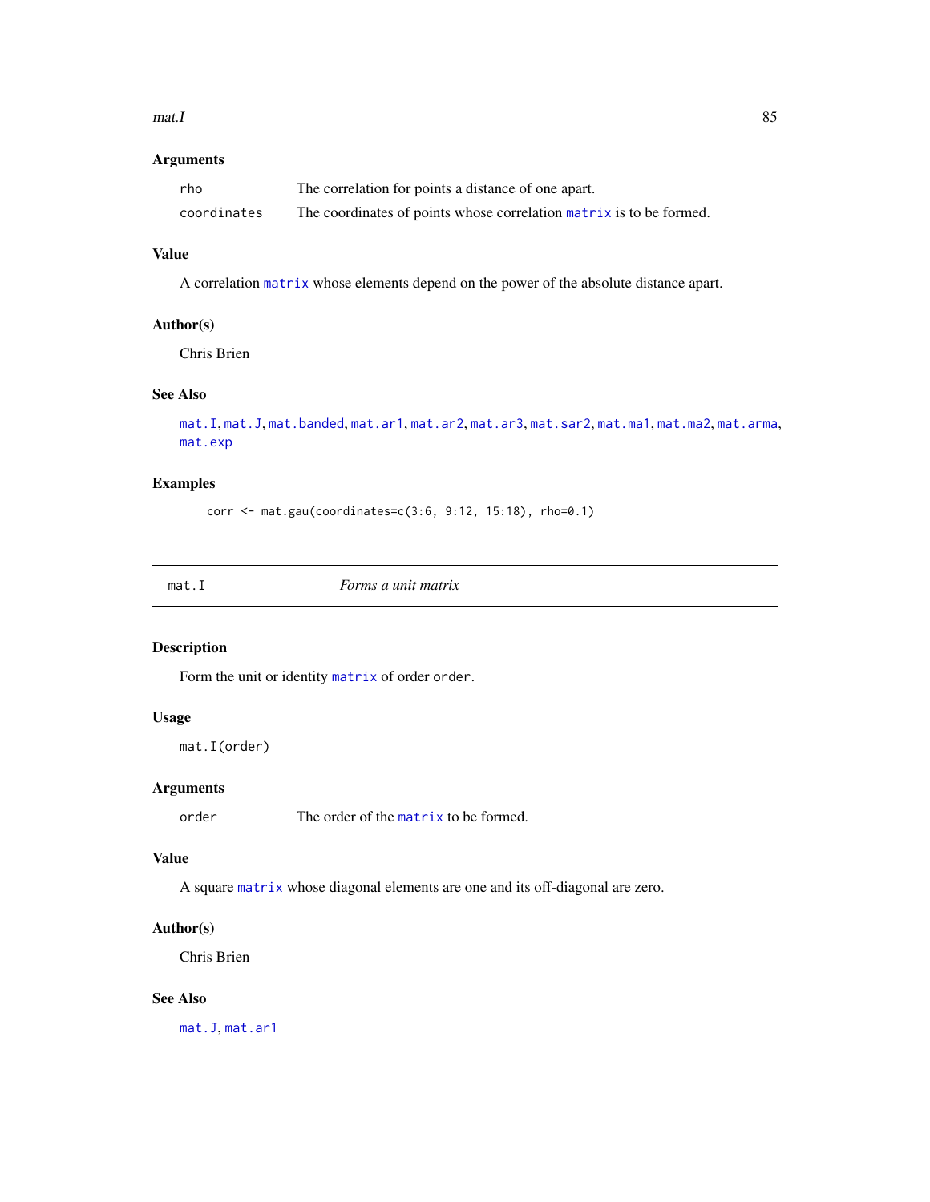### Arguments

| | |
|---|---|
| rho | The correlation for points a distance of one apart. |
| coordinates | The coordinates of points whose correlation matrix is to be formed. |

### Value

A correlation matrix whose elements depend on the power of the absolute distance apart.

### Author(s)

Chris Brien

### See Also

mat.I, mat.J, mat.banded, mat.ar1, mat.ar2, mat.ar3, mat.sar2, mat.ma1, mat.ma2, mat.arma, mat.exp

### Examples

```
corr <- mat.gau(coordinates=c(3:6, 9:12, 15:18), rho=0.1)
```

---

## mat.I *Forms a unit matrix*

---

### Description

Form the unit or identity matrix of order order.

### Usage

```
mat.I(order)
```

### Arguments

| | |
|---|---|
| order | The order of the matrix to be formed. |

### Value

A square matrix whose diagonal elements are one and its off-diagonal are zero.

### Author(s)

Chris Brien

### See Also

mat.J, mat.ar1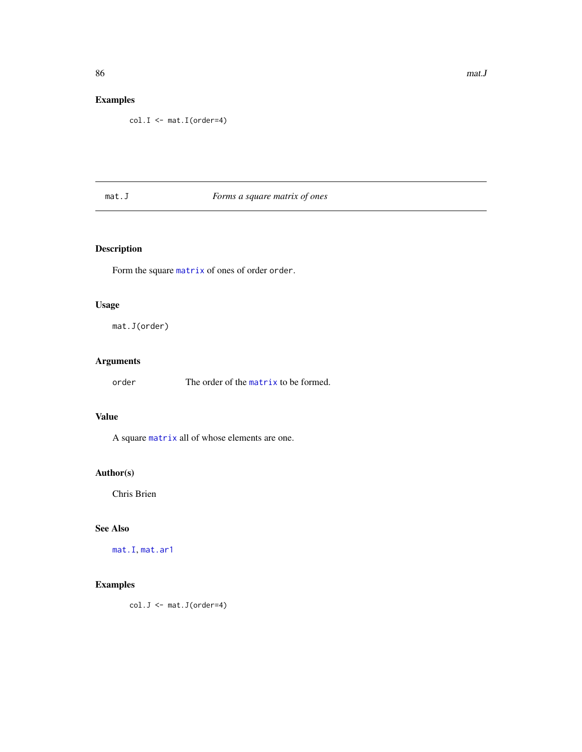## Examples

```
col.I <- mat.I(order=4)
```

---

# mat.J — *Forms a square matrix of ones*

---

## Description

Form the square matrix of ones of order `order`.

## Usage

```
mat.J(order)
```

## Arguments

| | |
|---|---|
| `order` | The order of the matrix to be formed. |

## Value

A square matrix all of whose elements are one.

## Author(s)

Chris Brien

## See Also

mat.I, mat.ar1

## Examples

```
col.J <- mat.J(order=4)
```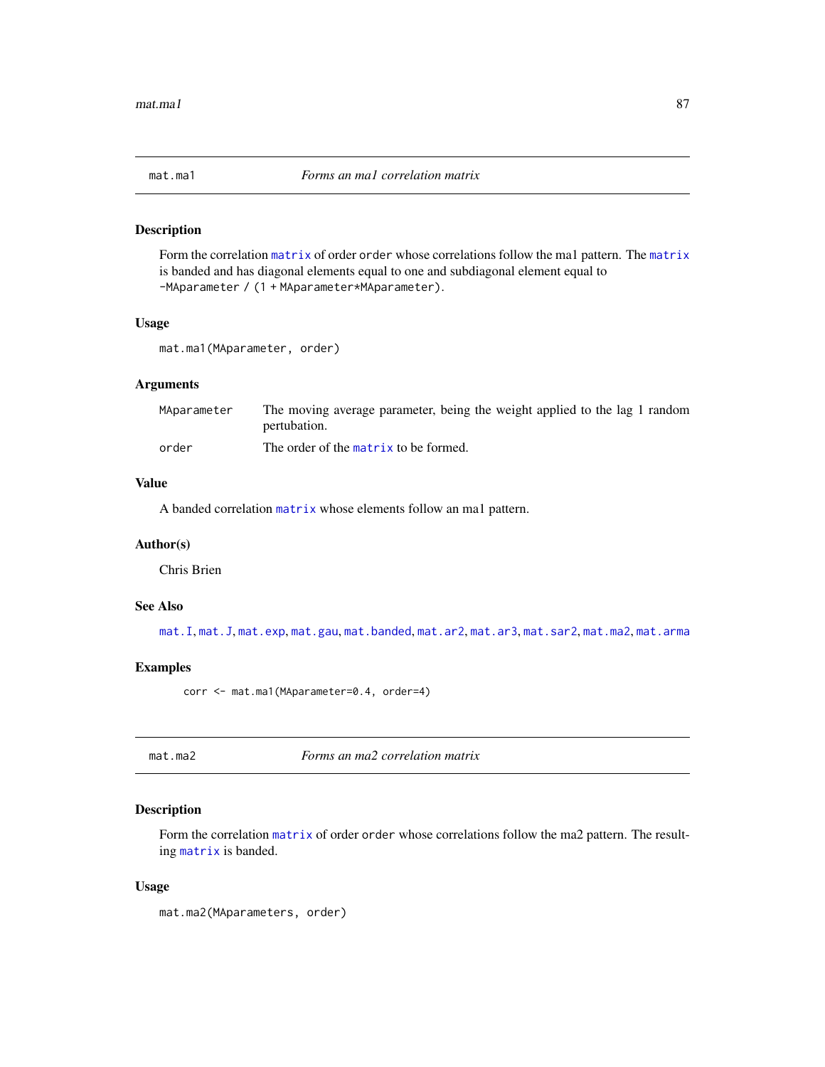## mat.ma1 *Forms an ma1 correlation matrix*

### Description

Form the correlation matrix of order `order` whose correlations follow the ma1 pattern. The matrix is banded and has diagonal elements equal to one and subdiagonal element equal to `-MAparameter / (1 + MAparameter*MAparameter)`.

### Usage

```
mat.ma1(MAparameter, order)
```

### Arguments

| | |
|---|---|
| `MAparameter` | The moving average parameter, being the weight applied to the lag 1 random pertubation. |
| `order` | The order of the matrix to be formed. |

### Value

A banded correlation matrix whose elements follow an ma1 pattern.

### Author(s)

Chris Brien

### See Also

`mat.I`, `mat.J`, `mat.exp`, `mat.gau`, `mat.banded`, `mat.ar2`, `mat.ar3`, `mat.sar2`, `mat.ma2`, `mat.arma`

### Examples

```
corr <- mat.ma1(MAparameter=0.4, order=4)
```

## mat.ma2 *Forms an ma2 correlation matrix*

### Description

Form the correlation matrix of order `order` whose correlations follow the ma2 pattern. The resulting matrix is banded.

### Usage

```
mat.ma2(MAparameters, order)
```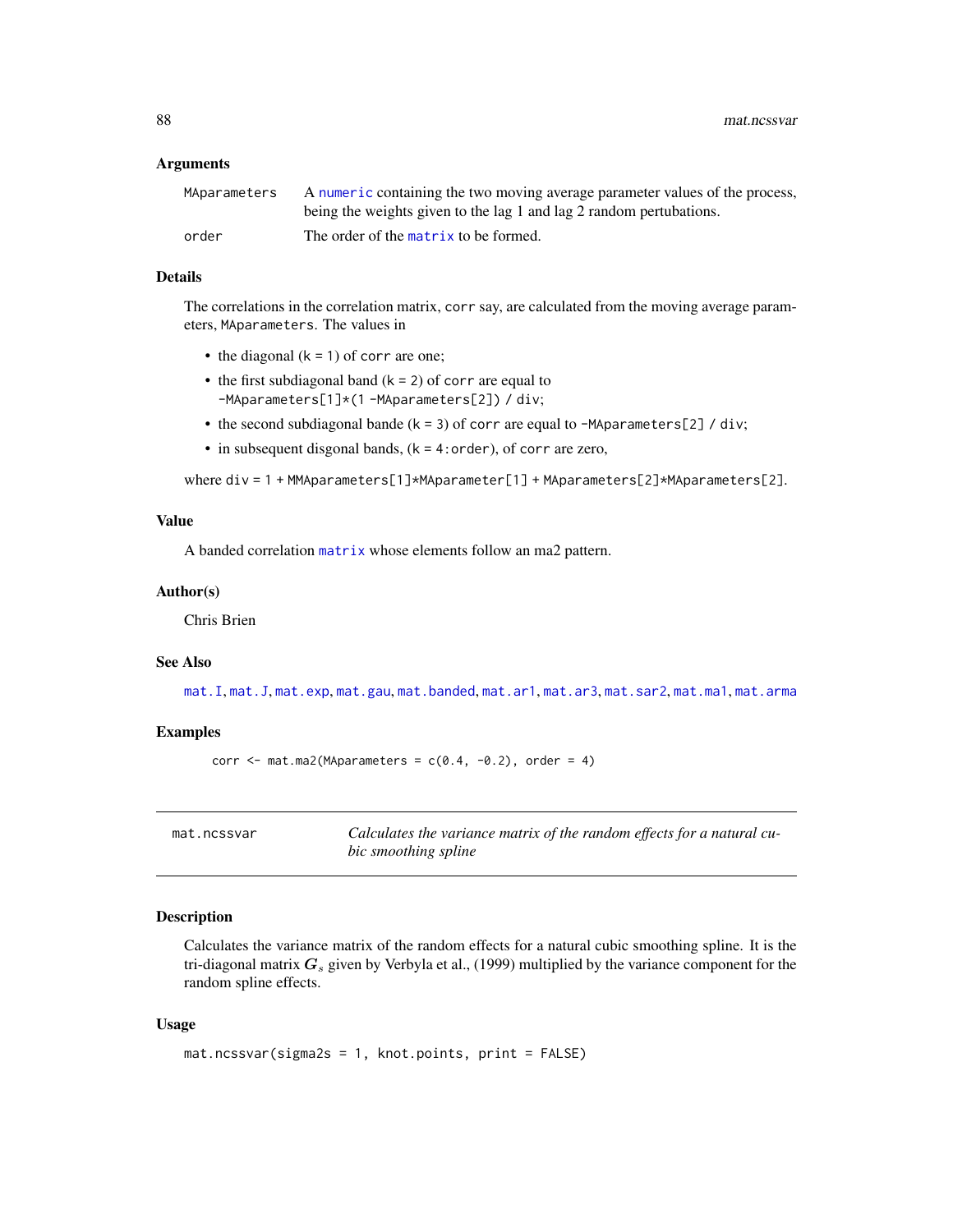### Arguments

| | |
|---|---|
| `MAparameters` | A `numeric` containing the two moving average parameter values of the process, being the weights given to the lag 1 and lag 2 random pertubations. |
| `order` | The order of the `matrix` to be formed. |

### Details

The correlations in the correlation matrix, `corr` say, are calculated from the moving average parameters, `MAparameters`. The values in

- the diagonal (k = 1) of `corr` are one;
- the first subdiagonal band (k = 2) of `corr` are equal to `-MAparameters[1]*(1 -MAparameters[2]) / div`;
- the second subdiagonal bande (k = 3) of `corr` are equal to `-MAparameters[2] / div`;
- in subsequent disgonal bands, (k = `4:order`), of `corr` are zero,

where `div = 1 + MMAparameters[1]*MAparameter[1] + MAparameters[2]*MAparameters[2]`.

### Value

A banded correlation `matrix` whose elements follow an ma2 pattern.

### Author(s)

Chris Brien

### See Also

`mat.I`, `mat.J`, `mat.exp`, `mat.gau`, `mat.banded`, `mat.ar1`, `mat.ar3`, `mat.sar2`, `mat.ma1`, `mat.arma`

### Examples

```
corr <- mat.ma2(MAparameters = c(0.4, -0.2), order = 4)
```

---

## mat.ncssvar — *Calculates the variance matrix of the random effects for a natural cubic smoothing spline*

### Description

Calculates the variance matrix of the random effects for a natural cubic smoothing spline. It is the tri-diagonal matrix $\boldsymbol{G}_s$ given by Verbyla et al., (1999) multiplied by the variance component for the random spline effects.

### Usage

```
mat.ncssvar(sigma2s = 1, knot.points, print = FALSE)
```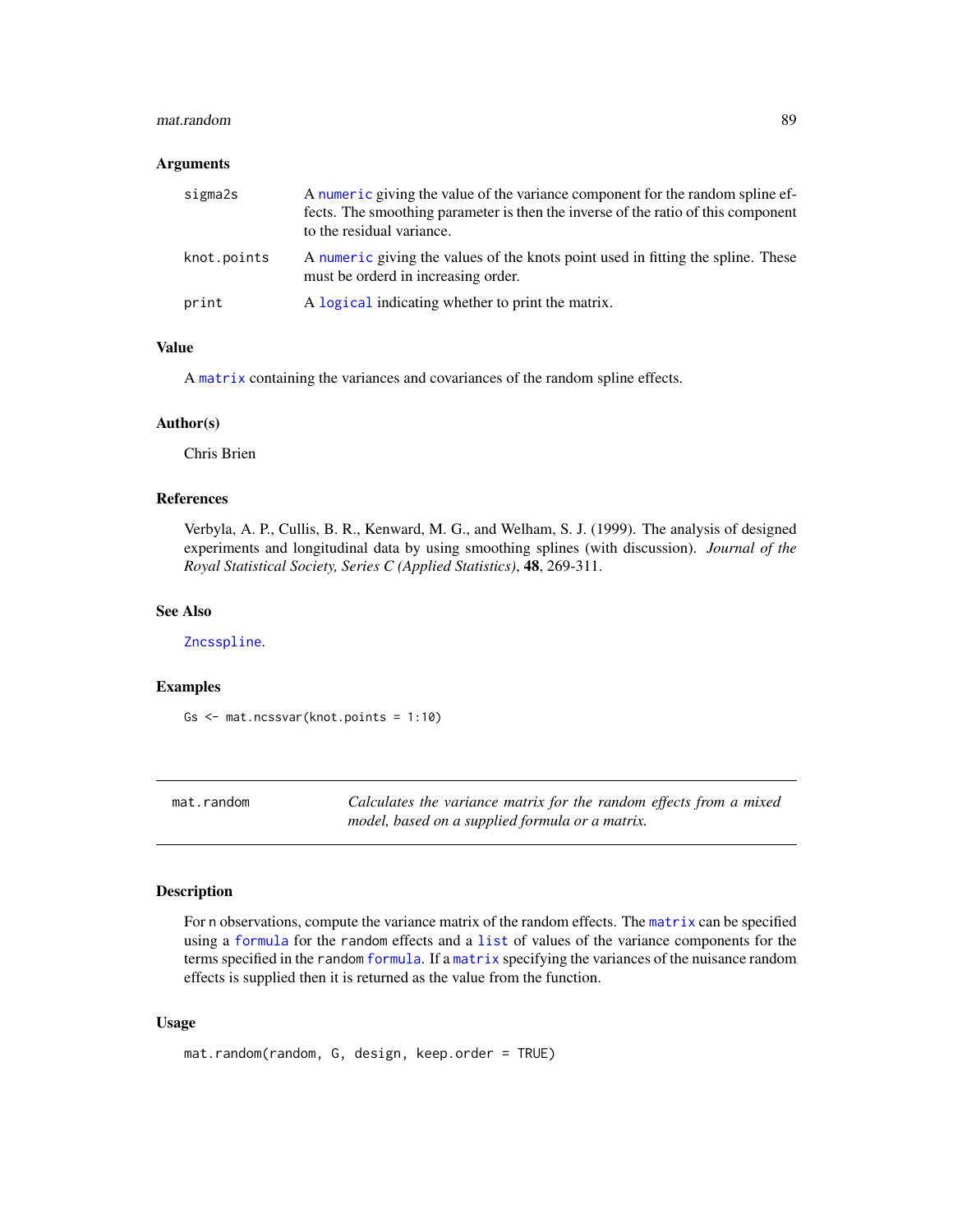### Arguments

| | |
|---|---|
| sigma2s | A numeric giving the value of the variance component for the random spline effects. The smoothing parameter is then the inverse of the ratio of this component to the residual variance. |
| knot.points | A numeric giving the values of the knots point used in fitting the spline. These must be orderd in increasing order. |
| print | A logical indicating whether to print the matrix. |

### Value

A matrix containing the variances and covariances of the random spline effects.

### Author(s)

Chris Brien

### References

Verbyla, A. P., Cullis, B. R., Kenward, M. G., and Welham, S. J. (1999). The analysis of designed experiments and longitudinal data by using smoothing splines (with discussion). *Journal of the Royal Statistical Society, Series C (Applied Statistics)*, **48**, 269-311.

### See Also

Zncsspline.

### Examples

```
Gs <- mat.ncssvar(knot.points = 1:10)
```

---

## mat.random

*Calculates the variance matrix for the random effects from a mixed model, based on a supplied formula or a matrix.*

---

### Description

For n observations, compute the variance matrix of the random effects. The matrix can be specified using a formula for the random effects and a list of values of the variance components for the terms specified in the random formula. If a matrix specifying the variances of the nuisance random effects is supplied then it is returned as the value from the function.

### Usage

```
mat.random(random, G, design, keep.order = TRUE)
```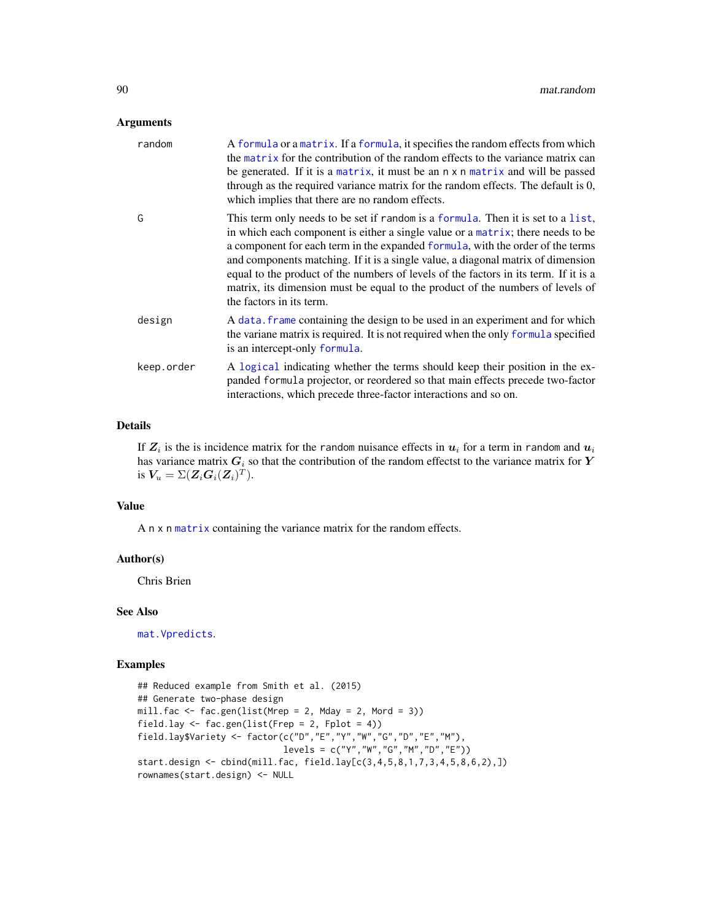### Arguments

random A formula or a matrix. If a formula, it specifies the random effects from which the matrix for the contribution of the random effects to the variance matrix can be generated. If it is a matrix, it must be an n x n matrix and will be passed through as the required variance matrix for the random effects. The default is 0, which implies that there are no random effects.

G This term only needs to be set if random is a formula. Then it is set to a list, in which each component is either a single value or a matrix; there needs to be a component for each term in the expanded formula, with the order of the terms and components matching. If it is a single value, a diagonal matrix of dimension equal to the product of the numbers of levels of the factors in its term. If it is a matrix, its dimension must be equal to the product of the numbers of levels of the factors in its term.

design A data.frame containing the design to be used in an experiment and for which the variane matrix is required. It is not required when the only formula specified is an intercept-only formula.

keep.order A logical indicating whether the terms should keep their position in the expanded formula projector, or reordered so that main effects precede two-factor interactions, which precede three-factor interactions and so on.

### Details

If $\boldsymbol{Z}_i$ is the is incidence matrix for the random nuisance effects in $\boldsymbol{u}_i$ for a term in random and $\boldsymbol{u}_i$ has variance matrix $\boldsymbol{G}_i$ so that the contribution of the random effectst to the variance matrix for $\boldsymbol{Y}$ is $\boldsymbol{V}_u = \Sigma(\boldsymbol{Z}_i \boldsymbol{G}_i (\boldsymbol{Z}_i)^T)$.

### Value

A n x n matrix containing the variance matrix for the random effects.

### Author(s)

Chris Brien

### See Also

mat.Vpredicts.

### Examples

```
## Reduced example from Smith et al. (2015)
## Generate two-phase design
mill.fac <- fac.gen(list(Mrep = 2, Mday = 2, Mord = 3))
field.lay <- fac.gen(list(Frep = 2, Fplot = 4))
field.lay$Variety <- factor(c("D","E","Y","W","G","D","E","M"),
                            levels = c("Y","W","G","M","D","E"))
start.design <- cbind(mill.fac, field.lay[c(3,4,5,8,1,7,3,4,5,8,6,2),])
rownames(start.design) <- NULL
```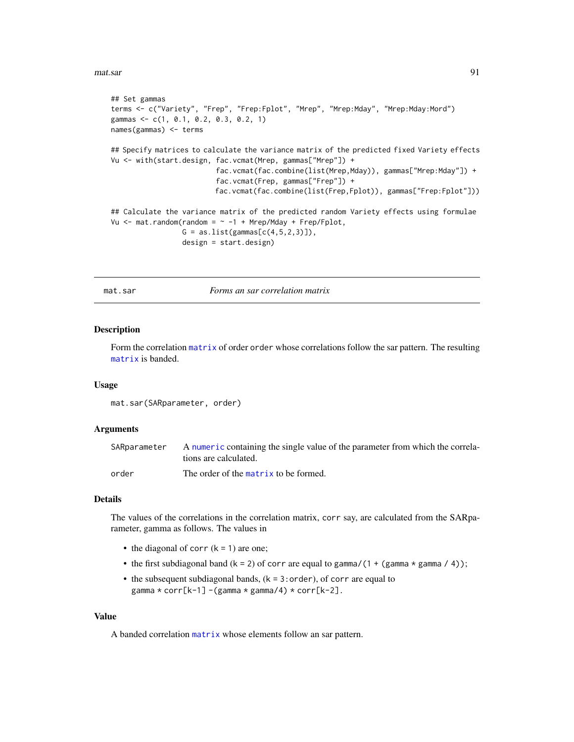```
## Set gammas
terms <- c("Variety", "Frep", "Frep:Fplot", "Mrep", "Mrep:Mday", "Mrep:Mday:Mord")
gammas <- c(1, 0.1, 0.2, 0.3, 0.2, 1)
names(gammas) <- terms

## Specify matrices to calculate the variance matrix of the predicted fixed Variety effects
Vu <- with(start.design, fac.vcmat(Mrep, gammas["Mrep"]) +
                         fac.vcmat(fac.combine(list(Mrep,Mday)), gammas["Mrep:Mday"]) +
                         fac.vcmat(Frep, gammas["Frep"]) +
                         fac.vcmat(fac.combine(list(Frep,Fplot)), gammas["Frep:Fplot"]))

## Calculate the variance matrix of the predicted random Variety effects using formulae
Vu <- mat.random(random = ~ -1 + Mrep/Mday + Frep/Fplot,
                 G = as.list(gammas[c(4,5,2,3)]),
                 design = start.design)
```

---

## mat.sar — *Forms an sar correlation matrix*

### Description

Form the correlation matrix of order `order` whose correlations follow the sar pattern. The resulting matrix is banded.

### Usage

```
mat.sar(SARparameter, order)
```

### Arguments

| | |
|---|---|
| `SARparameter` | A numeric containing the single value of the parameter from which the correlations are calculated. |
| `order` | The order of the matrix to be formed. |

### Details

The values of the correlations in the correlation matrix, `corr` say, are calculated from the SARparameter, gamma as follows. The values in

- the diagonal of `corr` (`k = 1`) are one;
- the first subdiagonal band (`k = 2`) of `corr` are equal to `gamma/(1 + (gamma * gamma / 4))`;
- the subsequent subdiagonal bands, (`k = 3:order`), of `corr` are equal to `gamma * corr[k-1] -(gamma * gamma/4) * corr[k-2]`.

### Value

A banded correlation matrix whose elements follow an sar pattern.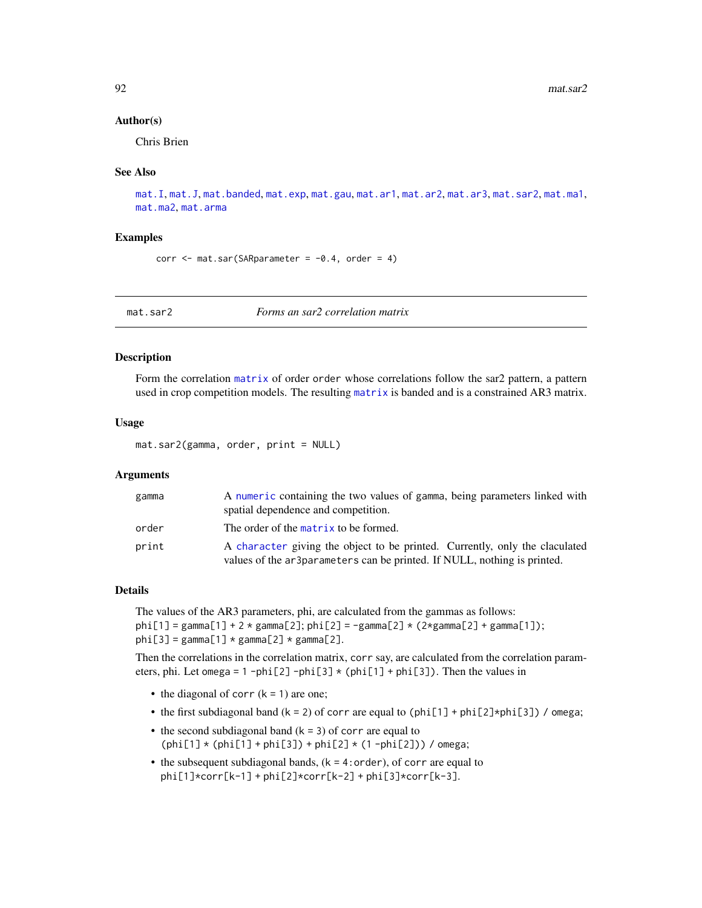### Author(s)

Chris Brien

### See Also

mat.I, mat.J, mat.banded, mat.exp, mat.gau, mat.ar1, mat.ar2, mat.ar3, mat.sar2, mat.ma1, mat.ma2, mat.arma

### Examples

```
corr <- mat.sar(SARparameter = -0.4, order = 4)
```

---

## mat.sar2 *Forms an sar2 correlation matrix*

### Description

Form the correlation matrix of order order whose correlations follow the sar2 pattern, a pattern used in crop competition models. The resulting matrix is banded and is a constrained AR3 matrix.

### Usage

```
mat.sar2(gamma, order, print = NULL)
```

### Arguments

| | |
|---|---|
| gamma | A numeric containing the two values of gamma, being parameters linked with spatial dependence and competition. |
| order | The order of the matrix to be formed. |
| print | A character giving the object to be printed. Currently, only the claculated values of the ar3parameters can be printed. If NULL, nothing is printed. |

### Details

The values of the AR3 parameters, phi, are calculated from the gammas as follows:
phi[1] = gamma[1] + 2 * gamma[2]; phi[2] = -gamma[2] * (2*gamma[2] + gamma[1]);
phi[3] = gamma[1] * gamma[2] * gamma[2].

Then the correlations in the correlation matrix, corr say, are calculated from the correlation parameters, phi. Let omega = 1 -phi[2] -phi[3] * (phi[1] + phi[3]). Then the values in

- the diagonal of corr (k = 1) are one;
- the first subdiagonal band (k = 2) of corr are equal to (phi[1] + phi[2]*phi[3]) / omega;
- the second subdiagonal band (k = 3) of corr are equal to
  (phi[1] * (phi[1] + phi[3]) + phi[2] * (1 -phi[2])) / omega;
- the subsequent subdiagonal bands, (k = 4:order), of corr are equal to
  phi[1]*corr[k-1] + phi[2]*corr[k-2] + phi[3]*corr[k-3].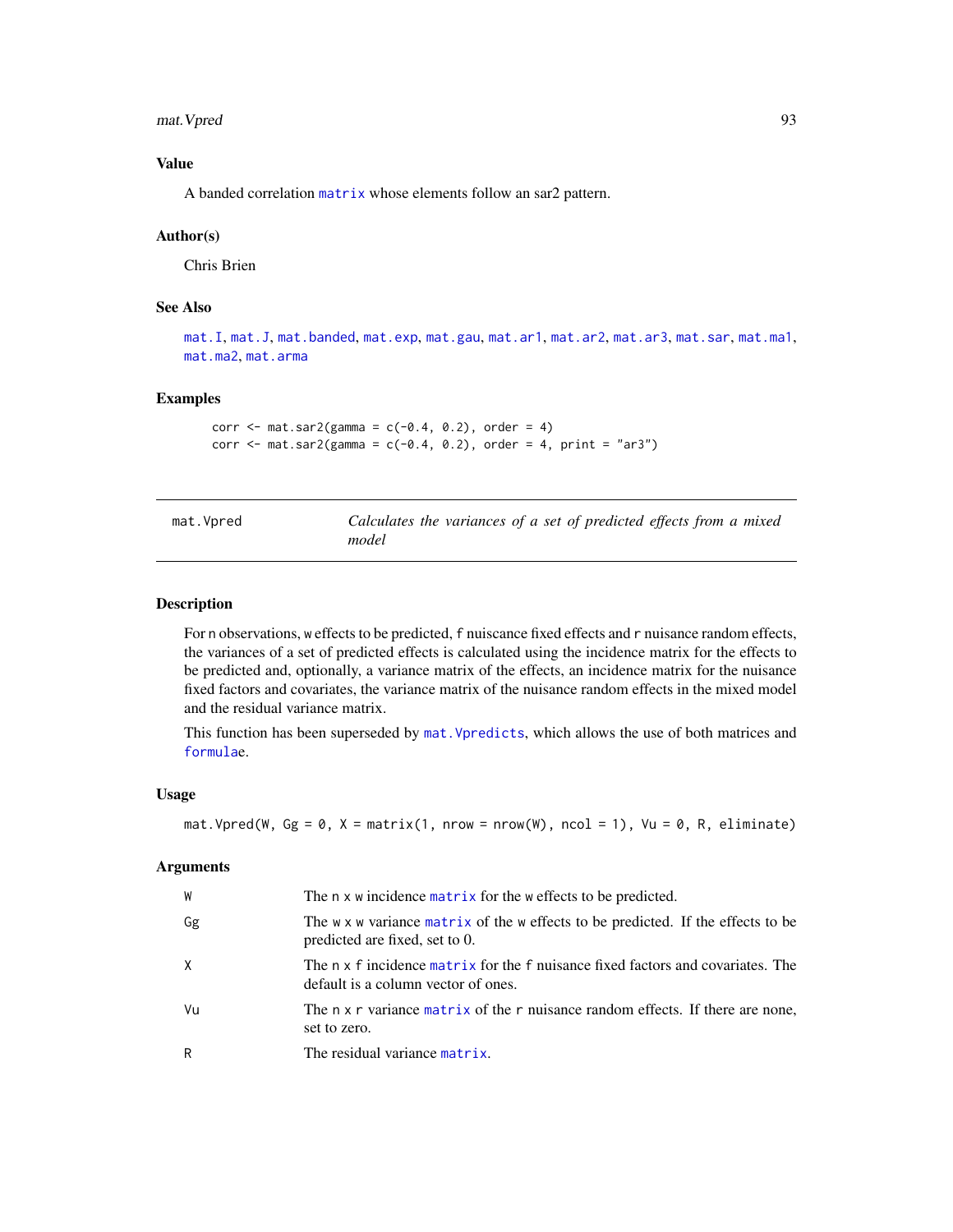## Value

A banded correlation matrix whose elements follow an sar2 pattern.

## Author(s)

Chris Brien

## See Also

mat.I, mat.J, mat.banded, mat.exp, mat.gau, mat.ar1, mat.ar2, mat.ar3, mat.sar, mat.ma1, mat.ma2, mat.arma

## Examples

```
corr <- mat.sar2(gamma = c(-0.4, 0.2), order = 4)
corr <- mat.sar2(gamma = c(-0.4, 0.2), order = 4, print = "ar3")
```

---

# mat.Vpred — *Calculates the variances of a set of predicted effects from a mixed model*

---

## Description

For n observations, w effects to be predicted, f nuiscance fixed effects and r nuisance random effects, the variances of a set of predicted effects is calculated using the incidence matrix for the effects to be predicted and, optionally, a variance matrix of the effects, an incidence matrix for the nuisance fixed factors and covariates, the variance matrix of the nuisance random effects in the mixed model and the residual variance matrix.

This function has been superseded by mat.Vpredicts, which allows the use of both matrices and formulae.

## Usage

```
mat.Vpred(W, Gg = 0, X = matrix(1, nrow = nrow(W), ncol = 1), Vu = 0, R, eliminate)
```

## Arguments

| | |
|---|---|
| W | The n x w incidence matrix for the w effects to be predicted. |
| Gg | The w x w variance matrix of the w effects to be predicted. If the effects to be predicted are fixed, set to 0. |
| X | The n x f incidence matrix for the f nuisance fixed factors and covariates. The default is a column vector of ones. |
| Vu | The n x r variance matrix of the r nuisance random effects. If there are none, set to zero. |
| R | The residual variance matrix. |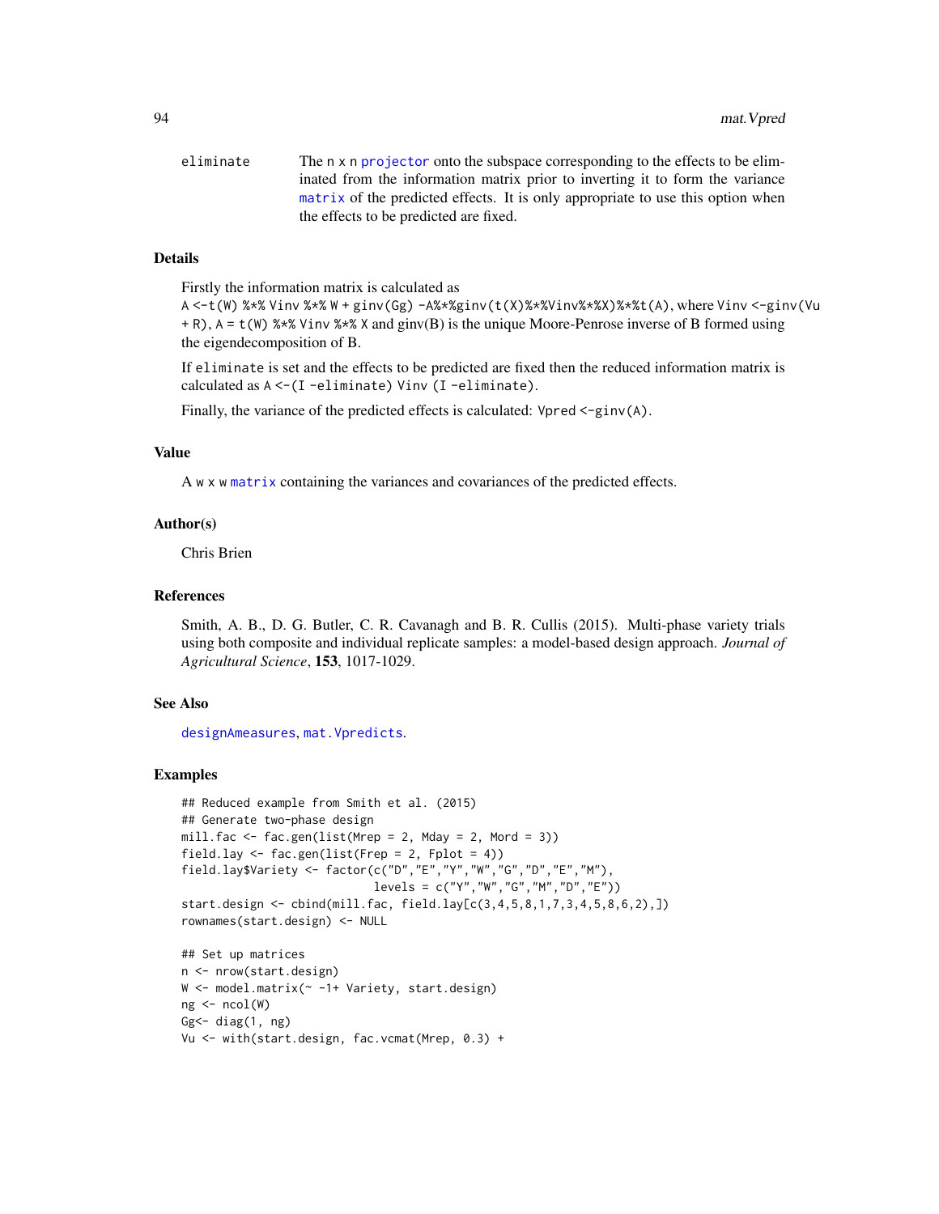eliminate The n x n projector onto the subspace corresponding to the effects to be eliminated from the information matrix prior to inverting it to form the variance matrix of the predicted effects. It is only appropriate to use this option when the effects to be predicted are fixed.

## Details

Firstly the information matrix is calculated as
`A <-t(W) %*% Vinv %*% W + ginv(Gg) -A%*%ginv(t(X)%*%Vinv%*%X)%*%t(A)`, where `Vinv <-ginv(Vu + R)`, `A = t(W) %*% Vinv %*% X` and ginv(B) is the unique Moore-Penrose inverse of B formed using the eigendecomposition of B.

If `eliminate` is set and the effects to be predicted are fixed then the reduced information matrix is calculated as `A <-(I -eliminate) Vinv (I -eliminate)`.

Finally, the variance of the predicted effects is calculated: `Vpred <-ginv(A)`.

## Value

A `w x w` matrix containing the variances and covariances of the predicted effects.

## Author(s)

Chris Brien

## References

Smith, A. B., D. G. Butler, C. R. Cavanagh and B. R. Cullis (2015). Multi-phase variety trials using both composite and individual replicate samples: a model-based design approach. *Journal of Agricultural Science*, **153**, 1017-1029.

## See Also

designAmeasures, mat.Vpredicts.

## Examples

```
## Reduced example from Smith et al. (2015)
## Generate two-phase design
mill.fac <- fac.gen(list(Mrep = 2, Mday = 2, Mord = 3))
field.lay <- fac.gen(list(Frep = 2, Fplot = 4))
field.lay$Variety <- factor(c("D","E","Y","W","G","D","E","M"),
                            levels = c("Y","W","G","M","D","E"))
start.design <- cbind(mill.fac, field.lay[c(3,4,5,8,1,7,3,4,5,8,6,2),])
rownames(start.design) <- NULL

## Set up matrices
n <- nrow(start.design)
W <- model.matrix(~ -1+ Variety, start.design)
ng <- ncol(W)
Gg<- diag(1, ng)
Vu <- with(start.design, fac.vcmat(Mrep, 0.3) +
```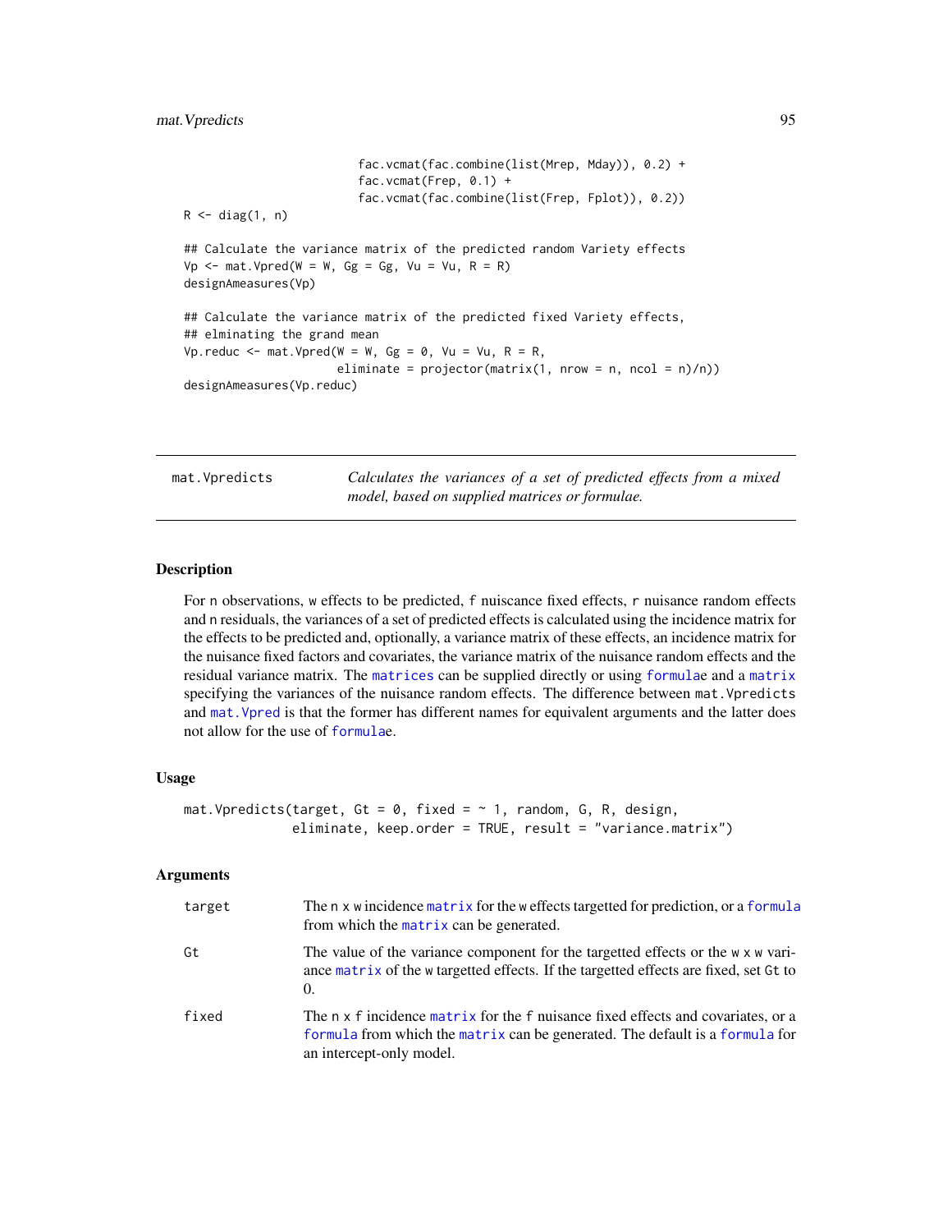```
                          fac.vcmat(fac.combine(list(Mrep, Mday)), 0.2) +
                          fac.vcmat(Frep, 0.1) +
                          fac.vcmat(fac.combine(list(Frep, Fplot)), 0.2))
R <- diag(1, n)

## Calculate the variance matrix of the predicted random Variety effects
Vp <- mat.Vpred(W = W, Gg = Gg, Vu = Vu, R = R)
designAmeasures(Vp)

## Calculate the variance matrix of the predicted fixed Variety effects,
## elminating the grand mean
Vp.reduc <- mat.Vpred(W = W, Gg = 0, Vu = Vu, R = R,
                      eliminate = projector(matrix(1, nrow = n, ncol = n)/n))
designAmeasures(Vp.reduc)
```

---

## mat.Vpredicts — *Calculates the variances of a set of predicted effects from a mixed model, based on supplied matrices or formulae.*

---

### Description

For n observations, w effects to be predicted, f nuiscance fixed effects, r nuisance random effects and n residuals, the variances of a set of predicted effects is calculated using the incidence matrix for the effects to be predicted and, optionally, a variance matrix of these effects, an incidence matrix for the nuisance fixed factors and covariates, the variance matrix of the nuisance random effects and the residual variance matrix. The matrices can be supplied directly or using formulae and a matrix specifying the variances of the nuisance random effects. The difference between `mat.Vpredicts` and `mat.Vpred` is that the former has different names for equivalent arguments and the latter does not allow for the use of formulae.

### Usage

```
mat.Vpredicts(target, Gt = 0, fixed = ~ 1, random, G, R, design,
              eliminate, keep.order = TRUE, result = "variance.matrix")
```

### Arguments

| | |
|---|---|
| `target` | The n x w incidence matrix for the w effects targetted for prediction, or a formula from which the matrix can be generated. |
| `Gt` | The value of the variance component for the targetted effects or the w x w variance matrix of the w targetted effects. If the targetted effects are fixed, set Gt to 0. |
| `fixed` | The n x f incidence matrix for the f nuisance fixed effects and covariates, or a formula from which the matrix can be generated. The default is a formula for an intercept-only model. |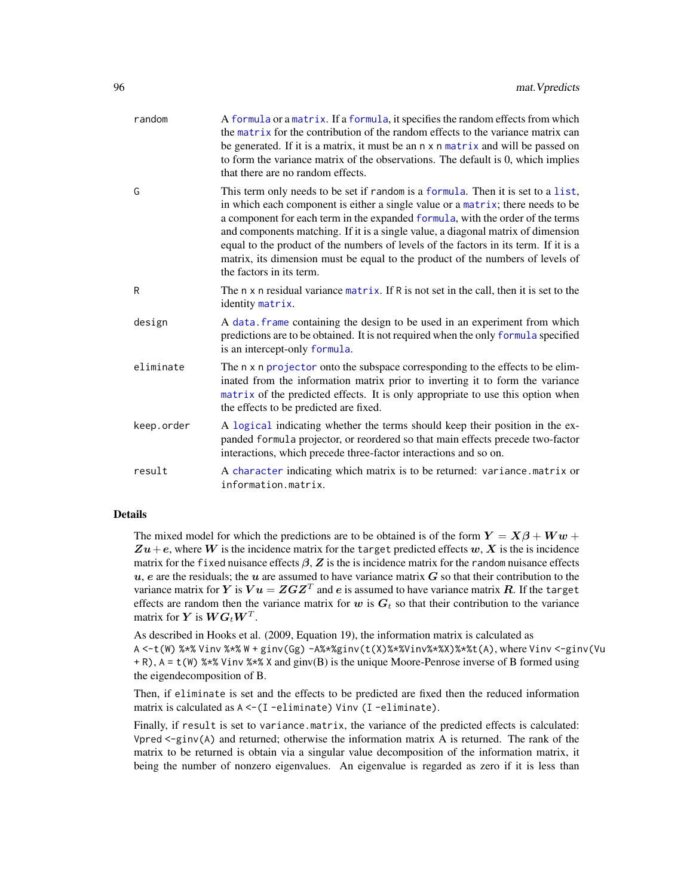| | |
|---|---|
| random | A formula or a matrix. If a formula, it specifies the random effects from which the matrix for the contribution of the random effects to the variance matrix can be generated. If it is a matrix, it must be an n x n matrix and will be passed on to form the variance matrix of the observations. The default is 0, which implies that there are no random effects. |
| G | This term only needs to be set if random is a formula. Then it is set to a list, in which each component is either a single value or a matrix; there needs to be a component for each term in the expanded formula, with the order of the terms and components matching. If it is a single value, a diagonal matrix of dimension equal to the product of the numbers of levels of the factors in its term. If it is a matrix, its dimension must be equal to the product of the numbers of levels of the factors in its term. |
| R | The n x n residual variance matrix. If R is not set in the call, then it is set to the identity matrix. |
| design | A data.frame containing the design to be used in an experiment from which predictions are to be obtained. It is not required when the only formula specified is an intercept-only formula. |
| eliminate | The n x n projector onto the subspace corresponding to the effects to be eliminated from the information matrix prior to inverting it to form the variance matrix of the predicted effects. It is only appropriate to use this option when the effects to be predicted are fixed. |
| keep.order | A logical indicating whether the terms should keep their position in the expanded formula projector, or reordered so that main effects precede two-factor interactions, which precede three-factor interactions and so on. |
| result | A character indicating which matrix is to be returned: variance.matrix or information.matrix. |

## Details

The mixed model for which the predictions are to be obtained is of the form $\boldsymbol{Y} = \boldsymbol{X\beta} + \boldsymbol{Ww} + \boldsymbol{Zu} + \boldsymbol{e}$, where $\boldsymbol{W}$ is the incidence matrix for the target predicted effects $\boldsymbol{w}$, $\boldsymbol{X}$ is the incidence matrix for the fixed nuisance effects $\boldsymbol{\beta}$, $\boldsymbol{Z}$ is the is incidence matrix for the random nuisance effects $\boldsymbol{u}$, $\boldsymbol{e}$ are the residuals; the $\boldsymbol{u}$ are assumed to have variance matrix $\boldsymbol{G}$ so that their contribution to the variance matrix for $\boldsymbol{Y}$ is $\boldsymbol{Vu} = \boldsymbol{ZGZ}^T$ and $\boldsymbol{e}$ is assumed to have variance matrix $\boldsymbol{R}$. If the target effects are random then the variance matrix for $\boldsymbol{w}$ is $\boldsymbol{G}_t$ so that their contribution to the variance matrix for $\boldsymbol{Y}$ is $\boldsymbol{WG}_t\boldsymbol{W}^T$.

As described in Hooks et al. (2009, Equation 19), the information matrix is calculated as `A <-t(W) %*% Vinv %*% W + ginv(Gg) -A%*%ginv(t(X)%*%Vinv%*%X)%*%t(A)`, where `Vinv <-ginv(Vu + R)`, `A = t(W) %*% Vinv %*% X` and ginv(B) is the unique Moore-Penrose inverse of B formed using the eigendecomposition of B.

Then, if eliminate is set and the effects to be predicted are fixed then the reduced information matrix is calculated as `A <-(I -eliminate) Vinv (I -eliminate)`.

Finally, if result is set to variance.matrix, the variance of the predicted effects is calculated: `Vpred <-ginv(A)` and returned; otherwise the information matrix A is returned. The rank of the matrix to be returned is obtain via a singular value decomposition of the information matrix, it being the number of nonzero eigenvalues. An eigenvalue is regarded as zero if it is less than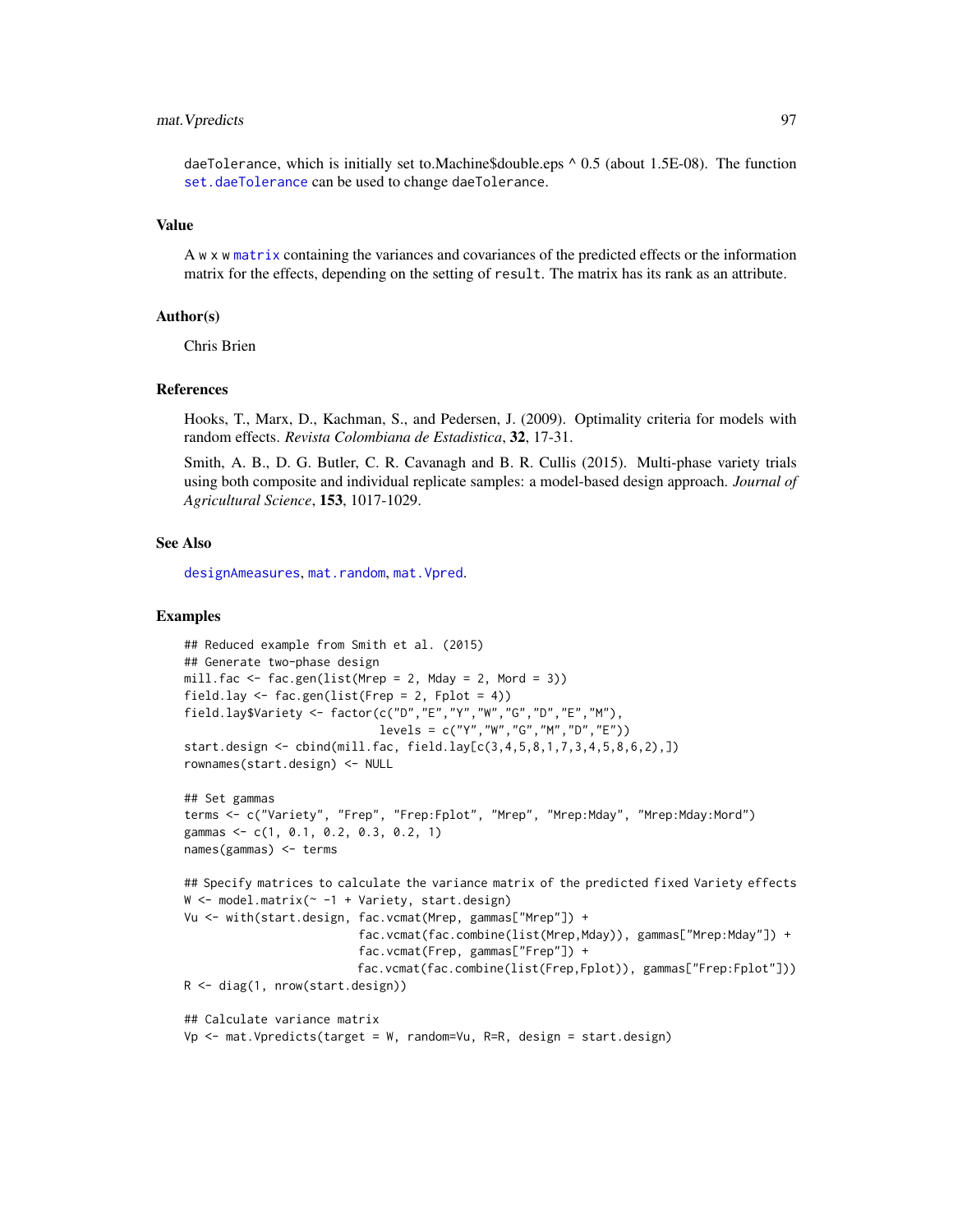daeTolerance, which is initially set to.Machine$double.eps ^ 0.5 (about 1.5E-08). The function set.daeTolerance can be used to change daeTolerance.

### Value

A w x w matrix containing the variances and covariances of the predicted effects or the information matrix for the effects, depending on the setting of result. The matrix has its rank as an attribute.

### Author(s)

Chris Brien

### References

Hooks, T., Marx, D., Kachman, S., and Pedersen, J. (2009). Optimality criteria for models with random effects. *Revista Colombiana de Estadistica*, **32**, 17-31.

Smith, A. B., D. G. Butler, C. R. Cavanagh and B. R. Cullis (2015). Multi-phase variety trials using both composite and individual replicate samples: a model-based design approach. *Journal of Agricultural Science*, **153**, 1017-1029.

### See Also

designAmeasures, mat.random, mat.Vpred.

### Examples

```
## Reduced example from Smith et al. (2015)
## Generate two-phase design
mill.fac <- fac.gen(list(Mrep = 2, Mday = 2, Mord = 3))
field.lay <- fac.gen(list(Frep = 2, Fplot = 4))
field.lay$Variety <- factor(c("D","E","Y","W","G","D","E","M"),
                            levels = c("Y","W","G","M","D","E"))
start.design <- cbind(mill.fac, field.lay[c(3,4,5,8,1,7,3,4,5,8,6,2),])
rownames(start.design) <- NULL

## Set gammas
terms <- c("Variety", "Frep", "Frep:Fplot", "Mrep", "Mrep:Mday", "Mrep:Mday:Mord")
gammas <- c(1, 0.1, 0.2, 0.3, 0.2, 1)
names(gammas) <- terms

## Specify matrices to calculate the variance matrix of the predicted fixed Variety effects
W <- model.matrix(~ -1 + Variety, start.design)
Vu <- with(start.design, fac.vcmat(Mrep, gammas["Mrep"]) +
                         fac.vcmat(fac.combine(list(Mrep,Mday)), gammas["Mrep:Mday"]) +
                         fac.vcmat(Frep, gammas["Frep"]) +
                         fac.vcmat(fac.combine(list(Frep,Fplot)), gammas["Frep:Fplot"]))
R <- diag(1, nrow(start.design))

## Calculate variance matrix
Vp <- mat.Vpredicts(target = W, random=Vu, R=R, design = start.design)
```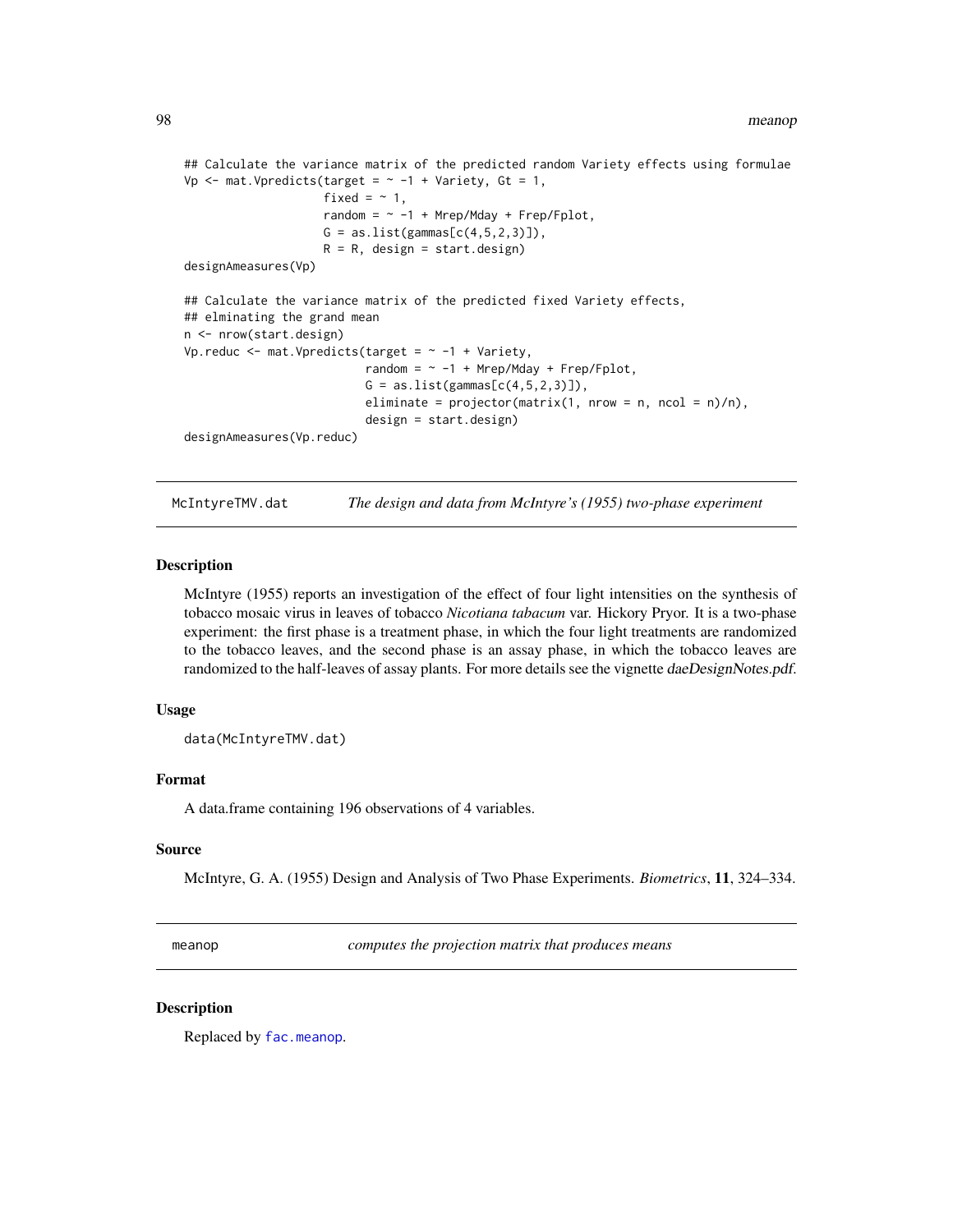```
## Calculate the variance matrix of the predicted random Variety effects using formulae
Vp <- mat.Vpredicts(target = ~ -1 + Variety, Gt = 1,
                    fixed = ~ 1,
                    random = ~ -1 + Mrep/Mday + Frep/Fplot,
                    G = as.list(gammas[c(4,5,2,3)]),
                    R = R, design = start.design)
designAmeasures(Vp)

## Calculate the variance matrix of the predicted fixed Variety effects,
## elminating the grand mean
n <- nrow(start.design)
Vp.reduc <- mat.Vpredicts(target = ~ -1 + Variety,
                          random = ~ -1 + Mrep/Mday + Frep/Fplot,
                          G = as.list(gammas[c(4,5,2,3)]),
                          eliminate = projector(matrix(1, nrow = n, ncol = n)/n),
                          design = start.design)
designAmeasures(Vp.reduc)
```

## McIntyreTMV.dat — *The design and data from McIntyre's (1955) two-phase experiment*

### Description

McIntyre (1955) reports an investigation of the effect of four light intensities on the synthesis of tobacco mosaic virus in leaves of tobacco *Nicotiana tabacum* var. Hickory Pryor. It is a two-phase experiment: the first phase is a treatment phase, in which the four light treatments are randomized to the tobacco leaves, and the second phase is an assay phase, in which the tobacco leaves are randomized to the half-leaves of assay plants. For more details see the vignette *daeDesignNotes.pdf*.

### Usage

```
data(McIntyreTMV.dat)
```

### Format

A data.frame containing 196 observations of 4 variables.

### Source

McIntyre, G. A. (1955) Design and Analysis of Two Phase Experiments. *Biometrics*, **11**, 324–334.

## meanop — *computes the projection matrix that produces means*

### Description

Replaced by `fac.meanop`.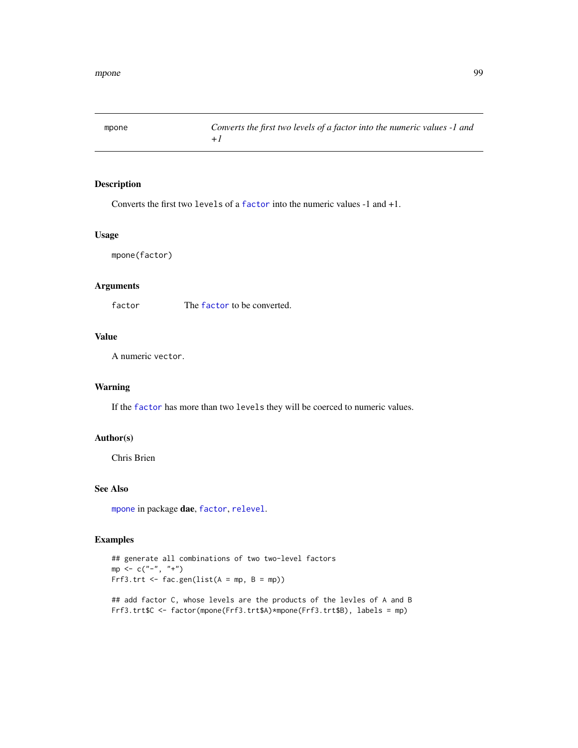# mpone

*Converts the first two levels of a factor into the numeric values -1 and +1*

## Description

Converts the first two `levels` of a `factor` into the numeric values -1 and +1.

## Usage

```
mpone(factor)
```

## Arguments

| | |
|---|---|
| `factor` | The `factor` to be converted. |

## Value

A numeric `vector`.

## Warning

If the `factor` has more than two `levels` they will be coerced to numeric values.

## Author(s)

Chris Brien

## See Also

`mpone` in package **dae**, `factor`, `relevel`.

## Examples

```
## generate all combinations of two two-level factors
mp <- c("-", "+")
Frf3.trt <- fac.gen(list(A = mp, B = mp))

## add factor C, whose levels are the products of the levles of A and B
Frf3.trt$C <- factor(mpone(Frf3.trt$A)*mpone(Frf3.trt$B), labels = mp)
```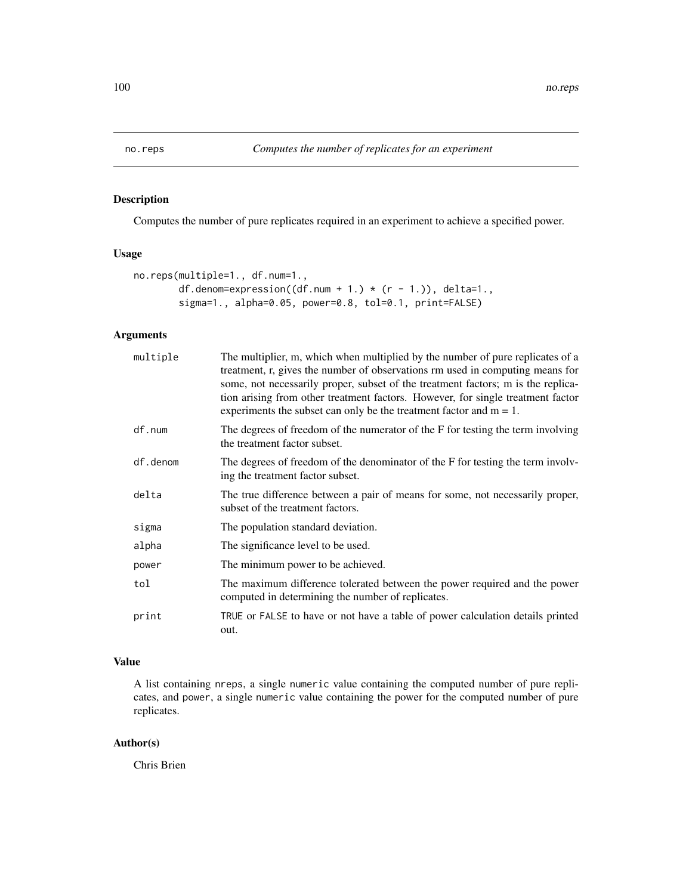# no.reps — *Computes the number of replicates for an experiment*

## Description

Computes the number of pure replicates required in an experiment to achieve a specified power.

## Usage

```
no.reps(multiple=1., df.num=1.,
        df.denom=expression((df.num + 1.) * (r - 1.)), delta=1.,
        sigma=1., alpha=0.05, power=0.8, tol=0.1, print=FALSE)
```

## Arguments

| | |
|---|---|
| multiple | The multiplier, m, which when multiplied by the number of pure replicates of a treatment, r, gives the number of observations rm used in computing means for some, not necessarily proper, subset of the treatment factors; m is the replication arising from other treatment factors. However, for single treatment factor experiments the subset can only be the treatment factor and m = 1. |
| df.num | The degrees of freedom of the numerator of the F for testing the term involving the treatment factor subset. |
| df.denom | The degrees of freedom of the denominator of the F for testing the term involving the treatment factor subset. |
| delta | The true difference between a pair of means for some, not necessarily proper, subset of the treatment factors. |
| sigma | The population standard deviation. |
| alpha | The significance level to be used. |
| power | The minimum power to be achieved. |
| tol | The maximum difference tolerated between the power required and the power computed in determining the number of replicates. |
| print | TRUE or FALSE to have or not have a table of power calculation details printed out. |

## Value

A list containing nreps, a single numeric value containing the computed number of pure replicates, and power, a single numeric value containing the power for the computed number of pure replicates.

## Author(s)

Chris Brien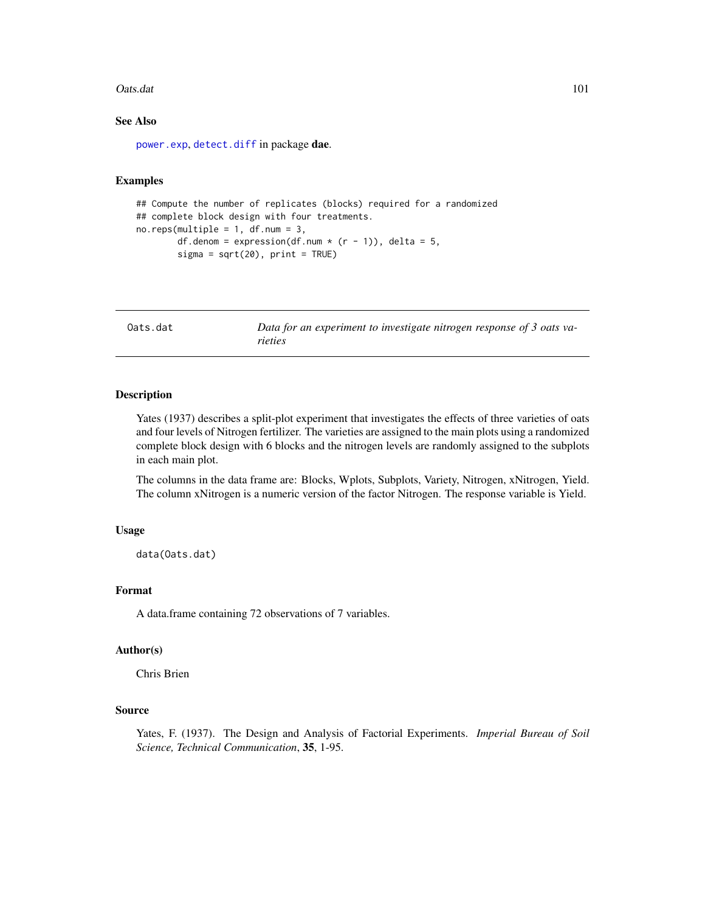### See Also

power.exp, detect.diff in package **dae**.

### Examples

```
## Compute the number of replicates (blocks) required for a randomized
## complete block design with four treatments.
no.reps(multiple = 1, df.num = 3,
        df.denom = expression(df.num * (r - 1)), delta = 5,
        sigma = sqrt(20), print = TRUE)
```

---

## Oats.dat — *Data for an experiment to investigate nitrogen response of 3 oats varieties*

### Description

Yates (1937) describes a split-plot experiment that investigates the effects of three varieties of oats and four levels of Nitrogen fertilizer. The varieties are assigned to the main plots using a randomized complete block design with 6 blocks and the nitrogen levels are randomly assigned to the subplots in each main plot.

The columns in the data frame are: Blocks, Wplots, Subplots, Variety, Nitrogen, xNitrogen, Yield. The column xNitrogen is a numeric version of the factor Nitrogen. The response variable is Yield.

### Usage

```
data(Oats.dat)
```

### Format

A data.frame containing 72 observations of 7 variables.

### Author(s)

Chris Brien

### Source

Yates, F. (1937). The Design and Analysis of Factorial Experiments. *Imperial Bureau of Soil Science, Technical Communication*, **35**, 1-95.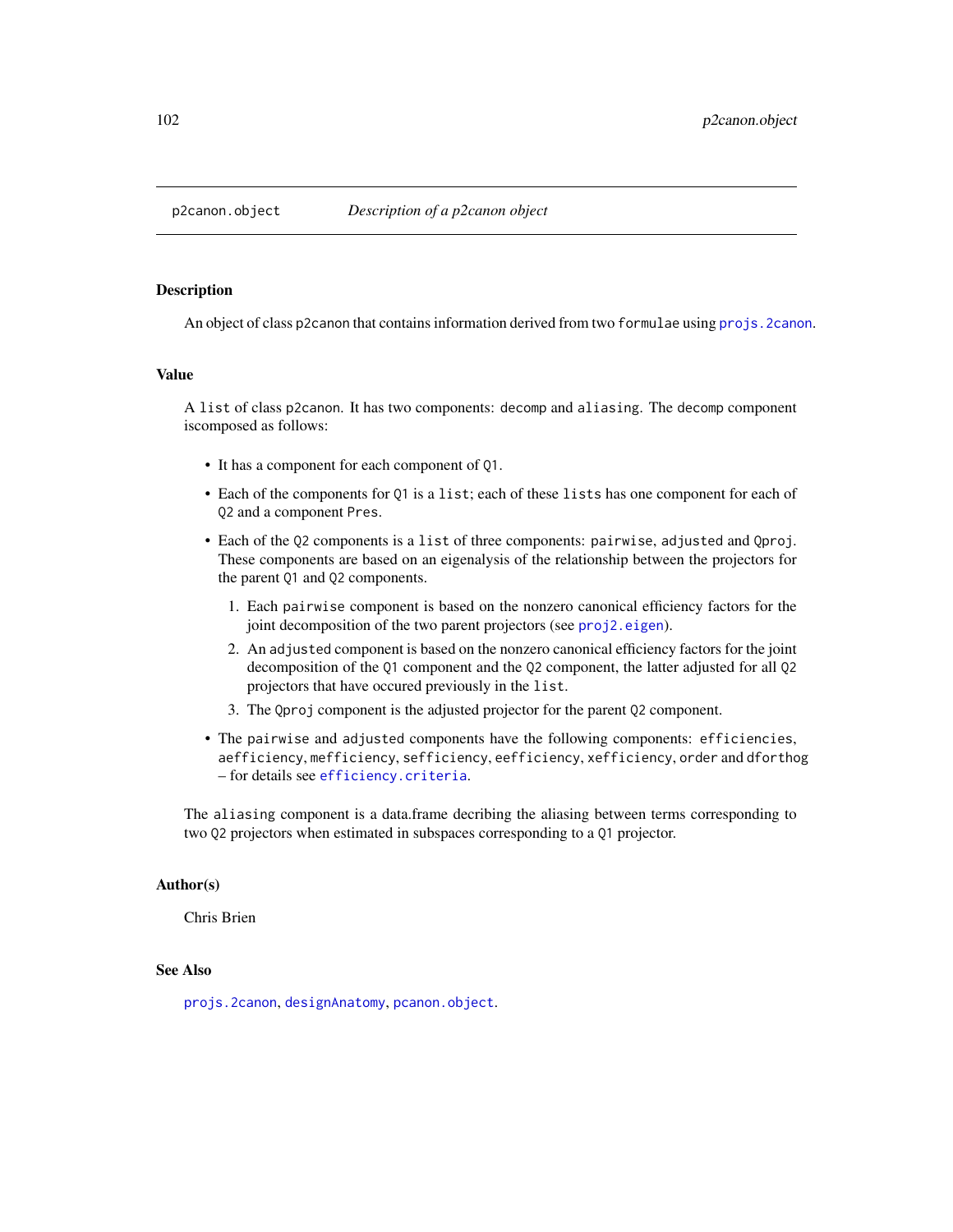# p2canon.object — *Description of a p2canon object*

## Description

An object of class p2canon that contains information derived from two formulae using projs.2canon.

## Value

A list of class p2canon. It has two components: decomp and aliasing. The decomp component iscomposed as follows:

- It has a component for each component of Q1.
- Each of the components for Q1 is a list; each of these lists has one component for each of Q2 and a component Pres.
- Each of the Q2 components is a list of three components: pairwise, adjusted and Qproj. These components are based on an eigenalysis of the relationship between the projectors for the parent Q1 and Q2 components.
  1. Each pairwise component is based on the nonzero canonical efficiency factors for the joint decomposition of the two parent projectors (see proj2.eigen).
  2. An adjusted component is based on the nonzero canonical efficiency factors for the joint decomposition of the Q1 component and the Q2 component, the latter adjusted for all Q2 projectors that have occured previously in the list.
  3. The Qproj component is the adjusted projector for the parent Q2 component.
- The pairwise and adjusted components have the following components: efficiencies, aefficiency, mefficiency, sefficiency, eefficiency, xefficiency, order and dforthog – for details see efficiency.criteria.

The aliasing component is a data.frame decribing the aliasing between terms corresponding to two Q2 projectors when estimated in subspaces corresponding to a Q1 projector.

## Author(s)

Chris Brien

## See Also

projs.2canon, designAnatomy, pcanon.object.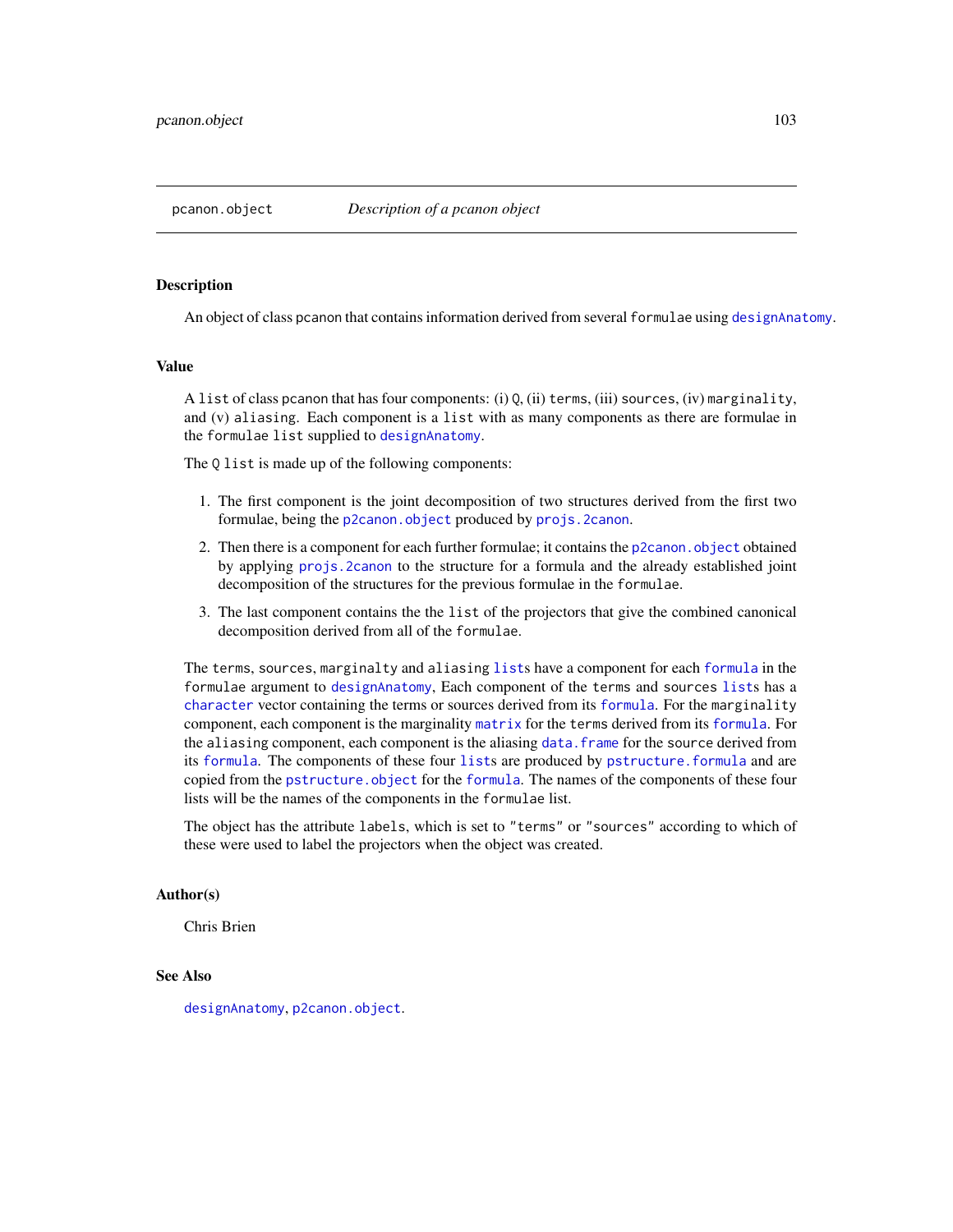pcanon.object *Description of a pcanon object*

## Description

An object of class pcanon that contains information derived from several formulae using designAnatomy.

## Value

A list of class pcanon that has four components: (i) Q, (ii) terms, (iii) sources, (iv) marginality, and (v) aliasing. Each component is a list with as many components as there are formulae in the formulae list supplied to designAnatomy.

The Q list is made up of the following components:

1. The first component is the joint decomposition of two structures derived from the first two formulae, being the p2canon.object produced by projs.2canon.
2. Then there is a component for each further formulae; it contains the p2canon.object obtained by applying projs.2canon to the structure for a formula and the already established joint decomposition of the structures for the previous formulae in the formulae.
3. The last component contains the the list of the projectors that give the combined canonical decomposition derived from all of the formulae.

The terms, sources, marginalty and aliasing lists have a component for each formula in the formulae argument to designAnatomy, Each component of the terms and sources lists has a character vector containing the terms or sources derived from its formula. For the marginality component, each component is the marginality matrix for the terms derived from its formula. For the aliasing component, each component is the aliasing data.frame for the source derived from its formula. The components of these four lists are produced by pstructure.formula and are copied from the pstructure.object for the formula. The names of the components of these four lists will be the names of the components in the formulae list.

The object has the attribute labels, which is set to "terms" or "sources" according to which of these were used to label the projectors when the object was created.

## Author(s)

Chris Brien

## See Also

designAnatomy, p2canon.object.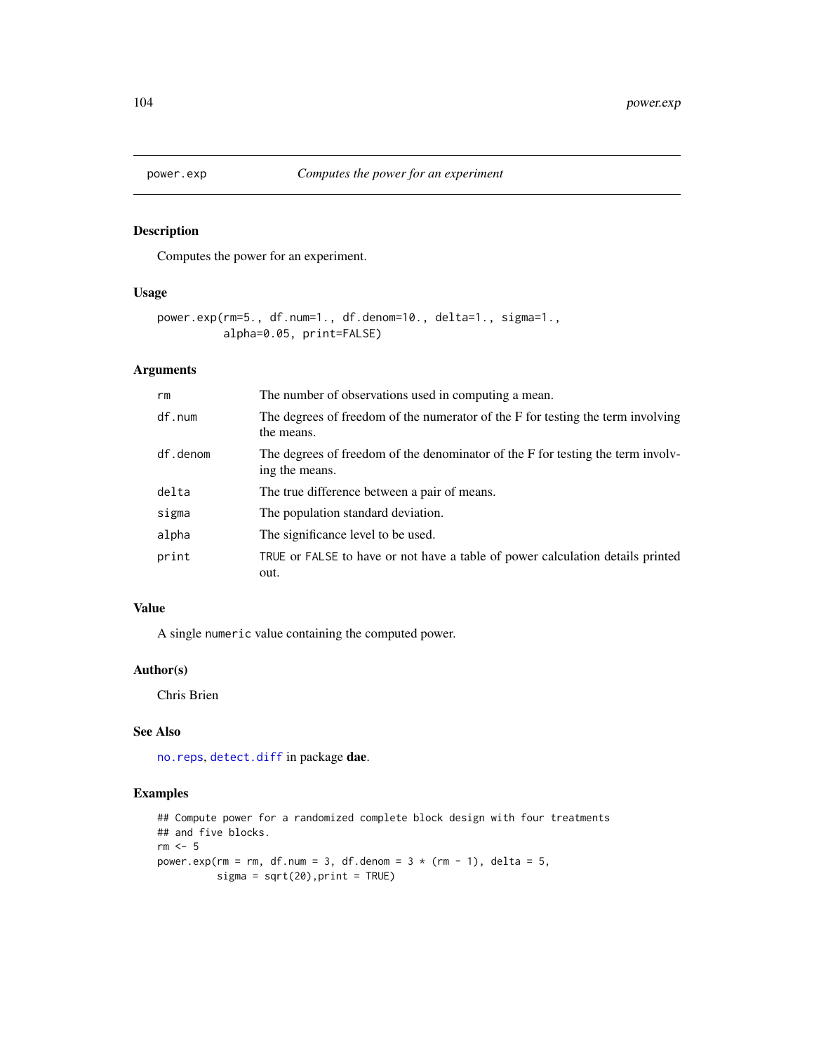## power.exp — *Computes the power for an experiment*

### Description

Computes the power for an experiment.

### Usage

```
power.exp(rm=5., df.num=1., df.denom=10., delta=1., sigma=1.,
          alpha=0.05, print=FALSE)
```

### Arguments

| | |
|---|---|
| `rm` | The number of observations used in computing a mean. |
| `df.num` | The degrees of freedom of the numerator of the F for testing the term involving the means. |
| `df.denom` | The degrees of freedom of the denominator of the F for testing the term involving the means. |
| `delta` | The true difference between a pair of means. |
| `sigma` | The population standard deviation. |
| `alpha` | The significance level to be used. |
| `print` | `TRUE` or `FALSE` to have or not have a table of power calculation details printed out. |

### Value

A single `numeric` value containing the computed power.

### Author(s)

Chris Brien

### See Also

`no.reps`, `detect.diff` in package **dae**.

### Examples

```
## Compute power for a randomized complete block design with four treatments
## and five blocks.
rm <- 5
power.exp(rm = rm, df.num = 3, df.denom = 3 * (rm - 1), delta = 5,
         sigma = sqrt(20),print = TRUE)
```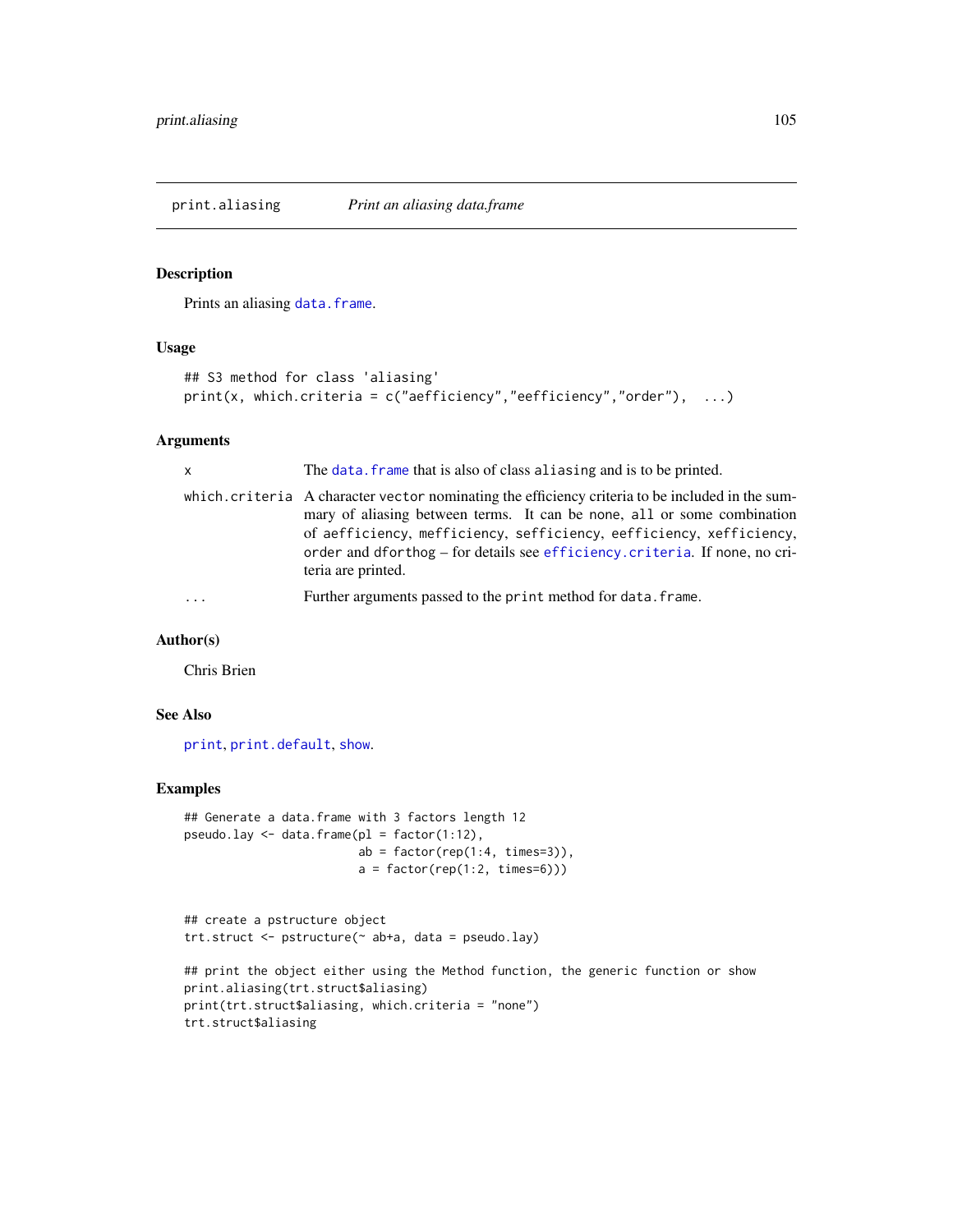# print.aliasing — *Print an aliasing data.frame*

## Description

Prints an aliasing data.frame.

## Usage

```
## S3 method for class 'aliasing'
print(x, which.criteria = c("aefficiency","eefficiency","order"),  ...)
```

## Arguments

| | |
|---|---|
| `x` | The `data.frame` that is also of class `aliasing` and is to be printed. |
| `which.criteria` | A character `vector` nominating the efficiency criteria to be included in the summary of aliasing between terms. It can be `none`, `all` or some combination of `aefficiency`, `mefficiency`, `sefficiency`, `eefficiency`, `xefficiency`, `order` and `dforthog` – for details see `efficiency.criteria`. If `none`, no criteria are printed. |
| `...` | Further arguments passed to the `print` method for `data.frame`. |

## Author(s)

Chris Brien

## See Also

`print`, `print.default`, `show`.

## Examples

```
## Generate a data.frame with 3 factors length 12
pseudo.lay <- data.frame(pl = factor(1:12),
                         ab = factor(rep(1:4, times=3)),
                         a = factor(rep(1:2, times=6)))


## create a pstructure object
trt.struct <- pstructure(~ ab+a, data = pseudo.lay)

## print the object either using the Method function, the generic function or show
print.aliasing(trt.struct$aliasing)
print(trt.struct$aliasing, which.criteria = "none")
trt.struct$aliasing
```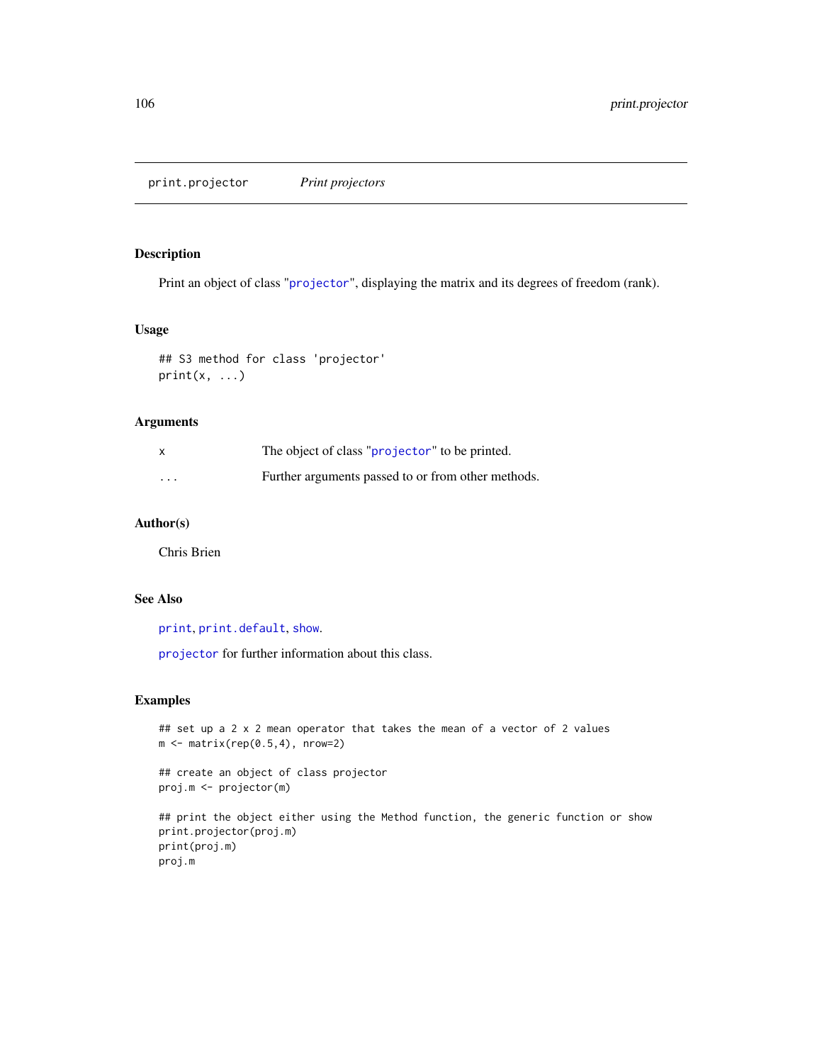print.projector *Print projectors*

### Description

Print an object of class "projector", displaying the matrix and its degrees of freedom (rank).

### Usage

```
## S3 method for class 'projector'
print(x, ...)
```

### Arguments

| | |
|---|---|
| x | The object of class "projector" to be printed. |
| ... | Further arguments passed to or from other methods. |

### Author(s)

Chris Brien

### See Also

print, print.default, show.

projector for further information about this class.

### Examples

```
## set up a 2 x 2 mean operator that takes the mean of a vector of 2 values
m <- matrix(rep(0.5,4), nrow=2)

## create an object of class projector
proj.m <- projector(m)

## print the object either using the Method function, the generic function or show
print.projector(proj.m)
print(proj.m)
proj.m
```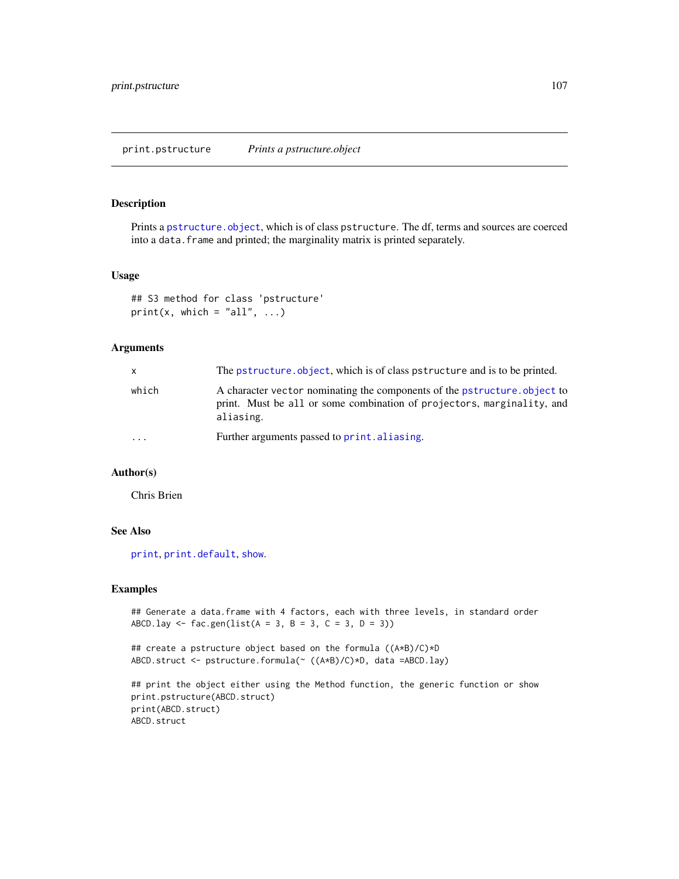## print.pstructure *Prints a pstructure.object*

### Description

Prints a `pstructure.object`, which is of class `pstructure`. The df, terms and sources are coerced into a `data.frame` and printed; the marginality matrix is printed separately.

### Usage

```
## S3 method for class 'pstructure'
print(x, which = "all", ...)
```

### Arguments

| | |
|---|---|
| `x` | The `pstructure.object`, which is of class `pstructure` and is to be printed. |
| `which` | A character `vector` nominating the components of the `pstructure.object` to print. Must be `all` or some combination of `projectors`, `marginality`, and `aliasing`. |
| `...` | Further arguments passed to `print.aliasing`. |

### Author(s)

Chris Brien

### See Also

`print`, `print.default`, `show`.

### Examples

```
## Generate a data.frame with 4 factors, each with three levels, in standard order
ABCD.lay <- fac.gen(list(A = 3, B = 3, C = 3, D = 3))

## create a pstructure object based on the formula ((A*B)/C)*D
ABCD.struct <- pstructure.formula(~ ((A*B)/C)*D, data =ABCD.lay)

## print the object either using the Method function, the generic function or show
print.pstructure(ABCD.struct)
print(ABCD.struct)
ABCD.struct
```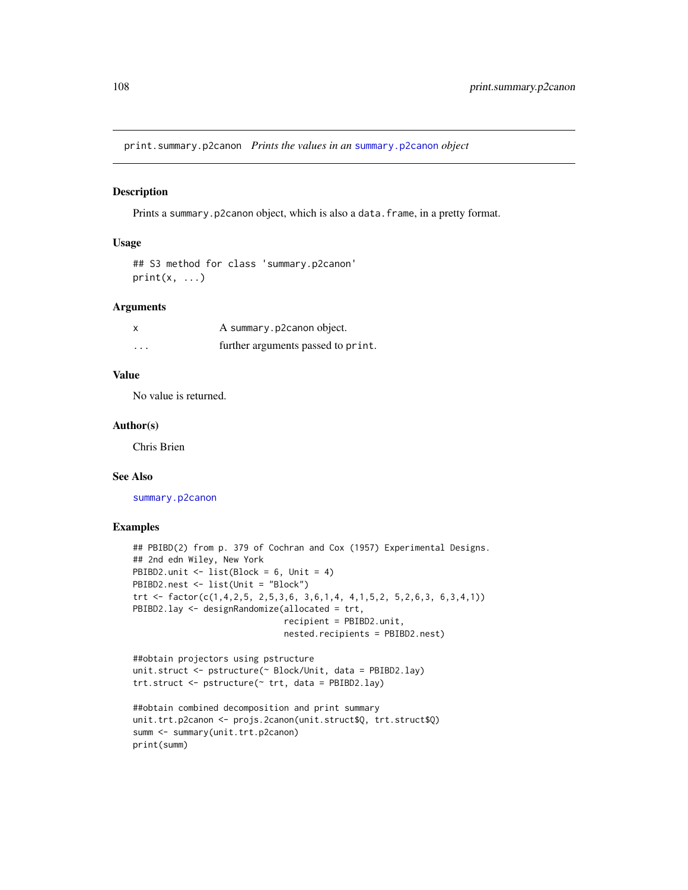print.summary.p2canon *Prints the values in an* summary.p2canon *object*

## Description

Prints a summary.p2canon object, which is also a data.frame, in a pretty format.

## Usage

```
## S3 method for class 'summary.p2canon'
print(x, ...)
```

## Arguments

| | |
|---|---|
| x | A summary.p2canon object. |
| ... | further arguments passed to print. |

## Value

No value is returned.

## Author(s)

Chris Brien

## See Also

summary.p2canon

## Examples

```
## PBIBD(2) from p. 379 of Cochran and Cox (1957) Experimental Designs.
## 2nd edn Wiley, New York
PBIBD2.unit <- list(Block = 6, Unit = 4)
PBIBD2.nest <- list(Unit = "Block")
trt <- factor(c(1,4,2,5, 2,5,3,6, 3,6,1,4, 4,1,5,2, 5,2,6,3, 6,3,4,1))
PBIBD2.lay <- designRandomize(allocated = trt,
                              recipient = PBIBD2.unit,
                              nested.recipients = PBIBD2.nest)

##obtain projectors using pstructure
unit.struct <- pstructure(~ Block/Unit, data = PBIBD2.lay)
trt.struct <- pstructure(~ trt, data = PBIBD2.lay)

##obtain combined decomposition and print summary
unit.trt.p2canon <- projs.2canon(unit.struct$Q, trt.struct$Q)
summ <- summary(unit.trt.p2canon)
print(summ)
```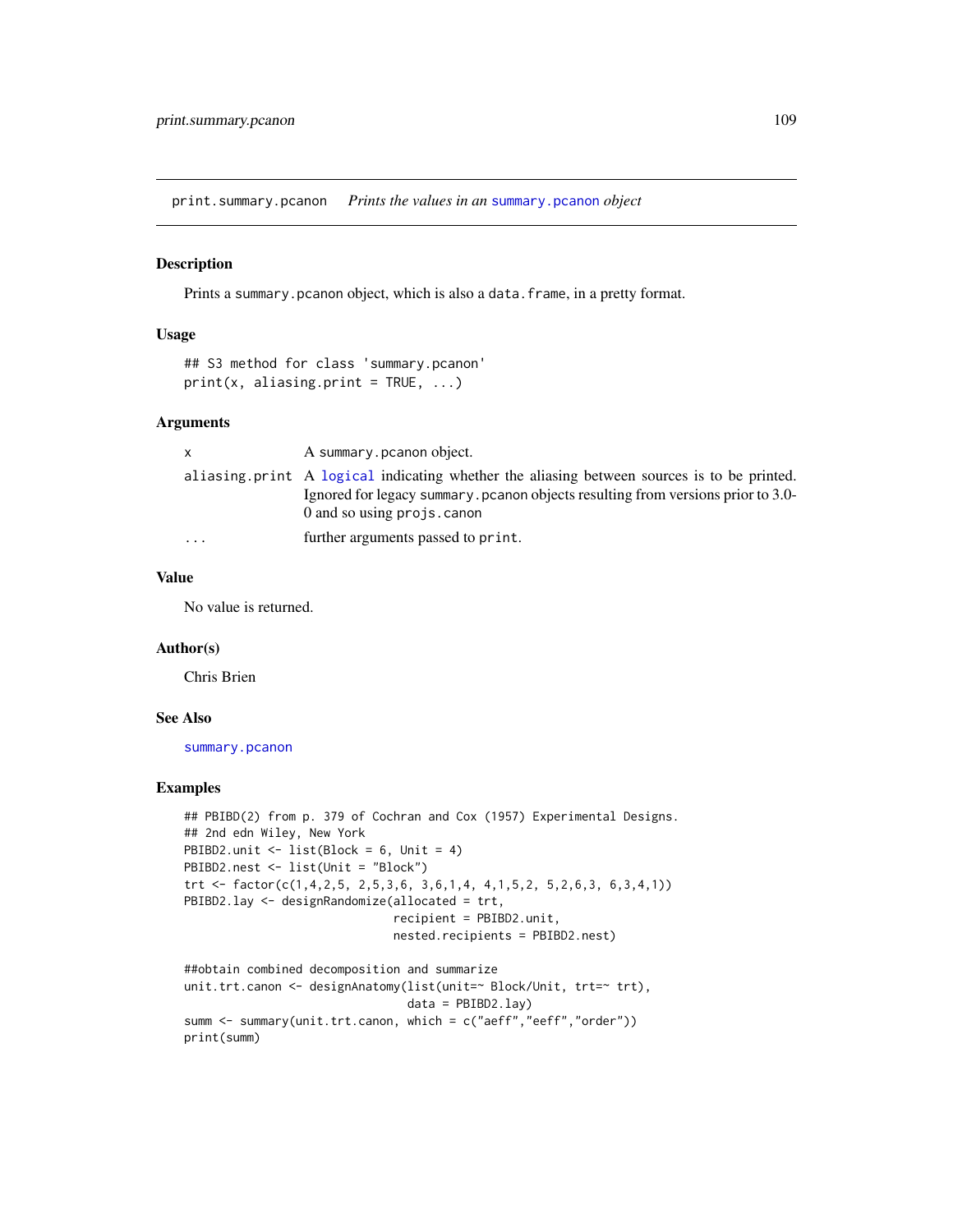print.summary.pcanon    *Prints the values in an summary.pcanon object*

## Description

Prints a summary.pcanon object, which is also a data.frame, in a pretty format.

## Usage

```
## S3 method for class 'summary.pcanon'
print(x, aliasing.print = TRUE, ...)
```

## Arguments

| | |
|---|---|
| x | A summary.pcanon object. |
| aliasing.print | A logical indicating whether the aliasing between sources is to be printed. Ignored for legacy summary.pcanon objects resulting from versions prior to 3.0-0 and so using projs.canon |
| ... | further arguments passed to print. |

## Value

No value is returned.

## Author(s)

Chris Brien

## See Also

summary.pcanon

## Examples

```
## PBIBD(2) from p. 379 of Cochran and Cox (1957) Experimental Designs.
## 2nd edn Wiley, New York
PBIBD2.unit <- list(Block = 6, Unit = 4)
PBIBD2.nest <- list(Unit = "Block")
trt <- factor(c(1,4,2,5, 2,5,3,6, 3,6,1,4, 4,1,5,2, 5,2,6,3, 6,3,4,1))
PBIBD2.lay <- designRandomize(allocated = trt,
                              recipient = PBIBD2.unit,
                              nested.recipients = PBIBD2.nest)

##obtain combined decomposition and summarize
unit.trt.canon <- designAnatomy(list(unit=~ Block/Unit, trt=~ trt),
                                data = PBIBD2.lay)
summ <- summary(unit.trt.canon, which = c("aeff","eeff","order"))
print(summ)
```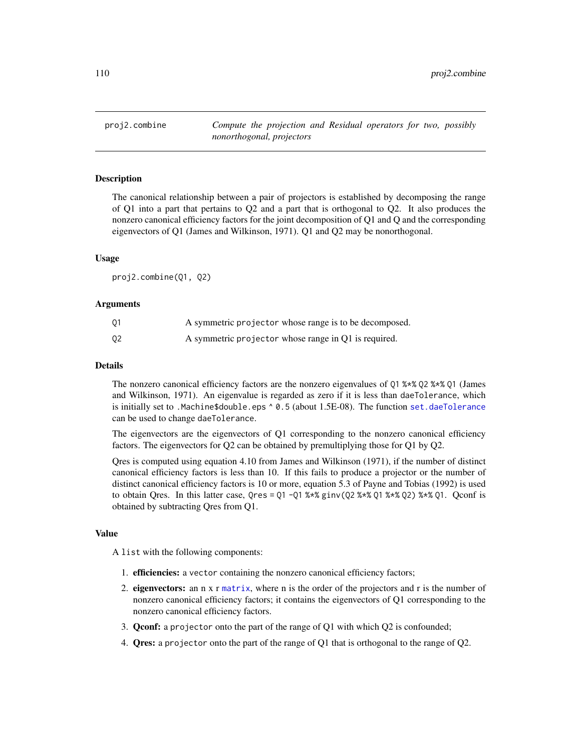## proj2.combine

*Compute the projection and Residual operators for two, possibly nonorthogonal, projectors*

### Description

The canonical relationship between a pair of projectors is established by decomposing the range of Q1 into a part that pertains to Q2 and a part that is orthogonal to Q2. It also produces the nonzero canonical efficiency factors for the joint decomposition of Q1 and Q and the corresponding eigenvectors of Q1 (James and Wilkinson, 1971). Q1 and Q2 may be nonorthogonal.

### Usage

```
proj2.combine(Q1, Q2)
```

### Arguments

| | |
|---|---|
| Q1 | A symmetric `projector` whose range is to be decomposed. |
| Q2 | A symmetric `projector` whose range in Q1 is required. |

### Details

The nonzero canonical efficiency factors are the nonzero eigenvalues of `Q1 %*% Q2 %*% Q1` (James and Wilkinson, 1971). An eigenvalue is regarded as zero if it is less than `daeTolerance`, which is initially set to `.Machine$double.eps ^ 0.5` (about 1.5E-08). The function `set.daeTolerance` can be used to change `daeTolerance`.

The eigenvectors are the eigenvectors of Q1 corresponding to the nonzero canonical efficiency factors. The eigenvectors for Q2 can be obtained by premultiplying those for Q1 by Q2.

Qres is computed using equation 4.10 from James and Wilkinson (1971), if the number of distinct canonical efficiency factors is less than 10. If this fails to produce a projector or the number of distinct canonical efficiency factors is 10 or more, equation 5.3 of Payne and Tobias (1992) is used to obtain Qres. In this latter case, `Qres = Q1 -Q1 %*% ginv(Q2 %*% Q1 %*% Q2) %*% Q1`. Qconf is obtained by subtracting Qres from Q1.

### Value

A `list` with the following components:

1. **efficiencies:** a `vector` containing the nonzero canonical efficiency factors;
2. **eigenvectors:** an n x r `matrix`, where n is the order of the projectors and r is the number of nonzero canonical efficiency factors; it contains the eigenvectors of Q1 corresponding to the nonzero canonical efficiency factors.
3. **Qconf:** a `projector` onto the part of the range of Q1 with which Q2 is confounded;
4. **Qres:** a `projector` onto the part of the range of Q1 that is orthogonal to the range of Q2.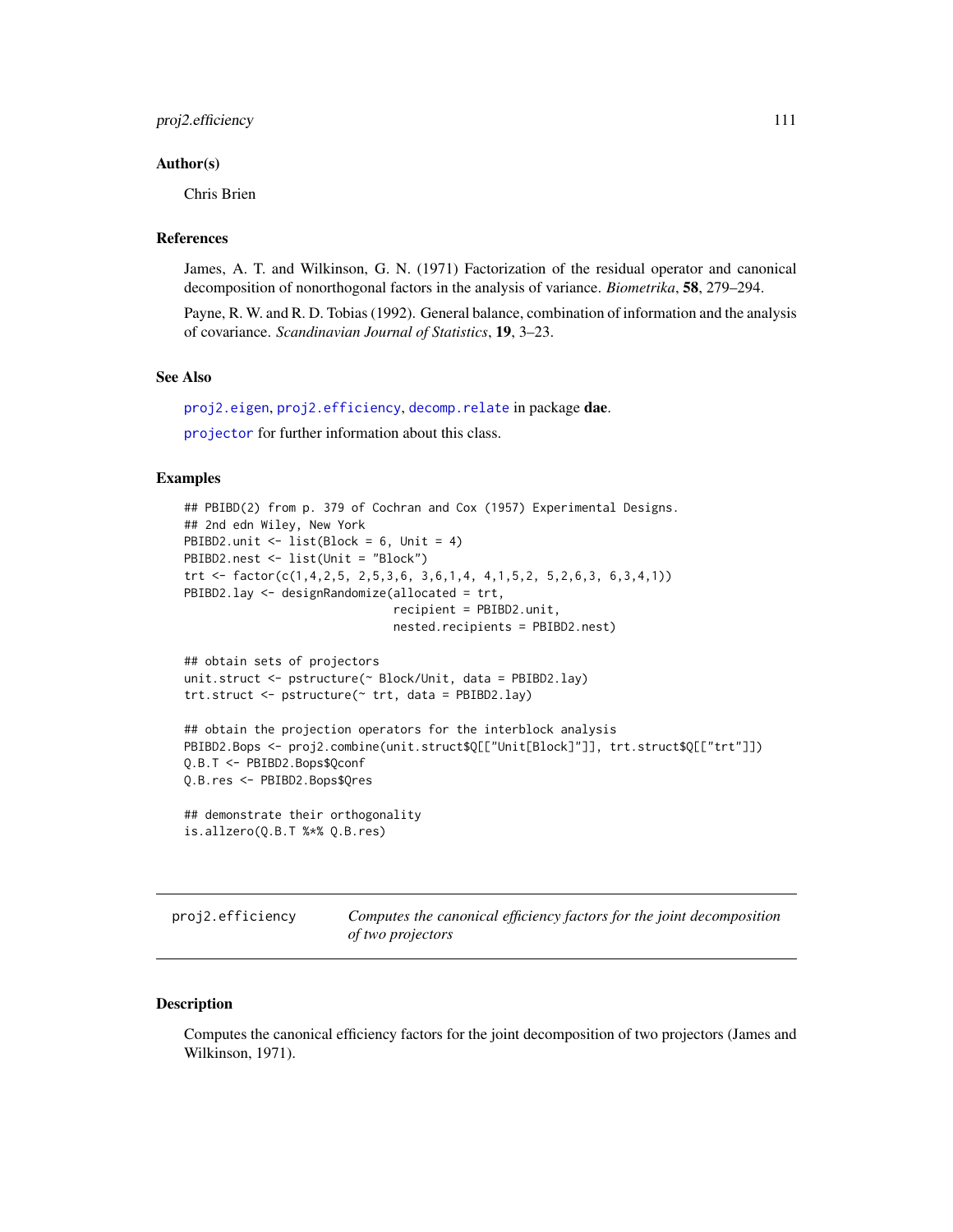### Author(s)

Chris Brien

### References

James, A. T. and Wilkinson, G. N. (1971) Factorization of the residual operator and canonical decomposition of nonorthogonal factors in the analysis of variance. *Biometrika*, **58**, 279–294.

Payne, R. W. and R. D. Tobias (1992). General balance, combination of information and the analysis of covariance. *Scandinavian Journal of Statistics*, **19**, 3–23.

### See Also

`proj2.eigen`, `proj2.efficiency`, `decomp.relate` in package **dae**.

`projector` for further information about this class.

### Examples

```
## PBIBD(2) from p. 379 of Cochran and Cox (1957) Experimental Designs.
## 2nd edn Wiley, New York
PBIBD2.unit <- list(Block = 6, Unit = 4)
PBIBD2.nest <- list(Unit = "Block")
trt <- factor(c(1,4,2,5, 2,5,3,6, 3,6,1,4, 4,1,5,2, 5,2,6,3, 6,3,4,1))
PBIBD2.lay <- designRandomize(allocated = trt,
                              recipient = PBIBD2.unit,
                              nested.recipients = PBIBD2.nest)

## obtain sets of projectors
unit.struct <- pstructure(~ Block/Unit, data = PBIBD2.lay)
trt.struct <- pstructure(~ trt, data = PBIBD2.lay)

## obtain the projection operators for the interblock analysis
PBIBD2.Bops <- proj2.combine(unit.struct$Q[["Unit[Block]"]], trt.struct$Q[["trt"]])
Q.B.T <- PBIBD2.Bops$Qconf
Q.B.res <- PBIBD2.Bops$Qres

## demonstrate their orthogonality
is.allzero(Q.B.T %*% Q.B.res)
```

---

## proj2.efficiency — *Computes the canonical efficiency factors for the joint decomposition of two projectors*

### Description

Computes the canonical efficiency factors for the joint decomposition of two projectors (James and Wilkinson, 1971).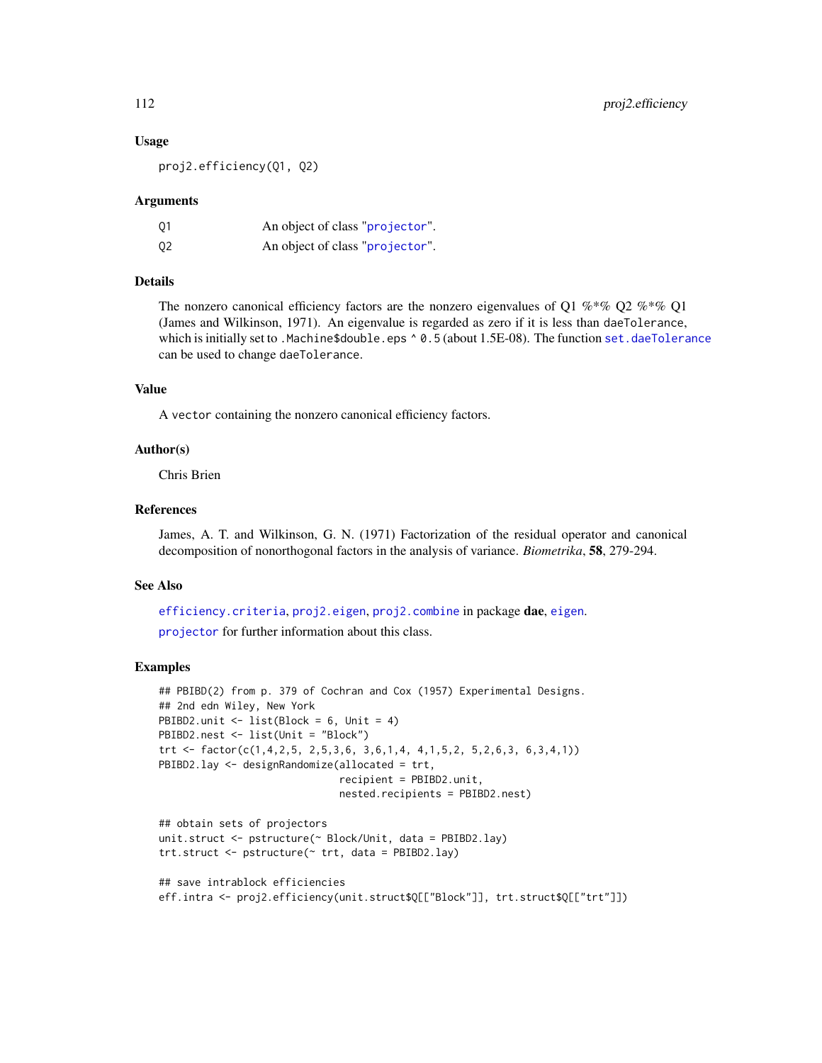### Usage

```
proj2.efficiency(Q1, Q2)
```

### Arguments

| | |
|---|---|
| Q1 | An object of class "projector". |
| Q2 | An object of class "projector". |

### Details

The nonzero canonical efficiency factors are the nonzero eigenvalues of Q1 %*% Q2 %*% Q1 (James and Wilkinson, 1971). An eigenvalue is regarded as zero if it is less than `daeTolerance`, which is initially set to `.Machine$double.eps ^ 0.5` (about 1.5E-08). The function `set.daeTolerance` can be used to change `daeTolerance`.

### Value

A `vector` containing the nonzero canonical efficiency factors.

### Author(s)

Chris Brien

### References

James, A. T. and Wilkinson, G. N. (1971) Factorization of the residual operator and canonical decomposition of nonorthogonal factors in the analysis of variance. *Biometrika*, **58**, 279-294.

### See Also

`efficiency.criteria`, `proj2.eigen`, `proj2.combine` in package **dae**, `eigen`.

`projector` for further information about this class.

### Examples

```
## PBIBD(2) from p. 379 of Cochran and Cox (1957) Experimental Designs.
## 2nd edn Wiley, New York
PBIBD2.unit <- list(Block = 6, Unit = 4)
PBIBD2.nest <- list(Unit = "Block")
trt <- factor(c(1,4,2,5, 2,5,3,6, 3,6,1,4, 4,1,5,2, 5,2,6,3, 6,3,4,1))
PBIBD2.lay <- designRandomize(allocated = trt,
                              recipient = PBIBD2.unit,
                              nested.recipients = PBIBD2.nest)

## obtain sets of projectors
unit.struct <- pstructure(~ Block/Unit, data = PBIBD2.lay)
trt.struct <- pstructure(~ trt, data = PBIBD2.lay)

## save intrablock efficiencies
eff.intra <- proj2.efficiency(unit.struct$Q[["Block"]], trt.struct$Q[["trt"]])
```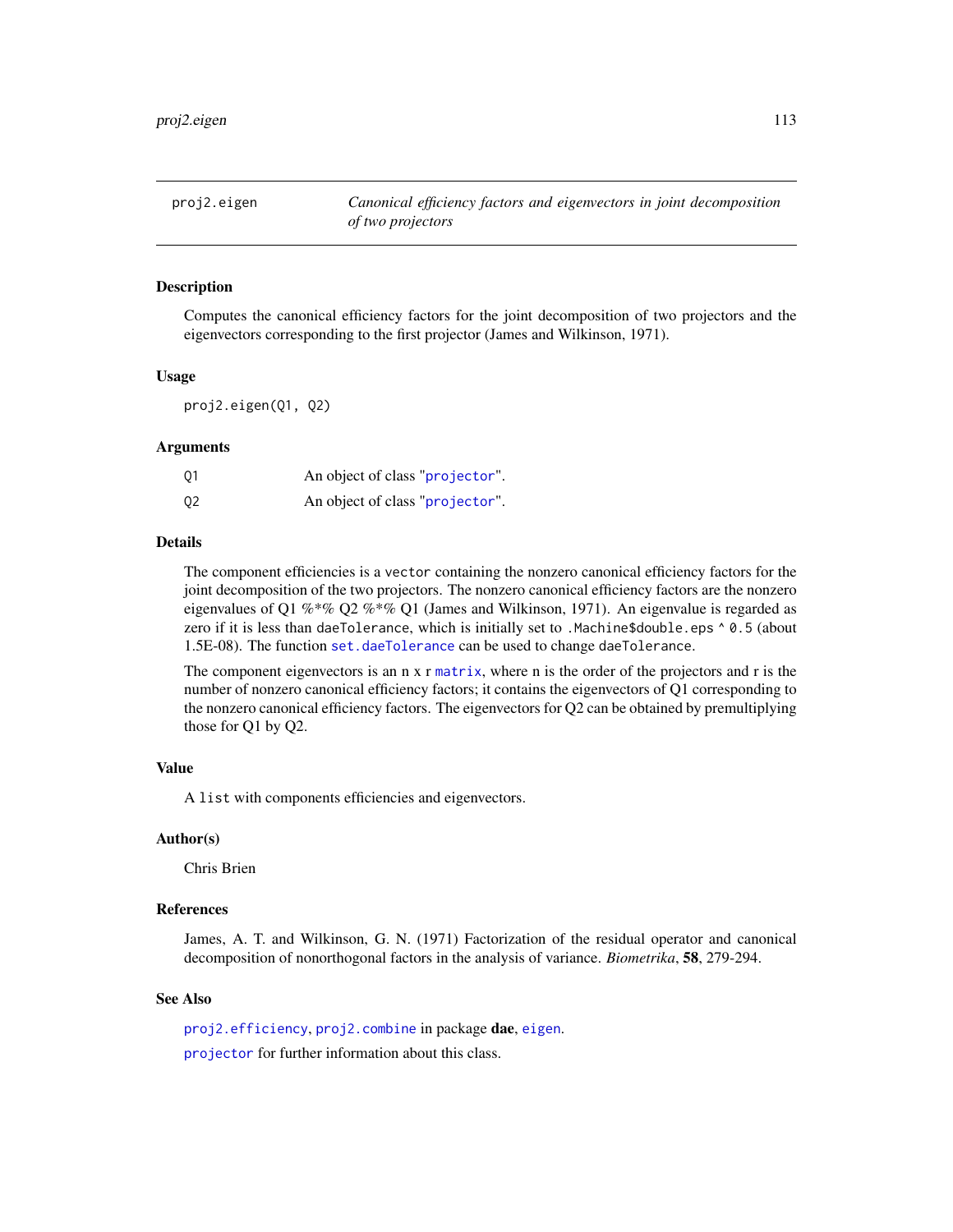# proj2.eigen — *Canonical efficiency factors and eigenvectors in joint decomposition of two projectors*

## Description

Computes the canonical efficiency factors for the joint decomposition of two projectors and the eigenvectors corresponding to the first projector (James and Wilkinson, 1971).

## Usage

```
proj2.eigen(Q1, Q2)
```

## Arguments

| | |
|---|---|
| Q1 | An object of class "projector". |
| Q2 | An object of class "projector". |

## Details

The component efficiencies is a `vector` containing the nonzero canonical efficiency factors for the joint decomposition of the two projectors. The nonzero canonical efficiency factors are the nonzero eigenvalues of Q1 %*% Q2 %*% Q1 (James and Wilkinson, 1971). An eigenvalue is regarded as zero if it is less than `daeTolerance`, which is initially set to `.Machine$double.eps ^ 0.5` (about 1.5E-08). The function `set.daeTolerance` can be used to change `daeTolerance`.

The component eigenvectors is an n x r `matrix`, where n is the order of the projectors and r is the number of nonzero canonical efficiency factors; it contains the eigenvectors of Q1 corresponding to the nonzero canonical efficiency factors. The eigenvectors for Q2 can be obtained by premultiplying those for Q1 by Q2.

## Value

A `list` with components efficiencies and eigenvectors.

## Author(s)

Chris Brien

## References

James, A. T. and Wilkinson, G. N. (1971) Factorization of the residual operator and canonical decomposition of nonorthogonal factors in the analysis of variance. *Biometrika*, **58**, 279-294.

## See Also

`proj2.efficiency`, `proj2.combine` in package **dae**, `eigen`.

`projector` for further information about this class.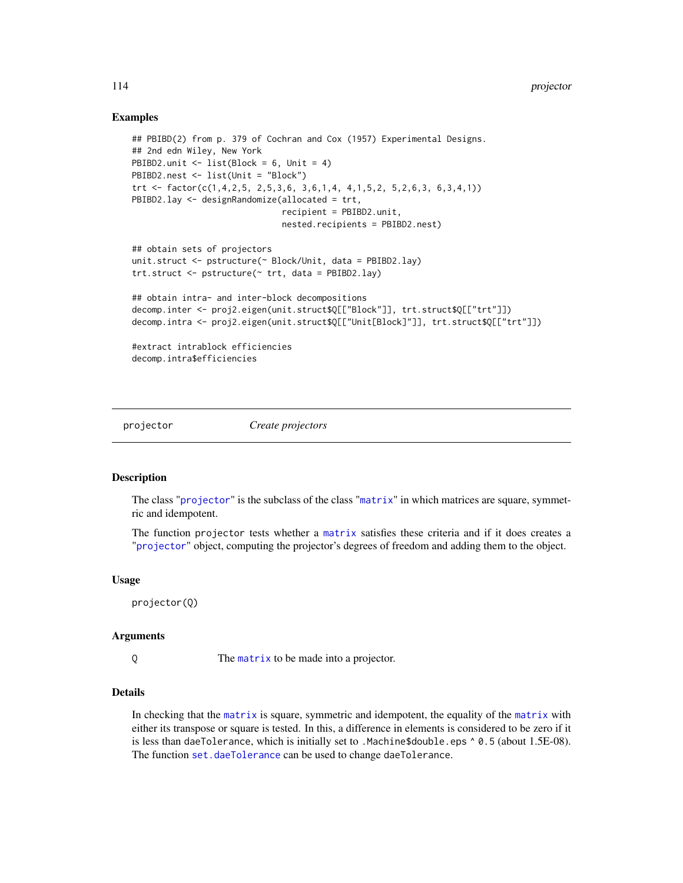### Examples

```
## PBIBD(2) from p. 379 of Cochran and Cox (1957) Experimental Designs.
## 2nd edn Wiley, New York
PBIBD2.unit <- list(Block = 6, Unit = 4)
PBIBD2.nest <- list(Unit = "Block")
trt <- factor(c(1,4,2,5, 2,5,3,6, 3,6,1,4, 4,1,5,2, 5,2,6,3, 6,3,4,1))
PBIBD2.lay <- designRandomize(allocated = trt,
                              recipient = PBIBD2.unit,
                              nested.recipients = PBIBD2.nest)

## obtain sets of projectors
unit.struct <- pstructure(~ Block/Unit, data = PBIBD2.lay)
trt.struct <- pstructure(~ trt, data = PBIBD2.lay)

## obtain intra- and inter-block decompositions
decomp.inter <- proj2.eigen(unit.struct$Q[["Block"]], trt.struct$Q[["trt"]])
decomp.intra <- proj2.eigen(unit.struct$Q[["Unit[Block]"]], trt.struct$Q[["trt"]])

#extract intrablock efficiencies
decomp.intra$efficiencies
```

---

## projector — *Create projectors*

### Description

The class "projector" is the subclass of the class "matrix" in which matrices are square, symmetric and idempotent.

The function `projector` tests whether a matrix satisfies these criteria and if it does creates a "projector" object, computing the projector's degrees of freedom and adding them to the object.

### Usage

```
projector(Q)
```

### Arguments

| | |
|---|---|
| `Q` | The matrix to be made into a projector. |

### Details

In checking that the matrix is square, symmetric and idempotent, the equality of the matrix with either its transpose or square is tested. In this, a difference in elements is considered to be zero if it is less than `daeTolerance`, which is initially set to `.Machine$double.eps ^ 0.5` (about 1.5E-08). The function `set.daeTolerance` can be used to change `daeTolerance`.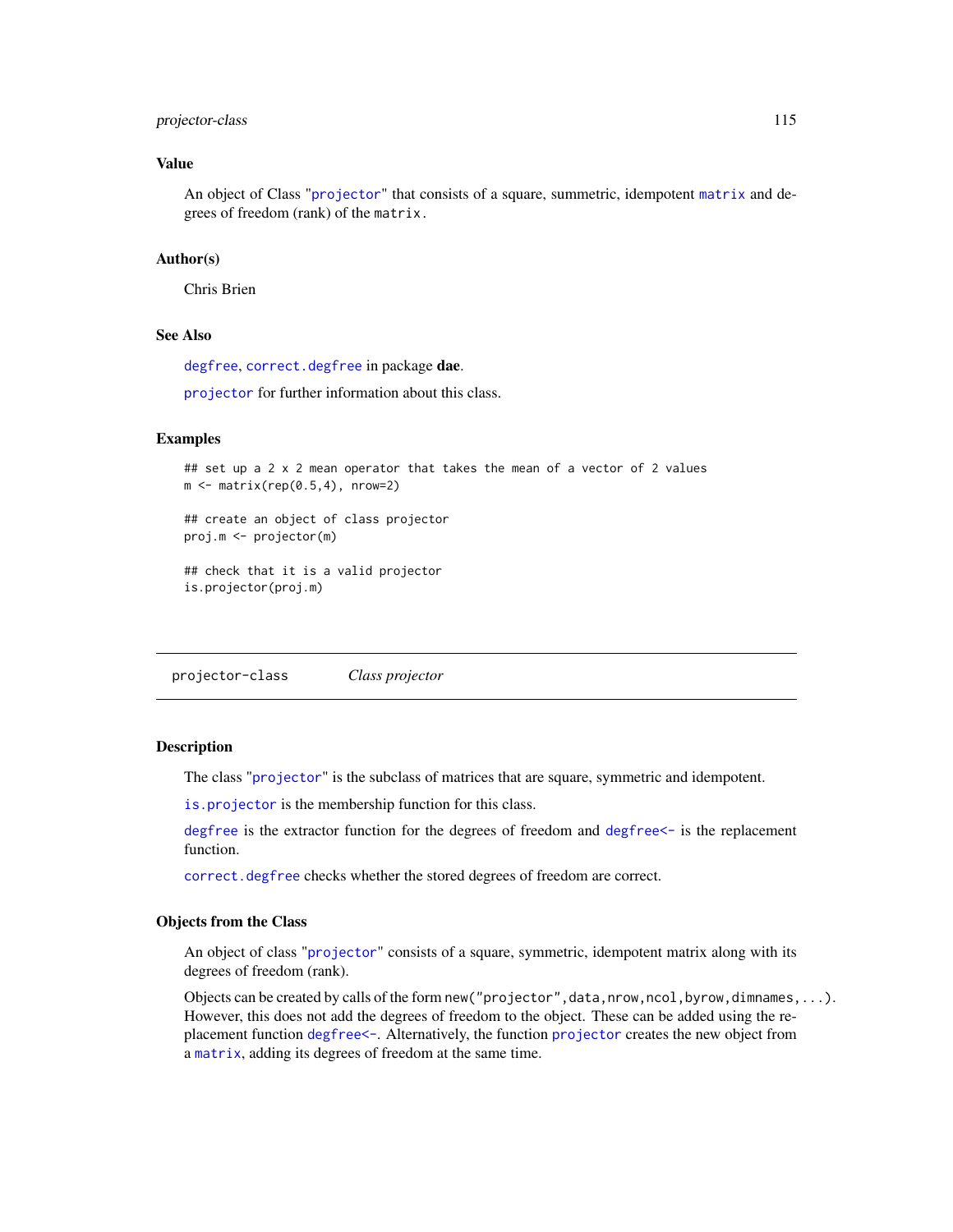### Value

An object of Class "projector" that consists of a square, summetric, idempotent matrix and degrees of freedom (rank) of the matrix.

### Author(s)

Chris Brien

### See Also

degfree, correct.degfree in package **dae**.

projector for further information about this class.

### Examples

```
## set up a 2 x 2 mean operator that takes the mean of a vector of 2 values
m <- matrix(rep(0.5,4), nrow=2)

## create an object of class projector
proj.m <- projector(m)

## check that it is a valid projector
is.projector(proj.m)
```

---

## projector-class *Class projector*

---

### Description

The class "projector" is the subclass of matrices that are square, symmetric and idempotent.

is.projector is the membership function for this class.

degfree is the extractor function for the degrees of freedom and degfree<- is the replacement function.

correct.degfree checks whether the stored degrees of freedom are correct.

### Objects from the Class

An object of class "projector" consists of a square, symmetric, idempotent matrix along with its degrees of freedom (rank).

Objects can be created by calls of the form `new("projector",data,nrow,ncol,byrow,dimnames,...)`. However, this does not add the degrees of freedom to the object. These can be added using the replacement function degfree<-. Alternatively, the function projector creates the new object from a matrix, adding its degrees of freedom at the same time.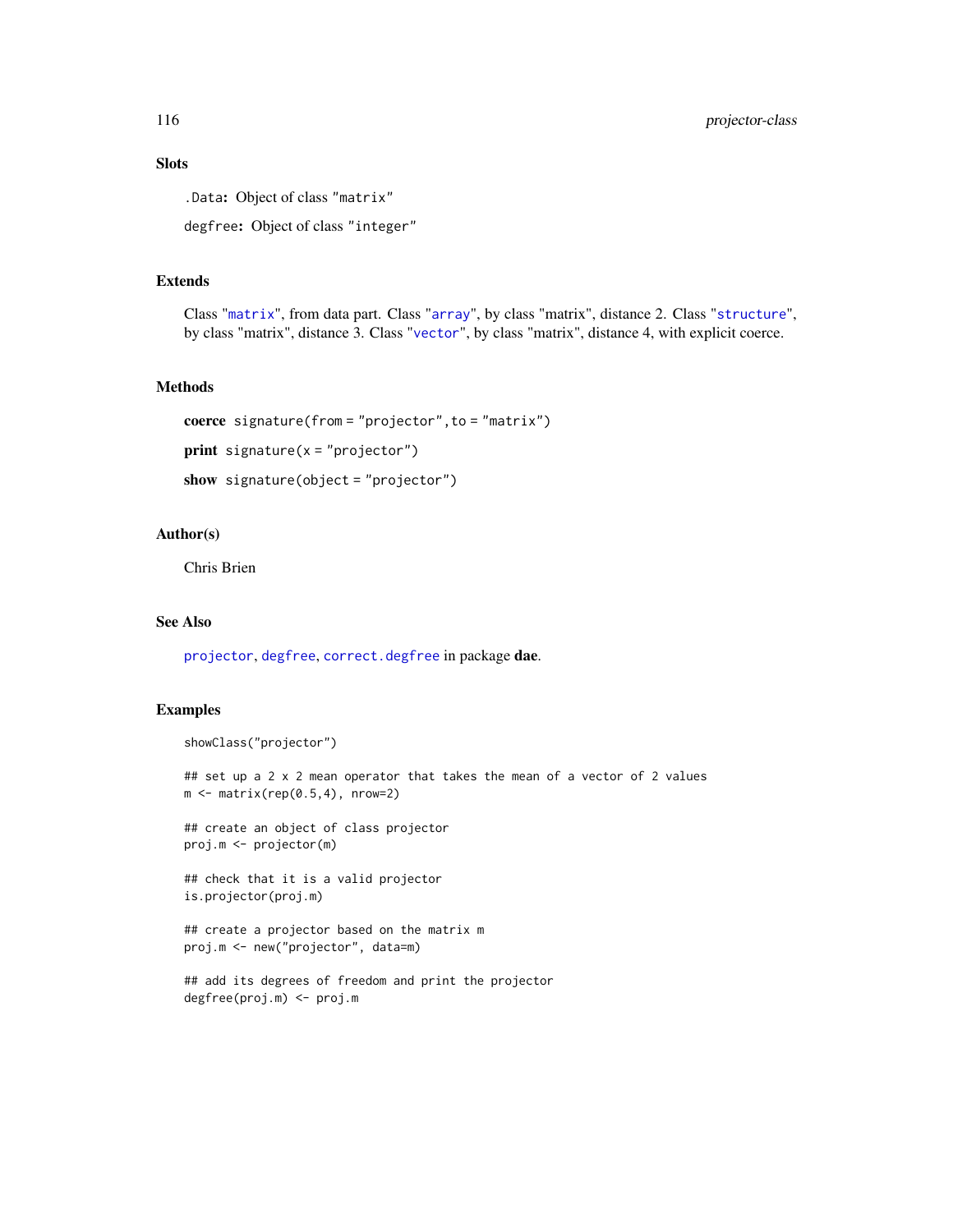### Slots

`.Data`: Object of class "matrix"

`degfree`: Object of class "integer"

### Extends

Class "matrix", from data part. Class "array", by class "matrix", distance 2. Class "structure", by class "matrix", distance 3. Class "vector", by class "matrix", distance 4, with explicit coerce.

### Methods

**coerce** `signature(from = "projector", to = "matrix")`

**print** `signature(x = "projector")`

**show** `signature(object = "projector")`

### Author(s)

Chris Brien

### See Also

`projector`, `degfree`, `correct.degfree` in package **dae**.

### Examples

```
showClass("projector")

## set up a 2 x 2 mean operator that takes the mean of a vector of 2 values
m <- matrix(rep(0.5,4), nrow=2)

## create an object of class projector
proj.m <- projector(m)

## check that it is a valid projector
is.projector(proj.m)

## create a projector based on the matrix m
proj.m <- new("projector", data=m)

## add its degrees of freedom and print the projector
degfree(proj.m) <- proj.m
```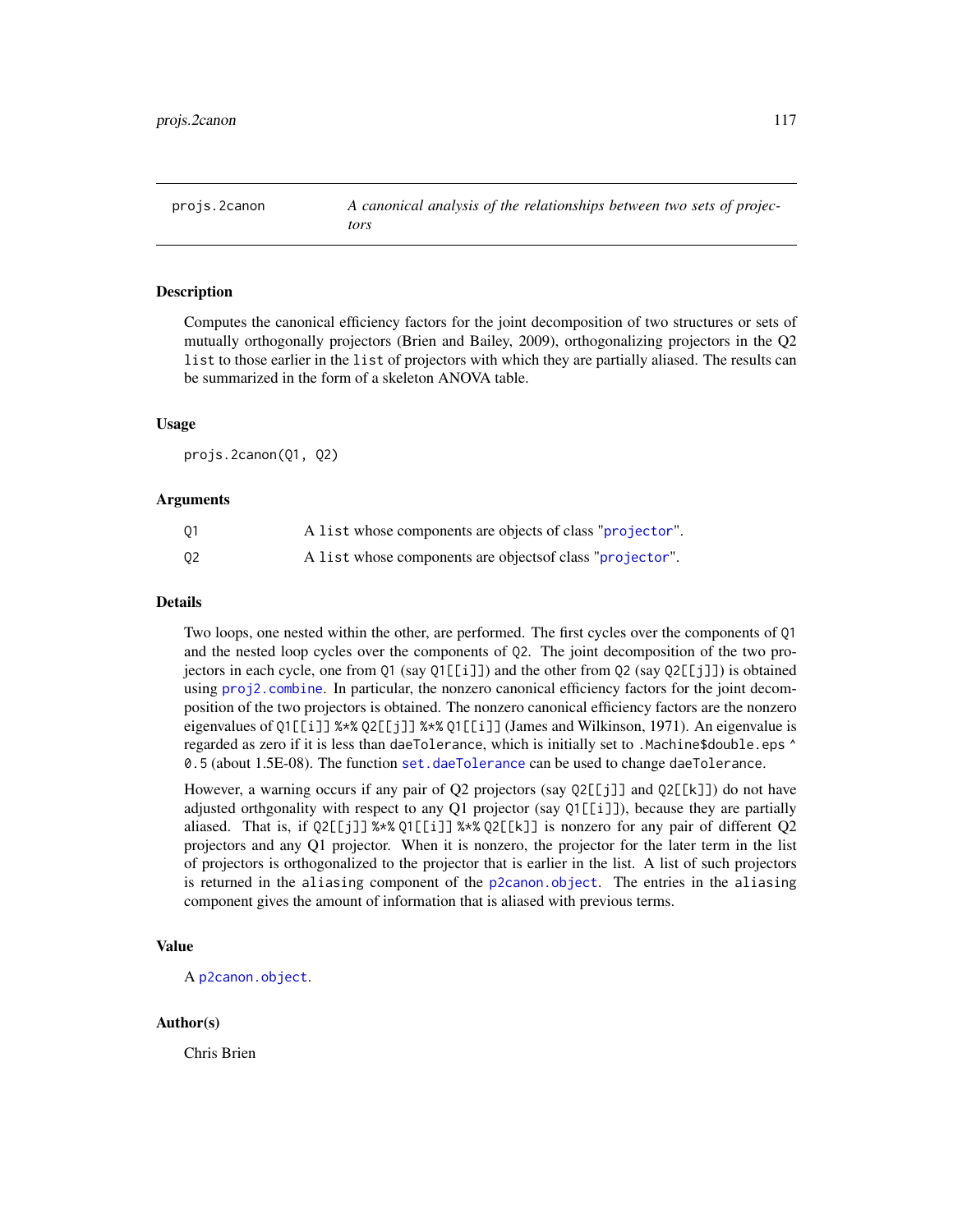projs.2canon *A canonical analysis of the relationships between two sets of projectors*

## Description

Computes the canonical efficiency factors for the joint decomposition of two structures or sets of mutually orthogonally projectors (Brien and Bailey, 2009), orthogonalizing projectors in the Q2 `list` to those earlier in the `list` of projectors with which they are partially aliased. The results can be summarized in the form of a skeleton ANOVA table.

## Usage

```
projs.2canon(Q1, Q2)
```

## Arguments

| | |
|---|---|
| `Q1` | A `list` whose components are objects of class "`projector`". |
| `Q2` | A `list` whose components are objectsof class "`projector`". |

## Details

Two loops, one nested within the other, are performed. The first cycles over the components of `Q1` and the nested loop cycles over the components of `Q2`. The joint decomposition of the two projectors in each cycle, one from `Q1` (say `Q1[[i]]`) and the other from `Q2` (say `Q2[[j]]`) is obtained using `proj2.combine`. In particular, the nonzero canonical efficiency factors for the joint decomposition of the two projectors is obtained. The nonzero canonical efficiency factors are the nonzero eigenvalues of `Q1[[i]] %*% Q2[[j]] %*% Q1[[i]]` (James and Wilkinson, 1971). An eigenvalue is regarded as zero if it is less than `daeTolerance`, which is initially set to `.Machine$double.eps ^ 0.5` (about 1.5E-08). The function `set.daeTolerance` can be used to change `daeTolerance`.

However, a warning occurs if any pair of Q2 projectors (say `Q2[[j]]` and `Q2[[k]]`) do not have adjusted orthgonality with respect to any Q1 projector (say `Q1[[i]]`), because they are partially aliased. That is, if `Q2[[j]] %*% Q1[[i]] %*% Q2[[k]]` is nonzero for any pair of different Q2 projectors and any Q1 projector. When it is nonzero, the projector for the later term in the list of projectors is orthogonalized to the projector that is earlier in the list. A list of such projectors is returned in the `aliasing` component of the `p2canon.object`. The entries in the `aliasing` component gives the amount of information that is aliased with previous terms.

## Value

A `p2canon.object`.

## Author(s)

Chris Brien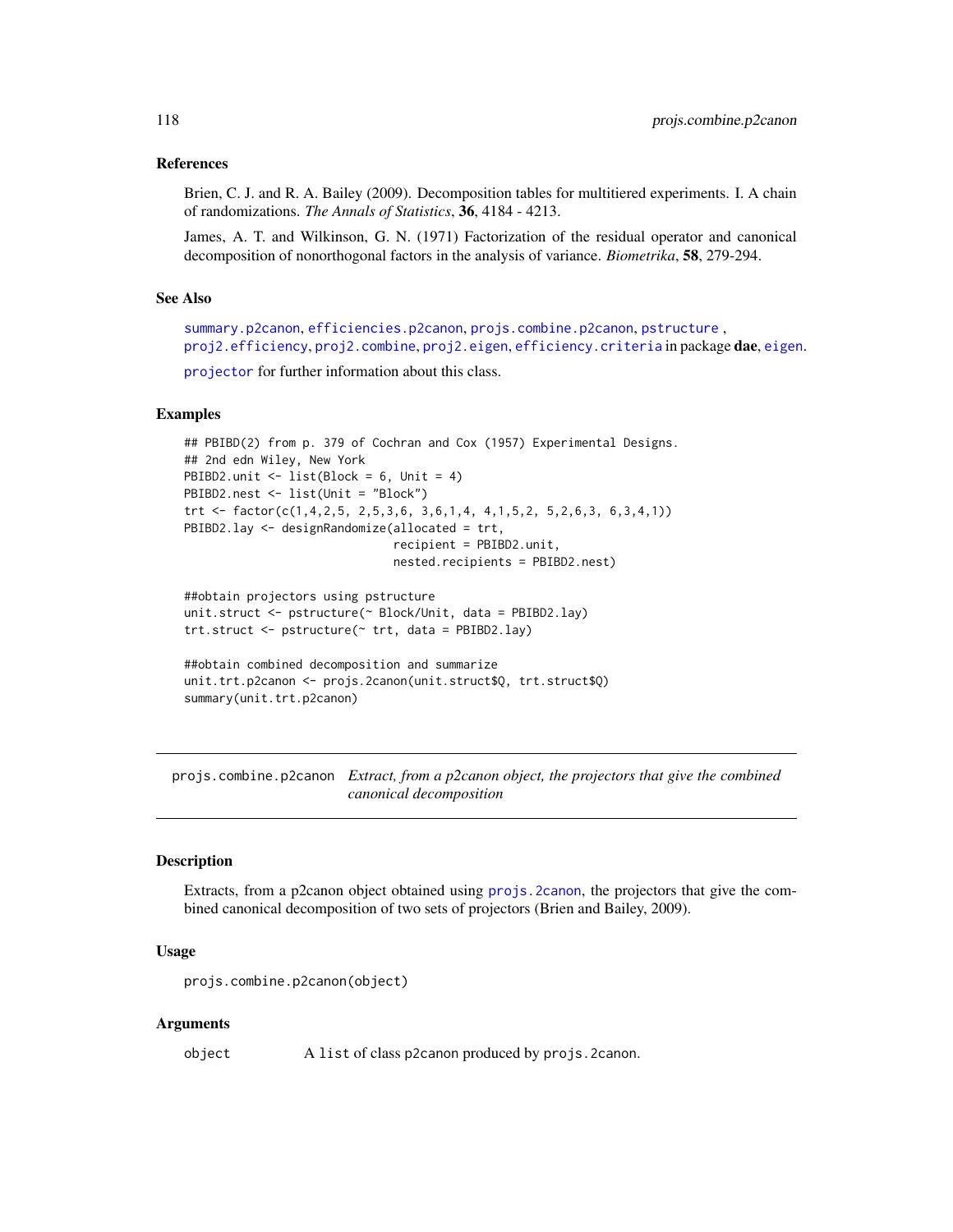### References

Brien, C. J. and R. A. Bailey (2009). Decomposition tables for multitiered experiments. I. A chain of randomizations. *The Annals of Statistics*, **36**, 4184 - 4213.

James, A. T. and Wilkinson, G. N. (1971) Factorization of the residual operator and canonical decomposition of nonorthogonal factors in the analysis of variance. *Biometrika*, **58**, 279-294.

### See Also

`summary.p2canon`, `efficiencies.p2canon`, `projs.combine.p2canon`, `pstructure` , `proj2.efficiency`, `proj2.combine`, `proj2.eigen`, `efficiency.criteria` in package **dae**, `eigen`.

`projector` for further information about this class.

### Examples

```
## PBIBD(2) from p. 379 of Cochran and Cox (1957) Experimental Designs.
## 2nd edn Wiley, New York
PBIBD2.unit <- list(Block = 6, Unit = 4)
PBIBD2.nest <- list(Unit = "Block")
trt <- factor(c(1,4,2,5, 2,5,3,6, 3,6,1,4, 4,1,5,2, 5,2,6,3, 6,3,4,1))
PBIBD2.lay <- designRandomize(allocated = trt,
                              recipient = PBIBD2.unit,
                              nested.recipients = PBIBD2.nest)

##obtain projectors using pstructure
unit.struct <- pstructure(~ Block/Unit, data = PBIBD2.lay)
trt.struct <- pstructure(~ trt, data = PBIBD2.lay)

##obtain combined decomposition and summarize
unit.trt.p2canon <- projs.2canon(unit.struct$Q, trt.struct$Q)
summary(unit.trt.p2canon)
```

---

## projs.combine.p2canon *Extract, from a p2canon object, the projectors that give the combined canonical decomposition*

### Description

Extracts, from a p2canon object obtained using `projs.2canon`, the projectors that give the combined canonical decomposition of two sets of projectors (Brien and Bailey, 2009).

### Usage

```
projs.combine.p2canon(object)
```

### Arguments

| | |
|---|---|
| `object` | A `list` of class `p2canon` produced by `projs.2canon`. |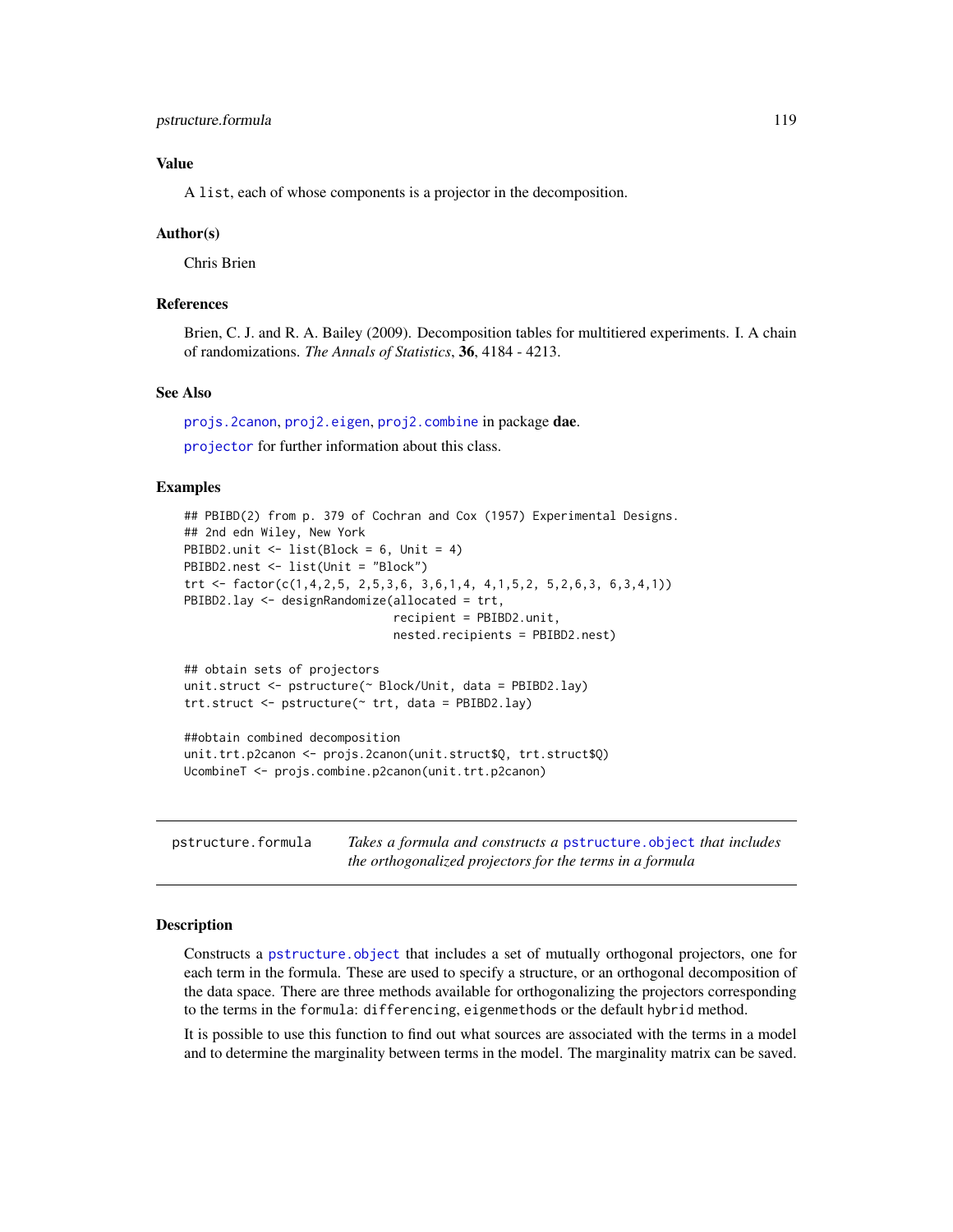### Value

A list, each of whose components is a projector in the decomposition.

### Author(s)

Chris Brien

### References

Brien, C. J. and R. A. Bailey (2009). Decomposition tables for multitiered experiments. I. A chain of randomizations. *The Annals of Statistics*, **36**, 4184 - 4213.

### See Also

projs.2canon, proj2.eigen, proj2.combine in package **dae**.

projector for further information about this class.

### Examples

```
## PBIBD(2) from p. 379 of Cochran and Cox (1957) Experimental Designs.
## 2nd edn Wiley, New York
PBIBD2.unit <- list(Block = 6, Unit = 4)
PBIBD2.nest <- list(Unit = "Block")
trt <- factor(c(1,4,2,5, 2,5,3,6, 3,6,1,4, 4,1,5,2, 5,2,6,3, 6,3,4,1))
PBIBD2.lay <- designRandomize(allocated = trt,
                              recipient = PBIBD2.unit,
                              nested.recipients = PBIBD2.nest)

## obtain sets of projectors
unit.struct <- pstructure(~ Block/Unit, data = PBIBD2.lay)
trt.struct <- pstructure(~ trt, data = PBIBD2.lay)

##obtain combined decomposition
unit.trt.p2canon <- projs.2canon(unit.struct$Q, trt.struct$Q)
UcombineT <- projs.combine.p2canon(unit.trt.p2canon)
```

---

## pstructure.formula — *Takes a formula and constructs a pstructure.object that includes the orthogonalized projectors for the terms in a formula*

### Description

Constructs a pstructure.object that includes a set of mutually orthogonal projectors, one for each term in the formula. These are used to specify a structure, or an orthogonal decomposition of the data space. There are three methods available for orthogonalizing the projectors corresponding to the terms in the formula: differencing, eigenmethods or the default hybrid method.

It is possible to use this function to find out what sources are associated with the terms in a model and to determine the marginality between terms in the model. The marginality matrix can be saved.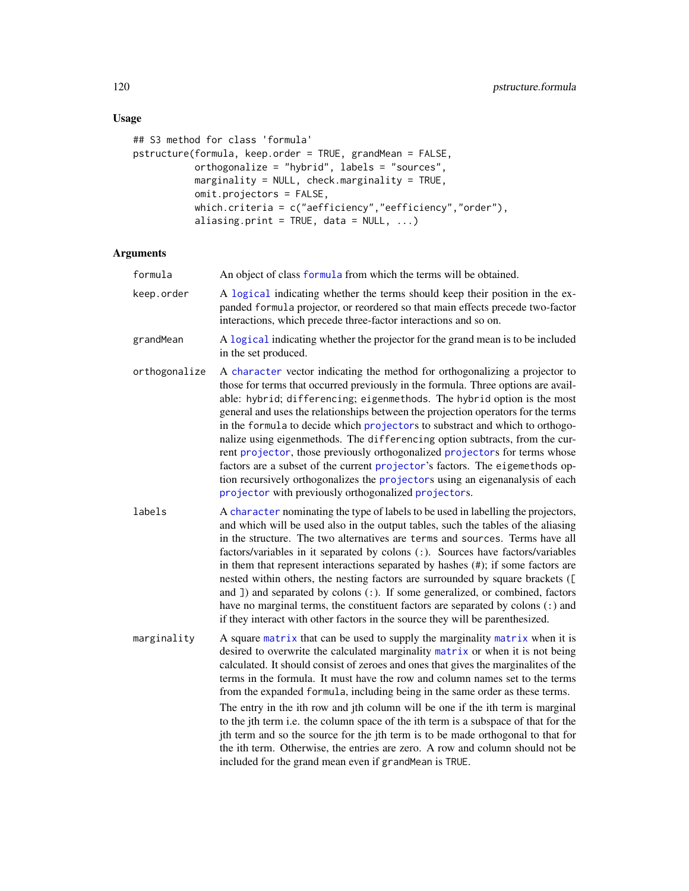## Usage

```
## S3 method for class 'formula'
pstructure(formula, keep.order = TRUE, grandMean = FALSE,
           orthogonalize = "hybrid", labels = "sources",
           marginality = NULL, check.marginality = TRUE,
           omit.projectors = FALSE,
           which.criteria = c("aefficiency","eefficiency","order"),
           aliasing.print = TRUE, data = NULL, ...)
```

## Arguments

| | |
|---|---|
| formula | An object of class formula from which the terms will be obtained. |
| keep.order | A logical indicating whether the terms should keep their position in the expanded formula projector, or reordered so that main effects precede two-factor interactions, which precede three-factor interactions and so on. |
| grandMean | A logical indicating whether the projector for the grand mean is to be included in the set produced. |
| orthogonalize | A character vector indicating the method for orthogonalizing a projector to those for terms that occurred previously in the formula. Three options are available: hybrid; differencing; eigenmethods. The hybrid option is the most general and uses the relationships between the projection operators for the terms in the formula to decide which projectors to substract and which to orthogonalize using eigenmethods. The differencing option subtracts, from the current projector, those previously orthogonalized projectors for terms whose factors are a subset of the current projector's factors. The eigemethods option recursively orthogonalizes the projectors using an eigenanalysis of each projector with previously orthogonalized projectors. |
| labels | A character nominating the type of labels to be used in labelling the projectors, and which will be used also in the output tables, such the tables of the aliasing in the structure. The two alternatives are terms and sources. Terms have all factors/variables in it separated by colons (:). Sources have factors/variables in them that represent interactions separated by hashes (#); if some factors are nested within others, the nesting factors are surrounded by square brackets ([ and ]) and separated by colons (:). If some generalized, or combined, factors have no marginal terms, the constituent factors are separated by colons (:) and if they interact with other factors in the source they will be parenthesized. |
| marginality | A square matrix that can be used to supply the marginality matrix when it is desired to overwrite the calculated marginality matrix or when it is not being calculated. It should consist of zeroes and ones that gives the marginalites of the terms in the formula. It must have the row and column names set to the terms from the expanded formula, including being in the same order as these terms.<br><br>The entry in the ith row and jth column will be one if the ith term is marginal to the jth term i.e. the column space of the ith term is a subspace of that for the jth term and so the source for the jth term is to be made orthogonal to that for the ith term. Otherwise, the entries are zero. A row and column should not be included for the grand mean even if grandMean is TRUE. |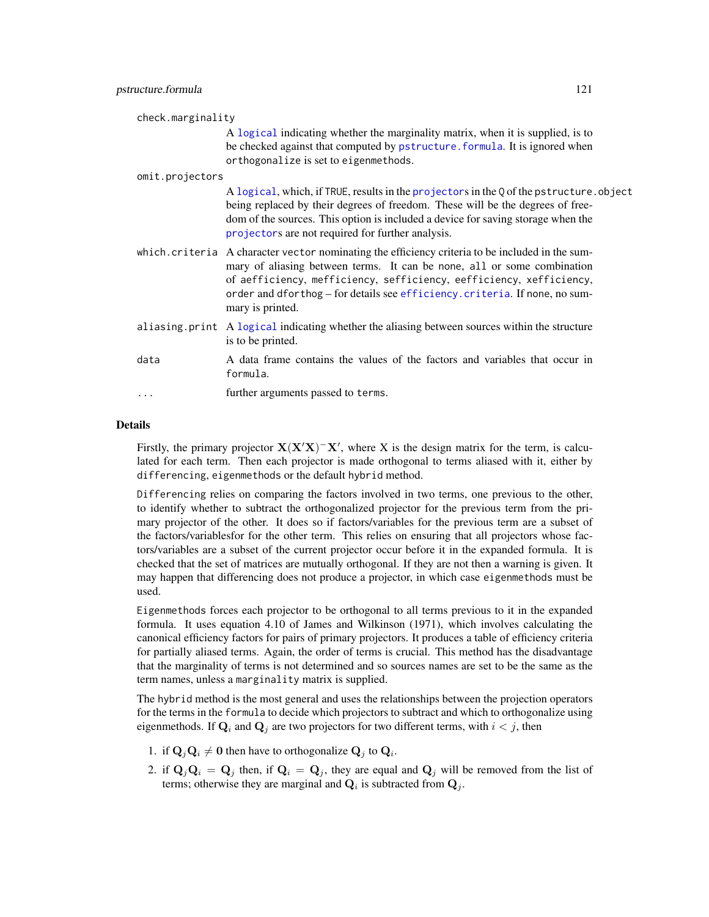check.marginality

A `logical` indicating whether the marginality matrix, when it is supplied, is to be checked against that computed by `pstructure.formula`. It is ignored when `orthogonalize` is set to `eigenmethods`.

omit.projectors

A `logical`, which, if `TRUE`, results in the `projector`s in the `Q` of the `pstructure.object` being replaced by their degrees of freedom. These will be the degrees of freedom of the sources. This option is included a device for saving storage when the `projector`s are not required for further analysis.

which.criteria

A character `vector` nominating the efficiency criteria to be included in the summary of aliasing between terms. It can be `none`, `all` or some combination of `aefficiency`, `mefficiency`, `sefficiency`, `eefficiency`, `xefficiency`, `order` and `dforthog` – for details see `efficiency.criteria`. If `none`, no summary is printed.

aliasing.print

A `logical` indicating whether the aliasing between sources within the structure is to be printed.

data

A data frame contains the values of the factors and variables that occur in `formula`.

...

further arguments passed to `terms`.

## Details

Firstly, the primary projector $\mathbf{X}(\mathbf{X}'\mathbf{X})^{-}\mathbf{X}'$, where X is the design matrix for the term, is calculated for each term. Then each projector is made orthogonal to terms aliased with it, either by `differencing`, `eigenmethods` or the default `hybrid` method.

`Differencing` relies on comparing the factors involved in two terms, one previous to the other, to identify whether to subtract the orthogonalized projector for the previous term from the primary projector of the other. It does so if factors/variables for the previous term are a subset of the factors/variablesfor for the other term. This relies on ensuring that all projectors whose factors/variables are a subset of the current projector occur before it in the expanded formula. It is checked that the set of matrices are mutually orthogonal. If they are not then a warning is given. It may happen that differencing does not produce a projector, in which case `eigenmethods` must be used.

`Eigenmethods` forces each projector to be orthogonal to all terms previous to it in the expanded formula. It uses equation 4.10 of James and Wilkinson (1971), which involves calculating the canonical efficiency factors for pairs of primary projectors. It produces a table of efficiency criteria for partially aliased terms. Again, the order of terms is crucial. This method has the disadvantage that the marginality of terms is not determined and so sources names are set to be the same as the term names, unless a `marginality` matrix is supplied.

The `hybrid` method is the most general and uses the relationships between the projection operators for the terms in the `formula` to decide which projectors to subtract and which to orthogonalize using eigenmethods. If $\mathbf{Q}_i$ and $\mathbf{Q}_j$ are two projectors for two different terms, with $i < j$, then

1. if $\mathbf{Q}_j\mathbf{Q}_i \neq \mathbf{0}$ then have to orthogonalize $\mathbf{Q}_j$ to $\mathbf{Q}_i$.
2. if $\mathbf{Q}_j\mathbf{Q}_i = \mathbf{Q}_j$ then, if $\mathbf{Q}_i = \mathbf{Q}_j$, they are equal and $\mathbf{Q}_j$ will be removed from the list of terms; otherwise they are marginal and $\mathbf{Q}_i$ is subtracted from $\mathbf{Q}_j$.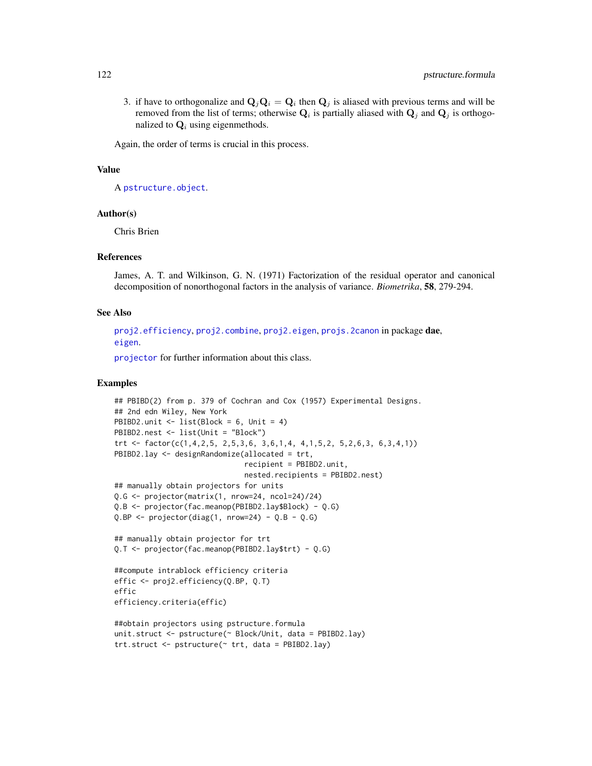3. if have to orthogonalize and $\mathbf{Q}_j\mathbf{Q}_i = \mathbf{Q}_i$ then $\mathbf{Q}_j$ is aliased with previous terms and will be removed from the list of terms; otherwise $\mathbf{Q}_i$ is partially aliased with $\mathbf{Q}_j$ and $\mathbf{Q}_j$ is orthogonalized to $\mathbf{Q}_i$ using eigenmethods.

Again, the order of terms is crucial in this process.

### Value

A `pstructure.object`.

### Author(s)

Chris Brien

### References

James, A. T. and Wilkinson, G. N. (1971) Factorization of the residual operator and canonical decomposition of nonorthogonal factors in the analysis of variance. *Biometrika*, **58**, 279-294.

### See Also

`proj2.efficiency`, `proj2.combine`, `proj2.eigen`, `projs.2canon` in package **dae**, `eigen`.

`projector` for further information about this class.

### Examples

```
## PBIBD(2) from p. 379 of Cochran and Cox (1957) Experimental Designs.
## 2nd edn Wiley, New York
PBIBD2.unit <- list(Block = 6, Unit = 4)
PBIBD2.nest <- list(Unit = "Block")
trt <- factor(c(1,4,2,5, 2,5,3,6, 3,6,1,4, 4,1,5,2, 5,2,6,3, 6,3,4,1))
PBIBD2.lay <- designRandomize(allocated = trt,
                              recipient = PBIBD2.unit,
                              nested.recipients = PBIBD2.nest)
## manually obtain projectors for units
Q.G <- projector(matrix(1, nrow=24, ncol=24)/24)
Q.B <- projector(fac.meanop(PBIBD2.lay$Block) - Q.G)
Q.BP <- projector(diag(1, nrow=24) - Q.B - Q.G)

## manually obtain projector for trt
Q.T <- projector(fac.meanop(PBIBD2.lay$trt) - Q.G)

##compute intrablock efficiency criteria
effic <- proj2.efficiency(Q.BP, Q.T)
effic
efficiency.criteria(effic)

##obtain projectors using pstructure.formula
unit.struct <- pstructure(~ Block/Unit, data = PBIBD2.lay)
trt.struct <- pstructure(~ trt, data = PBIBD2.lay)
```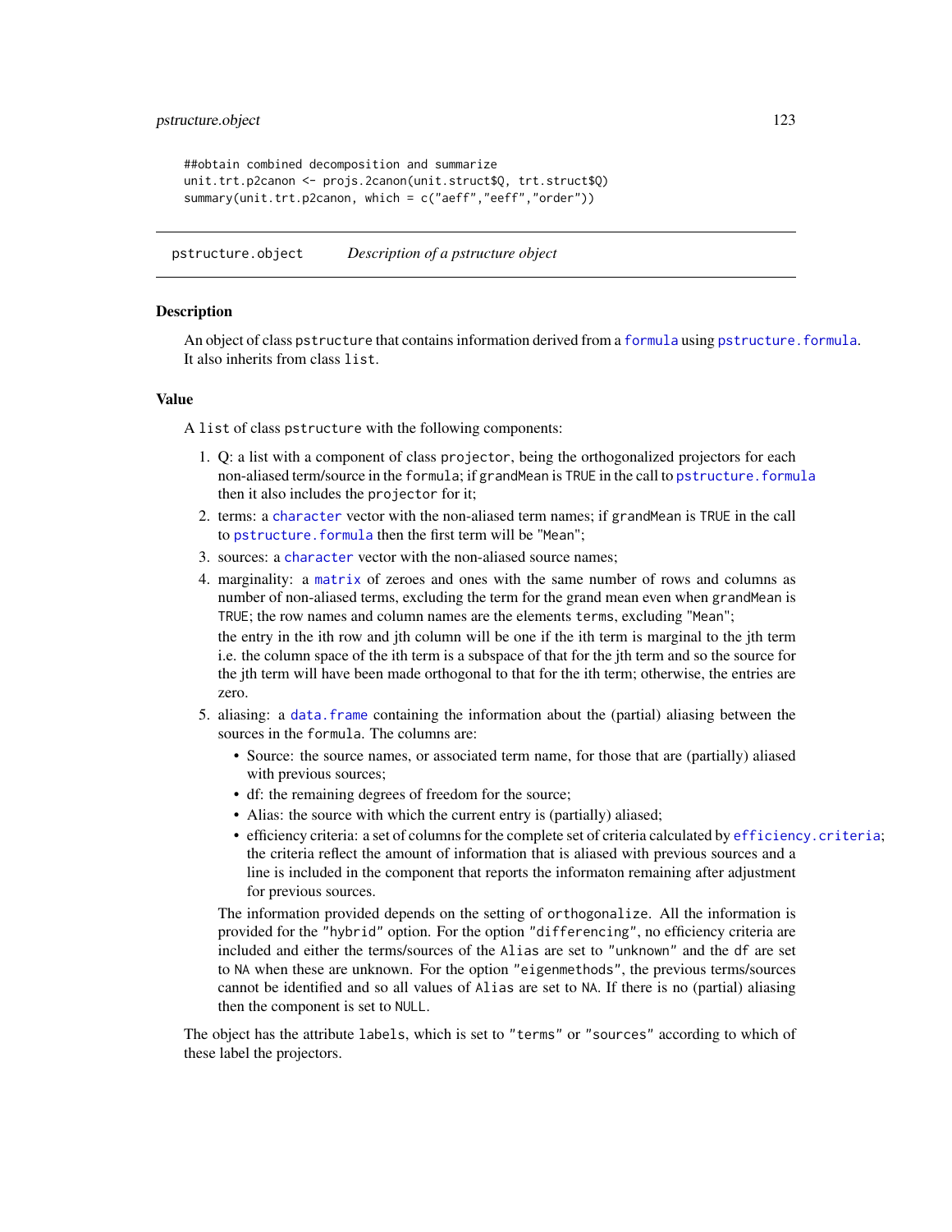```
##obtain combined decomposition and summarize
unit.trt.p2canon <- projs.2canon(unit.struct$Q, trt.struct$Q)
summary(unit.trt.p2canon, which = c("aeff","eeff","order"))
```

---

## pstructure.object *Description of a pstructure object*

---

### Description

An object of class `pstructure` that contains information derived from a `formula` using `pstructure.formula`. It also inherits from class `list`.

### Value

A `list` of class `pstructure` with the following components:

1. Q: a list with a component of class `projector`, being the orthogonalized projectors for each non-aliased term/source in the `formula`; if `grandMean` is `TRUE` in the call to `pstructure.formula` then it also includes the `projector` for it;
2. terms: a `character` vector with the non-aliased term names; if `grandMean` is `TRUE` in the call to `pstructure.formula` then the first term will be `"Mean"`;
3. sources: a `character` vector with the non-aliased source names;
4. marginality: a `matrix` of zeroes and ones with the same number of rows and columns as number of non-aliased terms, excluding the term for the grand mean even when `grandMean` is `TRUE`; the row names and column names are the elements `terms`, excluding `"Mean"`;
   the entry in the ith row and jth column will be one if the ith term is marginal to the jth term i.e. the column space of the ith term is a subspace of that for the jth term and so the source for the jth term will have been made orthogonal to that for the ith term; otherwise, the entries are zero.
5. aliasing: a `data.frame` containing the information about the (partial) aliasing between the sources in the `formula`. The columns are:
   - Source: the source names, or associated term name, for those that are (partially) aliased with previous sources;
   - df: the remaining degrees of freedom for the source;
   - Alias: the source with which the current entry is (partially) aliased;
   - efficiency criteria: a set of columns for the complete set of criteria calculated by `efficiency.criteria`; the criteria reflect the amount of information that is aliased with previous sources and a line is included in the component that reports the informaton remaining after adjustment for previous sources.

   The information provided depends on the setting of `orthogonalize`. All the information is provided for the `"hybrid"` option. For the option `"differencing"`, no efficiency criteria are included and either the terms/sources of the `Alias` are set to `"unknown"` and the `df` are set to `NA` when these are unknown. For the option `"eigenmethods"`, the previous terms/sources cannot be identified and so all values of `Alias` are set to `NA`. If there is no (partial) aliasing then the component is set to `NULL`.

The object has the attribute `labels`, which is set to `"terms"` or `"sources"` according to which of these label the projectors.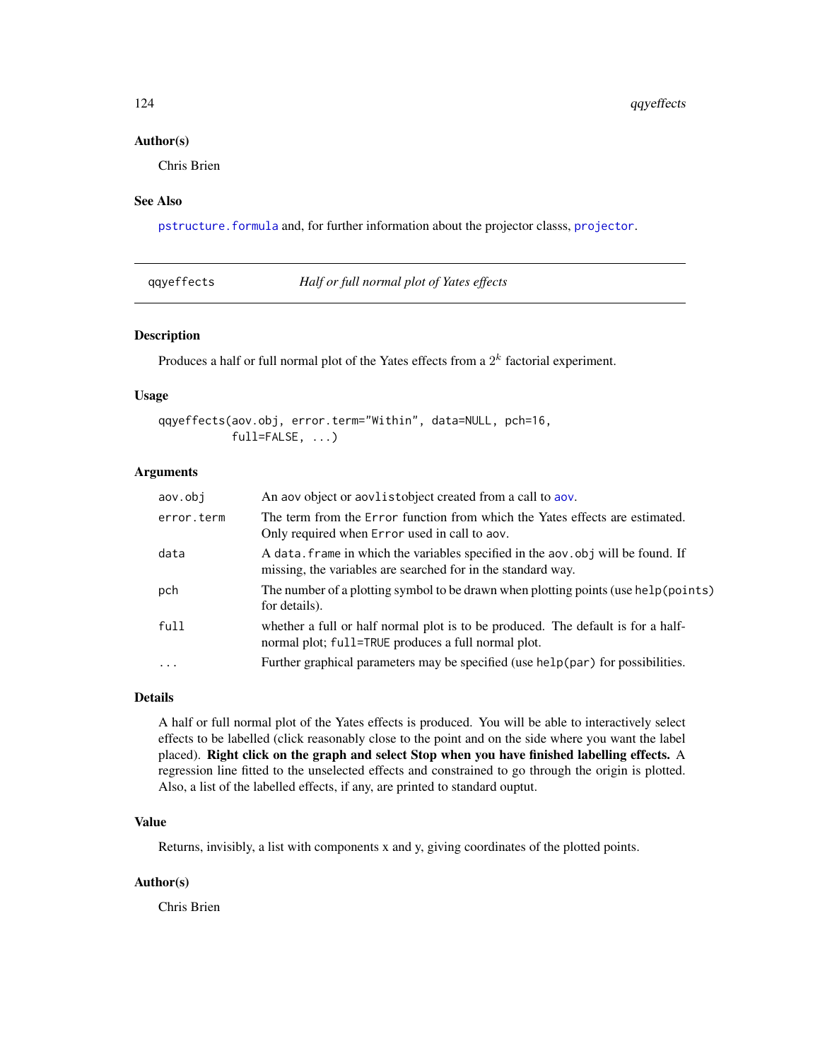### Author(s)

Chris Brien

### See Also

pstructure.formula and, for further information about the projector classs, projector.

---

## qqyeffects — *Half or full normal plot of Yates effects*

---

### Description

Produces a half or full normal plot of the Yates effects from a $2^k$ factorial experiment.

### Usage

```
qqyeffects(aov.obj, error.term="Within", data=NULL, pch=16,
           full=FALSE, ...)
```

### Arguments

| | |
|---|---|
| `aov.obj` | An aov object or aovlistobject created from a call to aov. |
| `error.term` | The term from the Error function from which the Yates effects are estimated. Only required when Error used in call to aov. |
| `data` | A data.frame in which the variables specified in the aov.obj will be found. If missing, the variables are searched for in the standard way. |
| `pch` | The number of a plotting symbol to be drawn when plotting points (use help(points) for details). |
| `full` | whether a full or half normal plot is to be produced. The default is for a half-normal plot; full=TRUE produces a full normal plot. |
| `...` | Further graphical parameters may be specified (use help(par) for possibilities. |

### Details

A half or full normal plot of the Yates effects is produced. You will be able to interactively select effects to be labelled (click reasonably close to the point and on the side where you want the label placed). **Right click on the graph and select Stop when you have finished labelling effects.** A regression line fitted to the unselected effects and constrained to go through the origin is plotted. Also, a list of the labelled effects, if any, are printed to standard ouptut.

### Value

Returns, invisibly, a list with components x and y, giving coordinates of the plotted points.

### Author(s)

Chris Brien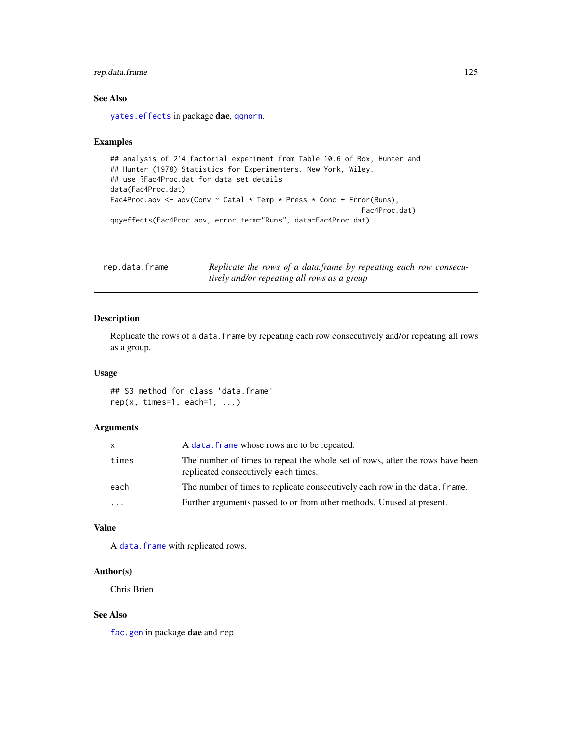### See Also

`yates.effects` in package **dae**, `qqnorm`.

### Examples

```
## analysis of 2^4 factorial experiment from Table 10.6 of Box, Hunter and
## Hunter (1978) Statistics for Experimenters. New York, Wiley.
## use ?Fac4Proc.dat for data set details
data(Fac4Proc.dat)
Fac4Proc.aov <- aov(Conv ~ Catal * Temp * Press * Conc + Error(Runs),
                                                          Fac4Proc.dat)
qqyeffects(Fac4Proc.aov, error.term="Runs", data=Fac4Proc.dat)
```

---

## rep.data.frame

*Replicate the rows of a data.frame by repeating each row consecutively and/or repeating all rows as a group*

---

### Description

Replicate the rows of a `data.frame` by repeating each row consecutively and/or repeating all rows as a group.

### Usage

```
## S3 method for class 'data.frame'
rep(x, times=1, each=1, ...)
```

### Arguments

| | |
|---|---|
| `x` | A `data.frame` whose rows are to be repeated. |
| `times` | The number of times to repeat the whole set of rows, after the rows have been replicated consecutively `each` times. |
| `each` | The number of times to replicate consecutively each row in the `data.frame`. |
| `...` | Further arguments passed to or from other methods. Unused at present. |

### Value

A `data.frame` with replicated rows.

### Author(s)

Chris Brien

### See Also

`fac.gen` in package **dae** and `rep`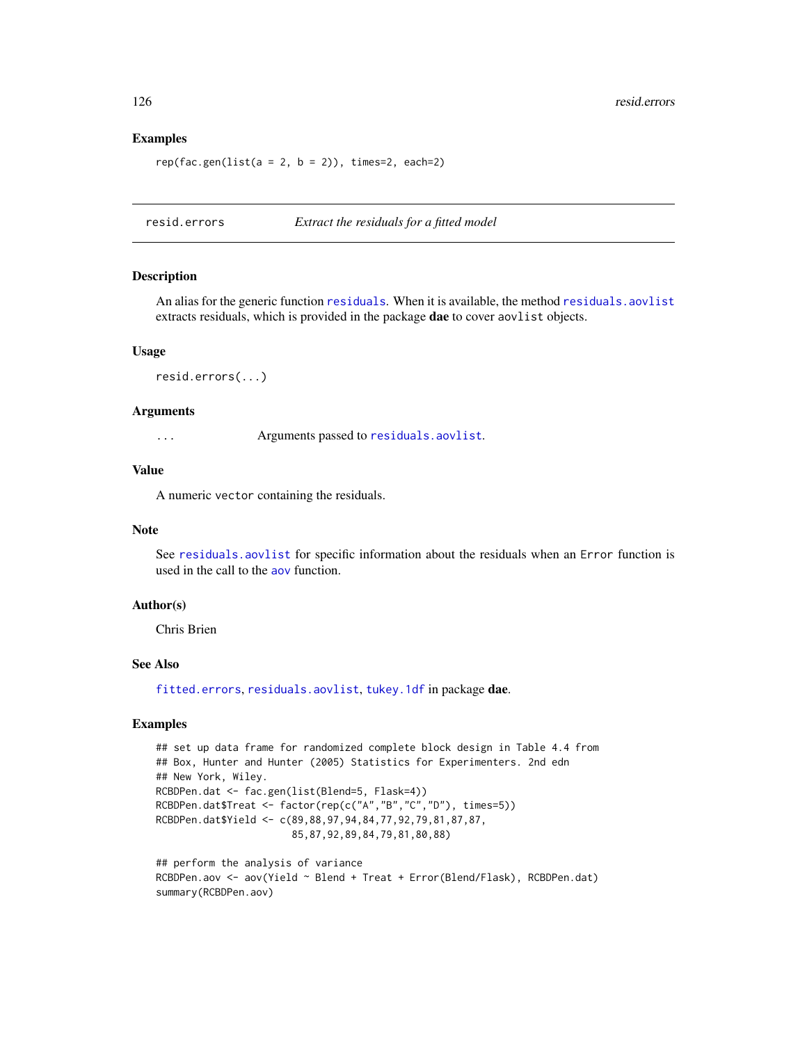## Examples

```
rep(fac.gen(list(a = 2, b = 2)), times=2, each=2)
```

---

## resid.errors &nbsp;&nbsp;&nbsp;&nbsp; *Extract the residuals for a fitted model*

---

### Description

An alias for the generic function `residuals`. When it is available, the method `residuals.aovlist` extracts residuals, which is provided in the package **dae** to cover `aovlist` objects.

### Usage

```
resid.errors(...)
```

### Arguments

| | |
|---|---|
| `...` | Arguments passed to `residuals.aovlist`. |

### Value

A numeric `vector` containing the residuals.

### Note

See `residuals.aovlist` for specific information about the residuals when an `Error` function is used in the call to the `aov` function.

### Author(s)

Chris Brien

### See Also

`fitted.errors`, `residuals.aovlist`, `tukey.1df` in package **dae**.

### Examples

```
## set up data frame for randomized complete block design in Table 4.4 from
## Box, Hunter and Hunter (2005) Statistics for Experimenters. 2nd edn
## New York, Wiley.
RCBDPen.dat <- fac.gen(list(Blend=5, Flask=4))
RCBDPen.dat$Treat <- factor(rep(c("A","B","C","D"), times=5))
RCBDPen.dat$Yield <- c(89,88,97,94,84,77,92,79,81,87,87,
                       85,87,92,89,84,79,81,80,88)

## perform the analysis of variance
RCBDPen.aov <- aov(Yield ~ Blend + Treat + Error(Blend/Flask), RCBDPen.dat)
summary(RCBDPen.aov)
```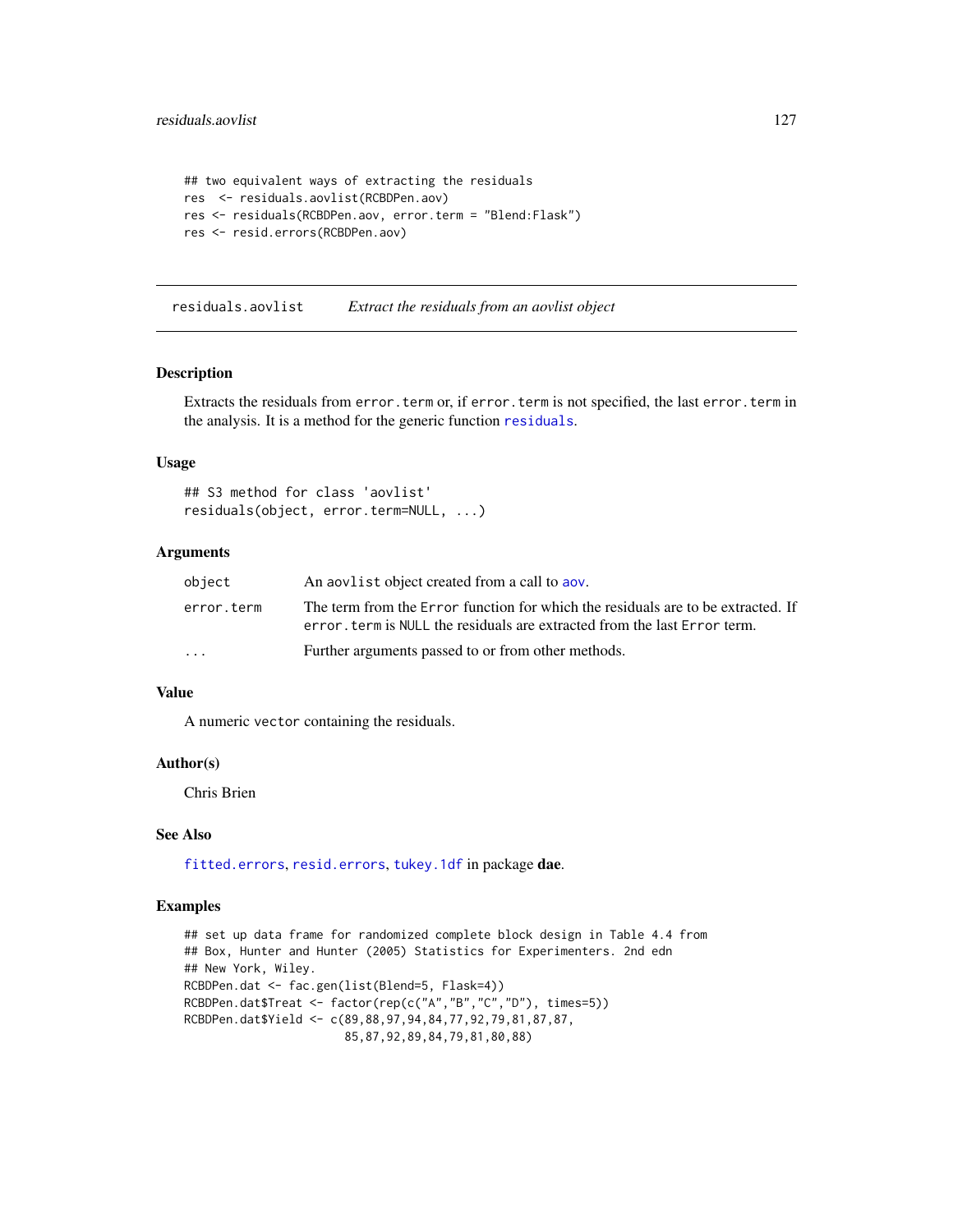```
## two equivalent ways of extracting the residuals
res  <- residuals.aovlist(RCBDPen.aov)
res <- residuals(RCBDPen.aov, error.term = "Blend:Flask")
res <- resid.errors(RCBDPen.aov)
```

---

`residuals.aovlist` *Extract the residuals from an aovlist object*

---

### Description

Extracts the residuals from `error.term` or, if `error.term` is not specified, the last `error.term` in the analysis. It is a method for the generic function `residuals`.

### Usage

```
## S3 method for class 'aovlist'
residuals(object, error.term=NULL, ...)
```

### Arguments

| | |
|---|---|
| `object` | An `aovlist` object created from a call to `aov`. |
| `error.term` | The term from the `Error` function for which the residuals are to be extracted. If `error.term` is `NULL` the residuals are extracted from the last `Error` term. |
| `...` | Further arguments passed to or from other methods. |

### Value

A numeric `vector` containing the residuals.

### Author(s)

Chris Brien

### See Also

`fitted.errors`, `resid.errors`, `tukey.1df` in package **dae**.

### Examples

```
## set up data frame for randomized complete block design in Table 4.4 from
## Box, Hunter and Hunter (2005) Statistics for Experimenters. 2nd edn
## New York, Wiley.
RCBDPen.dat <- fac.gen(list(Blend=5, Flask=4))
RCBDPen.dat$Treat <- factor(rep(c("A","B","C","D"), times=5))
RCBDPen.dat$Yield <- c(89,88,97,94,84,77,92,79,81,87,87,
                       85,87,92,89,84,79,81,80,88)
```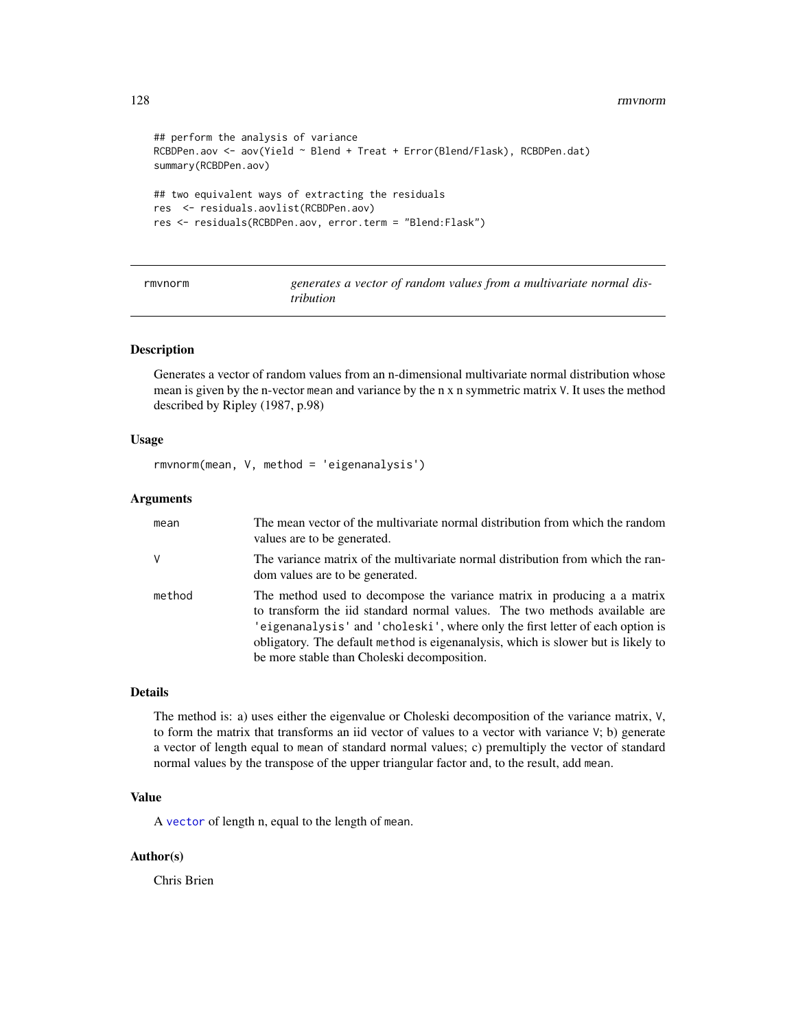```
## perform the analysis of variance
RCBDPen.aov <- aov(Yield ~ Blend + Treat + Error(Blend/Flask), RCBDPen.dat)
summary(RCBDPen.aov)

## two equivalent ways of extracting the residuals
res  <- residuals.aovlist(RCBDPen.aov)
res <- residuals(RCBDPen.aov, error.term = "Blend:Flask")
```

---

## rmvnorm — *generates a vector of random values from a multivariate normal distribution*

---

### Description

Generates a vector of random values from an n-dimensional multivariate normal distribution whose mean is given by the n-vector `mean` and variance by the n x n symmetric matrix `V`. It uses the method described by Ripley (1987, p.98)

### Usage

```
rmvnorm(mean, V, method = 'eigenanalysis')
```

### Arguments

| | |
|---|---|
| `mean` | The mean vector of the multivariate normal distribution from which the random values are to be generated. |
| `V` | The variance matrix of the multivariate normal distribution from which the random values are to be generated. |
| `method` | The method used to decompose the variance matrix in producing a a matrix to transform the iid standard normal values. The two methods available are `'eigenanalysis'` and `'choleski'`, where only the first letter of each option is obligatory. The default `method` is eigenanalysis, which is slower but is likely to be more stable than Choleski decomposition. |

### Details

The method is: a) uses either the eigenvalue or Choleski decomposition of the variance matrix, `V`, to form the matrix that transforms an iid vector of values to a vector with variance `V`; b) generate a vector of length equal to `mean` of standard normal values; c) premultiply the vector of standard normal values by the transpose of the upper triangular factor and, to the result, add `mean`.

### Value

A `vector` of length n, equal to the length of `mean`.

### Author(s)

Chris Brien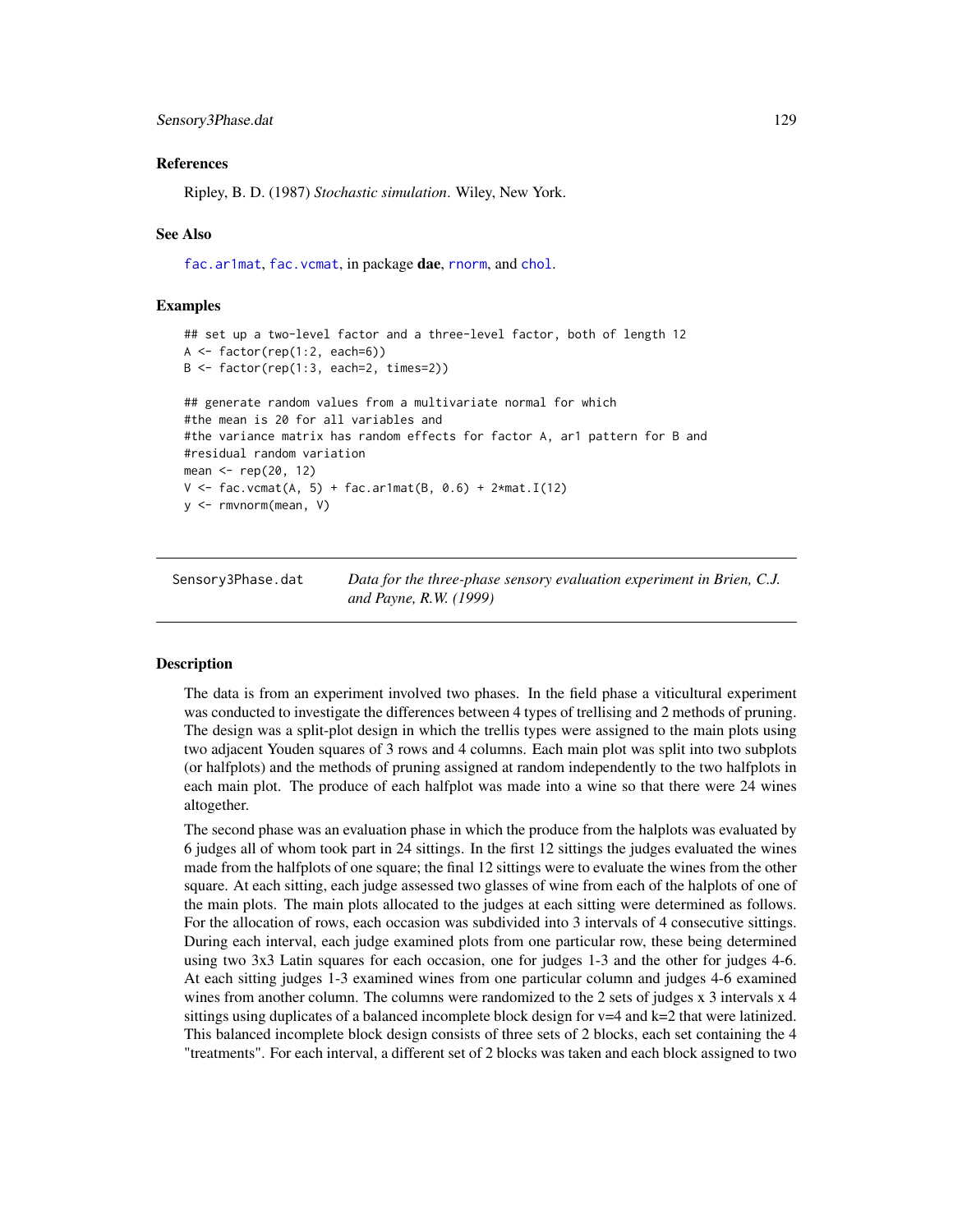### References

Ripley, B. D. (1987) *Stochastic simulation*. Wiley, New York.

### See Also

fac.ar1mat, fac.vcmat, in package **dae**, rnorm, and chol.

### Examples

```
## set up a two-level factor and a three-level factor, both of length 12
A <- factor(rep(1:2, each=6))
B <- factor(rep(1:3, each=2, times=2))

## generate random values from a multivariate normal for which
#the mean is 20 for all variables and
#the variance matrix has random effects for factor A, ar1 pattern for B and
#residual random variation
mean <- rep(20, 12)
V <- fac.vcmat(A, 5) + fac.ar1mat(B, 0.6) + 2*mat.I(12)
y <- rmvnorm(mean, V)
```

---

## Sensory3Phase.dat — *Data for the three-phase sensory evaluation experiment in Brien, C.J. and Payne, R.W. (1999)*

### Description

The data is from an experiment involved two phases. In the field phase a viticultural experiment was conducted to investigate the differences between 4 types of trellising and 2 methods of pruning. The design was a split-plot design in which the trellis types were assigned to the main plots using two adjacent Youden squares of 3 rows and 4 columns. Each main plot was split into two subplots (or halfplots) and the methods of pruning assigned at random independently to the two halfplots in each main plot. The produce of each halfplot was made into a wine so that there were 24 wines altogether.

The second phase was an evaluation phase in which the produce from the halplots was evaluated by 6 judges all of whom took part in 24 sittings. In the first 12 sittings the judges evaluated the wines made from the halfplots of one square; the final 12 sittings were to evaluate the wines from the other square. At each sitting, each judge assessed two glasses of wine from each of the halplots of one of the main plots. The main plots allocated to the judges at each sitting were determined as follows. For the allocation of rows, each occasion was subdivided into 3 intervals of 4 consecutive sittings. During each interval, each judge examined plots from one particular row, these being determined using two 3x3 Latin squares for each occasion, one for judges 1-3 and the other for judges 4-6. At each sitting judges 1-3 examined wines from one particular column and judges 4-6 examined wines from another column. The columns were randomized to the 2 sets of judges x 3 intervals x 4 sittings using duplicates of a balanced incomplete block design for v=4 and k=2 that were latinized. This balanced incomplete block design consists of three sets of 2 blocks, each set containing the 4 "treatments". For each interval, a different set of 2 blocks was taken and each block assigned to two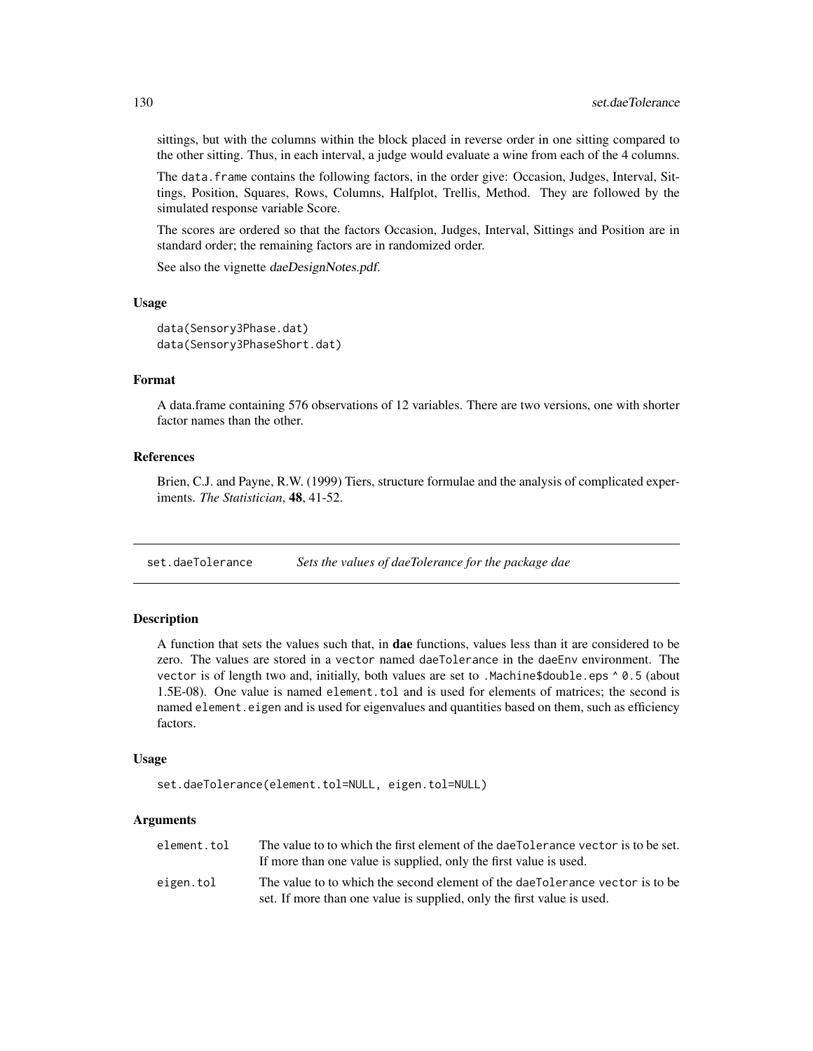sittings, but with the columns within the block placed in reverse order in one sitting compared to the other sitting. Thus, in each interval, a judge would evaluate a wine from each of the 4 columns.

The data.frame contains the following factors, in the order give: Occasion, Judges, Interval, Sittings, Position, Squares, Rows, Columns, Halfplot, Trellis, Method. They are followed by the simulated response variable Score.

The scores are ordered so that the factors Occasion, Judges, Interval, Sittings and Position are in standard order; the remaining factors are in randomized order.

See also the vignette *daeDesignNotes.pdf*.

### Usage

```
data(Sensory3Phase.dat)
data(Sensory3PhaseShort.dat)
```

### Format

A data.frame containing 576 observations of 12 variables. There are two versions, one with shorter factor names than the other.

### References

Brien, C.J. and Payne, R.W. (1999) Tiers, structure formulae and the analysis of complicated experiments. *The Statistician*, **48**, 41-52.

---

## set.daeTolerance — *Sets the values of daeTolerance for the package dae*

### Description

A function that sets the values such that, in **dae** functions, values less than it are considered to be zero. The values are stored in a vector named daeTolerance in the daeEnv environment. The vector is of length two and, initially, both values are set to .Machine$double.eps ^ 0.5 (about 1.5E-08). One value is named element.tol and is used for elements of matrices; the second is named element.eigen and is used for eigenvalues and quantities based on them, such as efficiency factors.

### Usage

```
set.daeTolerance(element.tol=NULL, eigen.tol=NULL)
```

### Arguments

| | |
|---|---|
| element.tol | The value to to which the first element of the daeTolerance vector is to be set. If more than one value is supplied, only the first value is used. |
| eigen.tol | The value to to which the second element of the daeTolerance vector is to be set. If more than one value is supplied, only the first value is used. |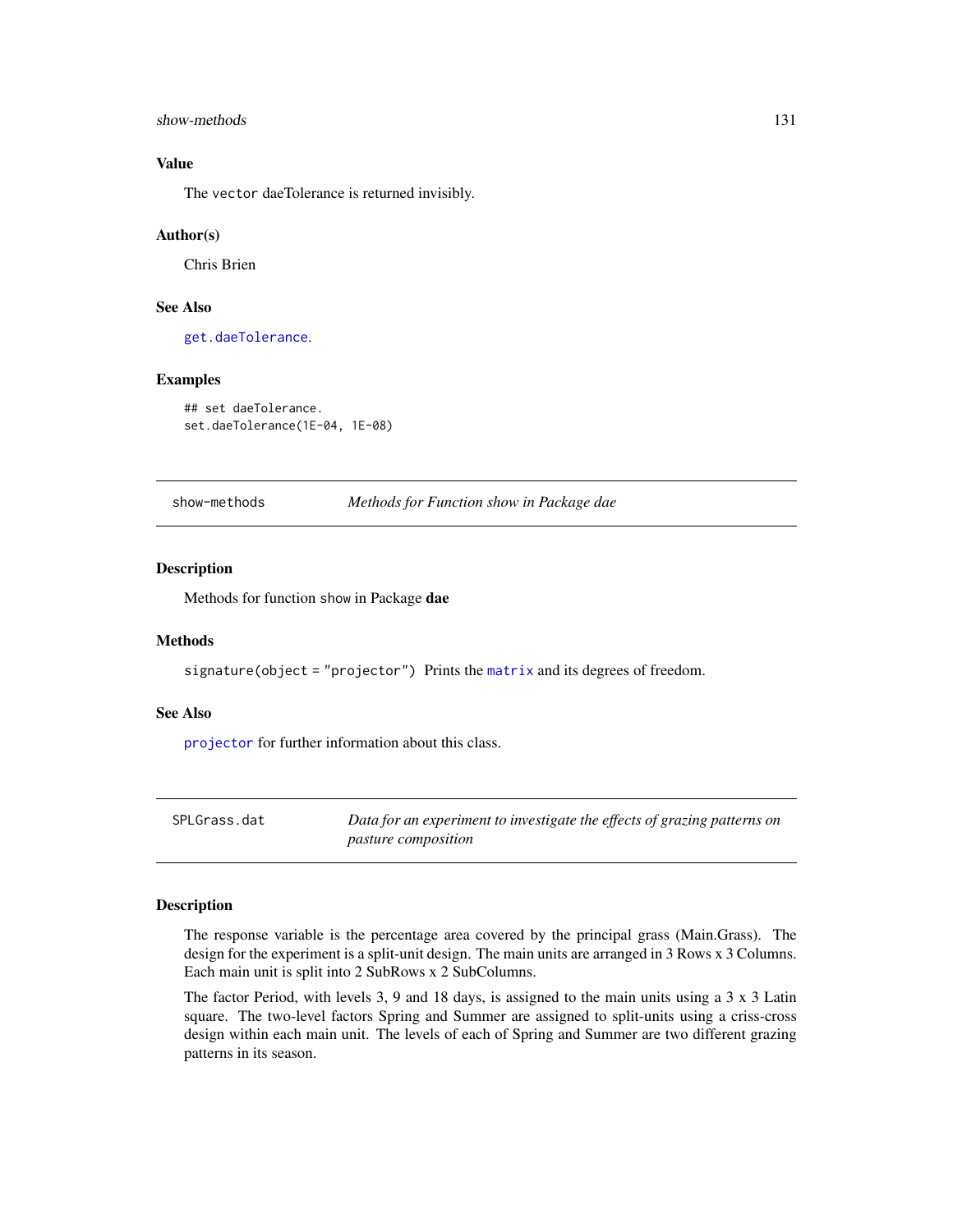### Value

The `vector` daeTolerance is returned invisibly.

### Author(s)

Chris Brien

### See Also

`get.daeTolerance`.

### Examples

```
## set daeTolerance.
set.daeTolerance(1E-04, 1E-08)
```

---

## show-methods — *Methods for Function show in Package dae*

### Description

Methods for function `show` in Package **dae**

### Methods

`signature(object = "projector")` Prints the `matrix` and its degrees of freedom.

### See Also

`projector` for further information about this class.

---

## SPLGrass.dat — *Data for an experiment to investigate the effects of grazing patterns on pasture composition*

### Description

The response variable is the percentage area covered by the principal grass (Main.Grass). The design for the experiment is a split-unit design. The main units are arranged in 3 Rows x 3 Columns. Each main unit is split into 2 SubRows x 2 SubColumns.

The factor Period, with levels 3, 9 and 18 days, is assigned to the main units using a 3 x 3 Latin square. The two-level factors Spring and Summer are assigned to split-units using a criss-cross design within each main unit. The levels of each of Spring and Summer are two different grazing patterns in its season.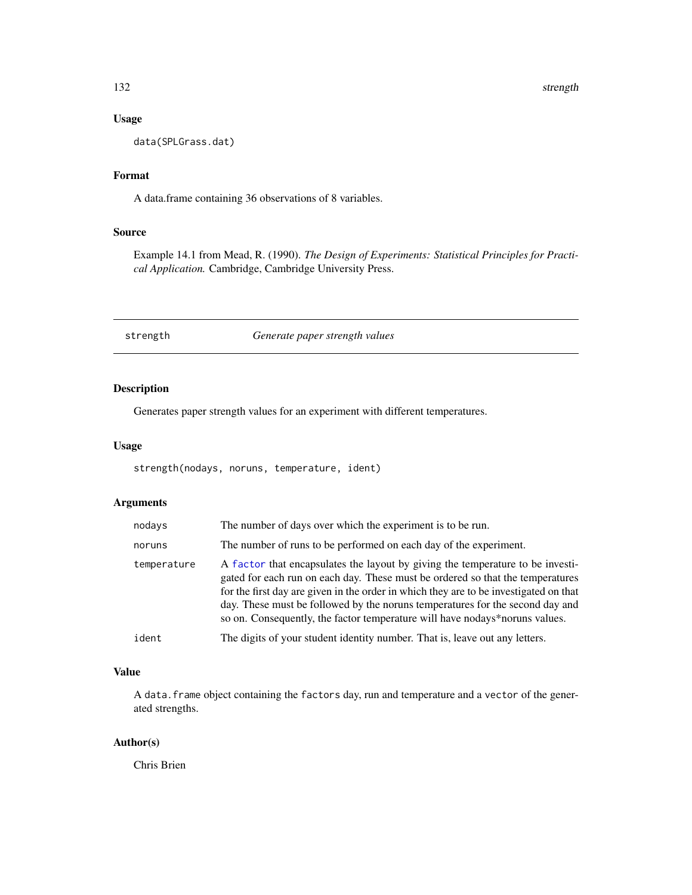### Usage

```
data(SPLGrass.dat)
```

### Format

A data.frame containing 36 observations of 8 variables.

### Source

Example 14.1 from Mead, R. (1990). *The Design of Experiments: Statistical Principles for Practical Application.* Cambridge, Cambridge University Press.

---

## strength    *Generate paper strength values*

---

### Description

Generates paper strength values for an experiment with different temperatures.

### Usage

```
strength(nodays, noruns, temperature, ident)
```

### Arguments

| | |
|---|---|
| nodays | The number of days over which the experiment is to be run. |
| noruns | The number of runs to be performed on each day of the experiment. |
| temperature | A factor that encapsulates the layout by giving the temperature to be investigated for each run on each day. These must be ordered so that the temperatures for the first day are given in the order in which they are to be investigated on that day. These must be followed by the noruns temperatures for the second day and so on. Consequently, the factor temperature will have nodays*noruns values. |
| ident | The digits of your student identity number. That is, leave out any letters. |

### Value

A `data.frame` object containing the `factors` day, run and temperature and a `vector` of the generated strengths.

### Author(s)

Chris Brien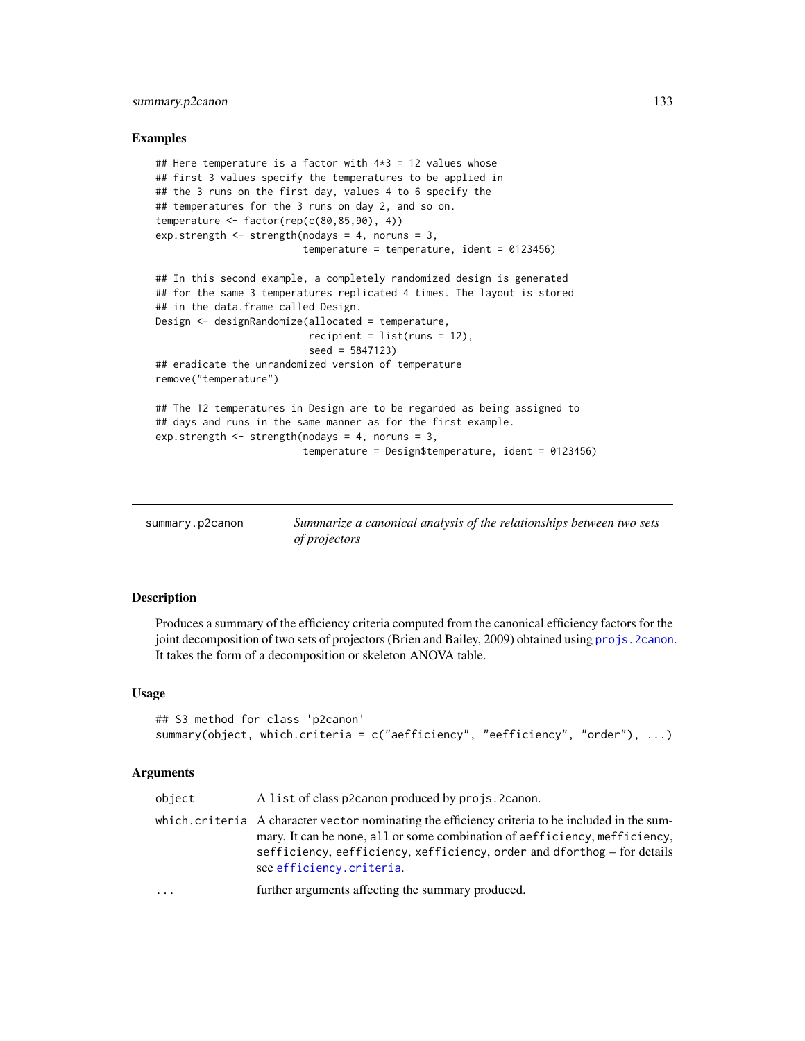### Examples

```
## Here temperature is a factor with 4*3 = 12 values whose
## first 3 values specify the temperatures to be applied in
## the 3 runs on the first day, values 4 to 6 specify the
## temperatures for the 3 runs on day 2, and so on.
temperature <- factor(rep(c(80,85,90), 4))
exp.strength <- strength(nodays = 4, noruns = 3,
                         temperature = temperature, ident = 0123456)

## In this second example, a completely randomized design is generated
## for the same 3 temperatures replicated 4 times. The layout is stored
## in the data.frame called Design.
Design <- designRandomize(allocated = temperature,
                          recipient = list(runs = 12),
                          seed = 5847123)
## eradicate the unrandomized version of temperature
remove("temperature")

## The 12 temperatures in Design are to be regarded as being assigned to
## days and runs in the same manner as for the first example.
exp.strength <- strength(nodays = 4, noruns = 3,
                         temperature = Design$temperature, ident = 0123456)
```

---

## summary.p2canon — *Summarize a canonical analysis of the relationships between two sets of projectors*

### Description

Produces a summary of the efficiency criteria computed from the canonical efficiency factors for the joint decomposition of two sets of projectors (Brien and Bailey, 2009) obtained using `projs.2canon`. It takes the form of a decomposition or skeleton ANOVA table.

### Usage

```
## S3 method for class 'p2canon'
summary(object, which.criteria = c("aefficiency", "eefficiency", "order"), ...)
```

### Arguments

| | |
|---|---|
| `object` | A `list` of class p2canon produced by `projs.2canon`. |
| `which.criteria` | A character `vector` nominating the efficiency criteria to be included in the summary. It can be `none`, `all` or some combination of `aefficiency`, `mefficiency`, `sefficiency`, `eefficiency`, `xefficiency`, `order` and `dforthog` – for details see `efficiency.criteria`. |
| `...` | further arguments affecting the summary produced. |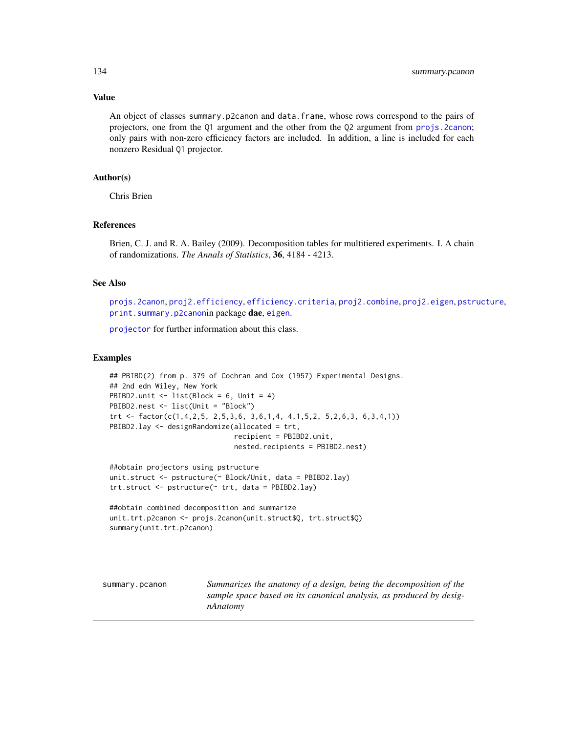## Value

An object of classes summary.p2canon and data.frame, whose rows correspond to the pairs of projectors, one from the Q1 argument and the other from the Q2 argument from projs.2canon; only pairs with non-zero efficiency factors are included. In addition, a line is included for each nonzero Residual Q1 projector.

## Author(s)

Chris Brien

## References

Brien, C. J. and R. A. Bailey (2009). Decomposition tables for multitiered experiments. I. A chain of randomizations. *The Annals of Statistics*, **36**, 4184 - 4213.

## See Also

projs.2canon, proj2.efficiency, efficiency.criteria, proj2.combine, proj2.eigen, pstructure, print.summary.p2canonin package **dae**, eigen.

projector for further information about this class.

## Examples

```
## PBIBD(2) from p. 379 of Cochran and Cox (1957) Experimental Designs.
## 2nd edn Wiley, New York
PBIBD2.unit <- list(Block = 6, Unit = 4)
PBIBD2.nest <- list(Unit = "Block")
trt <- factor(c(1,4,2,5, 2,5,3,6, 3,6,1,4, 4,1,5,2, 5,2,6,3, 6,3,4,1))
PBIBD2.lay <- designRandomize(allocated = trt,
                              recipient = PBIBD2.unit,
                              nested.recipients = PBIBD2.nest)

##obtain projectors using pstructure
unit.struct <- pstructure(~ Block/Unit, data = PBIBD2.lay)
trt.struct <- pstructure(~ trt, data = PBIBD2.lay)

##obtain combined decomposition and summarize
unit.trt.p2canon <- projs.2canon(unit.struct$Q, trt.struct$Q)
summary(unit.trt.p2canon)
```

---

summary.pcanon — *Summarizes the anatomy of a design, being the decomposition of the sample space based on its canonical analysis, as produced by designAnatomy*

---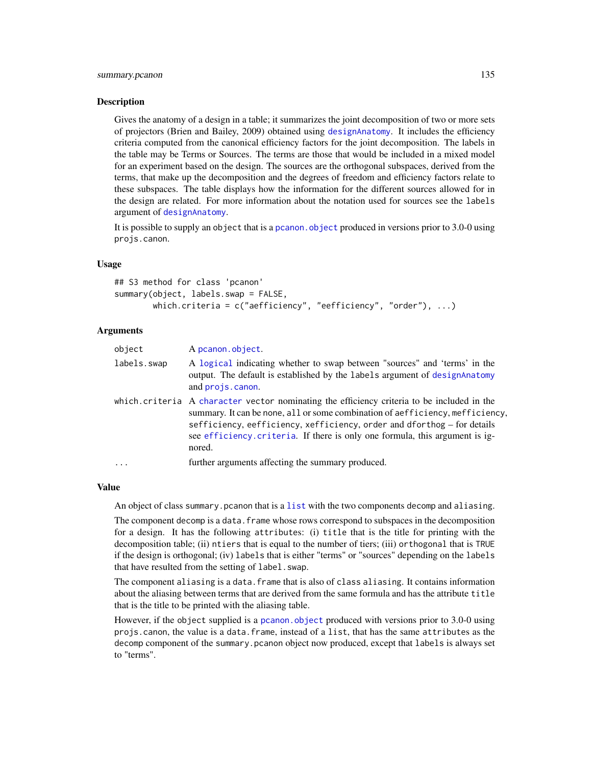### Description

Gives the anatomy of a design in a table; it summarizes the joint decomposition of two or more sets of projectors (Brien and Bailey, 2009) obtained using `designAnatomy`. It includes the efficiency criteria computed from the canonical efficiency factors for the joint decomposition. The labels in the table may be Terms or Sources. The terms are those that would be included in a mixed model for an experiment based on the design. The sources are the orthogonal subspaces, derived from the terms, that make up the decomposition and the degrees of freedom and efficiency factors relate to these subspaces. The table displays how the information for the different sources allowed for in the design are related. For more information about the notation used for sources see the `labels` argument of `designAnatomy`.

It is possible to supply an `object` that is a `pcanon.object` produced in versions prior to 3.0-0 using `projs.canon`.

### Usage

```
## S3 method for class 'pcanon'
summary(object, labels.swap = FALSE,
        which.criteria = c("aefficiency", "eefficiency", "order"), ...)
```

### Arguments

| | |
|---|---|
| `object` | A `pcanon.object`. |
| `labels.swap` | A `logical` indicating whether to swap between "sources" and 'terms' in the output. The default is established by the `labels` argument of `designAnatomy` and `projs.canon`. |
| `which.criteria` | A `character` vector nominating the efficiency criteria to be included in the summary. It can be `none`, `all` or some combination of `aefficiency`, `mefficiency`, `sefficiency`, `eefficiency`, `xefficiency`, `order` and `dforthog` – for details see `efficiency.criteria`. If there is only one formula, this argument is ignored. |
| `...` | further arguments affecting the summary produced. |

### Value

An object of class `summary.pcanon` that is a `list` with the two components `decomp` and `aliasing`.

The component `decomp` is a `data.frame` whose rows correspond to subspaces in the decomposition for a design. It has the following `attributes`: (i) `title` that is the title for printing with the decomposition table; (ii) `ntiers` that is equal to the number of tiers; (iii) `orthogonal` that is `TRUE` if the design is orthogonal; (iv) `labels` that is either "terms" or "sources" depending on the `labels` that have resulted from the setting of `label.swap`.

The component `aliasing` is a `data.frame` that is also of `class` `aliasing`. It contains information about the aliasing between terms that are derived from the same formula and has the attribute `title` that is the title to be printed with the aliasing table.

However, if the `object` supplied is a `pcanon.object` produced with versions prior to 3.0-0 using `projs.canon`, the value is a `data.frame`, instead of a `list`, that has the same `attributes` as the `decomp` component of the `summary.pcanon` object now produced, except that `labels` is always set to "terms".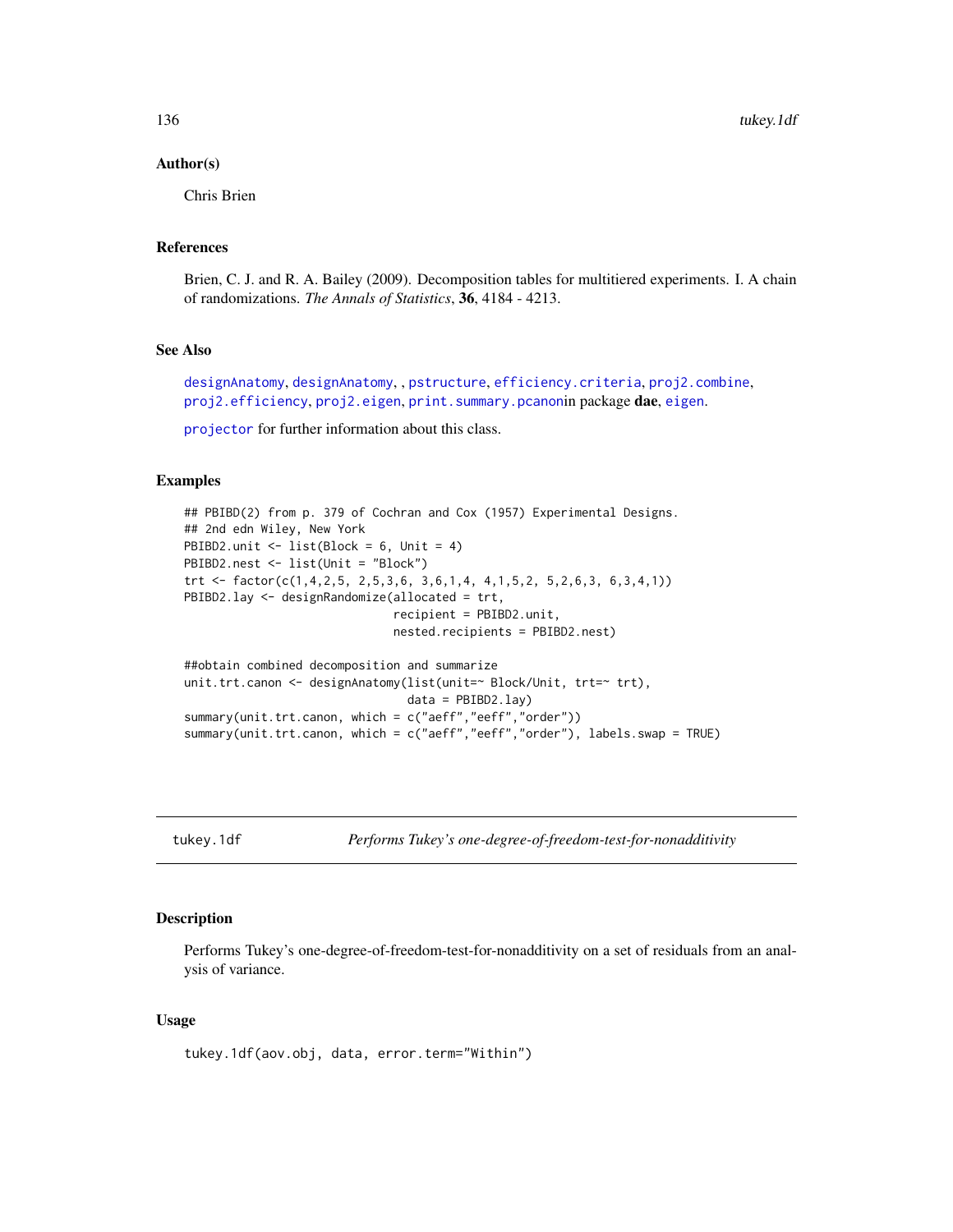### Author(s)

Chris Brien

### References

Brien, C. J. and R. A. Bailey (2009). Decomposition tables for multitiered experiments. I. A chain of randomizations. *The Annals of Statistics*, **36**, 4184 - 4213.

### See Also

designAnatomy, designAnatomy, , pstructure, efficiency.criteria, proj2.combine, proj2.efficiency, proj2.eigen, print.summary.pcanonin package **dae**, eigen.

projector for further information about this class.

### Examples

```
## PBIBD(2) from p. 379 of Cochran and Cox (1957) Experimental Designs.
## 2nd edn Wiley, New York
PBIBD2.unit <- list(Block = 6, Unit = 4)
PBIBD2.nest <- list(Unit = "Block")
trt <- factor(c(1,4,2,5, 2,5,3,6, 3,6,1,4, 4,1,5,2, 5,2,6,3, 6,3,4,1))
PBIBD2.lay <- designRandomize(allocated = trt,
                              recipient = PBIBD2.unit,
                              nested.recipients = PBIBD2.nest)

##obtain combined decomposition and summarize
unit.trt.canon <- designAnatomy(list(unit=~ Block/Unit, trt=~ trt),
                                data = PBIBD2.lay)
summary(unit.trt.canon, which = c("aeff","eeff","order"))
summary(unit.trt.canon, which = c("aeff","eeff","order"), labels.swap = TRUE)
```

---

## tukey.1df — *Performs Tukey's one-degree-of-freedom-test-for-nonadditivity*

### Description

Performs Tukey's one-degree-of-freedom-test-for-nonadditivity on a set of residuals from an analysis of variance.

### Usage

```
tukey.1df(aov.obj, data, error.term="Within")
```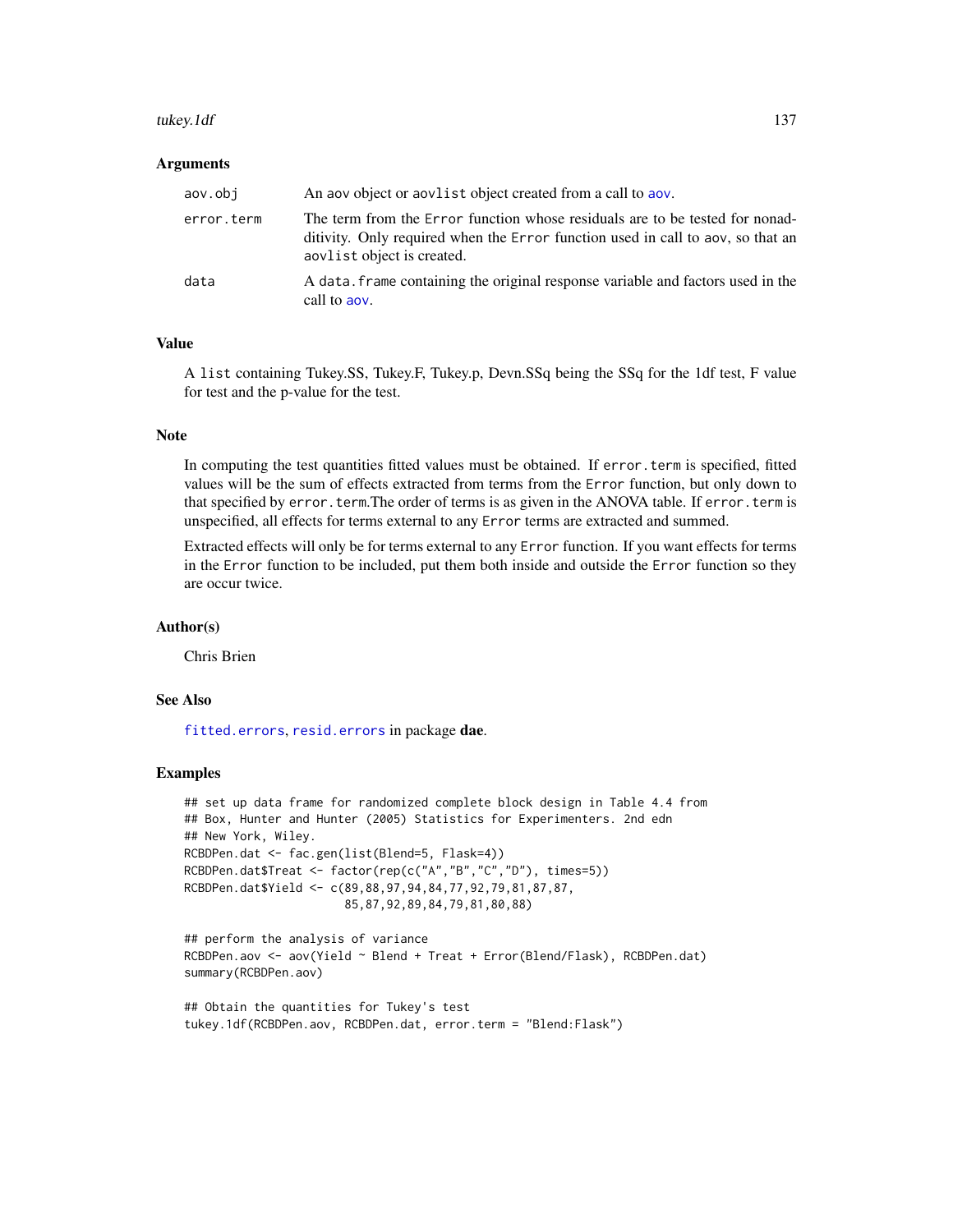### Arguments

| | |
|---|---|
| aov.obj | An aov object or aovlist object created from a call to aov. |
| error.term | The term from the Error function whose residuals are to be tested for nonadditivity. Only required when the Error function used in call to aov, so that an aovlist object is created. |
| data | A data.frame containing the original response variable and factors used in the call to aov. |

### Value

A list containing Tukey.SS, Tukey.F, Tukey.p, Devn.SSq being the SSq for the 1df test, F value for test and the p-value for the test.

### Note

In computing the test quantities fitted values must be obtained. If error.term is specified, fitted values will be the sum of effects extracted from terms from the Error function, but only down to that specified by error.term.The order of terms is as given in the ANOVA table. If error.term is unspecified, all effects for terms external to any Error terms are extracted and summed.

Extracted effects will only be for terms external to any Error function. If you want effects for terms in the Error function to be included, put them both inside and outside the Error function so they are occur twice.

### Author(s)

Chris Brien

### See Also

fitted.errors, resid.errors in package **dae**.

### Examples

```
## set up data frame for randomized complete block design in Table 4.4 from
## Box, Hunter and Hunter (2005) Statistics for Experimenters. 2nd edn
## New York, Wiley.
RCBDPen.dat <- fac.gen(list(Blend=5, Flask=4))
RCBDPen.dat$Treat <- factor(rep(c("A","B","C","D"), times=5))
RCBDPen.dat$Yield <- c(89,88,97,94,84,77,92,79,81,87,87,
                       85,87,92,89,84,79,81,80,88)

## perform the analysis of variance
RCBDPen.aov <- aov(Yield ~ Blend + Treat + Error(Blend/Flask), RCBDPen.dat)
summary(RCBDPen.aov)

## Obtain the quantities for Tukey's test
tukey.1df(RCBDPen.aov, RCBDPen.dat, error.term = "Blend:Flask")
```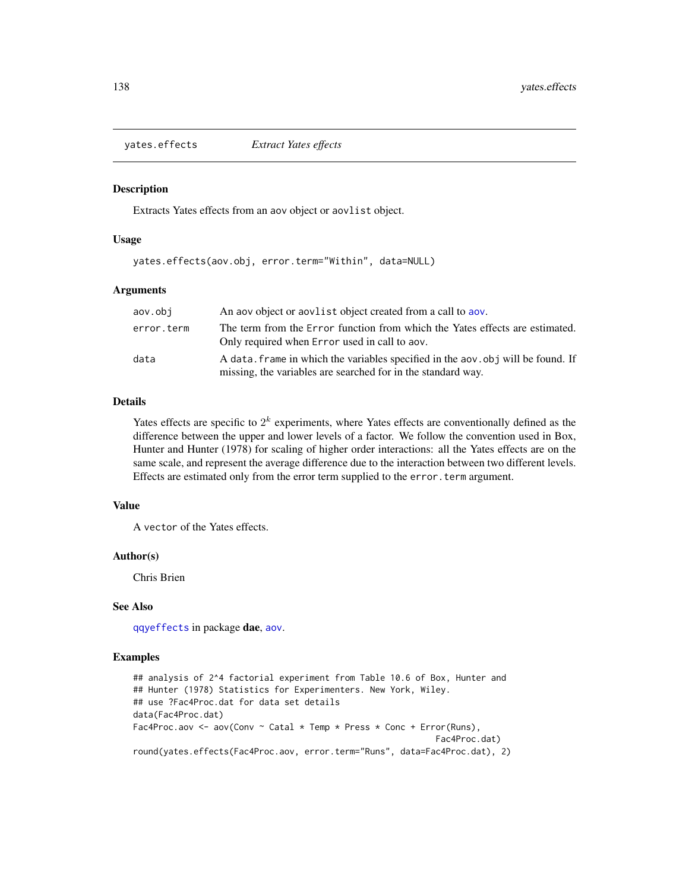# yates.effects — *Extract Yates effects*

## Description

Extracts Yates effects from an aov object or aovlist object.

## Usage

```
yates.effects(aov.obj, error.term="Within", data=NULL)
```

## Arguments

| | |
|---|---|
| aov.obj | An aov object or aovlist object created from a call to aov. |
| error.term | The term from the Error function from which the Yates effects are estimated. Only required when Error used in call to aov. |
| data | A data.frame in which the variables specified in the aov.obj will be found. If missing, the variables are searched for in the standard way. |

## Details

Yates effects are specific to $2^k$ experiments, where Yates effects are conventionally defined as the difference between the upper and lower levels of a factor. We follow the convention used in Box, Hunter and Hunter (1978) for scaling of higher order interactions: all the Yates effects are on the same scale, and represent the average difference due to the interaction between two different levels. Effects are estimated only from the error term supplied to the error.term argument.

## Value

A vector of the Yates effects.

## Author(s)

Chris Brien

## See Also

qqyeffects in package **dae**, aov.

## Examples

```
## analysis of 2^4 factorial experiment from Table 10.6 of Box, Hunter and
## Hunter (1978) Statistics for Experimenters. New York, Wiley.
## use ?Fac4Proc.dat for data set details
data(Fac4Proc.dat)
Fac4Proc.aov <- aov(Conv ~ Catal * Temp * Press * Conc + Error(Runs),
                                                            Fac4Proc.dat)
round(yates.effects(Fac4Proc.aov, error.term="Runs", data=Fac4Proc.dat), 2)
```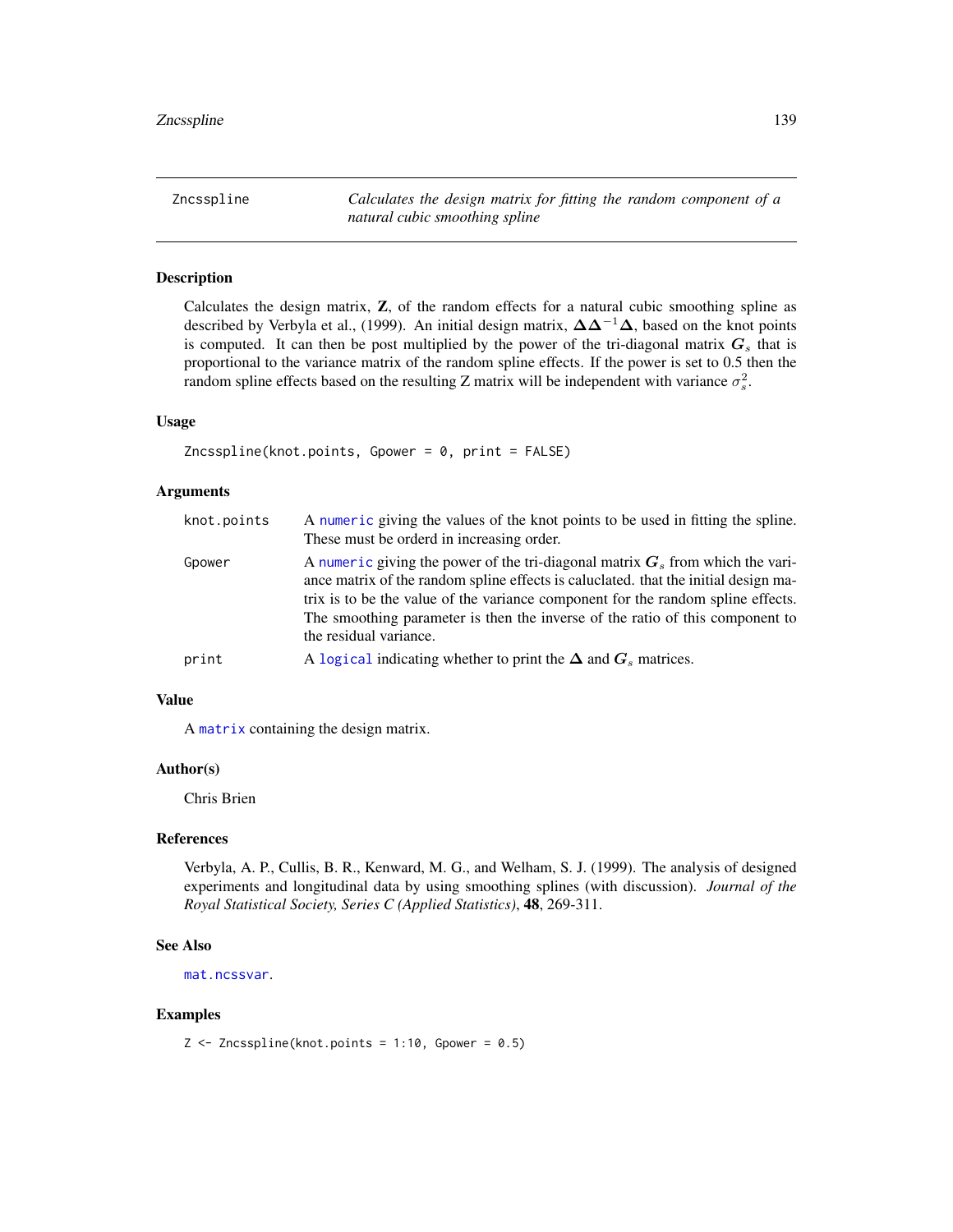## Zncsspline

*Calculates the design matrix for fitting the random component of a natural cubic smoothing spline*

### Description

Calculates the design matrix, $\mathbf{Z}$, of the random effects for a natural cubic smoothing spline as described by Verbyla et al., (1999). An initial design matrix, $\mathbf{\Delta}\mathbf{\Delta}^{-1}\mathbf{\Delta}$, based on the knot points is computed. It can then be post multiplied by the power of the tri-diagonal matrix $\boldsymbol{G}_s$ that is proportional to the variance matrix of the random spline effects. If the power is set to 0.5 then the random spline effects based on the resulting Z matrix will be independent with variance $\sigma^2_s$.

### Usage

```
Zncsspline(knot.points, Gpower = 0, print = FALSE)
```

### Arguments

| | |
|---|---|
| `knot.points` | A `numeric` giving the values of the knot points to be used in fitting the spline. These must be orderd in increasing order. |
| `Gpower` | A `numeric` giving the power of the tri-diagonal matrix $\boldsymbol{G}_s$ from which the variance matrix of the random spline effects is caluclated. that the initial design matrix is to be the value of the variance component for the random spline effects. The smoothing parameter is then the inverse of the ratio of this component to the residual variance. |
| `print` | A `logical` indicating whether to print the $\mathbf{\Delta}$ and $\boldsymbol{G}_s$ matrices. |

### Value

A `matrix` containing the design matrix.

### Author(s)

Chris Brien

### References

Verbyla, A. P., Cullis, B. R., Kenward, M. G., and Welham, S. J. (1999). The analysis of designed experiments and longitudinal data by using smoothing splines (with discussion). *Journal of the Royal Statistical Society, Series C (Applied Statistics)*, **48**, 269-311.

### See Also

`mat.ncssvar`.

### Examples

```
Z <- Zncsspline(knot.points = 1:10, Gpower = 0.5)
```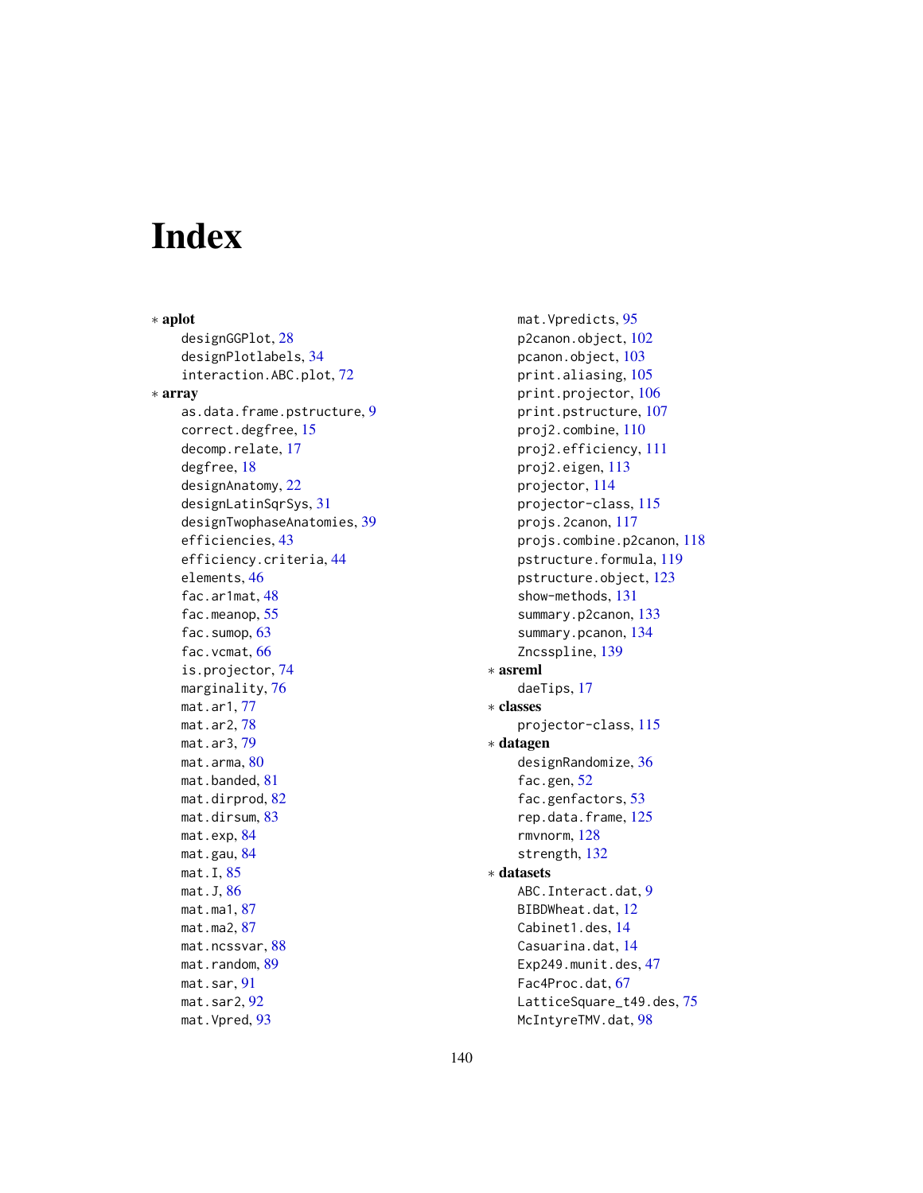# Index

∗ **aplot**
- designGGPlot, 28
- designPlotlabels, 34
- interaction.ABC.plot, 72

∗ **array**
- as.data.frame.pstructure, 9
- correct.degfree, 15
- decomp.relate, 17
- degfree, 18
- designAnatomy, 22
- designLatinSqrSys, 31
- designTwophaseAnatomies, 39
- efficiencies, 43
- efficiency.criteria, 44
- elements, 46
- fac.ar1mat, 48
- fac.meanop, 55
- fac.sumop, 63
- fac.vcmat, 66
- is.projector, 74
- marginality, 76
- mat.ar1, 77
- mat.ar2, 78
- mat.ar3, 79
- mat.arma, 80
- mat.banded, 81
- mat.dirprod, 82
- mat.dirsum, 83
- mat.exp, 84
- mat.gau, 84
- mat.I, 85
- mat.J, 86
- mat.ma1, 87
- mat.ma2, 87
- mat.ncssvar, 88
- mat.random, 89
- mat.sar, 91
- mat.sar2, 92
- mat.Vpred, 93
- mat.Vpredicts, 95
- p2canon.object, 102
- pcanon.object, 103
- print.aliasing, 105
- print.projector, 106
- print.pstructure, 107
- proj2.combine, 110
- proj2.efficiency, 111
- proj2.eigen, 113
- projector, 114
- projector-class, 115
- projs.2canon, 117
- projs.combine.p2canon, 118
- pstructure.formula, 119
- pstructure.object, 123
- show-methods, 131
- summary.p2canon, 133
- summary.pcanon, 134
- Zncsspline, 139

∗ **asreml**
- daeTips, 17

∗ **classes**
- projector-class, 115

∗ **datagen**
- designRandomize, 36
- fac.gen, 52
- fac.genfactors, 53
- rep.data.frame, 125
- rmvnorm, 128
- strength, 132

∗ **datasets**
- ABC.Interact.dat, 9
- BIBDWheat.dat, 12
- Cabinet1.des, 14
- Casuarina.dat, 14
- Exp249.munit.des, 47
- Fac4Proc.dat, 67
- LatticeSquare_t49.des, 75
- McIntyreTMV.dat, 98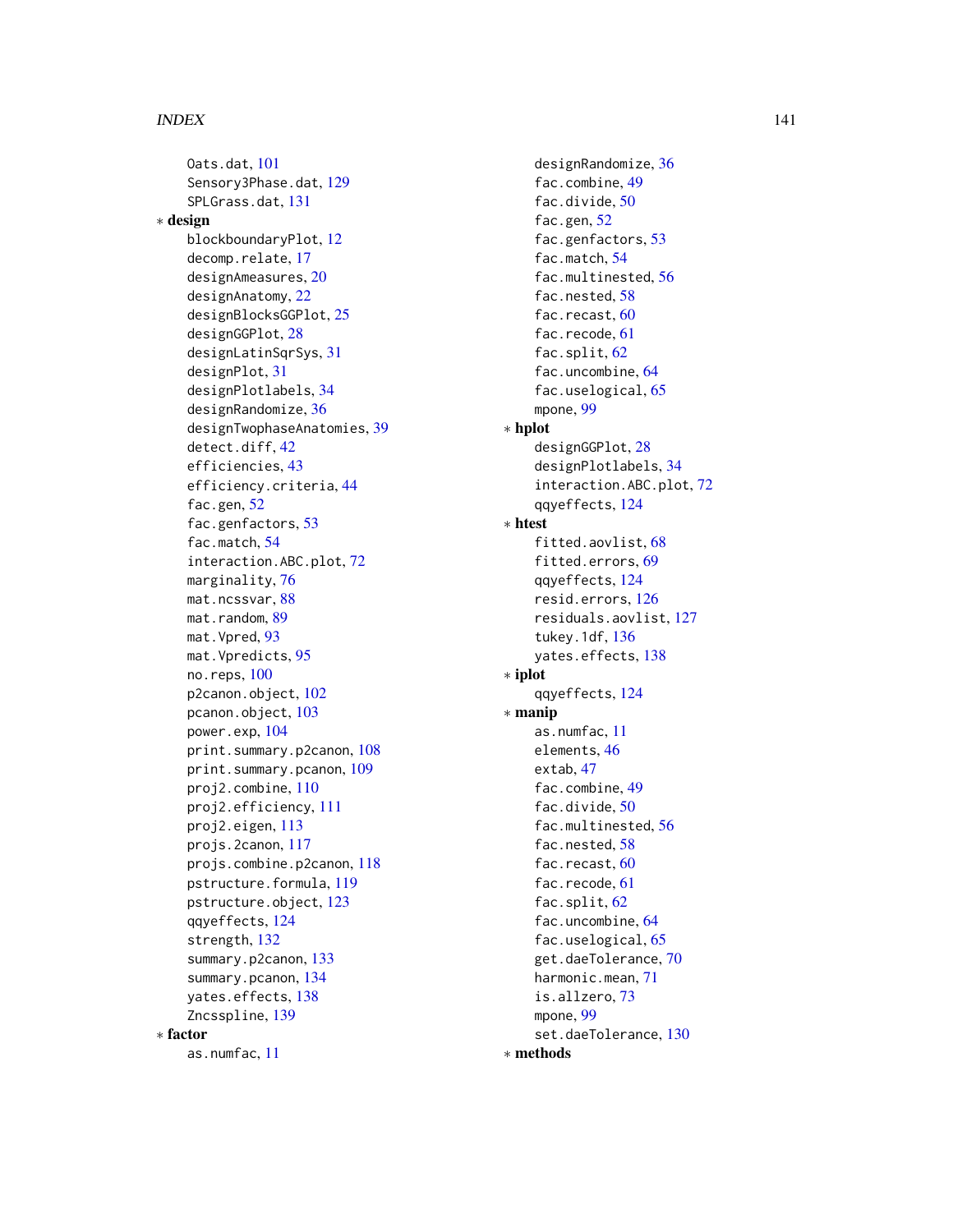Oats.dat, 101
Sensory3Phase.dat, 129
SPLGrass.dat, 131

* **design**
  - blockboundaryPlot, 12
  - decomp.relate, 17
  - designAmeasures, 20
  - designAnatomy, 22
  - designBlocksGGPlot, 25
  - designGGPlot, 28
  - designLatinSqrSys, 31
  - designPlot, 31
  - designPlotlabels, 34
  - designRandomize, 36
  - designTwophaseAnatomies, 39
  - detect.diff, 42
  - efficiencies, 43
  - efficiency.criteria, 44
  - fac.gen, 52
  - fac.genfactors, 53
  - fac.match, 54
  - interaction.ABC.plot, 72
  - marginality, 76
  - mat.ncssvar, 88
  - mat.random, 89
  - mat.Vpred, 93
  - mat.Vpredicts, 95
  - no.reps, 100
  - p2canon.object, 102
  - pcanon.object, 103
  - power.exp, 104
  - print.summary.p2canon, 108
  - print.summary.pcanon, 109
  - proj2.combine, 110
  - proj2.efficiency, 111
  - proj2.eigen, 113
  - projs.2canon, 117
  - projs.combine.p2canon, 118
  - pstructure.formula, 119
  - pstructure.object, 123
  - qqyeffects, 124
  - strength, 132
  - summary.p2canon, 133
  - summary.pcanon, 134
  - yates.effects, 138
  - Zncsspline, 139
* **factor**
  - as.numfac, 11
  - designRandomize, 36
  - fac.combine, 49
  - fac.divide, 50
  - fac.gen, 52
  - fac.genfactors, 53
  - fac.match, 54
  - fac.multinested, 56
  - fac.nested, 58
  - fac.recast, 60
  - fac.recode, 61
  - fac.split, 62
  - fac.uncombine, 64
  - fac.uselogical, 65
  - mpone, 99
* **hplot**
  - designGGPlot, 28
  - designPlotlabels, 34
  - interaction.ABC.plot, 72
  - qqyeffects, 124
* **htest**
  - fitted.aovlist, 68
  - fitted.errors, 69
  - qqyeffects, 124
  - resid.errors, 126
  - residuals.aovlist, 127
  - tukey.1df, 136
  - yates.effects, 138
* **iplot**
  - qqyeffects, 124
* **manip**
  - as.numfac, 11
  - elements, 46
  - extab, 47
  - fac.combine, 49
  - fac.divide, 50
  - fac.multinested, 56
  - fac.nested, 58
  - fac.recast, 60
  - fac.recode, 61
  - fac.split, 62
  - fac.uncombine, 64
  - fac.uselogical, 65
  - get.daeTolerance, 70
  - harmonic.mean, 71
  - is.allzero, 73
  - mpone, 99
  - set.daeTolerance, 130
* **methods**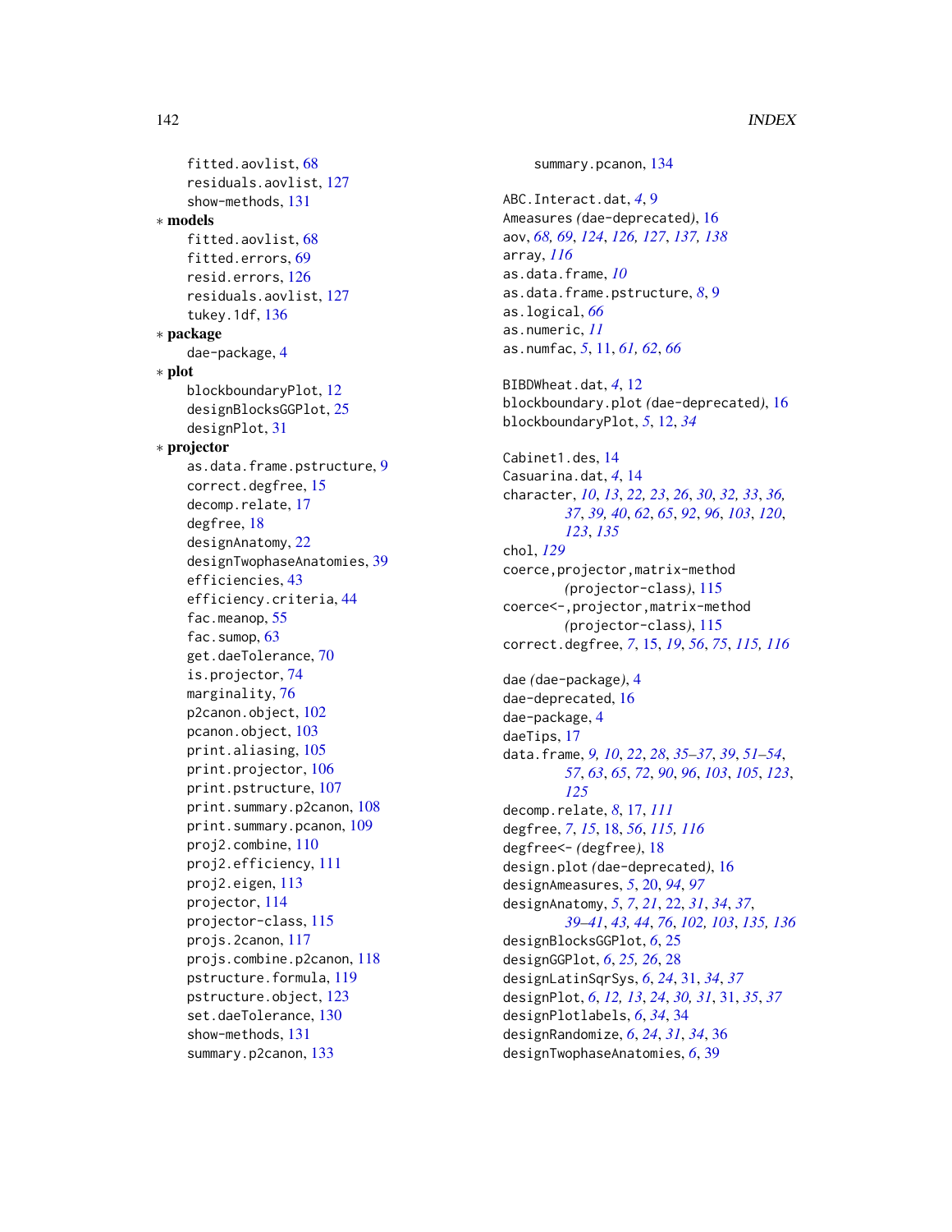fitted.aovlist, 68
residuals.aovlist, 127
show-methods, 131

* **models**
  fitted.aovlist, 68
  fitted.errors, 69
  resid.errors, 126
  residuals.aovlist, 127
  tukey.1df, 136
* **package**
  dae-package, 4
* **plot**
  blockboundaryPlot, 12
  designBlocksGGPlot, 25
  designPlot, 31
* **projector**
  as.data.frame.pstructure, 9
  correct.degfree, 15
  decomp.relate, 17
  degfree, 18
  designAnatomy, 22
  designTwophaseAnatomies, 39
  efficiencies, 43
  efficiency.criteria, 44
  fac.meanop, 55
  fac.sumop, 63
  get.daeTolerance, 70
  is.projector, 74
  marginality, 76
  p2canon.object, 102
  pcanon.object, 103
  print.aliasing, 105
  print.projector, 106
  print.pstructure, 107
  print.summary.p2canon, 108
  print.summary.pcanon, 109
  proj2.combine, 110
  proj2.efficiency, 111
  proj2.eigen, 113
  projector, 114
  projector-class, 115
  projs.2canon, 117
  projs.combine.p2canon, 118
  pstructure.formula, 119
  pstructure.object, 123
  set.daeTolerance, 130
  show-methods, 131
  summary.p2canon, 133
  summary.pcanon, 134

ABC.Interact.dat, *4*, 9
Ameasures *(dae-deprecated)*, 16
aov, *68, 69*, *124*, *126, 127*, *137, 138*
array, *116*
as.data.frame, *10*
as.data.frame.pstructure, *8*, 9
as.logical, *66*
as.numeric, *11*
as.numfac, *5*, 11, *61, 62*, *66*

BIBDWheat.dat, *4*, 12
blockboundary.plot *(dae-deprecated)*, 16
blockboundaryPlot, *5*, 12, *34*

Cabinet1.des, 14
Casuarina.dat, *4*, 14
character, *10*, *13*, *22, 23*, *26*, *30*, *32, 33*, *36, 37*, *39, 40*, *62*, *65*, *92*, *96*, *103*, *120*, *123*, *135*
chol, *129*
coerce,projector,matrix-method *(projector-class)*, 115
coerce<-,projector,matrix-method *(projector-class)*, 115
correct.degfree, *7*, 15, *19*, *56*, *75*, *115, 116*

dae *(dae-package)*, 4
dae-deprecated, 16
dae-package, 4
daeTips, 17
data.frame, *9, 10*, *22*, *28*, *35–37*, *39*, *51–54*, *57*, *63*, *65*, *72*, *90*, *96*, *103*, *105*, *123*, *125*
decomp.relate, *8*, 17, *111*
degfree, *7*, *15*, 18, *56*, *115, 116*
degfree<- *(degfree)*, 18
design.plot *(dae-deprecated)*, 16
designAmeasures, *5*, 20, *94*, *97*
designAnatomy, *5*, *7*, *21*, 22, *31*, *34*, *37*, *39–41*, *43, 44*, *76*, *102, 103*, *135, 136*
designBlocksGGPlot, *6*, 25
designGGPlot, *6*, *25, 26*, 28
designLatinSqrSys, *6*, *24*, 31, *34*, *37*
designPlot, *6*, *12, 13*, *24*, *30, 31*, 31, *35*, *37*
designPlotlabels, *6*, *34*, 34
designRandomize, *6*, *24*, *31*, *34*, 36
designTwophaseAnatomies, *6*, 39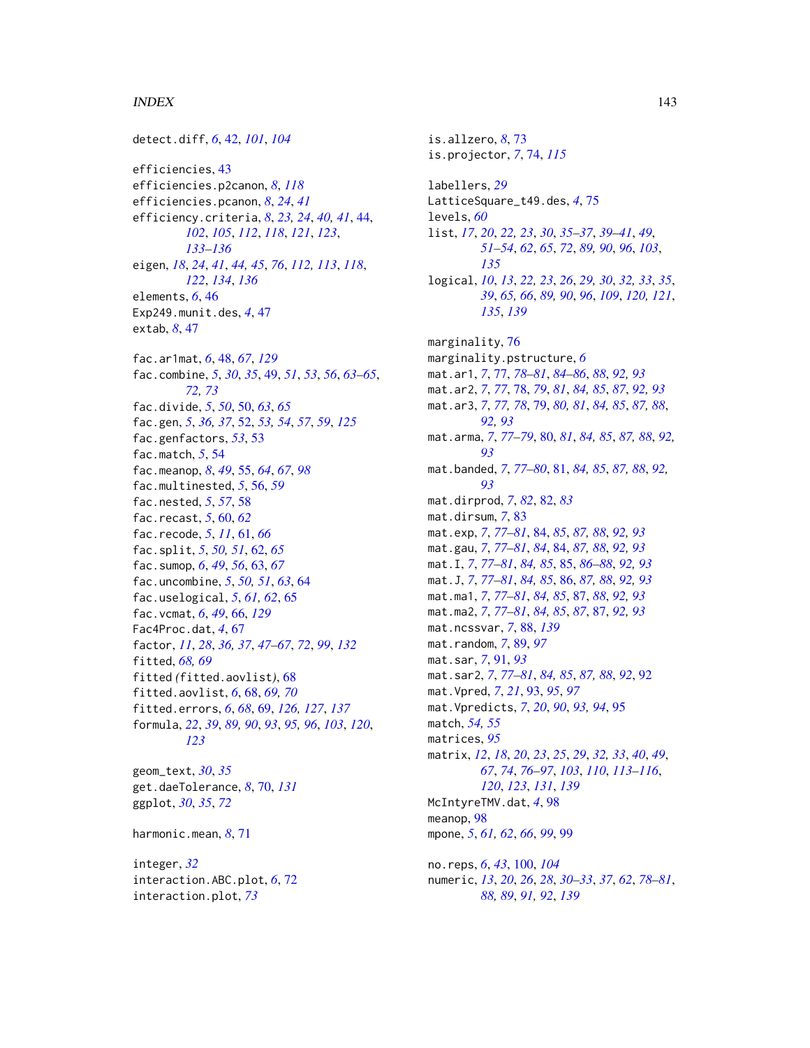detect.diff, *6*, 42, *101*, *104*

efficiencies, 43
efficiencies.p2canon, *8*, *118*
efficiencies.pcanon, *8*, *24*, *41*
efficiency.criteria, *8*, *23, 24*, *40, 41*, 44, *102*, *105*, *112*, *118*, *121*, *123*, *133–136*
eigen, *18*, *24*, *41*, *44, 45*, *76*, *112, 113*, *118*, *122*, *134*, *136*
elements, *6*, 46
Exp249.munit.des, *4*, 47
extab, *8*, 47

fac.ar1mat, *6*, 48, *67*, *129*
fac.combine, *5*, *30*, *35*, 49, *51*, *53*, *56*, *63–65*, *72, 73*
fac.divide, *5*, *50*, 50, *63*, *65*
fac.gen, *5*, *36, 37*, 52, *53, 54*, *57*, *59*, *125*
fac.genfactors, *53*, 53
fac.match, *5*, 54
fac.meanop, *8*, *49*, 55, *64*, *67*, *98*
fac.multinested, *5*, 56, *59*
fac.nested, *5*, *57*, 58
fac.recast, *5*, 60, *62*
fac.recode, *5*, *11*, 61, *66*
fac.split, *5*, *50, 51*, 62, *65*
fac.sumop, *6*, *49*, *56*, 63, *67*
fac.uncombine, *5*, *50, 51*, *63*, 64
fac.uselogical, *5*, *61, 62*, 65
fac.vcmat, *6*, *49*, 66, *129*
Fac4Proc.dat, *4*, 67
factor, *11*, *28*, *36, 37*, *47–67*, *72*, *99*, *132*
fitted, *68, 69*
fitted *(*fitted.aovlist*)*, 68
fitted.aovlist, *6*, 68, *69, 70*
fitted.errors, *6*, *68*, 69, *126, 127*, *137*
formula, *22*, *39*, *89, 90*, *93*, *95, 96*, *103*, *120*, *123*

geom_text, *30*, *35*
get.daeTolerance, *8*, 70, *131*
ggplot, *30*, *35*, *72*

harmonic.mean, *8*, 71

integer, *32*
interaction.ABC.plot, *6*, 72
interaction.plot, *73*

is.allzero, *8*, 73
is.projector, *7*, 74, *115*

labellers, *29*
LatticeSquare_t49.des, *4*, 75
levels, *60*
list, *17*, *20*, *22, 23*, *30*, *35–37*, *39–41*, *49*, *51–54*, *62*, *65*, *72*, *89, 90*, *96*, *103*, *135*
logical, *10*, *13*, *22, 23*, *26*, *29, 30*, *32, 33*, *35*, *39*, *65, 66*, *89, 90*, *96*, *109*, *120, 121*, *135*, *139*

marginality, 76
marginality.pstructure, *6*
mat.ar1, *7*, 77, *78–81*, *84–86*, *88*, *92, 93*
mat.ar2, *7*, *77*, 78, *79*, *81*, *84, 85*, *87*, *92, 93*
mat.ar3, *7*, *77, 78*, 79, *80, 81*, *84, 85*, *87, 88*, *92, 93*
mat.arma, *7*, *77–79*, 80, *81*, *84, 85*, *87, 88*, *92, 93*
mat.banded, *7*, *77–80*, 81, *84, 85*, *87, 88*, *92, 93*
mat.dirprod, *7*, *82*, 82, *83*
mat.dirsum, *7*, 83
mat.exp, *7*, *77–81*, 84, *85*, *87, 88*, *92, 93*
mat.gau, *7*, *77–81*, *84*, 84, *87, 88*, *92, 93*
mat.I, *7*, *77–81*, *84, 85*, 85, *86–88*, *92, 93*
mat.J, *7*, *77–81*, *84, 85*, 86, *87, 88*, *92, 93*
mat.ma1, *7*, *77–81*, *84, 85*, 87, *88*, *92, 93*
mat.ma2, *7*, *77–81*, *84, 85*, *87*, 87, *92, 93*
mat.ncssvar, *7*, 88, *139*
mat.random, *7*, 89, *97*
mat.sar, *7*, 91, *93*
mat.sar2, *7*, *77–81*, *84, 85*, *87, 88*, *92*, 92
mat.Vpred, *7*, *21*, 93, *95*, *97*
mat.Vpredicts, *7*, *20*, *90*, *93, 94*, 95
match, *54, 55*
matrices, *95*
matrix, *12*, *18*, *20*, *23*, *25*, *29*, *32, 33*, *40*, *49*, *67*, *74*, *76–97*, *103*, *110*, *113–116*, *120*, *123*, *131*, *139*
McIntyreTMV.dat, *4*, 98
meanop, *98*
mpone, *5*, *61, 62*, *66*, *99*, 99

no.reps, *6*, *43*, 100, *104*
numeric, *13*, *20*, *26*, *28*, *30–33*, *37*, *62*, *78–81*, *88, 89*, *91, 92*, *139*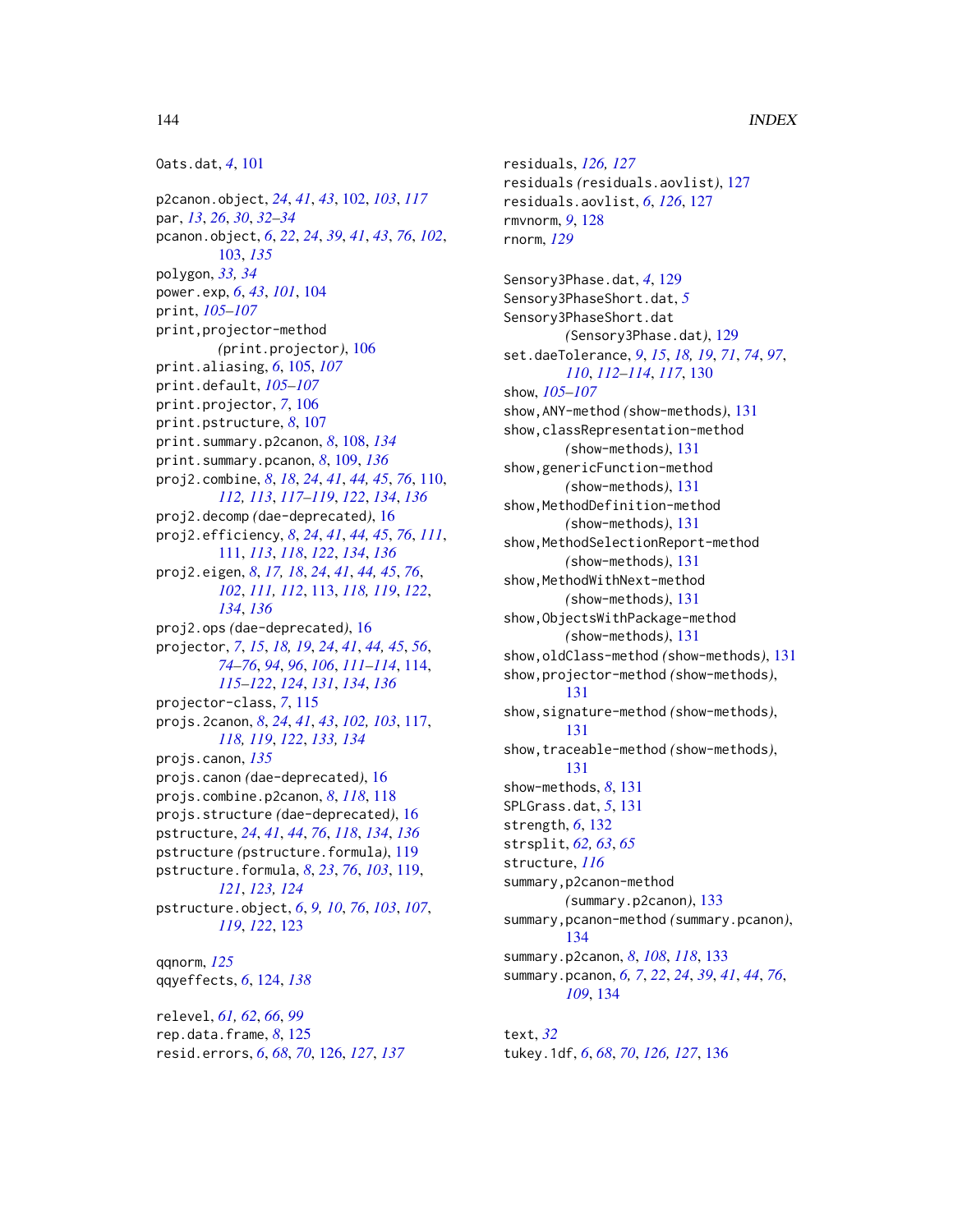Oats.dat, *4*, 101

p2canon.object, *24*, *41*, *43*, 102, *103*, *117*
par, *13*, *26*, *30*, *32–34*
pcanon.object, *6*, *22*, *24*, *39*, *41*, *43*, *76*, *102*, 103, *135*
polygon, *33, 34*
power.exp, *6*, *43*, *101*, 104
print, *105–107*
print,projector-method *(print.projector)*, 106
print.aliasing, *6*, 105, *107*
print.default, *105–107*
print.projector, *7*, 106
print.pstructure, *8*, 107
print.summary.p2canon, *8*, 108, *134*
print.summary.pcanon, *8*, 109, *136*
proj2.combine, *8*, *18*, *24*, *41*, *44*, *45*, *76*, 110, *112, 113*, *117–119*, *122*, *134*, *136*
proj2.decomp *(dae-deprecated)*, 16
proj2.efficiency, *8*, *24*, *41*, *44, 45*, *76*, *111*, 111, *113*, *118*, *122*, *134*, *136*
proj2.eigen, *8*, *17, 18*, *24*, *41*, *44, 45*, *76*, *102*, *111, 112*, 113, *118, 119*, *122*, *134*, *136*
proj2.ops *(dae-deprecated)*, 16
projector, *7*, *15*, *18, 19*, *24*, *41*, *44, 45*, *56*, *74–76*, *94*, *96*, *106*, *111–114*, 114, *115–122*, *124*, *131*, *134*, *136*
projector-class, *7*, 115
projs.2canon, *8*, *24*, *41*, *43*, *102, 103*, 117, *118, 119*, *122*, *133, 134*
projs.canon, *135*
projs.canon *(dae-deprecated)*, 16
projs.combine.p2canon, *8*, *118*, 118
projs.structure *(dae-deprecated)*, 16
pstructure, *24*, *41*, *44*, *76*, *118*, *134*, *136*
pstructure *(pstructure.formula)*, 119
pstructure.formula, *8*, *23*, *76*, *103*, 119, *121*, *123*, *124*
pstructure.object, *6*, *9, 10*, *76*, *103*, *107*, *119*, *122*, 123

qqnorm, *125*
qqyeffects, *6*, 124, *138*

relevel, *61, 62*, *66*, *99*
rep.data.frame, *8*, 125
resid.errors, *6*, *68*, *70*, 126, *127*, *137*
residuals, *126, 127*
residuals *(residuals.aovlist)*, 127
residuals.aovlist, *6*, *126*, 127
rmvnorm, *9*, 128
rnorm, *129*

Sensory3Phase.dat, *4*, 129
Sensory3PhaseShort.dat, *5*
Sensory3PhaseShort.dat *(Sensory3Phase.dat)*, 129
set.daeTolerance, *9*, *15*, *18, 19*, *71*, *74*, *97*, *110*, *112–114*, *117*, 130
show, *105–107*
show,ANY-method *(show-methods)*, 131
show,classRepresentation-method *(show-methods)*, 131
show,genericFunction-method *(show-methods)*, 131
show,MethodDefinition-method *(show-methods)*, 131
show,MethodSelectionReport-method *(show-methods)*, 131
show,MethodWithNext-method *(show-methods)*, 131
show,ObjectsWithPackage-method *(show-methods)*, 131
show,oldClass-method *(show-methods)*, 131
show,projector-method *(show-methods)*, 131
show,signature-method *(show-methods)*, 131
show,traceable-method *(show-methods)*, 131
show-methods, *8*, 131
SPLGrass.dat, *5*, 131
strength, *6*, 132
strsplit, *62, 63*, *65*
structure, *116*
summary,p2canon-method *(summary.p2canon)*, 133
summary,pcanon-method *(summary.pcanon)*, 134
summary.p2canon, *8*, *108*, *118*, 133
summary.pcanon, *6, 7*, *22*, *24*, *39*, *41*, *44*, *76*, *109*, 134

text, *32*
tukey.1df, *6*, *68*, *70*, *126, 127*, 136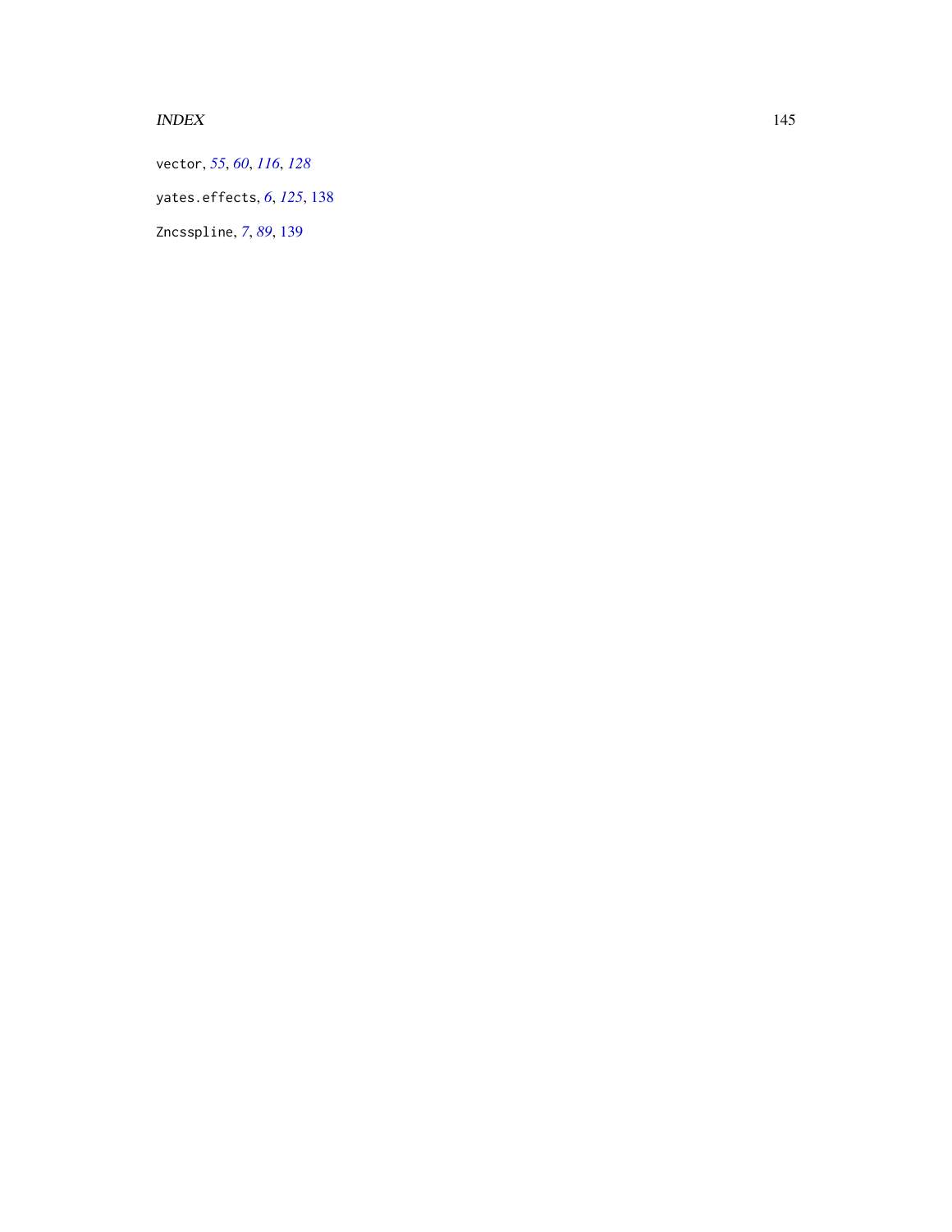`vector`, *55*, *60*, *116*, *128*

`yates.effects`, *6*, *125*, 138

`Zncsspline`, *7*, *89*, 139